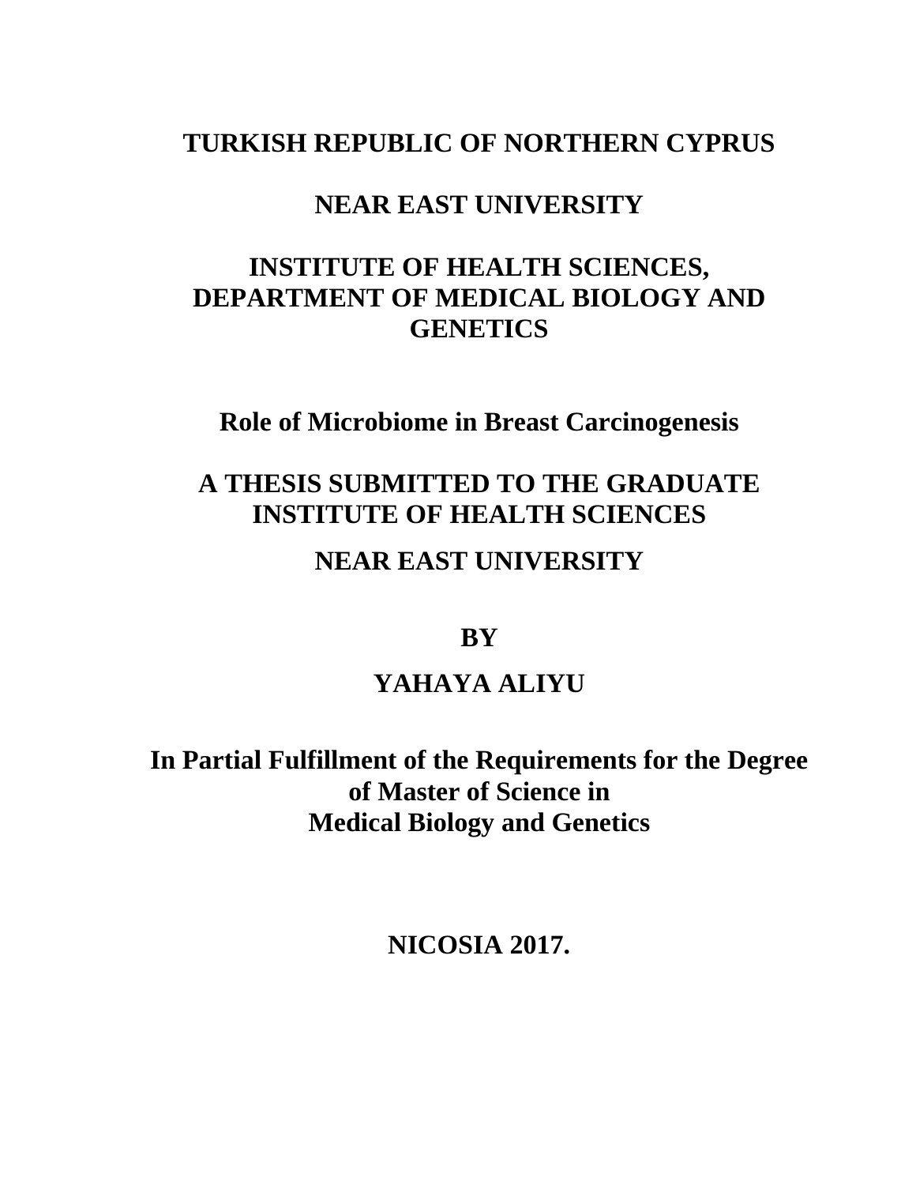**TURKISH REPUBLIC OF NORTHERN CYPRUS**

**NEAR EAST UNIVERSITY**

**INSTITUTE OF HEALTH SCIENCES, DEPARTMENT OF MEDICAL BIOLOGY AND GENETICS**

# Role of Microbiome in Breast Carcinogenesis

**A THESIS SUBMITTED TO THE GRADUATE INSTITUTE OF HEALTH SCIENCES**

**NEAR EAST UNIVERSITY**

**BY**

**YAHAYA ALIYU**

**In Partial Fulfillment of the Requirements for the Degree of Master of Science in Medical Biology and Genetics**

**NICOSIA 2017.**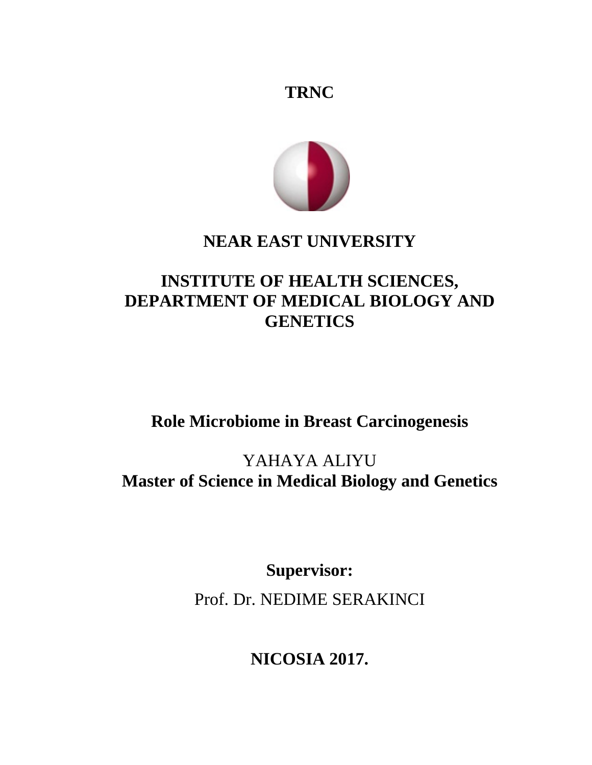**TRNC**

# NEAR EAST UNIVERSITY

## INSTITUTE OF HEALTH SCIENCES, DEPARTMENT OF MEDICAL BIOLOGY AND GENETICS

# Role Microbiome in Breast Carcinogenesis

YAHAYA ALIYU

**Master of Science in Medical Biology and Genetics**

**Supervisor:**

Prof. Dr. NEDIME SERAKINCI

**NICOSIA 2017.**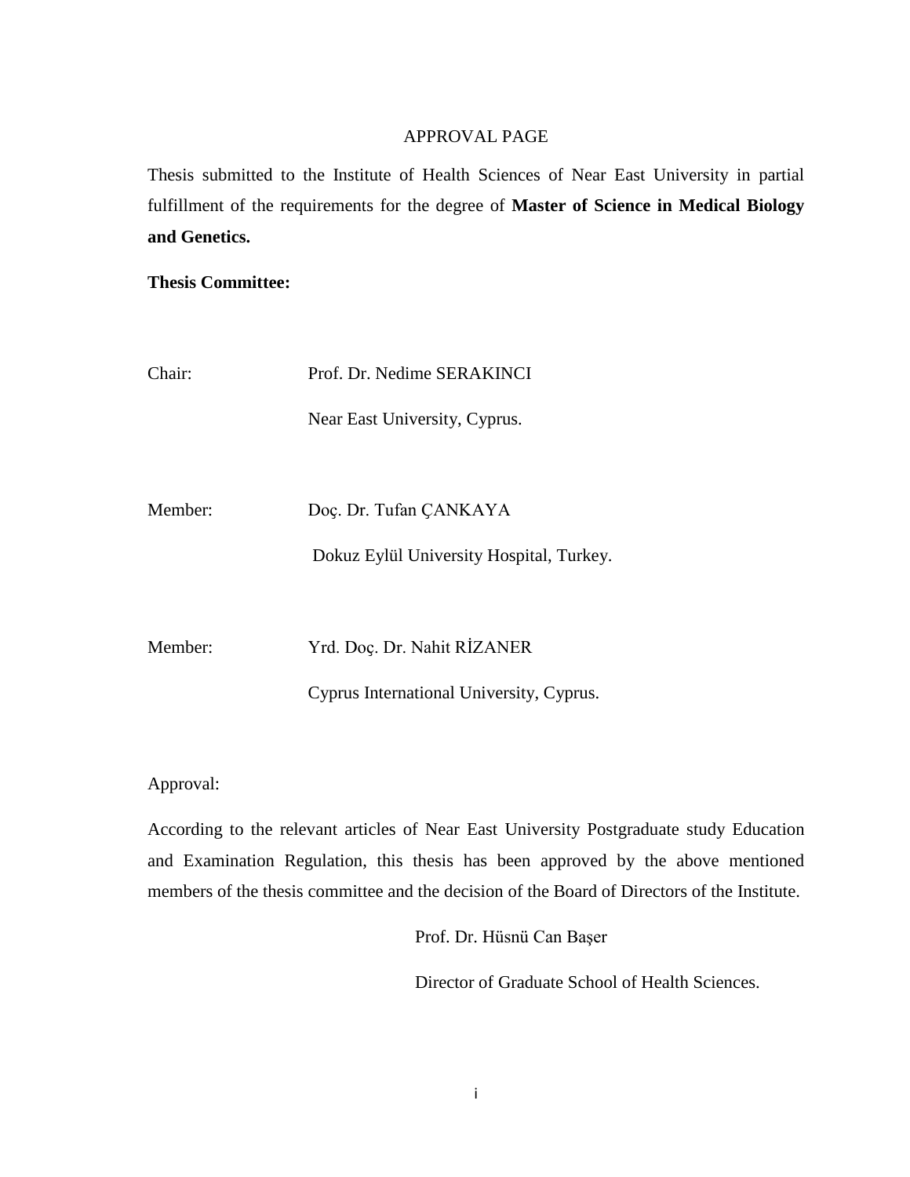# APPROVAL PAGE

Thesis submitted to the Institute of Health Sciences of Near East University in partial fulfillment of the requirements for the degree of **Master of Science in Medical Biology and Genetics.**

**Thesis Committee:**

Chair: Prof. Dr. Nedime SERAKINCI

Near East University, Cyprus.

Member: Doç. Dr. Tufan ÇANKAYA

Dokuz Eylül University Hospital, Turkey.

Member: Yrd. Doç. Dr. Nahit RİZANER

Cyprus International University, Cyprus.

Approval:

According to the relevant articles of Near East University Postgraduate study Education and Examination Regulation, this thesis has been approved by the above mentioned members of the thesis committee and the decision of the Board of Directors of the Institute.

Prof. Dr. Hüsnü Can Başer

Director of Graduate School of Health Sciences.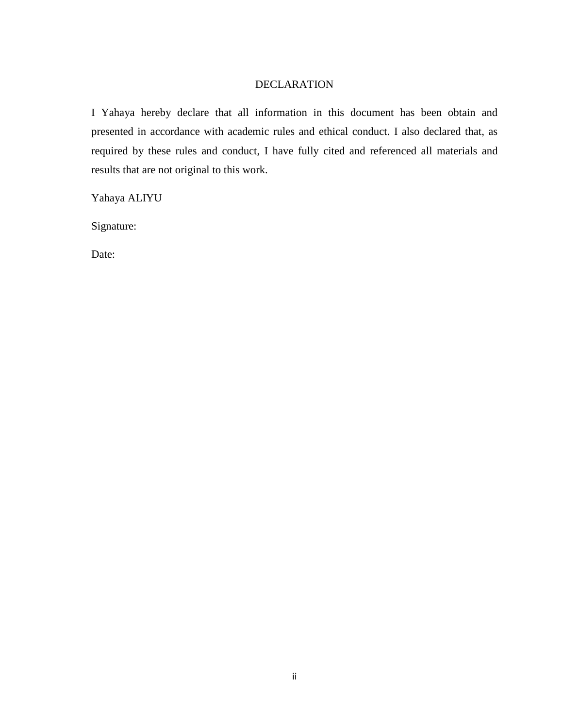# DECLARATION

I Yahaya hereby declare that all information in this document has been obtain and presented in accordance with academic rules and ethical conduct. I also declared that, as required by these rules and conduct, I have fully cited and referenced all materials and results that are not original to this work.

Yahaya ALIYU

Signature:

Date: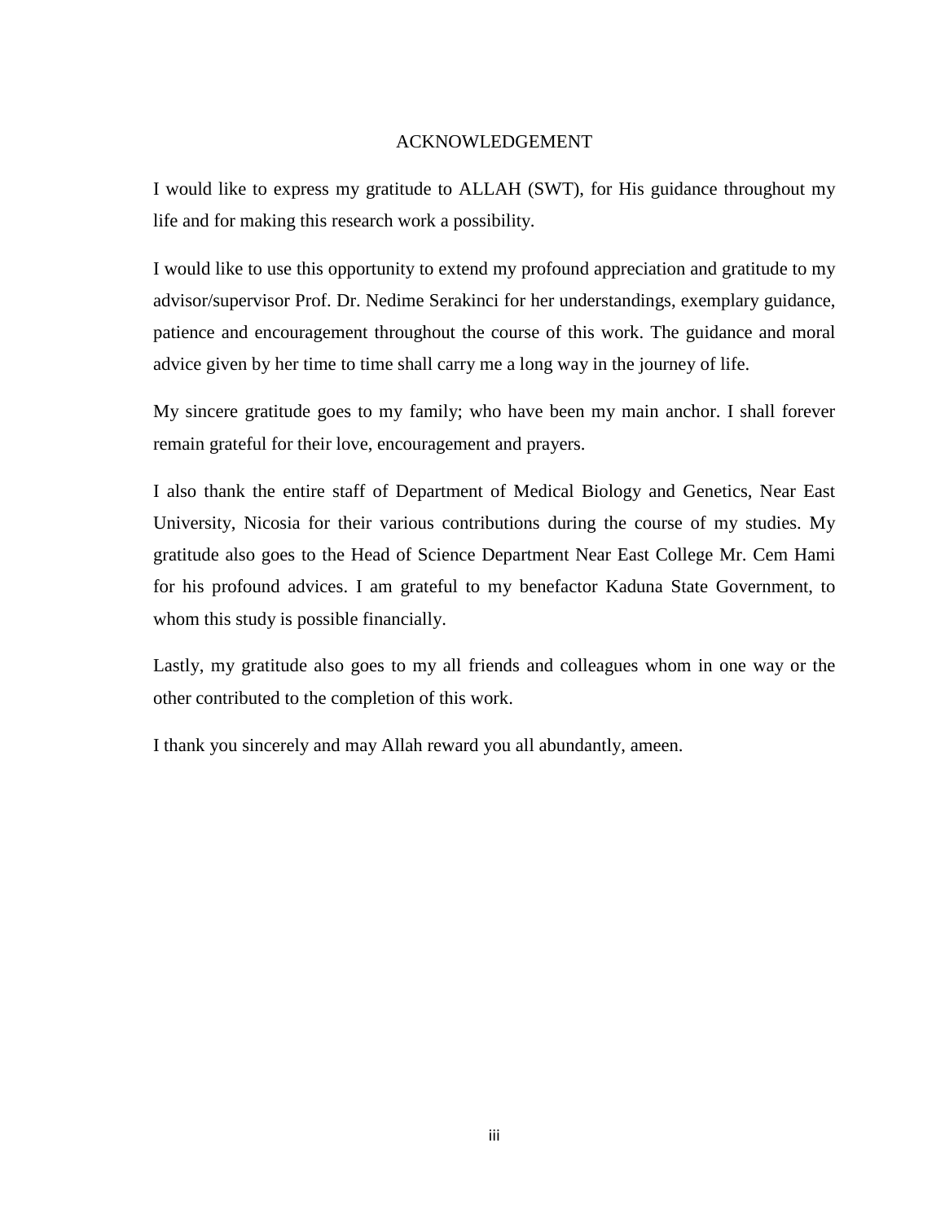# ACKNOWLEDGEMENT

I would like to express my gratitude to ALLAH (SWT), for His guidance throughout my life and for making this research work a possibility.

I would like to use this opportunity to extend my profound appreciation and gratitude to my advisor/supervisor Prof. Dr. Nedime Serakinci for her understandings, exemplary guidance, patience and encouragement throughout the course of this work. The guidance and moral advice given by her time to time shall carry me a long way in the journey of life.

My sincere gratitude goes to my family; who have been my main anchor. I shall forever remain grateful for their love, encouragement and prayers.

I also thank the entire staff of Department of Medical Biology and Genetics, Near East University, Nicosia for their various contributions during the course of my studies. My gratitude also goes to the Head of Science Department Near East College Mr. Cem Hami for his profound advices. I am grateful to my benefactor Kaduna State Government, to whom this study is possible financially.

Lastly, my gratitude also goes to my all friends and colleagues whom in one way or the other contributed to the completion of this work.

I thank you sincerely and may Allah reward you all abundantly, ameen.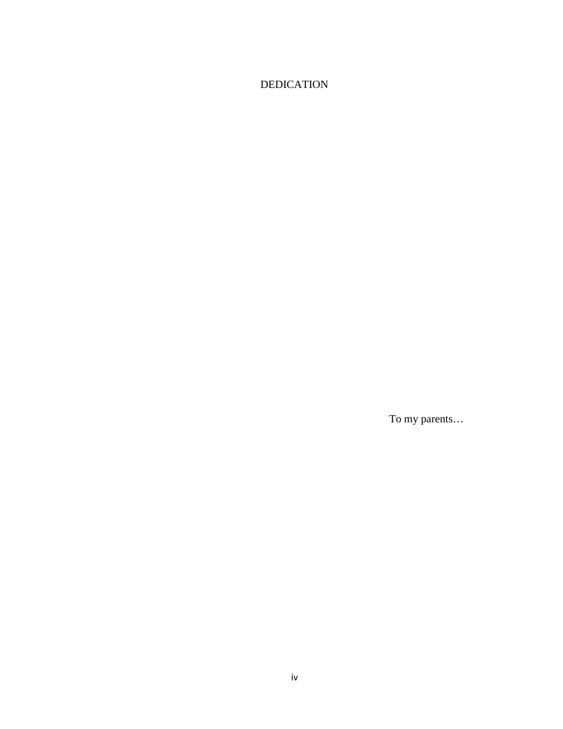# DEDICATION

To my parents…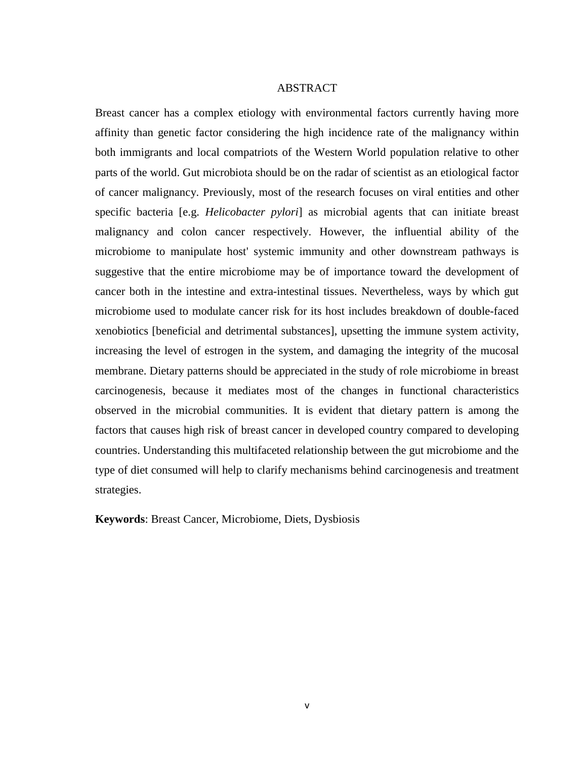# ABSTRACT

Breast cancer has a complex etiology with environmental factors currently having more affinity than genetic factor considering the high incidence rate of the malignancy within both immigrants and local compatriots of the Western World population relative to other parts of the world. Gut microbiota should be on the radar of scientist as an etiological factor of cancer malignancy. Previously, most of the research focuses on viral entities and other specific bacteria [e.g. *Helicobacter pylori*] as microbial agents that can initiate breast malignancy and colon cancer respectively. However, the influential ability of the microbiome to manipulate host' systemic immunity and other downstream pathways is suggestive that the entire microbiome may be of importance toward the development of cancer both in the intestine and extra-intestinal tissues. Nevertheless, ways by which gut microbiome used to modulate cancer risk for its host includes breakdown of double-faced xenobiotics [beneficial and detrimental substances], upsetting the immune system activity, increasing the level of estrogen in the system, and damaging the integrity of the mucosal membrane. Dietary patterns should be appreciated in the study of role microbiome in breast carcinogenesis, because it mediates most of the changes in functional characteristics observed in the microbial communities. It is evident that dietary pattern is among the factors that causes high risk of breast cancer in developed country compared to developing countries. Understanding this multifaceted relationship between the gut microbiome and the type of diet consumed will help to clarify mechanisms behind carcinogenesis and treatment strategies.

**Keywords**: Breast Cancer, Microbiome, Diets, Dysbiosis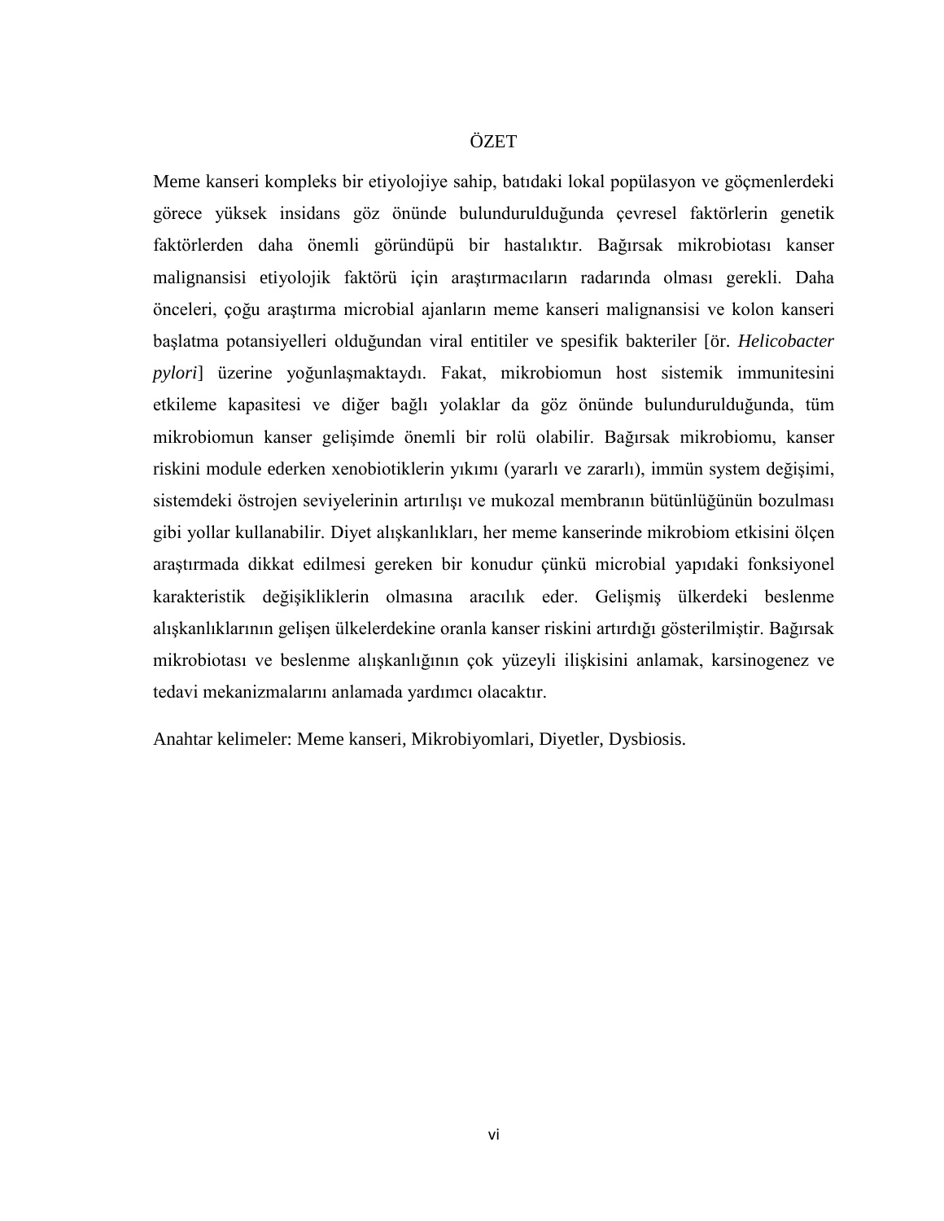# ÖZET

Meme kanseri kompleks bir etiyolojiye sahip, batıdaki lokal popülasyon ve göçmenlerdeki görece yüksek insidans göz önünde bulundurulduğunda çevresel faktörlerin genetik faktörlerden daha önemli göründüpü bir hastalıktır. Bağırsak mikrobiotası kanser malignansisi etiyolojik faktörü için araştırmacıların radarında olması gerekli. Daha önceleri, çoğu araştırma microbial ajanların meme kanseri malignansisi ve kolon kanseri başlatma potansiyelleri olduğundan viral entitiler ve spesifik bakteriler [ör. *Helicobacter pylori*] üzerine yoğunlaşmaktaydı. Fakat, mikrobiomun host sistemik immunitesini etkileme kapasitesi ve diğer bağlı yolaklar da göz önünde bulundurulduğunda, tüm mikrobiomun kanser gelişimde önemli bir rolü olabilir. Bağırsak mikrobiomu, kanser riskini module ederken xenobiotiklerin yıkımı (yararlı ve zararlı), immün system değişimi, sistemdeki östrojen seviyelerinin artırılışı ve mukozal membranın bütünlüğünün bozulması gibi yollar kullanabilir. Diyet alışkanlıkları, her meme kanserinde mikrobiom etkisini ölçen araştırmada dikkat edilmesi gereken bir konudur çünkü microbial yapıdaki fonksiyonel karakteristik değişikliklerin olmasına aracılık eder. Gelişmiş ülkerdeki beslenme alışkanlıklarının gelişen ülkelerdekine oranla kanser riskini artırdığı gösterilmiştir. Bağırsak mikrobiotası ve beslenme alışkanlığının çok yüzeyli ilişkisini anlamak, karsinogenez ve tedavi mekanizmalarını anlamada yardımcı olacaktır.

Anahtar kelimeler: Meme kanseri, Mikrobiyomlari, Diyetler, Dysbiosis.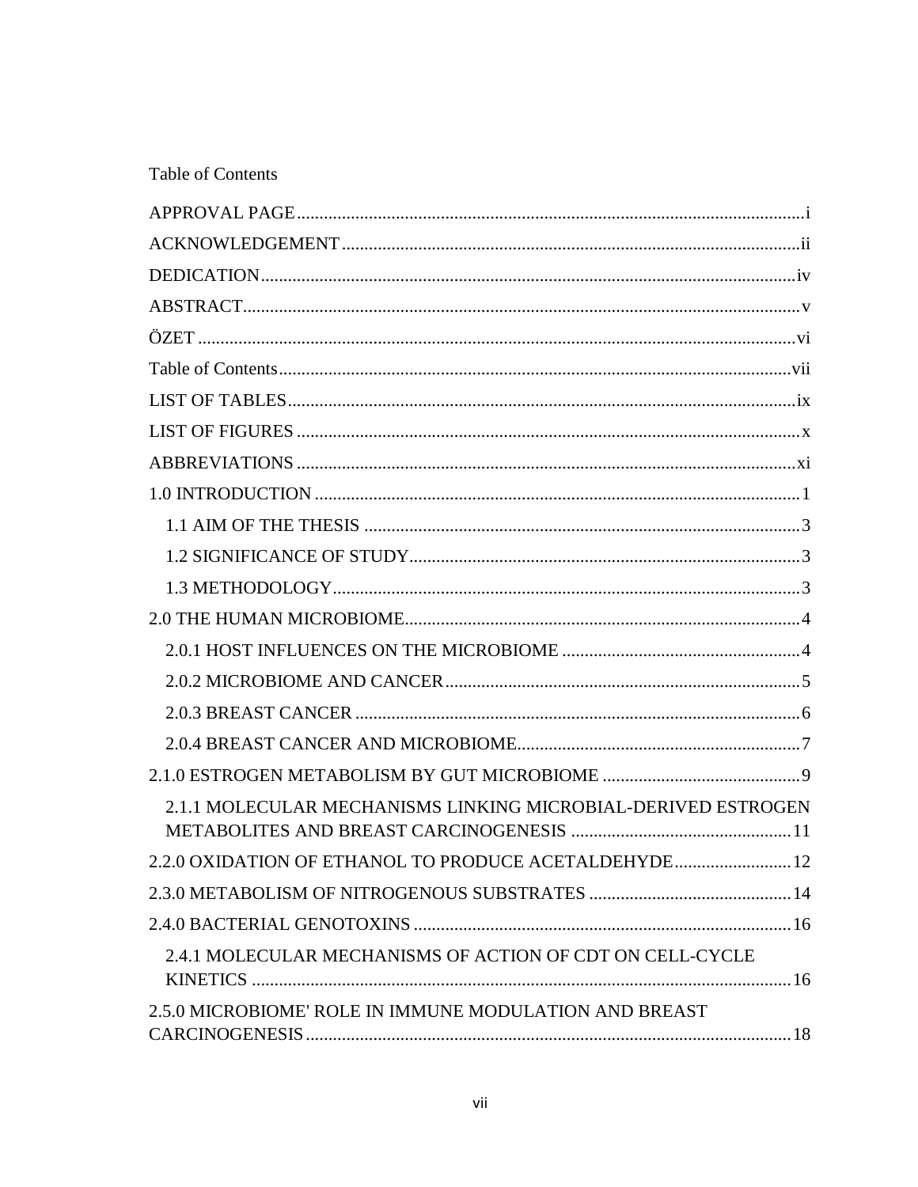Table of Contents

APPROVAL PAGE....................................................................................................i

ACKNOWLEDGEMENT.......................................................................................ii

DEDICATION.........................................................................................................iv

ABSTRACT..............................................................................................................v

ÖZET .......................................................................................................................vi

Table of Contents....................................................................................................vii

LIST OF TABLES...................................................................................................ix

LIST OF FIGURES ..................................................................................................x

ABBREVIATIONS .................................................................................................xi

1.0 INTRODUCTION ..............................................................................................1

- 1.1 AIM OF THE THESIS .....................................................................................3
- 1.2 SIGNIFICANCE OF STUDY...........................................................................3
- 1.3 METHODOLOGY............................................................................................3

2.0 THE HUMAN MICROBIOME...........................................................................4

- 2.0.1 HOST INFLUENCES ON THE MICROBIOME ..........................................4
- 2.0.2 MICROBIOME AND CANCER....................................................................5
- 2.0.3 BREAST CANCER ........................................................................................6
- 2.0.4 BREAST CANCER AND MICROBIOME.....................................................7

2.1.0 ESTROGEN METABOLISM BY GUT MICROBIOME ..................................9

- 2.1.1 MOLECULAR MECHANISMS LINKING MICROBIAL-DERIVED ESTROGEN METABOLITES AND BREAST CARCINOGENESIS ...................................................11

2.2.0 OXIDATION OF ETHANOL TO PRODUCE ACETALDEHYDE.....................12

2.3.0 METABOLISM OF NITROGENOUS SUBSTRATES .......................................14

2.4.0 BACTERIAL GENOTOXINS ................................................................................16

- 2.4.1 MOLECULAR MECHANISMS OF ACTION OF CDT ON CELL-CYCLE KINETICS ........................................................................................................16

2.5.0 MICROBIOME' ROLE IN IMMUNE MODULATION AND BREAST CARCINOGENESIS...........................................................................................18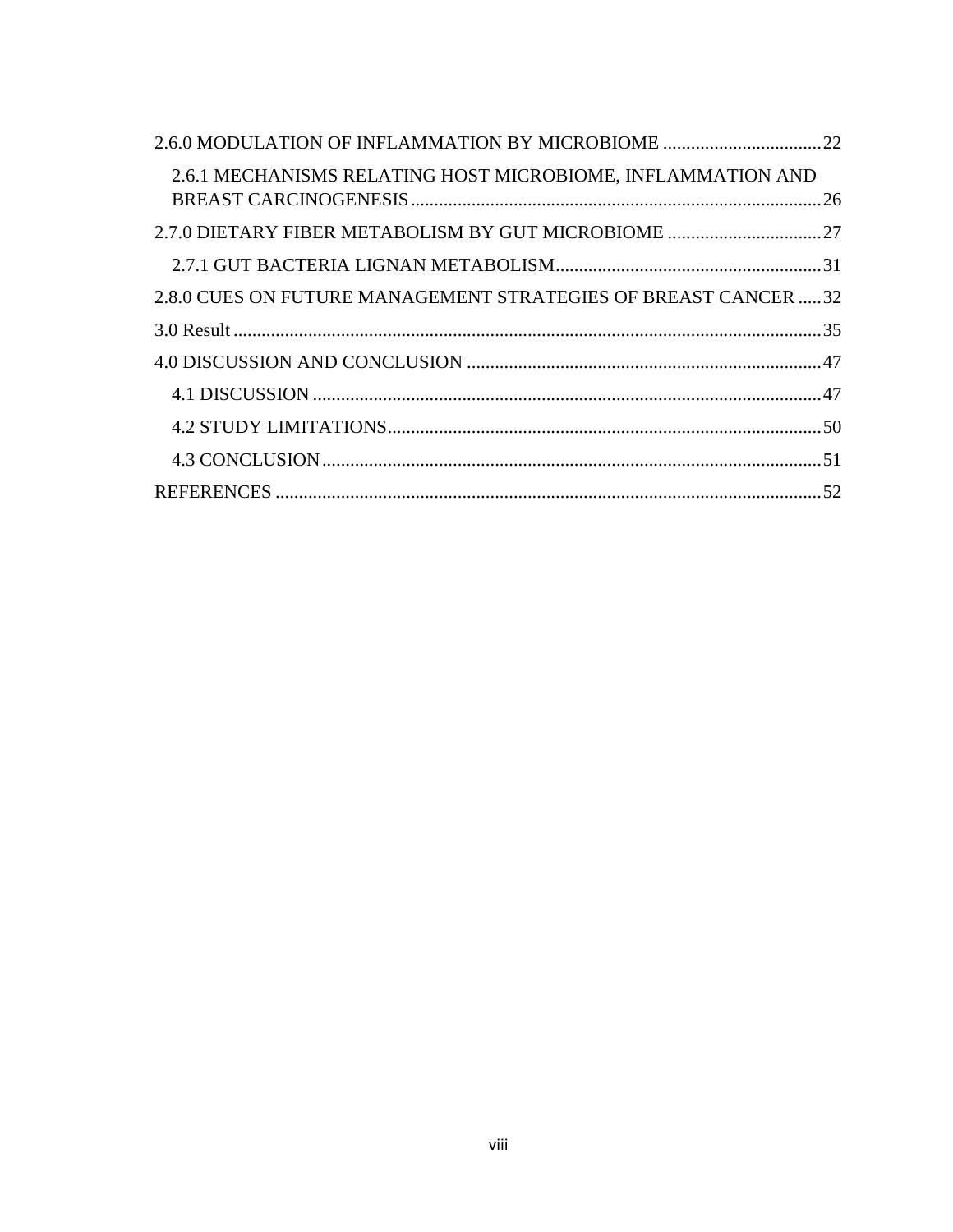2.6.0 MODULATION OF INFLAMMATION BY MICROBIOME .................................. 22

- 2.6.1 MECHANISMS RELATING HOST MICROBIOME, INFLAMMATION AND BREAST CARCINOGENESIS ........................................................................................ 26

2.7.0 DIETARY FIBER METABOLISM BY GUT MICROBIOME ................................. 27

- 2.7.1 GUT BACTERIA LIGNAN METABOLISM......................................................... 31

2.8.0 CUES ON FUTURE MANAGEMENT STRATEGIES OF BREAST CANCER ..... 32

3.0 Result ............................................................................................................. 35

4.0 DISCUSSION AND CONCLUSION ............................................................................ 47

- 4.1 DISCUSSION ............................................................................................. 47
- 4.2 STUDY LIMITATIONS.............................................................................. 50
- 4.3 CONCLUSION............................................................................................ 51

REFERENCES ....................................................................................................... 52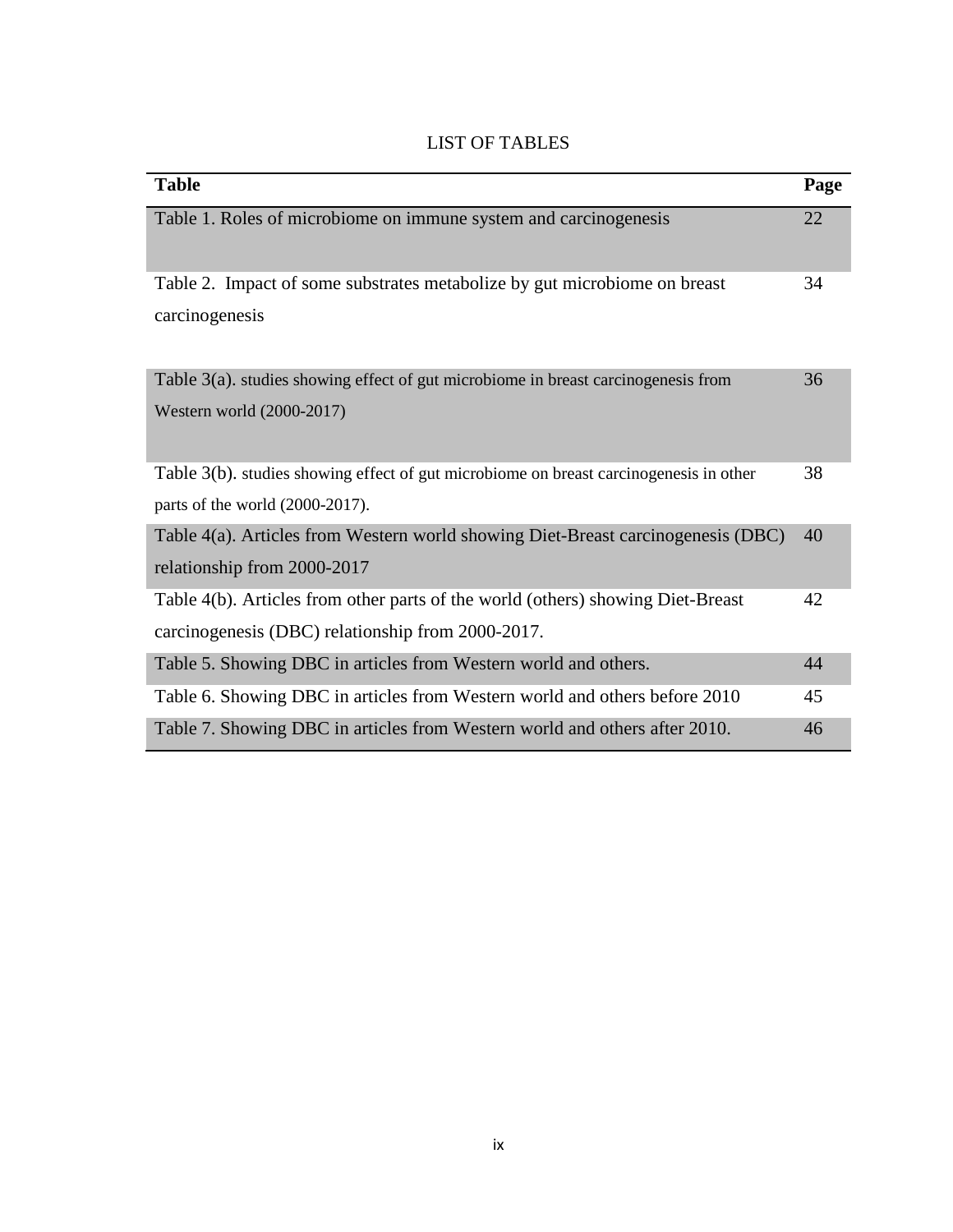# LIST OF TABLES

| Table | Page |
|---|---|
| Table 1. Roles of microbiome on immune system and carcinogenesis | 22 |
| Table 2. Impact of some substrates metabolize by gut microbiome on breast carcinogenesis | 34 |
| Table 3(a). studies showing effect of gut microbiome in breast carcinogenesis from Western world (2000-2017) | 36 |
| Table 3(b). studies showing effect of gut microbiome on breast carcinogenesis in other parts of the world (2000-2017). | 38 |
| Table 4(a). Articles from Western world showing Diet-Breast carcinogenesis (DBC) relationship from 2000-2017 | 40 |
| Table 4(b). Articles from other parts of the world (others) showing Diet-Breast carcinogenesis (DBC) relationship from 2000-2017. | 42 |
| Table 5. Showing DBC in articles from Western world and others. | 44 |
| Table 6. Showing DBC in articles from Western world and others before 2010 | 45 |
| Table 7. Showing DBC in articles from Western world and others after 2010. | 46 |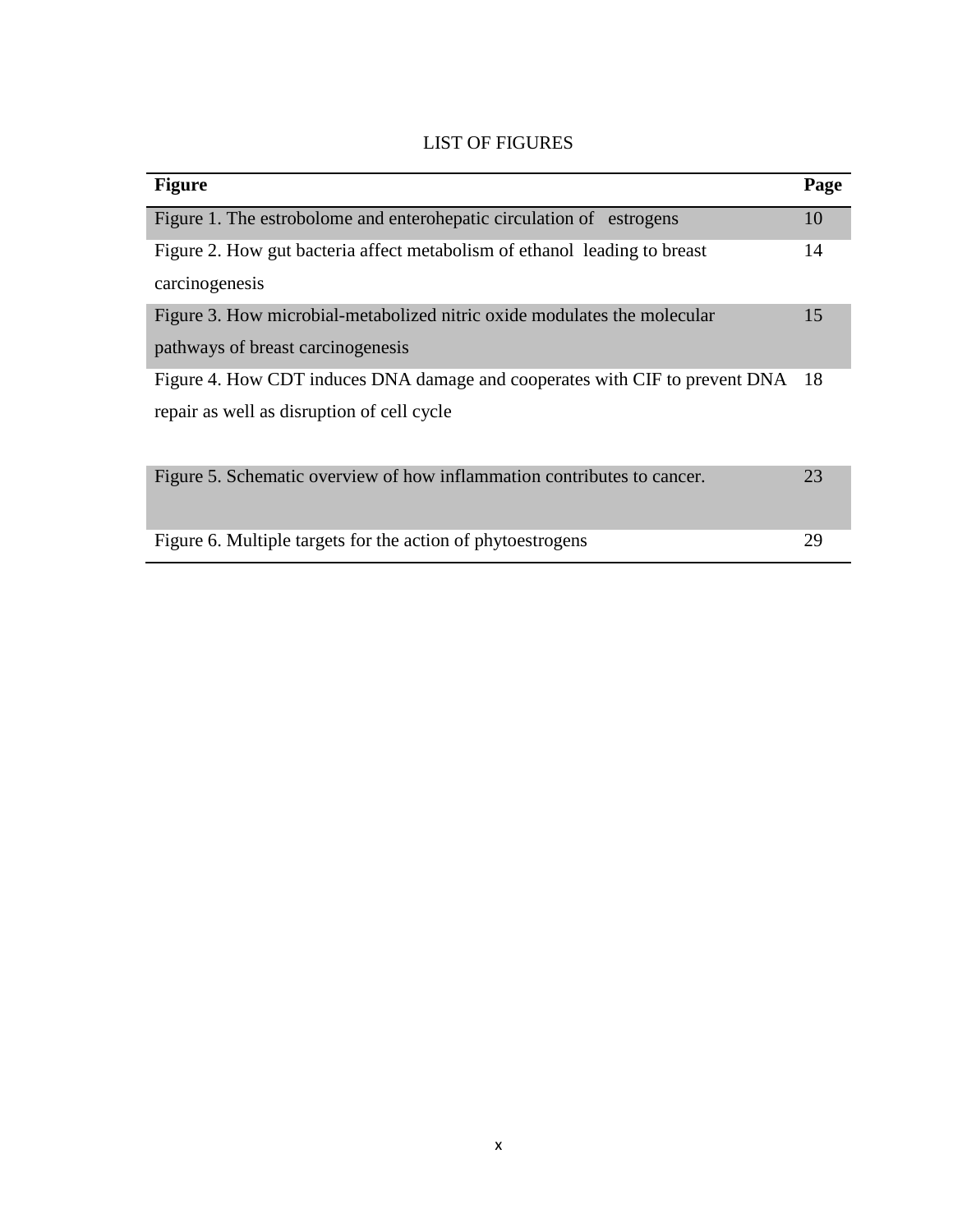# LIST OF FIGURES

| Figure | Page |
| --- | --- |
| Figure 1. The estrobolome and enterohepatic circulation of estrogens | 10 |
| Figure 2. How gut bacteria affect metabolism of ethanol leading to breast carcinogenesis | 14 |
| Figure 3. How microbial-metabolized nitric oxide modulates the molecular pathways of breast carcinogenesis | 15 |
| Figure 4. How CDT induces DNA damage and cooperates with CIF to prevent DNA repair as well as disruption of cell cycle | 18 |
| Figure 5. Schematic overview of how inflammation contributes to cancer. | 23 |
| Figure 6. Multiple targets for the action of phytoestrogens | 29 |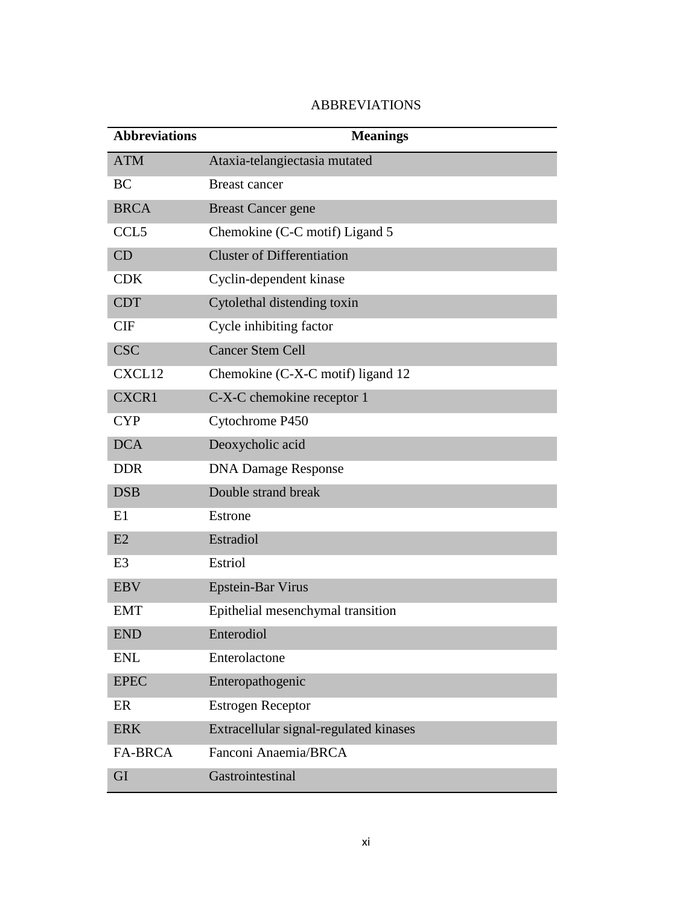# ABBREVIATIONS

| Abbreviations | Meanings |
|---|---|
| ATM | Ataxia-telangiectasia mutated |
| BC | Breast cancer |
| BRCA | Breast Cancer gene |
| CCL5 | Chemokine (C-C motif) Ligand 5 |
| CD | Cluster of Differentiation |
| CDK | Cyclin-dependent kinase |
| CDT | Cytolethal distending toxin |
| CIF | Cycle inhibiting factor |
| CSC | Cancer Stem Cell |
| CXCL12 | Chemokine (C-X-C motif) ligand 12 |
| CXCR1 | C-X-C chemokine receptor 1 |
| CYP | Cytochrome P450 |
| DCA | Deoxycholic acid |
| DDR | DNA Damage Response |
| DSB | Double strand break |
| E1 | Estrone |
| E2 | Estradiol |
| E3 | Estriol |
| EBV | Epstein-Bar Virus |
| EMT | Epithelial mesenchymal transition |
| END | Enterodiol |
| ENL | Enterolactone |
| EPEC | Enteropathogenic |
| ER | Estrogen Receptor |
| ERK | Extracellular signal-regulated kinases |
| FA-BRCA | Fanconi Anaemia/BRCA |
| GI | Gastrointestinal |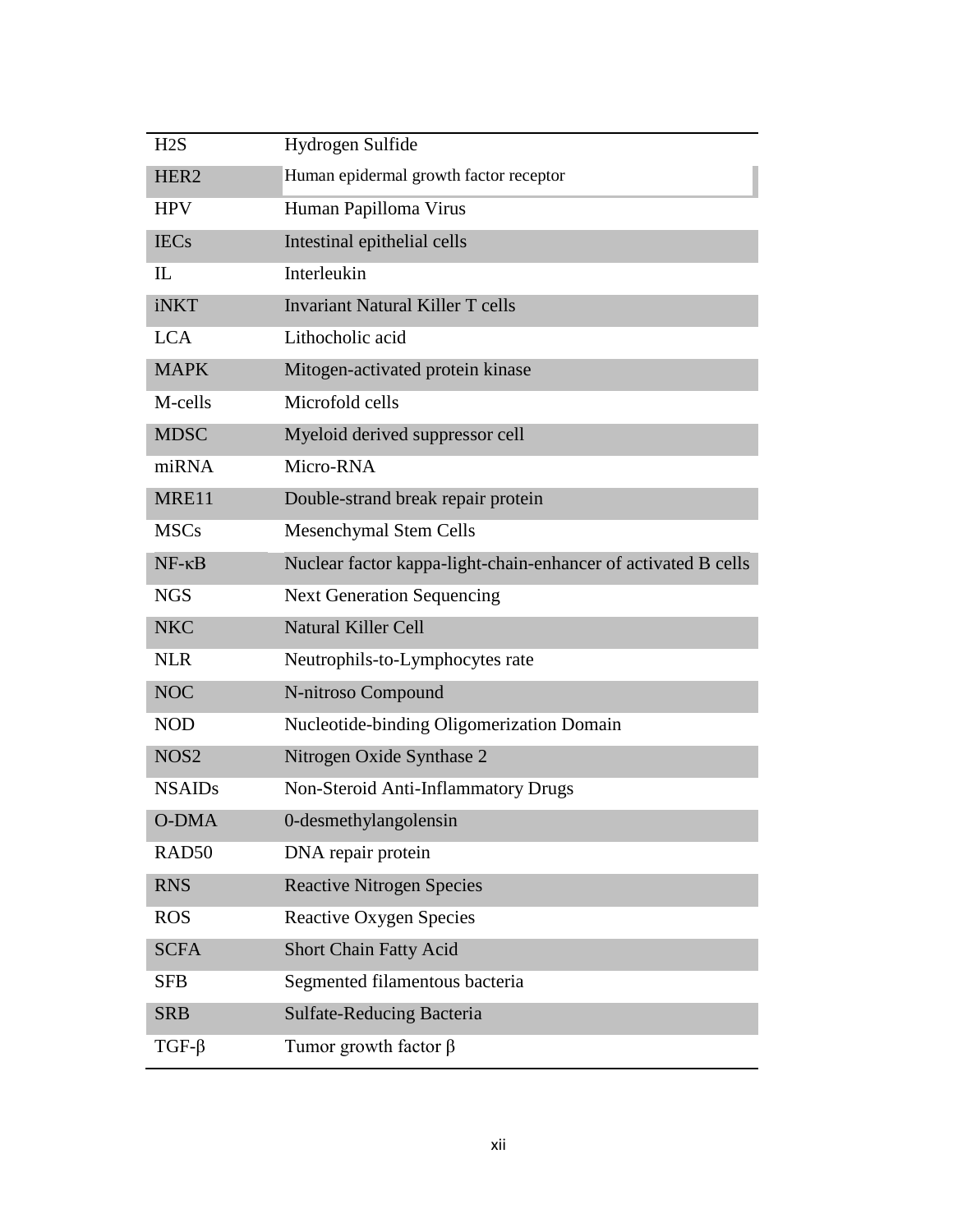| | |
|---|---|
| $H_2S$ | Hydrogen Sulfide |
| HER2 | Human epidermal growth factor receptor |
| HPV | Human Papilloma Virus |
| IECs | Intestinal epithelial cells |
| IL | Interleukin |
| iNKT | Invariant Natural Killer T cells |
| LCA | Lithocholic acid |
| MAPK | Mitogen-activated protein kinase |
| M-cells | Microfold cells |
| MDSC | Myeloid derived suppressor cell |
| miRNA | Micro-RNA |
| MRE11 | Double-strand break repair protein |
| MSCs | Mesenchymal Stem Cells |
| NF-κB | Nuclear factor kappa-light-chain-enhancer of activated B cells |
| NGS | Next Generation Sequencing |
| NKC | Natural Killer Cell |
| NLR | Neutrophils-to-Lymphocytes rate |
| NOC | N-nitroso Compound |
| NOD | Nucleotide-binding Oligomerization Domain |
| NOS2 | Nitrogen Oxide Synthase 2 |
| NSAIDs | Non-Steroid Anti-Inflammatory Drugs |
| O-DMA | 0-desmethylangolensin |
| RAD50 | DNA repair protein |
| RNS | Reactive Nitrogen Species |
| ROS | Reactive Oxygen Species |
| SCFA | Short Chain Fatty Acid |
| SFB | Segmented filamentous bacteria |
| SRB | Sulfate-Reducing Bacteria |
| TGF-β | Tumor growth factor β |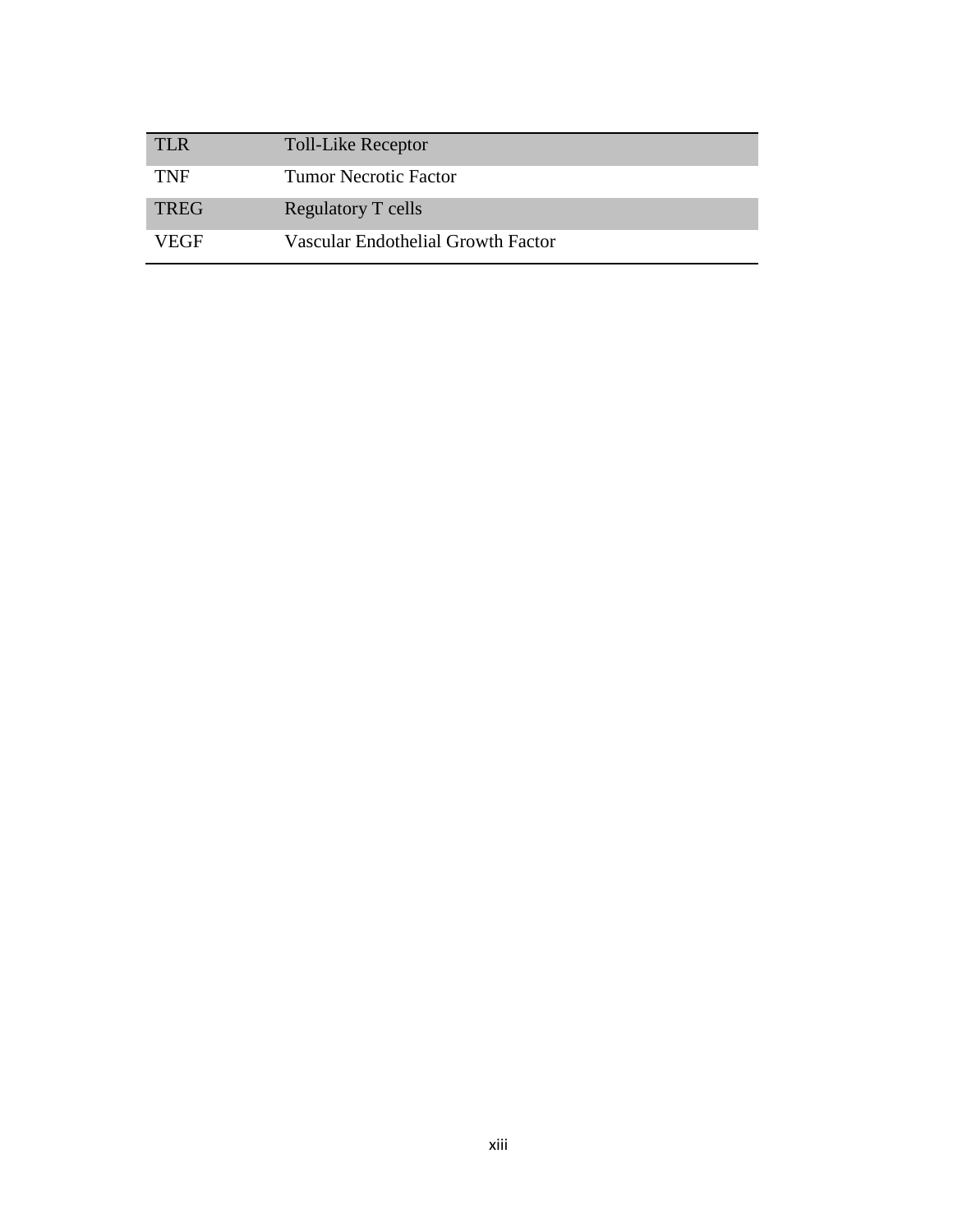| | |
|---|---|
| TLR | Toll-Like Receptor |
| TNF | Tumor Necrotic Factor |
| TREG | Regulatory T cells |
| VEGF | Vascular Endothelial Growth Factor |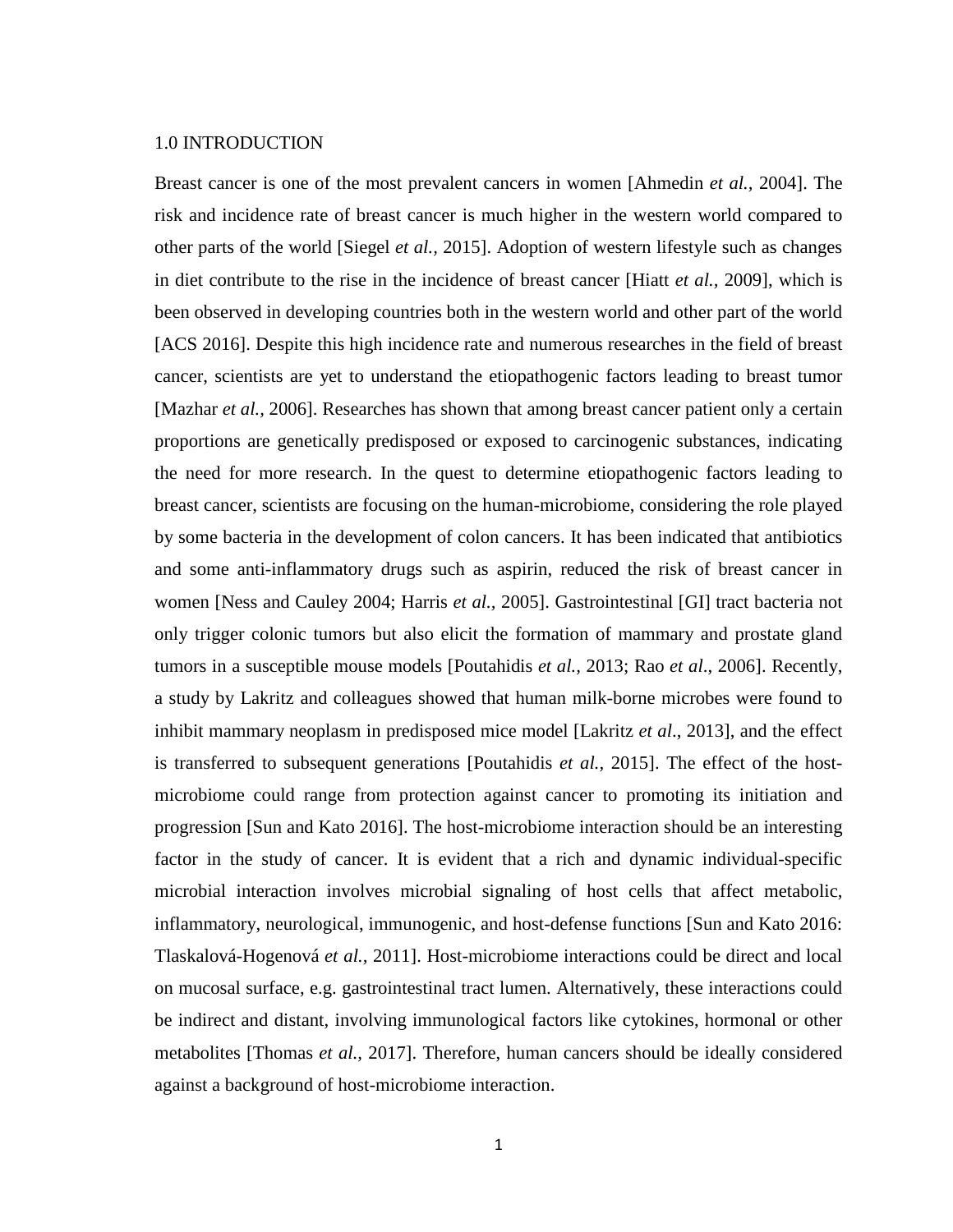## 1.0 INTRODUCTION

Breast cancer is one of the most prevalent cancers in women [Ahmedin *et al.,* 2004]. The risk and incidence rate of breast cancer is much higher in the western world compared to other parts of the world [Siegel *et al.,* 2015]. Adoption of western lifestyle such as changes in diet contribute to the rise in the incidence of breast cancer [Hiatt *et al.,* 2009], which is been observed in developing countries both in the western world and other part of the world [ACS 2016]. Despite this high incidence rate and numerous researches in the field of breast cancer, scientists are yet to understand the etiopathogenic factors leading to breast tumor [Mazhar *et al.,* 2006]. Researches has shown that among breast cancer patient only a certain proportions are genetically predisposed or exposed to carcinogenic substances, indicating the need for more research. In the quest to determine etiopathogenic factors leading to breast cancer, scientists are focusing on the human-microbiome, considering the role played by some bacteria in the development of colon cancers. It has been indicated that antibiotics and some anti-inflammatory drugs such as aspirin, reduced the risk of breast cancer in women [Ness and Cauley 2004; Harris *et al.,* 2005]. Gastrointestinal [GI] tract bacteria not only trigger colonic tumors but also elicit the formation of mammary and prostate gland tumors in a susceptible mouse models [Poutahidis *et al.,* 2013; Rao *et al*., 2006]. Recently, a study by Lakritz and colleagues showed that human milk-borne microbes were found to inhibit mammary neoplasm in predisposed mice model [Lakritz *et al*., 2013], and the effect is transferred to subsequent generations [Poutahidis *et al.,* 2015]. The effect of the host-microbiome could range from protection against cancer to promoting its initiation and progression [Sun and Kato 2016]. The host-microbiome interaction should be an interesting factor in the study of cancer. It is evident that a rich and dynamic individual-specific microbial interaction involves microbial signaling of host cells that affect metabolic, inflammatory, neurological, immunogenic, and host-defense functions [Sun and Kato 2016: Tlaskalová-Hogenová *et al.,* 2011]. Host-microbiome interactions could be direct and local on mucosal surface, e.g. gastrointestinal tract lumen. Alternatively, these interactions could be indirect and distant, involving immunological factors like cytokines, hormonal or other metabolites [Thomas *et al.,* 2017]. Therefore, human cancers should be ideally considered against a background of host-microbiome interaction.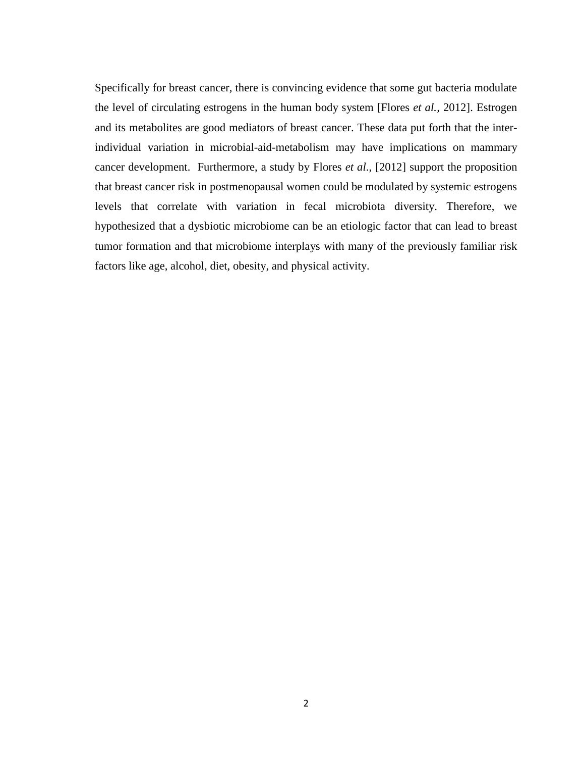Specifically for breast cancer, there is convincing evidence that some gut bacteria modulate the level of circulating estrogens in the human body system [Flores *et al.*, 2012]. Estrogen and its metabolites are good mediators of breast cancer. These data put forth that the inter-individual variation in microbial-aid-metabolism may have implications on mammary cancer development. Furthermore, a study by Flores *et al*., [2012] support the proposition that breast cancer risk in postmenopausal women could be modulated by systemic estrogens levels that correlate with variation in fecal microbiota diversity. Therefore, we hypothesized that a dysbiotic microbiome can be an etiologic factor that can lead to breast tumor formation and that microbiome interplays with many of the previously familiar risk factors like age, alcohol, diet, obesity, and physical activity.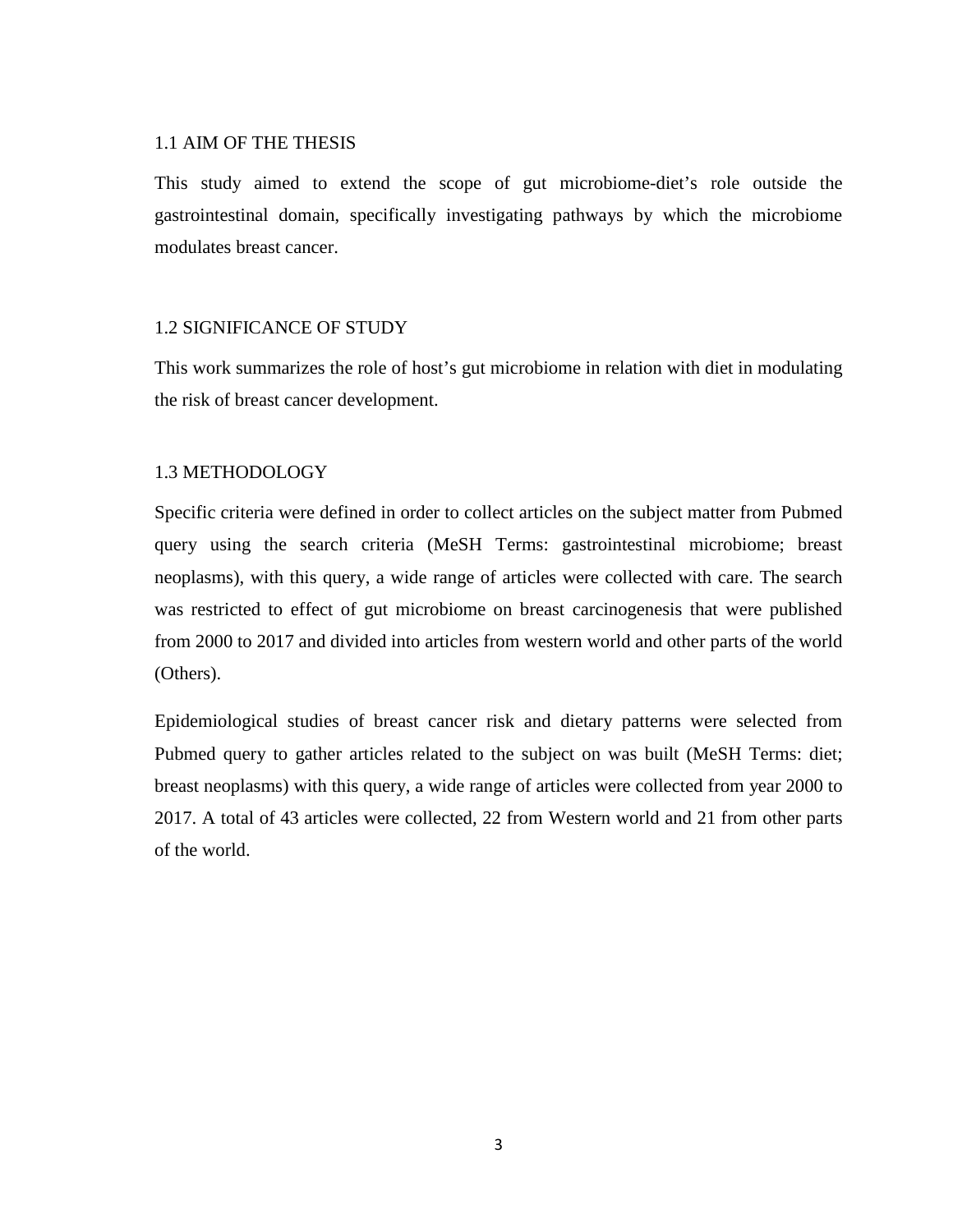## 1.1 AIM OF THE THESIS

This study aimed to extend the scope of gut microbiome-diet's role outside the gastrointestinal domain, specifically investigating pathways by which the microbiome modulates breast cancer.

## 1.2 SIGNIFICANCE OF STUDY

This work summarizes the role of host's gut microbiome in relation with diet in modulating the risk of breast cancer development.

## 1.3 METHODOLOGY

Specific criteria were defined in order to collect articles on the subject matter from Pubmed query using the search criteria (MeSH Terms: gastrointestinal microbiome; breast neoplasms), with this query, a wide range of articles were collected with care. The search was restricted to effect of gut microbiome on breast carcinogenesis that were published from 2000 to 2017 and divided into articles from western world and other parts of the world (Others).

Epidemiological studies of breast cancer risk and dietary patterns were selected from Pubmed query to gather articles related to the subject on was built (MeSH Terms: diet; breast neoplasms) with this query, a wide range of articles were collected from year 2000 to 2017. A total of 43 articles were collected, 22 from Western world and 21 from other parts of the world.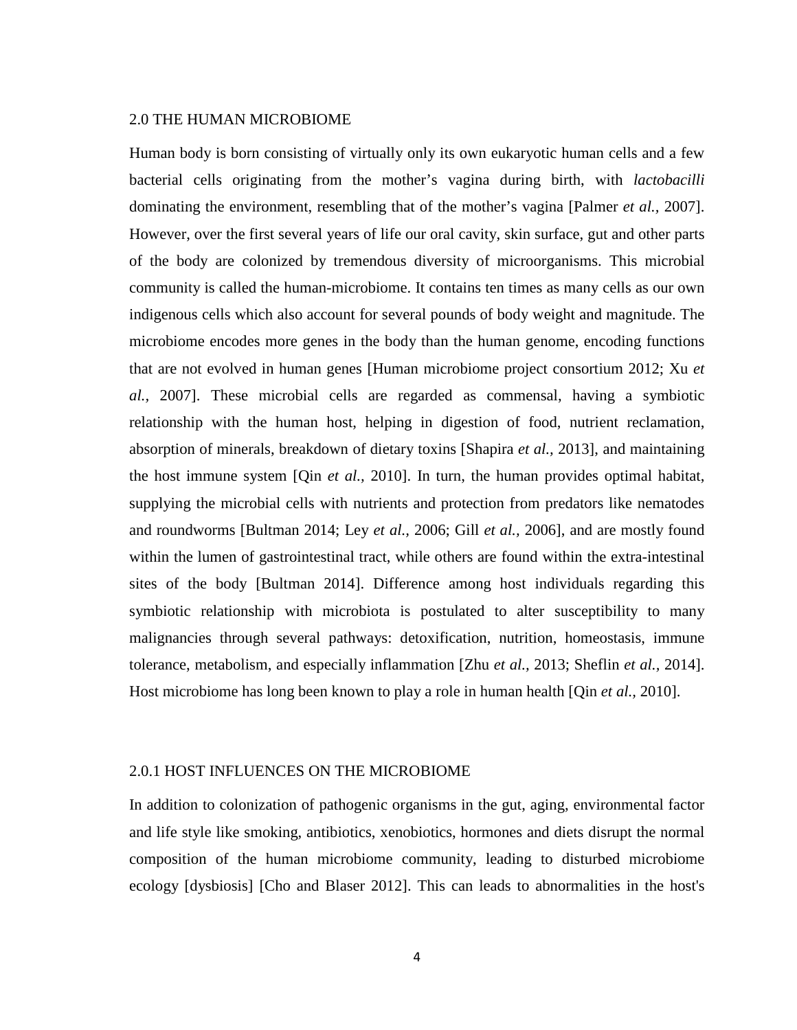## 2.0 THE HUMAN MICROBIOME

Human body is born consisting of virtually only its own eukaryotic human cells and a few bacterial cells originating from the mother's vagina during birth, with *lactobacilli* dominating the environment, resembling that of the mother's vagina [Palmer *et al.,* 2007]. However, over the first several years of life our oral cavity, skin surface, gut and other parts of the body are colonized by tremendous diversity of microorganisms. This microbial community is called the human-microbiome. It contains ten times as many cells as our own indigenous cells which also account for several pounds of body weight and magnitude. The microbiome encodes more genes in the body than the human genome, encoding functions that are not evolved in human genes [Human microbiome project consortium 2012; Xu *et al.,* 2007]. These microbial cells are regarded as commensal, having a symbiotic relationship with the human host, helping in digestion of food, nutrient reclamation, absorption of minerals, breakdown of dietary toxins [Shapira *et al.,* 2013], and maintaining the host immune system [Qin *et al.,* 2010]. In turn, the human provides optimal habitat, supplying the microbial cells with nutrients and protection from predators like nematodes and roundworms [Bultman 2014; Ley *et al.,* 2006; Gill *et al.,* 2006], and are mostly found within the lumen of gastrointestinal tract, while others are found within the extra-intestinal sites of the body [Bultman 2014]. Difference among host individuals regarding this symbiotic relationship with microbiota is postulated to alter susceptibility to many malignancies through several pathways: detoxification, nutrition, homeostasis, immune tolerance, metabolism, and especially inflammation [Zhu *et al.,* 2013; Sheflin *et al.*, 2014]. Host microbiome has long been known to play a role in human health [Qin *et al.,* 2010].

### 2.0.1 HOST INFLUENCES ON THE MICROBIOME

In addition to colonization of pathogenic organisms in the gut, aging, environmental factor and life style like smoking, antibiotics, xenobiotics, hormones and diets disrupt the normal composition of the human microbiome community, leading to disturbed microbiome ecology [dysbiosis] [Cho and Blaser 2012]. This can leads to abnormalities in the host's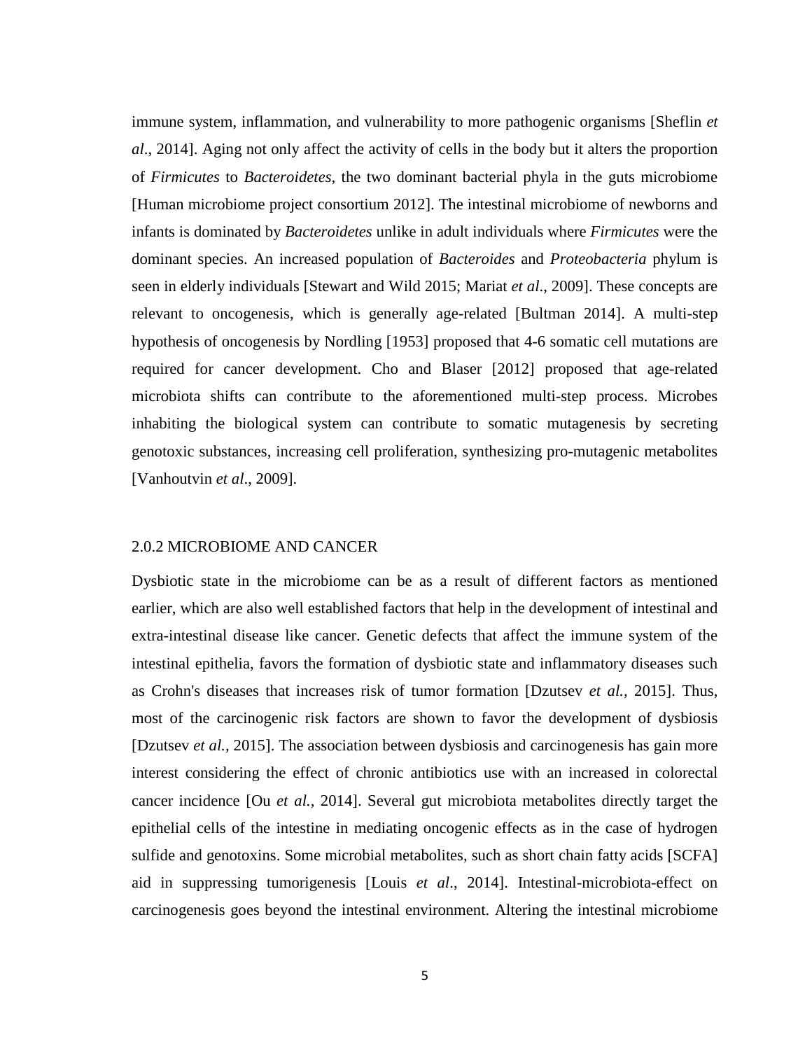immune system, inflammation, and vulnerability to more pathogenic organisms [Sheflin *et al*., 2014]. Aging not only affect the activity of cells in the body but it alters the proportion of *Firmicutes* to *Bacteroidetes*, the two dominant bacterial phyla in the guts microbiome [Human microbiome project consortium 2012]. The intestinal microbiome of newborns and infants is dominated by *Bacteroidetes* unlike in adult individuals where *Firmicutes* were the dominant species. An increased population of *Bacteroides* and *Proteobacteria* phylum is seen in elderly individuals [Stewart and Wild 2015; Mariat *et al*., 2009]. These concepts are relevant to oncogenesis, which is generally age-related [Bultman 2014]. A multi-step hypothesis of oncogenesis by Nordling [1953] proposed that 4-6 somatic cell mutations are required for cancer development. Cho and Blaser [2012] proposed that age-related microbiota shifts can contribute to the aforementioned multi-step process. Microbes inhabiting the biological system can contribute to somatic mutagenesis by secreting genotoxic substances, increasing cell proliferation, synthesizing pro-mutagenic metabolites [Vanhoutvin *et al*., 2009].

### 2.0.2 MICROBIOME AND CANCER

Dysbiotic state in the microbiome can be as a result of different factors as mentioned earlier, which are also well established factors that help in the development of intestinal and extra-intestinal disease like cancer. Genetic defects that affect the immune system of the intestinal epithelia, favors the formation of dysbiotic state and inflammatory diseases such as Crohn's diseases that increases risk of tumor formation [Dzutsev *et al.,* 2015]. Thus, most of the carcinogenic risk factors are shown to favor the development of dysbiosis [Dzutsev *et al.,* 2015]. The association between dysbiosis and carcinogenesis has gain more interest considering the effect of chronic antibiotics use with an increased in colorectal cancer incidence [Ou *et al.,* 2014]. Several gut microbiota metabolites directly target the epithelial cells of the intestine in mediating oncogenic effects as in the case of hydrogen sulfide and genotoxins. Some microbial metabolites, such as short chain fatty acids [SCFA] aid in suppressing tumorigenesis [Louis *et al*., 2014]. Intestinal-microbiota-effect on carcinogenesis goes beyond the intestinal environment. Altering the intestinal microbiome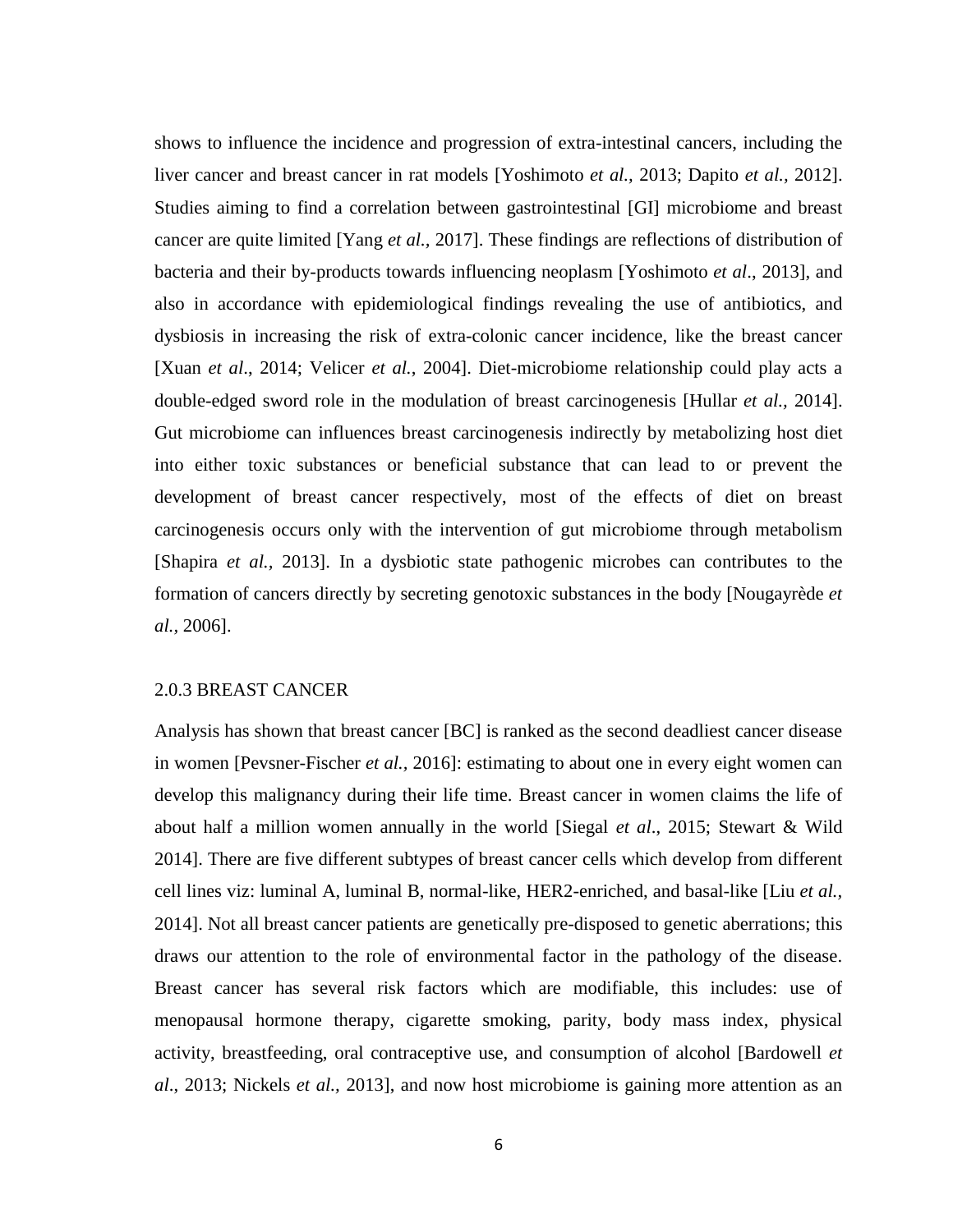shows to influence the incidence and progression of extra-intestinal cancers, including the liver cancer and breast cancer in rat models [Yoshimoto *et al.,* 2013; Dapito *et al.,* 2012]. Studies aiming to find a correlation between gastrointestinal [GI] microbiome and breast cancer are quite limited [Yang *et al.,* 2017]. These findings are reflections of distribution of bacteria and their by-products towards influencing neoplasm [Yoshimoto *et al*., 2013], and also in accordance with epidemiological findings revealing the use of antibiotics, and dysbiosis in increasing the risk of extra-colonic cancer incidence, like the breast cancer [Xuan *et al*., 2014; Velicer *et al.,* 2004]. Diet-microbiome relationship could play acts a double-edged sword role in the modulation of breast carcinogenesis [Hullar *et al.,* 2014]. Gut microbiome can influences breast carcinogenesis indirectly by metabolizing host diet into either toxic substances or beneficial substance that can lead to or prevent the development of breast cancer respectively, most of the effects of diet on breast carcinogenesis occurs only with the intervention of gut microbiome through metabolism [Shapira *et al.,* 2013]. In a dysbiotic state pathogenic microbes can contributes to the formation of cancers directly by secreting genotoxic substances in the body [Nougayrède *et al.,* 2006].

### 2.0.3 BREAST CANCER

Analysis has shown that breast cancer [BC] is ranked as the second deadliest cancer disease in women [Pevsner-Fischer *et al.,* 2016]: estimating to about one in every eight women can develop this malignancy during their life time. Breast cancer in women claims the life of about half a million women annually in the world [Siegal *et al*., 2015; Stewart & Wild 2014]. There are five different subtypes of breast cancer cells which develop from different cell lines viz: luminal A, luminal B, normal-like, HER2-enriched, and basal-like [Liu *et al.,* 2014]. Not all breast cancer patients are genetically pre-disposed to genetic aberrations; this draws our attention to the role of environmental factor in the pathology of the disease. Breast cancer has several risk factors which are modifiable, this includes: use of menopausal hormone therapy, cigarette smoking, parity, body mass index, physical activity, breastfeeding, oral contraceptive use, and consumption of alcohol [Bardowell *et al*., 2013; Nickels *et al.,* 2013], and now host microbiome is gaining more attention as an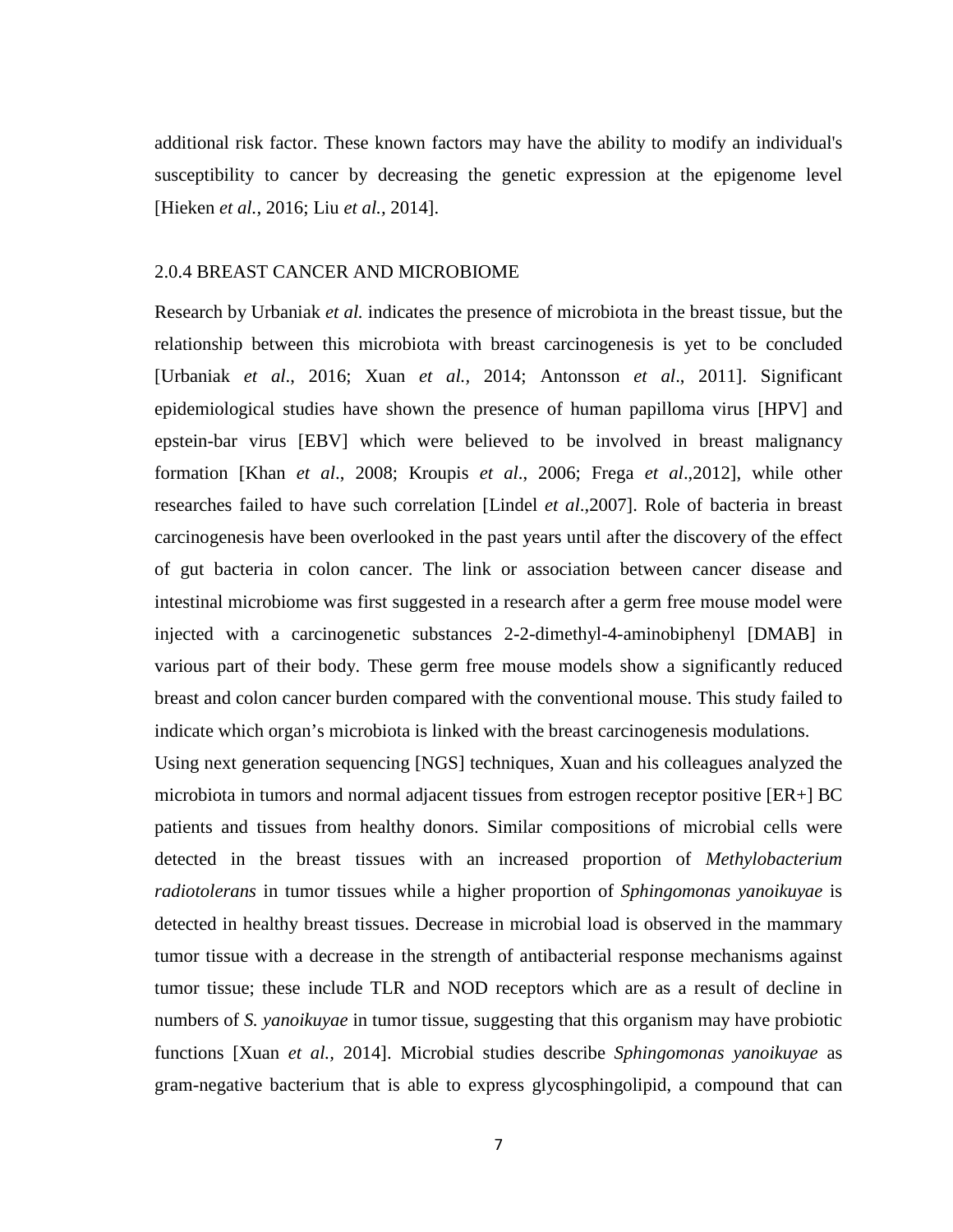additional risk factor. These known factors may have the ability to modify an individual's susceptibility to cancer by decreasing the genetic expression at the epigenome level [Hieken *et al.*, 2016; Liu *et al.*, 2014].

### 2.0.4 BREAST CANCER AND MICROBIOME

Research by Urbaniak *et al.* indicates the presence of microbiota in the breast tissue, but the relationship between this microbiota with breast carcinogenesis is yet to be concluded [Urbaniak *et al*., 2016; Xuan *et al.*, 2014; Antonsson *et al*., 2011]. Significant epidemiological studies have shown the presence of human papilloma virus [HPV] and epstein-bar virus [EBV] which were believed to be involved in breast malignancy formation [Khan *et al*., 2008; Kroupis *et al*., 2006; Frega *et al*.,2012], while other researches failed to have such correlation [Lindel *et al*.,2007]. Role of bacteria in breast carcinogenesis have been overlooked in the past years until after the discovery of the effect of gut bacteria in colon cancer. The link or association between cancer disease and intestinal microbiome was first suggested in a research after a germ free mouse model were injected with a carcinogenetic substances 2-2-dimethyl-4-aminobiphenyl [DMAB] in various part of their body. These germ free mouse models show a significantly reduced breast and colon cancer burden compared with the conventional mouse. This study failed to indicate which organ's microbiota is linked with the breast carcinogenesis modulations.

Using next generation sequencing [NGS] techniques, Xuan and his colleagues analyzed the microbiota in tumors and normal adjacent tissues from estrogen receptor positive [ER+] BC patients and tissues from healthy donors. Similar compositions of microbial cells were detected in the breast tissues with an increased proportion of *Methylobacterium radiotolerans* in tumor tissues while a higher proportion of *Sphingomonas yanoikuyae* is detected in healthy breast tissues. Decrease in microbial load is observed in the mammary tumor tissue with a decrease in the strength of antibacterial response mechanisms against tumor tissue; these include TLR and NOD receptors which are as a result of decline in numbers of *S. yanoikuyae* in tumor tissue, suggesting that this organism may have probiotic functions [Xuan *et al.*, 2014]. Microbial studies describe *Sphingomonas yanoikuyae* as gram-negative bacterium that is able to express glycosphingolipid, a compound that can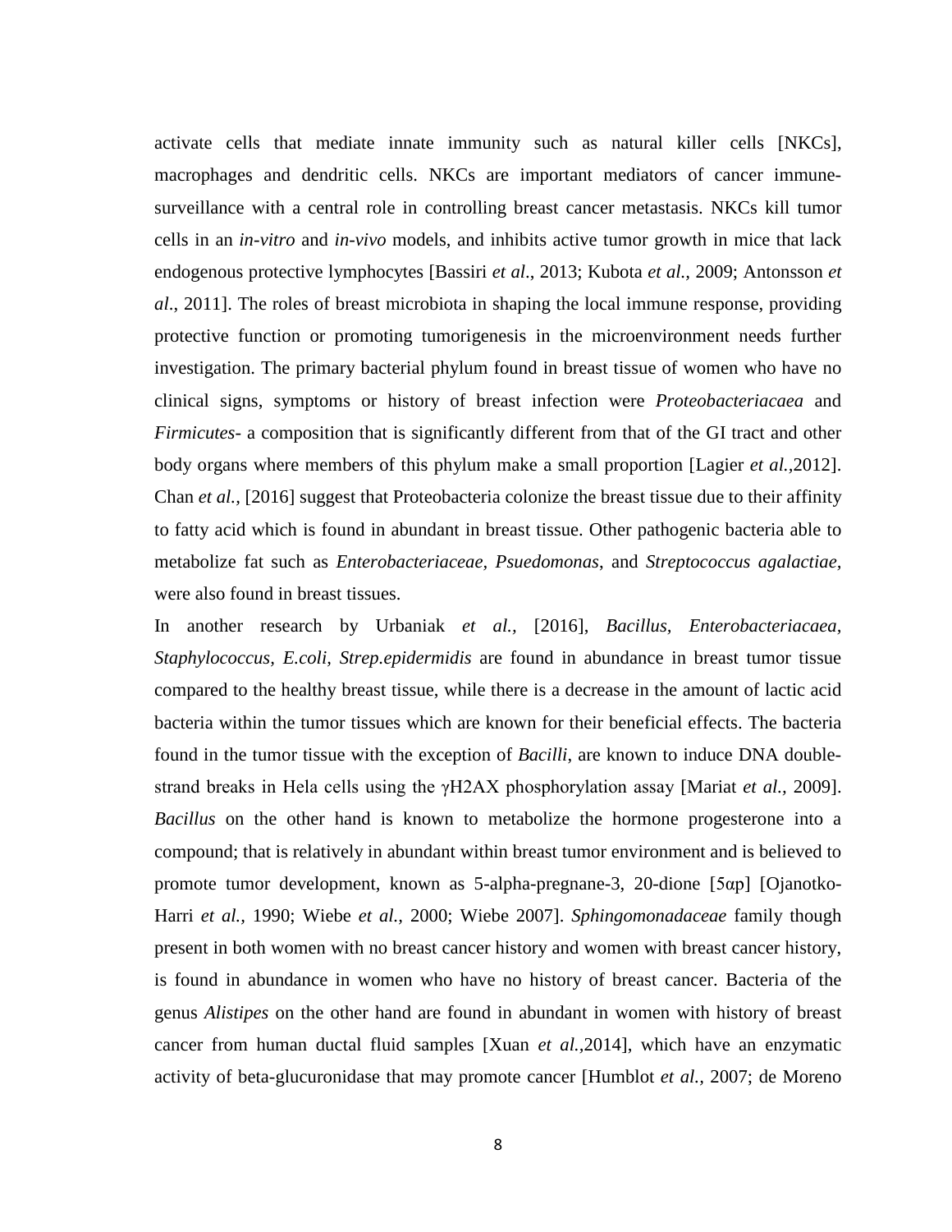activate cells that mediate innate immunity such as natural killer cells [NKCs], macrophages and dendritic cells. NKCs are important mediators of cancer immune-surveillance with a central role in controlling breast cancer metastasis. NKCs kill tumor cells in an *in-vitro* and *in-vivo* models, and inhibits active tumor growth in mice that lack endogenous protective lymphocytes [Bassiri *et al*., 2013; Kubota *et al.*, 2009; Antonsson *et al*., 2011]. The roles of breast microbiota in shaping the local immune response, providing protective function or promoting tumorigenesis in the microenvironment needs further investigation. The primary bacterial phylum found in breast tissue of women who have no clinical signs, symptoms or history of breast infection were *Proteobacteriacaea* and *Firmicutes*- a composition that is significantly different from that of the GI tract and other body organs where members of this phylum make a small proportion [Lagier *et al.*,2012]. Chan *et al.*, [2016] suggest that Proteobacteria colonize the breast tissue due to their affinity to fatty acid which is found in abundant in breast tissue. Other pathogenic bacteria able to metabolize fat such as *Enterobacteriaceae, Psuedomonas*, and *Streptococcus agalactiae,* were also found in breast tissues.

In another research by Urbaniak *et al.,* [2016], *Bacillus, Enterobacteriacaea, Staphylococcus, E.coli, Strep.epidermidis* are found in abundance in breast tumor tissue compared to the healthy breast tissue, while there is a decrease in the amount of lactic acid bacteria within the tumor tissues which are known for their beneficial effects. The bacteria found in the tumor tissue with the exception of *Bacilli*, are known to induce DNA double-strand breaks in Hela cells using the γH2AX phosphorylation assay [Mariat *et al.*, 2009]. *Bacillus* on the other hand is known to metabolize the hormone progesterone into a compound; that is relatively in abundant within breast tumor environment and is believed to promote tumor development, known as 5-alpha-pregnane-3, 20-dione [5αp] [Ojanotko-Harri *et al.*, 1990; Wiebe *et al.*, 2000; Wiebe 2007]. *Sphingomonadaceae* family though present in both women with no breast cancer history and women with breast cancer history, is found in abundance in women who have no history of breast cancer. Bacteria of the genus *Alistipes* on the other hand are found in abundant in women with history of breast cancer from human ductal fluid samples [Xuan *et al.*,2014], which have an enzymatic activity of beta-glucuronidase that may promote cancer [Humblot *et al.*, 2007; de Moreno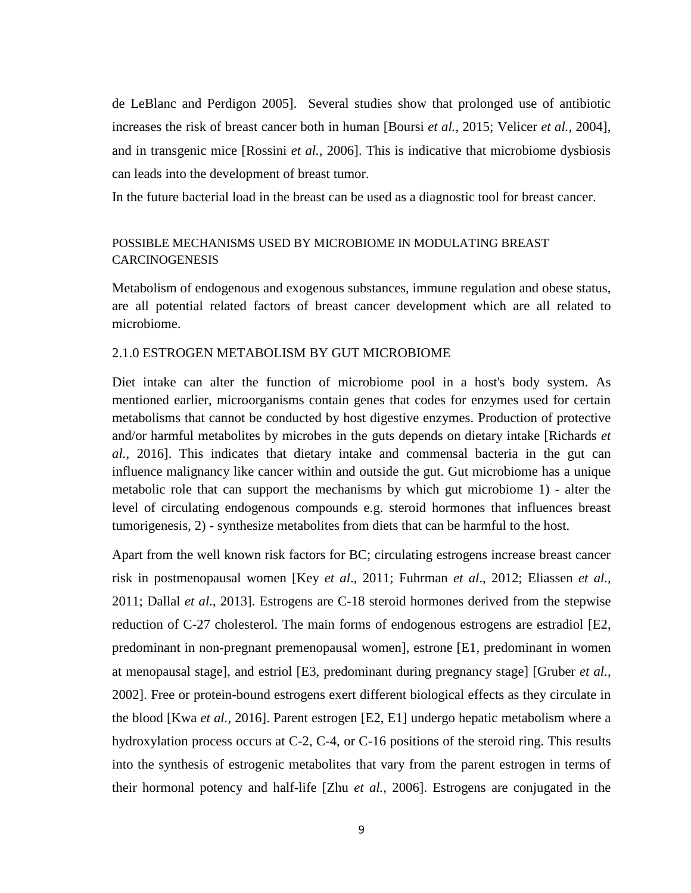de LeBlanc and Perdigon 2005]. Several studies show that prolonged use of antibiotic increases the risk of breast cancer both in human [Boursi *et al.,* 2015; Velicer *et al.,* 2004], and in transgenic mice [Rossini *et al.,* 2006]. This is indicative that microbiome dysbiosis can leads into the development of breast tumor.

In the future bacterial load in the breast can be used as a diagnostic tool for breast cancer.

## POSSIBLE MECHANISMS USED BY MICROBIOME IN MODULATING BREAST CARCINOGENESIS

Metabolism of endogenous and exogenous substances, immune regulation and obese status, are all potential related factors of breast cancer development which are all related to microbiome.

### 2.1.0 ESTROGEN METABOLISM BY GUT MICROBIOME

Diet intake can alter the function of microbiome pool in a host's body system. As mentioned earlier, microorganisms contain genes that codes for enzymes used for certain metabolisms that cannot be conducted by host digestive enzymes. Production of protective and/or harmful metabolites by microbes in the guts depends on dietary intake [Richards *et al.,* 2016]. This indicates that dietary intake and commensal bacteria in the gut can influence malignancy like cancer within and outside the gut. Gut microbiome has a unique metabolic role that can support the mechanisms by which gut microbiome 1) - alter the level of circulating endogenous compounds e.g. steroid hormones that influences breast tumorigenesis, 2) - synthesize metabolites from diets that can be harmful to the host.

Apart from the well known risk factors for BC; circulating estrogens increase breast cancer risk in postmenopausal women [Key *et al*., 2011; Fuhrman *et al*., 2012; Eliassen *et al.,* 2011; Dallal *et al*., 2013]. Estrogens are C-18 steroid hormones derived from the stepwise reduction of C-27 cholesterol. The main forms of endogenous estrogens are estradiol [E2, predominant in non-pregnant premenopausal women], estrone [E1, predominant in women at menopausal stage], and estriol [E3, predominant during pregnancy stage] [Gruber *et al.,* 2002]. Free or protein-bound estrogens exert different biological effects as they circulate in the blood [Kwa *et al.,* 2016]. Parent estrogen [E2, E1] undergo hepatic metabolism where a hydroxylation process occurs at C-2, C-4, or C-16 positions of the steroid ring. This results into the synthesis of estrogenic metabolites that vary from the parent estrogen in terms of their hormonal potency and half-life [Zhu *et al.,* 2006]. Estrogens are conjugated in the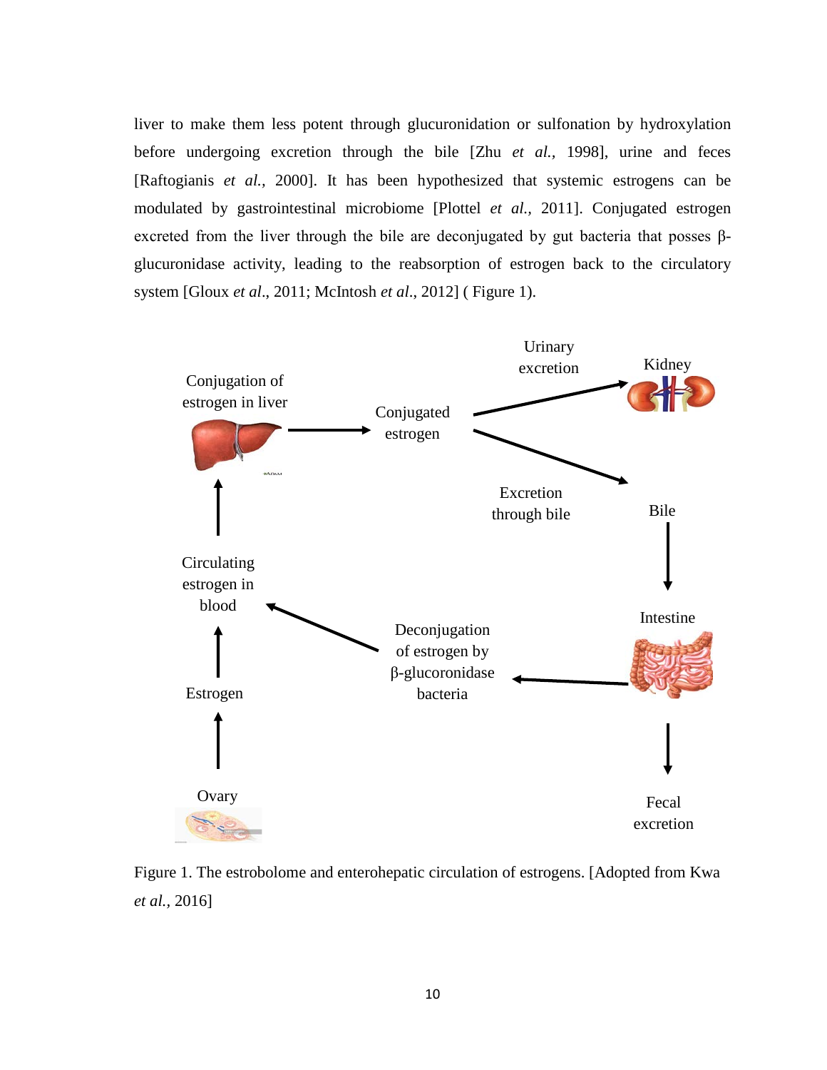liver to make them less potent through glucuronidation or sulfonation by hydroxylation before undergoing excretion through the bile [Zhu *et al.,* 1998], urine and feces [Raftogianis *et al.*, 2000]. It has been hypothesized that systemic estrogens can be modulated by gastrointestinal microbiome [Plottel *et al.*, 2011]. Conjugated estrogen excreted from the liver through the bile are deconjugated by gut bacteria that posses β-glucuronidase activity, leading to the reabsorption of estrogen back to the circulatory system [Gloux *et al*., 2011; McIntosh *et al*., 2012] ( Figure 1).

Conjugation of estrogen in liver

Conjugated estrogen

Urinary excretion

Kidney

Excretion through bile

Bile

Circulating estrogen in blood

Intestine

Deconjugation of estrogen by β-glucoronidase bacteria

Estrogen

Ovary

Fecal excretion

Figure 1. The estrobolome and enterohepatic circulation of estrogens. [Adopted from Kwa *et al.,* 2016]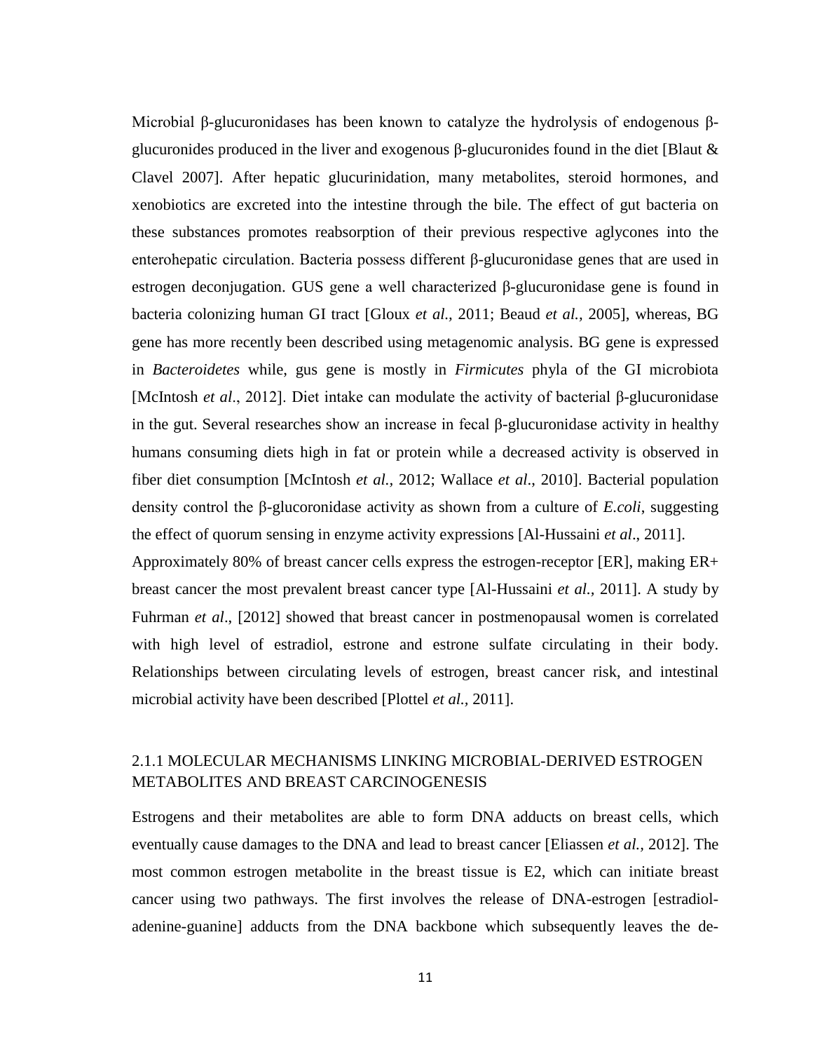Microbial β-glucuronidases has been known to catalyze the hydrolysis of endogenous β-glucuronides produced in the liver and exogenous β-glucuronides found in the diet [Blaut & Clavel 2007]. After hepatic glucurinidation, many metabolites, steroid hormones, and xenobiotics are excreted into the intestine through the bile. The effect of gut bacteria on these substances promotes reabsorption of their previous respective aglycones into the enterohepatic circulation. Bacteria possess different β-glucuronidase genes that are used in estrogen deconjugation. GUS gene a well characterized β-glucuronidase gene is found in bacteria colonizing human GI tract [Gloux *et al.*, 2011; Beaud *et al.*, 2005], whereas, BG gene has more recently been described using metagenomic analysis. BG gene is expressed in *Bacteroidetes* while, gus gene is mostly in *Firmicutes* phyla of the GI microbiota [McIntosh *et al*., 2012]. Diet intake can modulate the activity of bacterial β-glucuronidase in the gut. Several researches show an increase in fecal β-glucuronidase activity in healthy humans consuming diets high in fat or protein while a decreased activity is observed in fiber diet consumption [McIntosh *et al.*, 2012; Wallace *et al*., 2010]. Bacterial population density control the β-glucoronidase activity as shown from a culture of *E.coli*, suggesting the effect of quorum sensing in enzyme activity expressions [Al-Hussaini *et al*., 2011].

Approximately 80% of breast cancer cells express the estrogen-receptor [ER], making ER+ breast cancer the most prevalent breast cancer type [Al-Hussaini *et al.*, 2011]. A study by Fuhrman *et al*., [2012] showed that breast cancer in postmenopausal women is correlated with high level of estradiol, estrone and estrone sulfate circulating in their body. Relationships between circulating levels of estrogen, breast cancer risk, and intestinal microbial activity have been described [Plottel *et al.*, 2011].

### 2.1.1 MOLECULAR MECHANISMS LINKING MICROBIAL-DERIVED ESTROGEN METABOLITES AND BREAST CARCINOGENESIS

Estrogens and their metabolites are able to form DNA adducts on breast cells, which eventually cause damages to the DNA and lead to breast cancer [Eliassen *et al.*, 2012]. The most common estrogen metabolite in the breast tissue is E2, which can initiate breast cancer using two pathways. The first involves the release of DNA-estrogen [estradiol-adenine-guanine] adducts from the DNA backbone which subsequently leaves the de-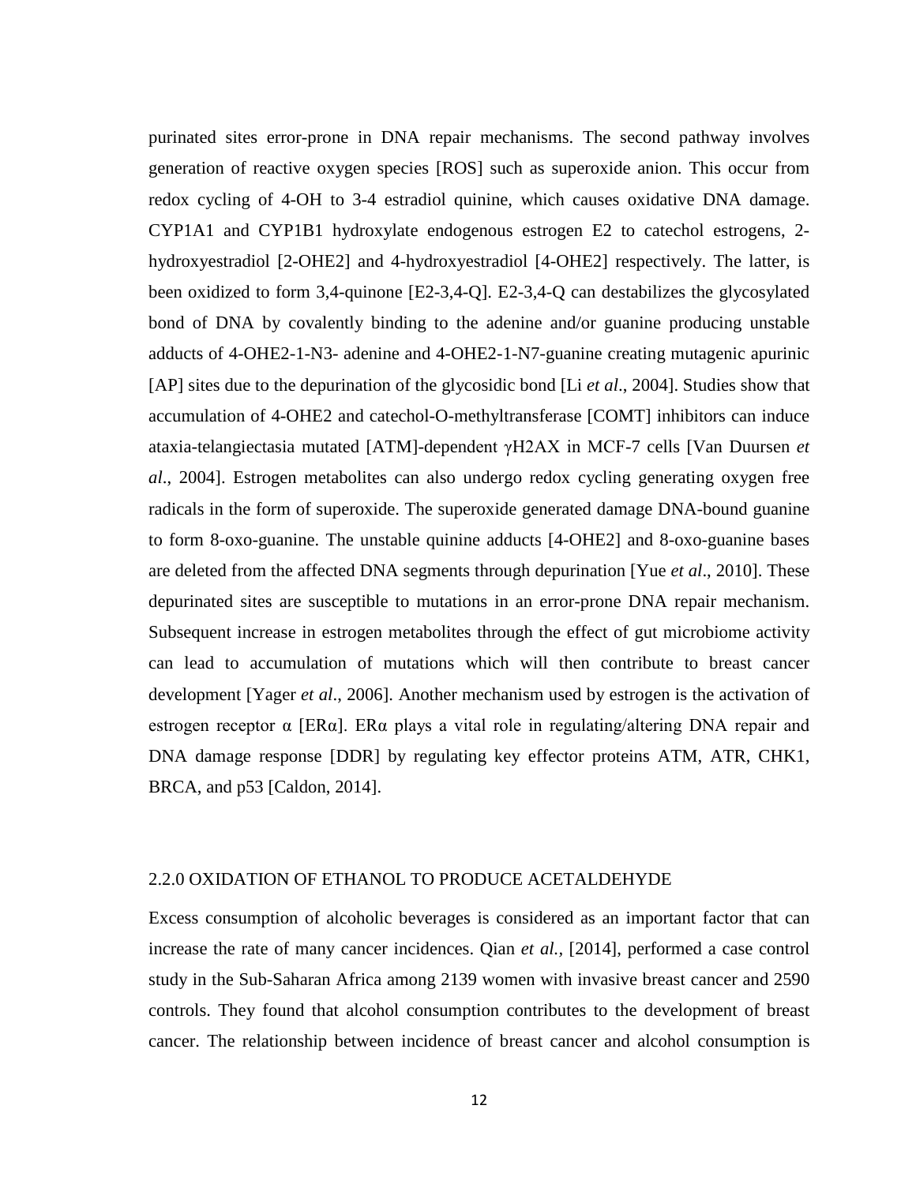purinated sites error-prone in DNA repair mechanisms. The second pathway involves generation of reactive oxygen species [ROS] such as superoxide anion. This occur from redox cycling of 4-OH to 3-4 estradiol quinine, which causes oxidative DNA damage. CYP1A1 and CYP1B1 hydroxylate endogenous estrogen E2 to catechol estrogens, 2-hydroxyestradiol [2-OHE2] and 4-hydroxyestradiol [4-OHE2] respectively. The latter, is been oxidized to form 3,4-quinone [E2-3,4-Q]. E2-3,4-Q can destabilizes the glycosylated bond of DNA by covalently binding to the adenine and/or guanine producing unstable adducts of 4-OHE2-1-N3- adenine and 4-OHE2-1-N7-guanine creating mutagenic apurinic [AP] sites due to the depurination of the glycosidic bond [Li *et al*., 2004]. Studies show that accumulation of 4-OHE2 and catechol-O-methyltransferase [COMT] inhibitors can induce ataxia-telangiectasia mutated [ATM]-dependent γH2AX in MCF-7 cells [Van Duursen *et al*., 2004]. Estrogen metabolites can also undergo redox cycling generating oxygen free radicals in the form of superoxide. The superoxide generated damage DNA-bound guanine to form 8-oxo-guanine. The unstable quinine adducts [4-OHE2] and 8-oxo-guanine bases are deleted from the affected DNA segments through depurination [Yue *et al*., 2010]. These depurinated sites are susceptible to mutations in an error-prone DNA repair mechanism. Subsequent increase in estrogen metabolites through the effect of gut microbiome activity can lead to accumulation of mutations which will then contribute to breast cancer development [Yager *et al*., 2006]. Another mechanism used by estrogen is the activation of estrogen receptor α [ERα]. ERα plays a vital role in regulating/altering DNA repair and DNA damage response [DDR] by regulating key effector proteins ATM, ATR, CHK1, BRCA, and p53 [Caldon, 2014].

### 2.2.0 OXIDATION OF ETHANOL TO PRODUCE ACETALDEHYDE

Excess consumption of alcoholic beverages is considered as an important factor that can increase the rate of many cancer incidences. Qian *et al.,* [2014], performed a case control study in the Sub-Saharan Africa among 2139 women with invasive breast cancer and 2590 controls. They found that alcohol consumption contributes to the development of breast cancer. The relationship between incidence of breast cancer and alcohol consumption is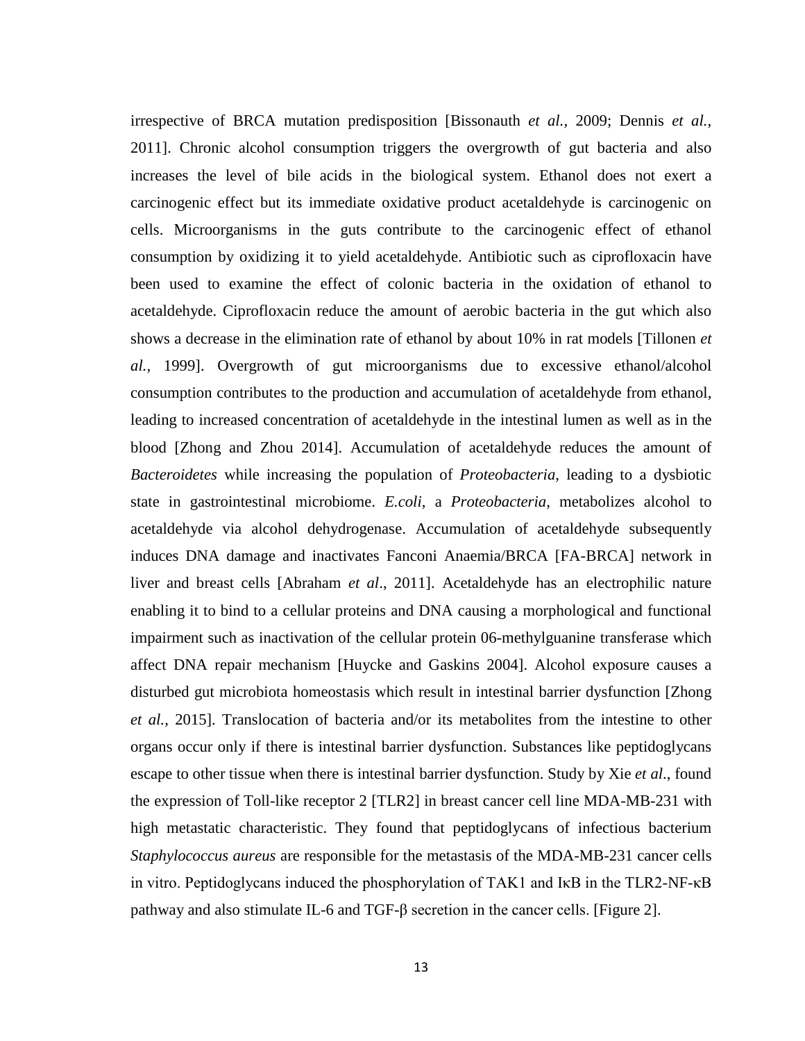irrespective of BRCA mutation predisposition [Bissonauth *et al.,* 2009; Dennis *et al.,* 2011]. Chronic alcohol consumption triggers the overgrowth of gut bacteria and also increases the level of bile acids in the biological system. Ethanol does not exert a carcinogenic effect but its immediate oxidative product acetaldehyde is carcinogenic on cells. Microorganisms in the guts contribute to the carcinogenic effect of ethanol consumption by oxidizing it to yield acetaldehyde. Antibiotic such as ciprofloxacin have been used to examine the effect of colonic bacteria in the oxidation of ethanol to acetaldehyde. Ciprofloxacin reduce the amount of aerobic bacteria in the gut which also shows a decrease in the elimination rate of ethanol by about 10% in rat models [Tillonen *et al.,* 1999]. Overgrowth of gut microorganisms due to excessive ethanol/alcohol consumption contributes to the production and accumulation of acetaldehyde from ethanol, leading to increased concentration of acetaldehyde in the intestinal lumen as well as in the blood [Zhong and Zhou 2014]. Accumulation of acetaldehyde reduces the amount of *Bacteroidetes* while increasing the population of *Proteobacteria*, leading to a dysbiotic state in gastrointestinal microbiome. *E.coli*, a *Proteobacteria*, metabolizes alcohol to acetaldehyde via alcohol dehydrogenase. Accumulation of acetaldehyde subsequently induces DNA damage and inactivates Fanconi Anaemia/BRCA [FA-BRCA] network in liver and breast cells [Abraham *et al*., 2011]. Acetaldehyde has an electrophilic nature enabling it to bind to a cellular proteins and DNA causing a morphological and functional impairment such as inactivation of the cellular protein 06-methylguanine transferase which affect DNA repair mechanism [Huycke and Gaskins 2004]. Alcohol exposure causes a disturbed gut microbiota homeostasis which result in intestinal barrier dysfunction [Zhong *et al.,* 2015]. Translocation of bacteria and/or its metabolites from the intestine to other organs occur only if there is intestinal barrier dysfunction. Substances like peptidoglycans escape to other tissue when there is intestinal barrier dysfunction. Study by Xie *et al*., found the expression of Toll-like receptor 2 [TLR2] in breast cancer cell line MDA-MB-231 with high metastatic characteristic. They found that peptidoglycans of infectious bacterium *Staphylococcus aureus* are responsible for the metastasis of the MDA-MB-231 cancer cells in vitro. Peptidoglycans induced the phosphorylation of TAK1 and IκB in the TLR2-NF-κB pathway and also stimulate IL-6 and TGF-β secretion in the cancer cells. [Figure 2].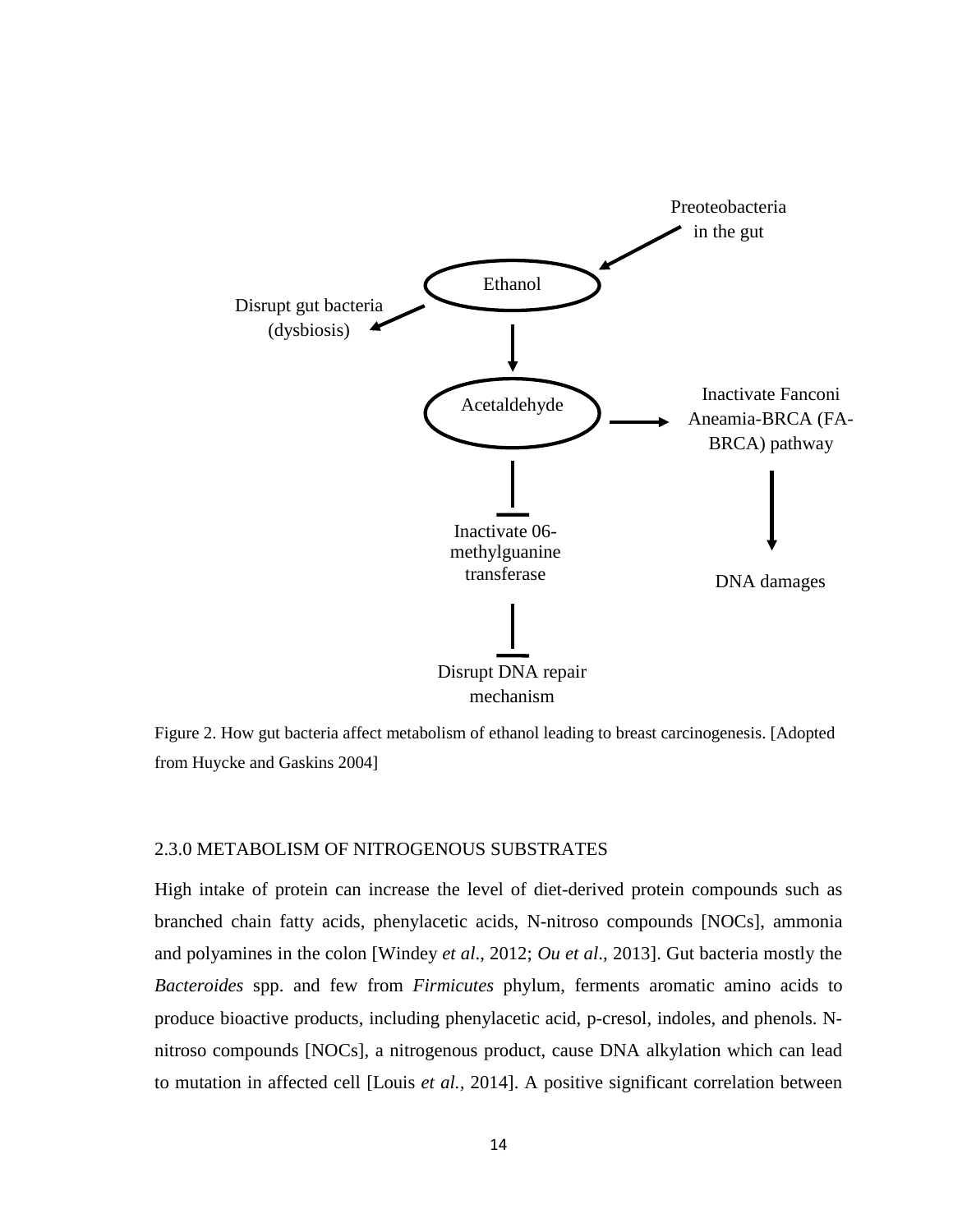Preoteobacteria in the gut

Ethanol

Disrupt gut bacteria (dysbiosis)

Acetaldehyde

Inactivate Fanconi Aneamia-BRCA (FA-BRCA) pathway

DNA damages

Inactivate 06-methylguanine transferase

Disrupt DNA repair mechanism

Figure 2. How gut bacteria affect metabolism of ethanol leading to breast carcinogenesis. [Adopted from Huycke and Gaskins 2004]

### 2.3.0 METABOLISM OF NITROGENOUS SUBSTRATES

High intake of protein can increase the level of diet-derived protein compounds such as branched chain fatty acids, phenylacetic acids, N-nitroso compounds [NOCs], ammonia and polyamines in the colon [Windey *et al*., 2012; *Ou et al*., 2013]. Gut bacteria mostly the *Bacteroides* spp. and few from *Firmicutes* phylum, ferments aromatic amino acids to produce bioactive products, including phenylacetic acid, p-cresol, indoles, and phenols. N-nitroso compounds [NOCs], a nitrogenous product, cause DNA alkylation which can lead to mutation in affected cell [Louis *et al.,* 2014]. A positive significant correlation between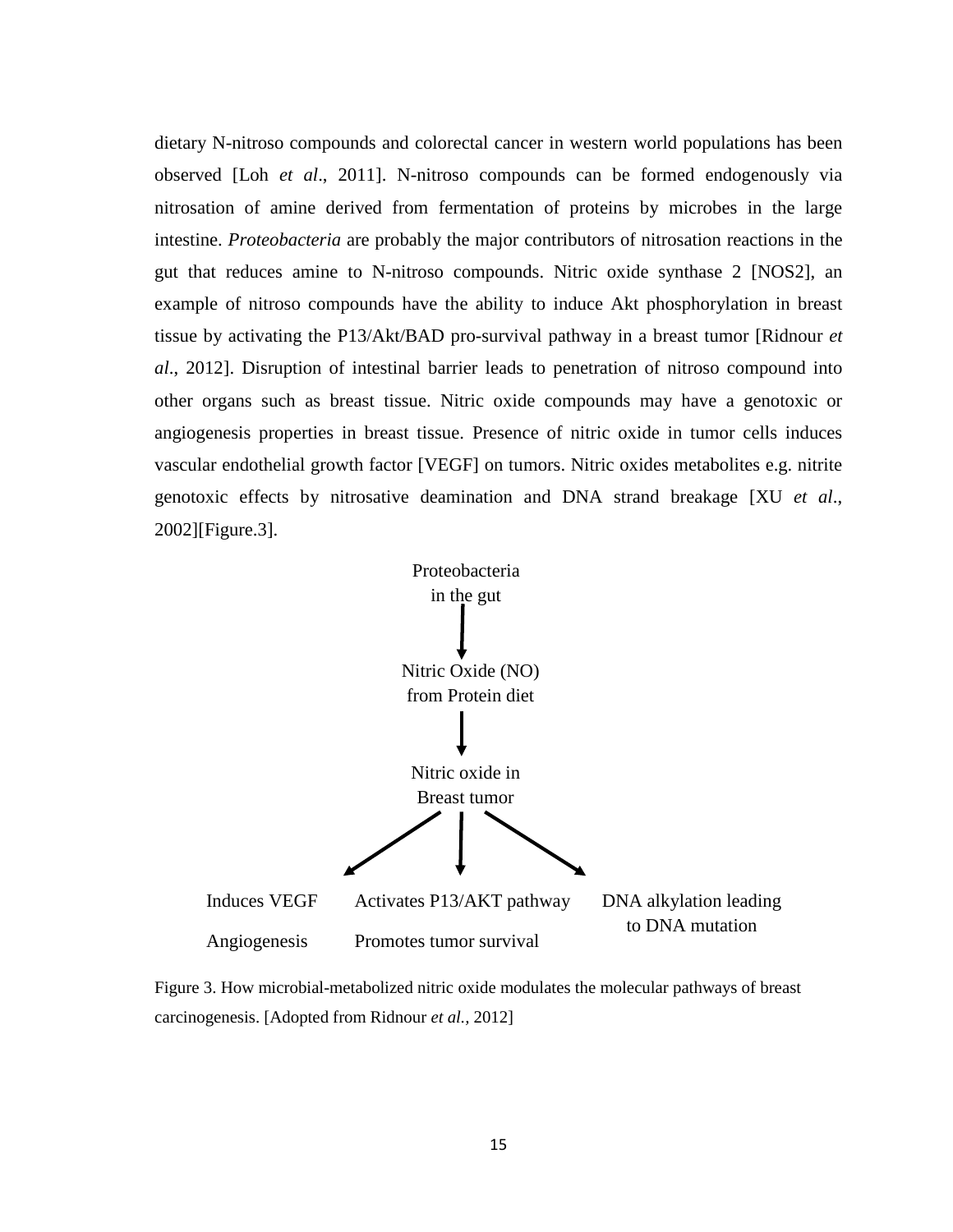dietary N-nitroso compounds and colorectal cancer in western world populations has been observed [Loh *et al*., 2011]. N-nitroso compounds can be formed endogenously via nitrosation of amine derived from fermentation of proteins by microbes in the large intestine. *Proteobacteria* are probably the major contributors of nitrosation reactions in the gut that reduces amine to N-nitroso compounds. Nitric oxide synthase 2 [NOS2], an example of nitroso compounds have the ability to induce Akt phosphorylation in breast tissue by activating the P13/Akt/BAD pro-survival pathway in a breast tumor [Ridnour *et al*., 2012]. Disruption of intestinal barrier leads to penetration of nitroso compound into other organs such as breast tissue. Nitric oxide compounds may have a genotoxic or angiogenesis properties in breast tissue. Presence of nitric oxide in tumor cells induces vascular endothelial growth factor [VEGF] on tumors. Nitric oxides metabolites e.g. nitrite genotoxic effects by nitrosative deamination and DNA strand breakage [XU *et al*., 2002][Figure.3].

Proteobacteria in the gut

↓

Nitric Oxide (NO) from Protein diet

↓

Nitric oxide in Breast tumor

↙ ↓ ↘

Induces VEGF Angiogenesis | Activates P13/AKT pathway Promotes tumor survival | DNA alkylation leading to DNA mutation

Figure 3. How microbial-metabolized nitric oxide modulates the molecular pathways of breast carcinogenesis. [Adopted from Ridnour *et al.,* 2012]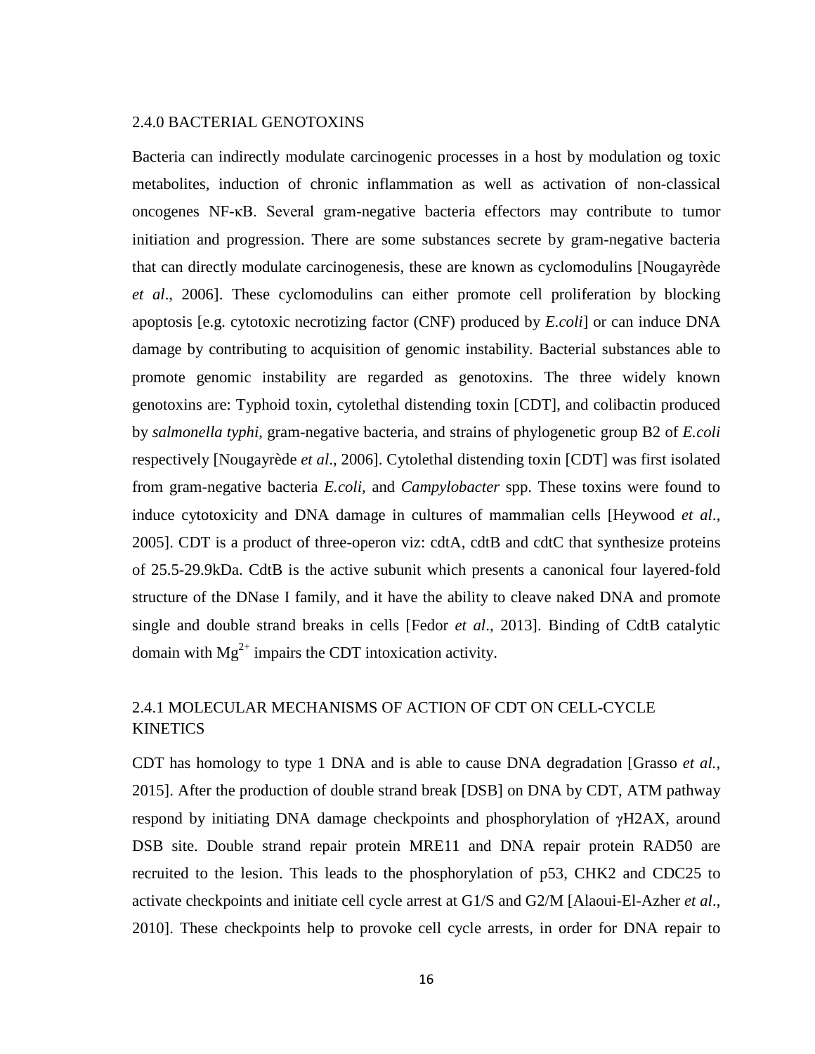## 2.4.0 BACTERIAL GENOTOXINS

Bacteria can indirectly modulate carcinogenic processes in a host by modulation og toxic metabolites, induction of chronic inflammation as well as activation of non-classical oncogenes NF-κB. Several gram-negative bacteria effectors may contribute to tumor initiation and progression. There are some substances secrete by gram-negative bacteria that can directly modulate carcinogenesis, these are known as cyclomodulins [Nougayrède *et al*., 2006]. These cyclomodulins can either promote cell proliferation by blocking apoptosis [e.g. cytotoxic necrotizing factor (CNF) produced by *E.coli*] or can induce DNA damage by contributing to acquisition of genomic instability. Bacterial substances able to promote genomic instability are regarded as genotoxins. The three widely known genotoxins are: Typhoid toxin, cytolethal distending toxin [CDT], and colibactin produced by *salmonella typhi*, gram-negative bacteria, and strains of phylogenetic group B2 of *E.coli* respectively [Nougayrède *et al*., 2006]. Cytolethal distending toxin [CDT] was first isolated from gram-negative bacteria *E.coli*, and *Campylobacter* spp. These toxins were found to induce cytotoxicity and DNA damage in cultures of mammalian cells [Heywood *et al*., 2005]. CDT is a product of three-operon viz: cdtA, cdtB and cdtC that synthesize proteins of 25.5-29.9kDa. CdtB is the active subunit which presents a canonical four layered-fold structure of the DNase I family, and it have the ability to cleave naked DNA and promote single and double strand breaks in cells [Fedor *et al*., 2013]. Binding of CdtB catalytic domain with $Mg^{2+}$ impairs the CDT intoxication activity.

## 2.4.1 MOLECULAR MECHANISMS OF ACTION OF CDT ON CELL-CYCLE KINETICS

CDT has homology to type 1 DNA and is able to cause DNA degradation [Grasso *et al.*, 2015]. After the production of double strand break [DSB] on DNA by CDT, ATM pathway respond by initiating DNA damage checkpoints and phosphorylation of γH2AX, around DSB site. Double strand repair protein MRE11 and DNA repair protein RAD50 are recruited to the lesion. This leads to the phosphorylation of p53, CHK2 and CDC25 to activate checkpoints and initiate cell cycle arrest at G1/S and G2/M [Alaoui-El-Azher *et al*., 2010]. These checkpoints help to provoke cell cycle arrests, in order for DNA repair to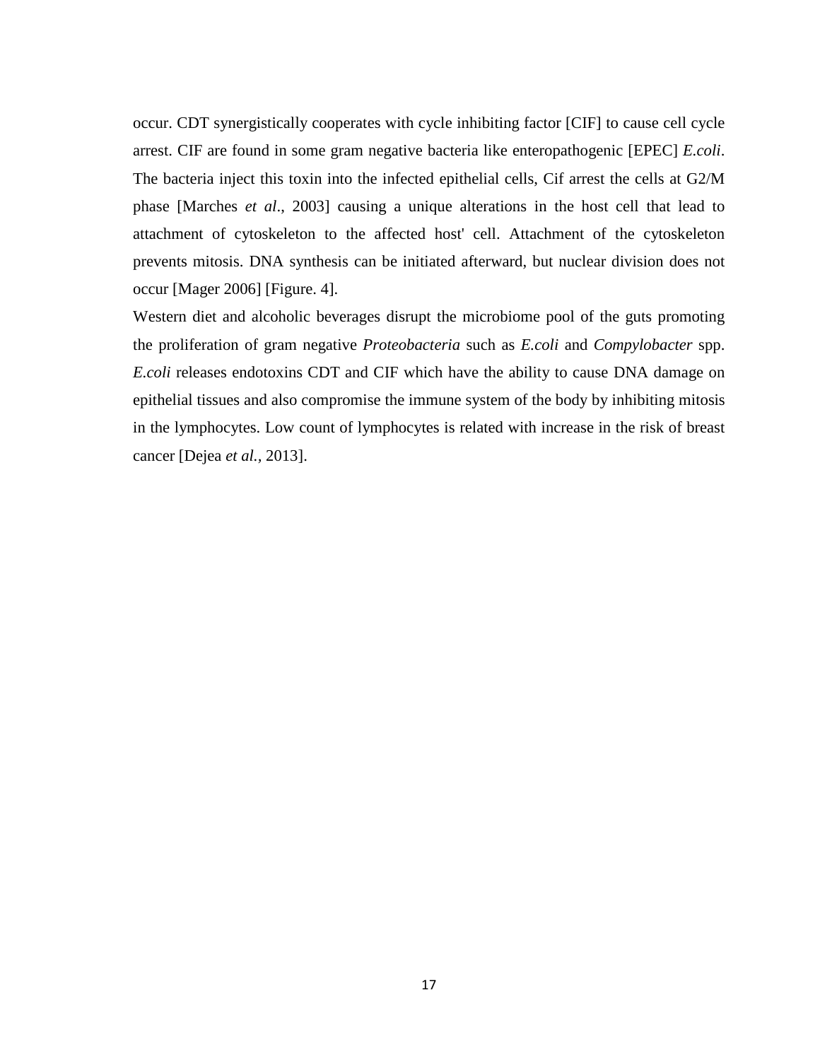occur. CDT synergistically cooperates with cycle inhibiting factor [CIF] to cause cell cycle arrest. CIF are found in some gram negative bacteria like enteropathogenic [EPEC] *E.coli*. The bacteria inject this toxin into the infected epithelial cells, Cif arrest the cells at G2/M phase [Marches *et al*., 2003] causing a unique alterations in the host cell that lead to attachment of cytoskeleton to the affected host' cell. Attachment of the cytoskeleton prevents mitosis. DNA synthesis can be initiated afterward, but nuclear division does not occur [Mager 2006] [Figure. 4].

Western diet and alcoholic beverages disrupt the microbiome pool of the guts promoting the proliferation of gram negative *Proteobacteria* such as *E.coli* and *Compylobacter* spp. *E.coli* releases endotoxins CDT and CIF which have the ability to cause DNA damage on epithelial tissues and also compromise the immune system of the body by inhibiting mitosis in the lymphocytes. Low count of lymphocytes is related with increase in the risk of breast cancer [Dejea *et al.*, 2013].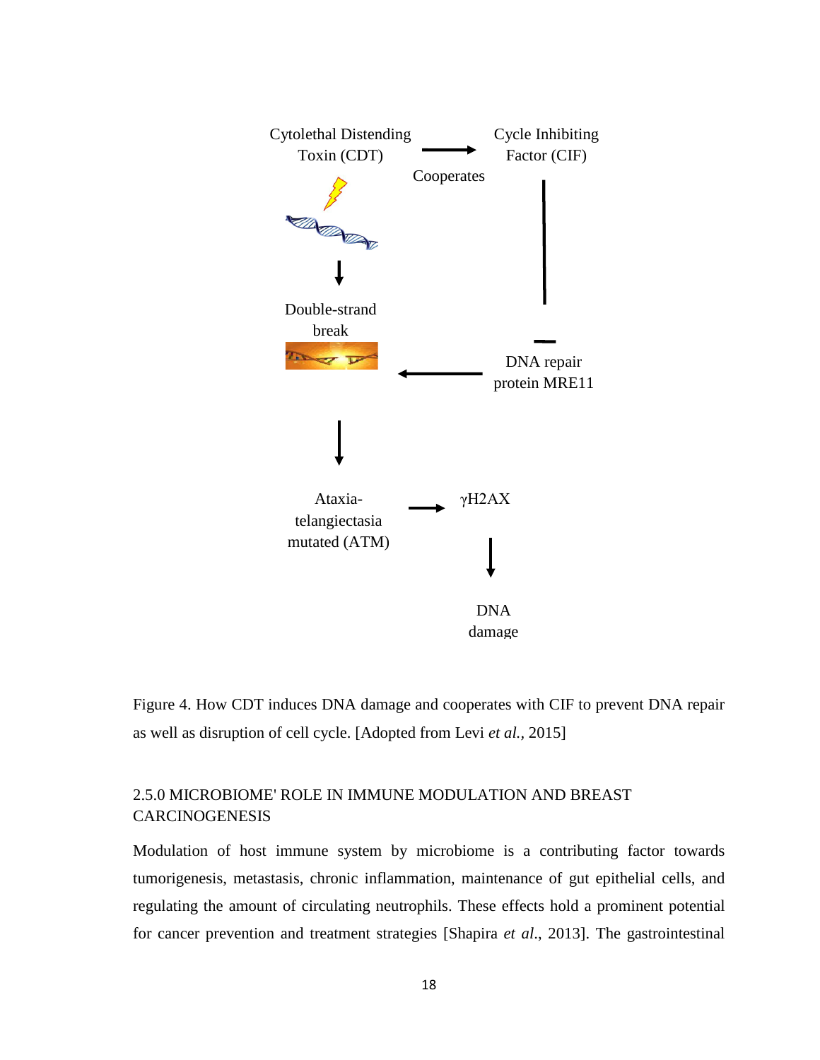Cytolethal Distending Toxin (CDT)

Cooperates

Cycle Inhibiting Factor (CIF)

Double-strand break

DNA repair protein MRE11

Ataxia-telangiectasia mutated (ATM)

γH2AX

DNA damage

Figure 4. How CDT induces DNA damage and cooperates with CIF to prevent DNA repair as well as disruption of cell cycle. [Adopted from Levi *et al.*, 2015]

## 2.5.0 MICROBIOME' ROLE IN IMMUNE MODULATION AND BREAST CARCINOGENESIS

Modulation of host immune system by microbiome is a contributing factor towards tumorigenesis, metastasis, chronic inflammation, maintenance of gut epithelial cells, and regulating the amount of circulating neutrophils. These effects hold a prominent potential for cancer prevention and treatment strategies [Shapira *et al*., 2013]. The gastrointestinal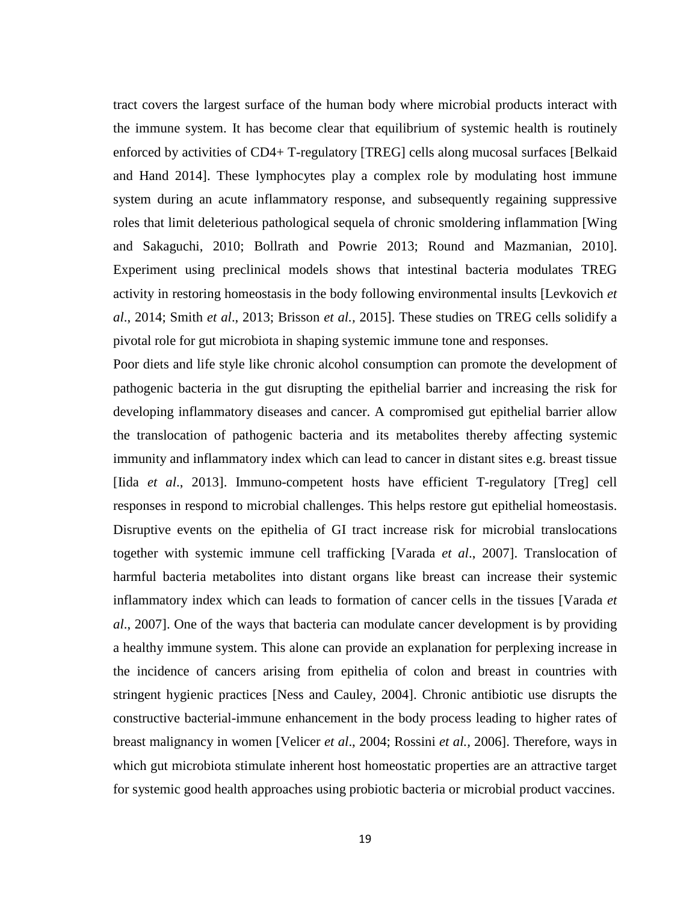tract covers the largest surface of the human body where microbial products interact with the immune system. It has become clear that equilibrium of systemic health is routinely enforced by activities of CD4+ T-regulatory [TREG] cells along mucosal surfaces [Belkaid and Hand 2014]. These lymphocytes play a complex role by modulating host immune system during an acute inflammatory response, and subsequently regaining suppressive roles that limit deleterious pathological sequela of chronic smoldering inflammation [Wing and Sakaguchi, 2010; Bollrath and Powrie 2013; Round and Mazmanian, 2010]. Experiment using preclinical models shows that intestinal bacteria modulates TREG activity in restoring homeostasis in the body following environmental insults [Levkovich *et al*., 2014; Smith *et al*., 2013; Brisson *et al.*, 2015]. These studies on TREG cells solidify a pivotal role for gut microbiota in shaping systemic immune tone and responses.

Poor diets and life style like chronic alcohol consumption can promote the development of pathogenic bacteria in the gut disrupting the epithelial barrier and increasing the risk for developing inflammatory diseases and cancer. A compromised gut epithelial barrier allow the translocation of pathogenic bacteria and its metabolites thereby affecting systemic immunity and inflammatory index which can lead to cancer in distant sites e.g. breast tissue [Iida *et al*., 2013]. Immuno-competent hosts have efficient T-regulatory [Treg] cell responses in respond to microbial challenges. This helps restore gut epithelial homeostasis. Disruptive events on the epithelia of GI tract increase risk for microbial translocations together with systemic immune cell trafficking [Varada *et al*., 2007]. Translocation of harmful bacteria metabolites into distant organs like breast can increase their systemic inflammatory index which can leads to formation of cancer cells in the tissues [Varada *et al*., 2007]. One of the ways that bacteria can modulate cancer development is by providing a healthy immune system. This alone can provide an explanation for perplexing increase in the incidence of cancers arising from epithelia of colon and breast in countries with stringent hygienic practices [Ness and Cauley, 2004]. Chronic antibiotic use disrupts the constructive bacterial-immune enhancement in the body process leading to higher rates of breast malignancy in women [Velicer *et al*., 2004; Rossini *et al.*, 2006]. Therefore, ways in which gut microbiota stimulate inherent host homeostatic properties are an attractive target for systemic good health approaches using probiotic bacteria or microbial product vaccines.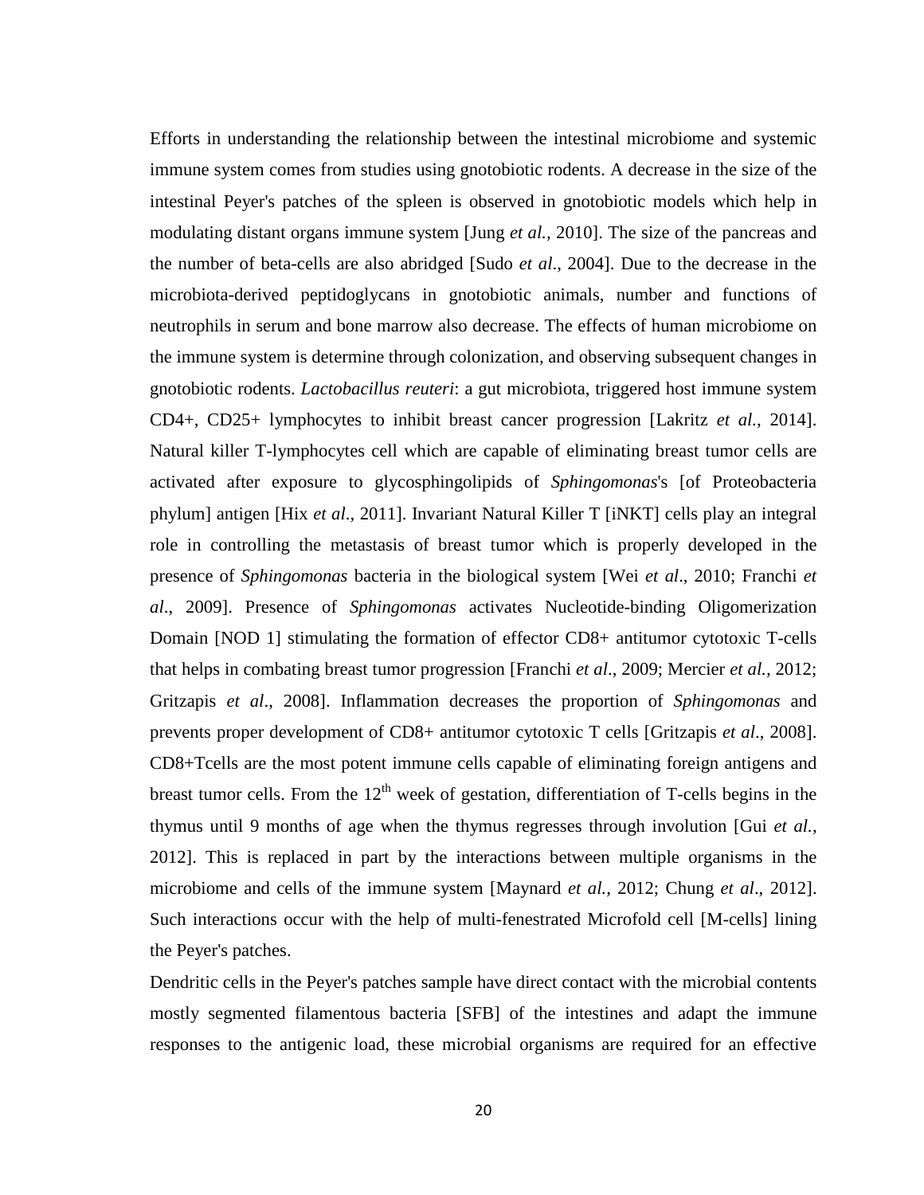Efforts in understanding the relationship between the intestinal microbiome and systemic immune system comes from studies using gnotobiotic rodents. A decrease in the size of the intestinal Peyer's patches of the spleen is observed in gnotobiotic models which help in modulating distant organs immune system [Jung *et al.*, 2010]. The size of the pancreas and the number of beta-cells are also abridged [Sudo *et al*., 2004]. Due to the decrease in the microbiota-derived peptidoglycans in gnotobiotic animals, number and functions of neutrophils in serum and bone marrow also decrease. The effects of human microbiome on the immune system is determine through colonization, and observing subsequent changes in gnotobiotic rodents. *Lactobacillus reuteri*: a gut microbiota, triggered host immune system CD4+, CD25+ lymphocytes to inhibit breast cancer progression [Lakritz *et al.*, 2014]. Natural killer T-lymphocytes cell which are capable of eliminating breast tumor cells are activated after exposure to glycosphingolipids of *Sphingomonas*'s [of Proteobacteria phylum] antigen [Hix *et al*., 2011]. Invariant Natural Killer T [iNKT] cells play an integral role in controlling the metastasis of breast tumor which is properly developed in the presence of *Sphingomonas* bacteria in the biological system [Wei *et al*., 2010; Franchi *et al*., 2009]. Presence of *Sphingomonas* activates Nucleotide-binding Oligomerization Domain [NOD 1] stimulating the formation of effector CD8+ antitumor cytotoxic T-cells that helps in combating breast tumor progression [Franchi *et al*., 2009; Mercier *et al.*, 2012; Gritzapis *et al*., 2008]. Inflammation decreases the proportion of *Sphingomonas* and prevents proper development of CD8+ antitumor cytotoxic T cells [Gritzapis *et al*., 2008]. CD8+Tcells are the most potent immune cells capable of eliminating foreign antigens and breast tumor cells. From the $12^{th}$ week of gestation, differentiation of T-cells begins in the thymus until 9 months of age when the thymus regresses through involution [Gui *et al.*, 2012]. This is replaced in part by the interactions between multiple organisms in the microbiome and cells of the immune system [Maynard *et al.*, 2012; Chung *et al*., 2012]. Such interactions occur with the help of multi-fenestrated Microfold cell [M-cells] lining the Peyer's patches.

Dendritic cells in the Peyer's patches sample have direct contact with the microbial contents mostly segmented filamentous bacteria [SFB] of the intestines and adapt the immune responses to the antigenic load, these microbial organisms are required for an effective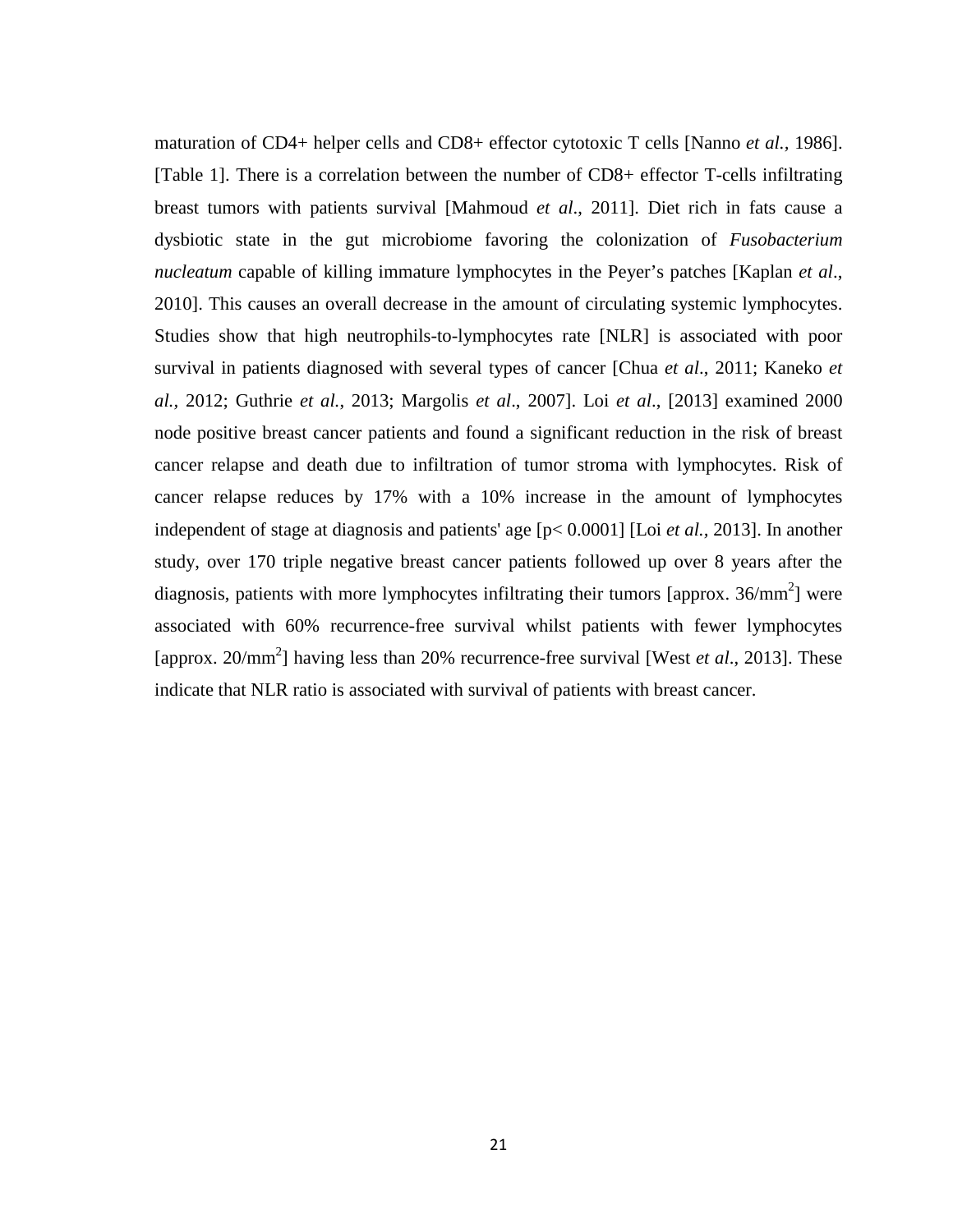maturation of CD4+ helper cells and CD8+ effector cytotoxic T cells [Nanno *et al.*, 1986]. [Table 1]. There is a correlation between the number of CD8+ effector T-cells infiltrating breast tumors with patients survival [Mahmoud *et al*., 2011]. Diet rich in fats cause a dysbiotic state in the gut microbiome favoring the colonization of *Fusobacterium nucleatum* capable of killing immature lymphocytes in the Peyer's patches [Kaplan *et al*., 2010]. This causes an overall decrease in the amount of circulating systemic lymphocytes. Studies show that high neutrophils-to-lymphocytes rate [NLR] is associated with poor survival in patients diagnosed with several types of cancer [Chua *et al*., 2011; Kaneko *et al.*, 2012; Guthrie *et al.*, 2013; Margolis *et al*., 2007]. Loi *et al*., [2013] examined 2000 node positive breast cancer patients and found a significant reduction in the risk of breast cancer relapse and death due to infiltration of tumor stroma with lymphocytes. Risk of cancer relapse reduces by 17% with a 10% increase in the amount of lymphocytes independent of stage at diagnosis and patients' age [$p < 0.0001$] [Loi *et al.*, 2013]. In another study, over 170 triple negative breast cancer patients followed up over 8 years after the diagnosis, patients with more lymphocytes infiltrating their tumors [approx. $36/mm^2$] were associated with 60% recurrence-free survival whilst patients with fewer lymphocytes [approx. $20/mm^2$] having less than 20% recurrence-free survival [West *et al*., 2013]. These indicate that NLR ratio is associated with survival of patients with breast cancer.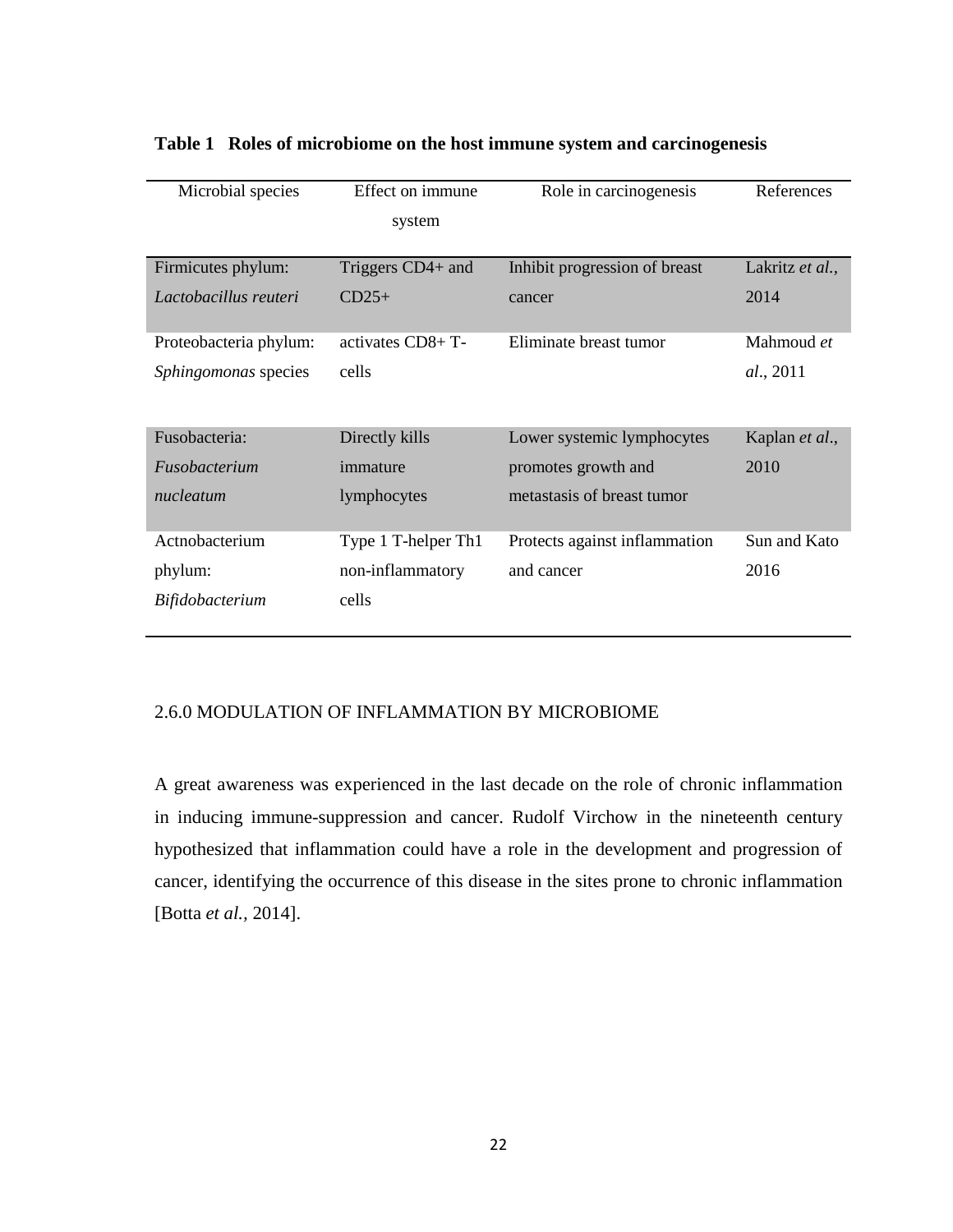**Table 1 Roles of microbiome on the host immune system and carcinogenesis**

| Microbial species | Effect on immune system | Role in carcinogenesis | References |
|---|---|---|---|
| Firmicutes phylum: *Lactobacillus reuteri* | Triggers CD4+ and CD25+ | Inhibit progression of breast cancer | Lakritz *et al.*, 2014 |
| Proteobacteria phylum: *Sphingomonas* species | activates CD8+ T-cells | Eliminate breast tumor | Mahmoud *et al*., 2011 |
| Fusobacteria: *Fusobacterium nucleatum* | Directly kills immature lymphocytes | Lower systemic lymphocytes promotes growth and metastasis of breast tumor | Kaplan *et al*., 2010 |
| Actnobacterium phylum: *Bifidobacterium* | Type 1 T-helper Th1 non-inflammatory cells | Protects against inflammation and cancer | Sun and Kato 2016 |

2.6.0 MODULATION OF INFLAMMATION BY MICROBIOME

A great awareness was experienced in the last decade on the role of chronic inflammation in inducing immune-suppression and cancer. Rudolf Virchow in the nineteenth century hypothesized that inflammation could have a role in the development and progression of cancer, identifying the occurrence of this disease in the sites prone to chronic inflammation [Botta *et al.*, 2014].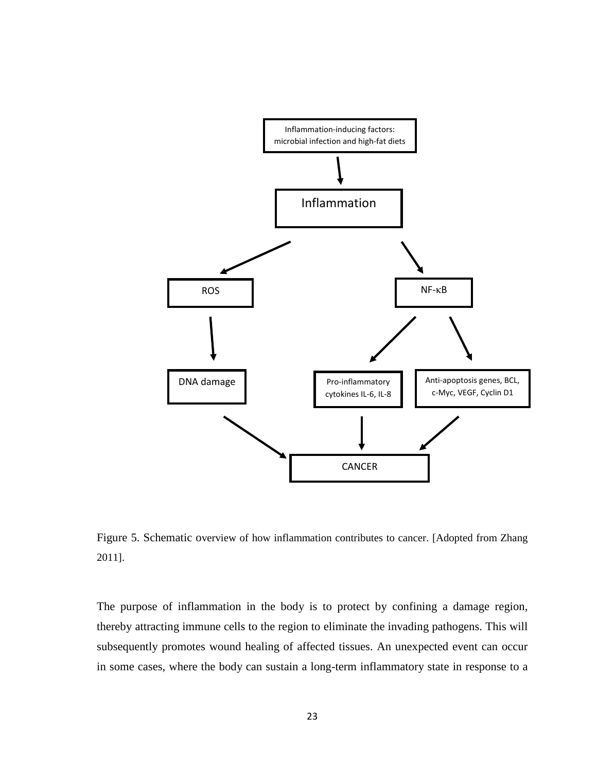Inflammation-inducing factors: microbial infection and high-fat diets

Inflammation

ROS

NF-κB

DNA damage

Pro-inflammatory cytokines IL-6, IL-8

Anti-apoptosis genes, BCL, c-Myc, VEGF, Cyclin D1

CANCER

Figure 5. Schematic overview of how inflammation contributes to cancer. [Adopted from Zhang 2011].

The purpose of inflammation in the body is to protect by confining a damage region, thereby attracting immune cells to the region to eliminate the invading pathogens. This will subsequently promotes wound healing of affected tissues. An unexpected event can occur in some cases, where the body can sustain a long-term inflammatory state in response to a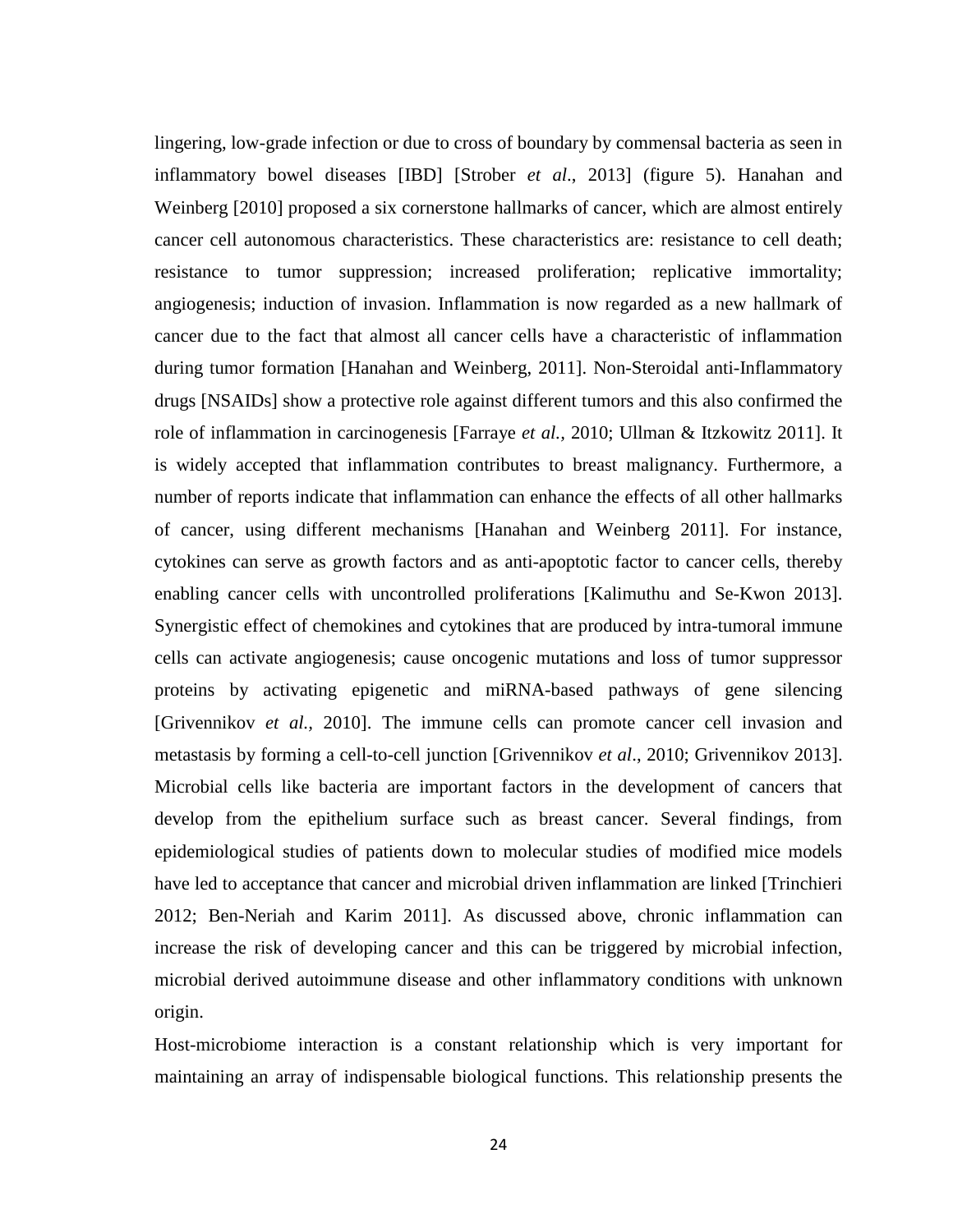lingering, low-grade infection or due to cross of boundary by commensal bacteria as seen in inflammatory bowel diseases [IBD] [Strober *et al*., 2013] (figure 5). Hanahan and Weinberg [2010] proposed a six cornerstone hallmarks of cancer, which are almost entirely cancer cell autonomous characteristics. These characteristics are: resistance to cell death; resistance to tumor suppression; increased proliferation; replicative immortality; angiogenesis; induction of invasion. Inflammation is now regarded as a new hallmark of cancer due to the fact that almost all cancer cells have a characteristic of inflammation during tumor formation [Hanahan and Weinberg, 2011]. Non-Steroidal anti-Inflammatory drugs [NSAIDs] show a protective role against different tumors and this also confirmed the role of inflammation in carcinogenesis [Farraye *et al.,* 2010; Ullman & Itzkowitz 2011]. It is widely accepted that inflammation contributes to breast malignancy. Furthermore, a number of reports indicate that inflammation can enhance the effects of all other hallmarks of cancer, using different mechanisms [Hanahan and Weinberg 2011]. For instance, cytokines can serve as growth factors and as anti-apoptotic factor to cancer cells, thereby enabling cancer cells with uncontrolled proliferations [Kalimuthu and Se-Kwon 2013]. Synergistic effect of chemokines and cytokines that are produced by intra-tumoral immune cells can activate angiogenesis; cause oncogenic mutations and loss of tumor suppressor proteins by activating epigenetic and miRNA-based pathways of gene silencing [Grivennikov *et al.,* 2010]. The immune cells can promote cancer cell invasion and metastasis by forming a cell-to-cell junction [Grivennikov *et al*., 2010; Grivennikov 2013]. Microbial cells like bacteria are important factors in the development of cancers that develop from the epithelium surface such as breast cancer. Several findings, from epidemiological studies of patients down to molecular studies of modified mice models have led to acceptance that cancer and microbial driven inflammation are linked [Trinchieri 2012; Ben-Neriah and Karim 2011]. As discussed above, chronic inflammation can increase the risk of developing cancer and this can be triggered by microbial infection, microbial derived autoimmune disease and other inflammatory conditions with unknown origin.

Host-microbiome interaction is a constant relationship which is very important for maintaining an array of indispensable biological functions. This relationship presents the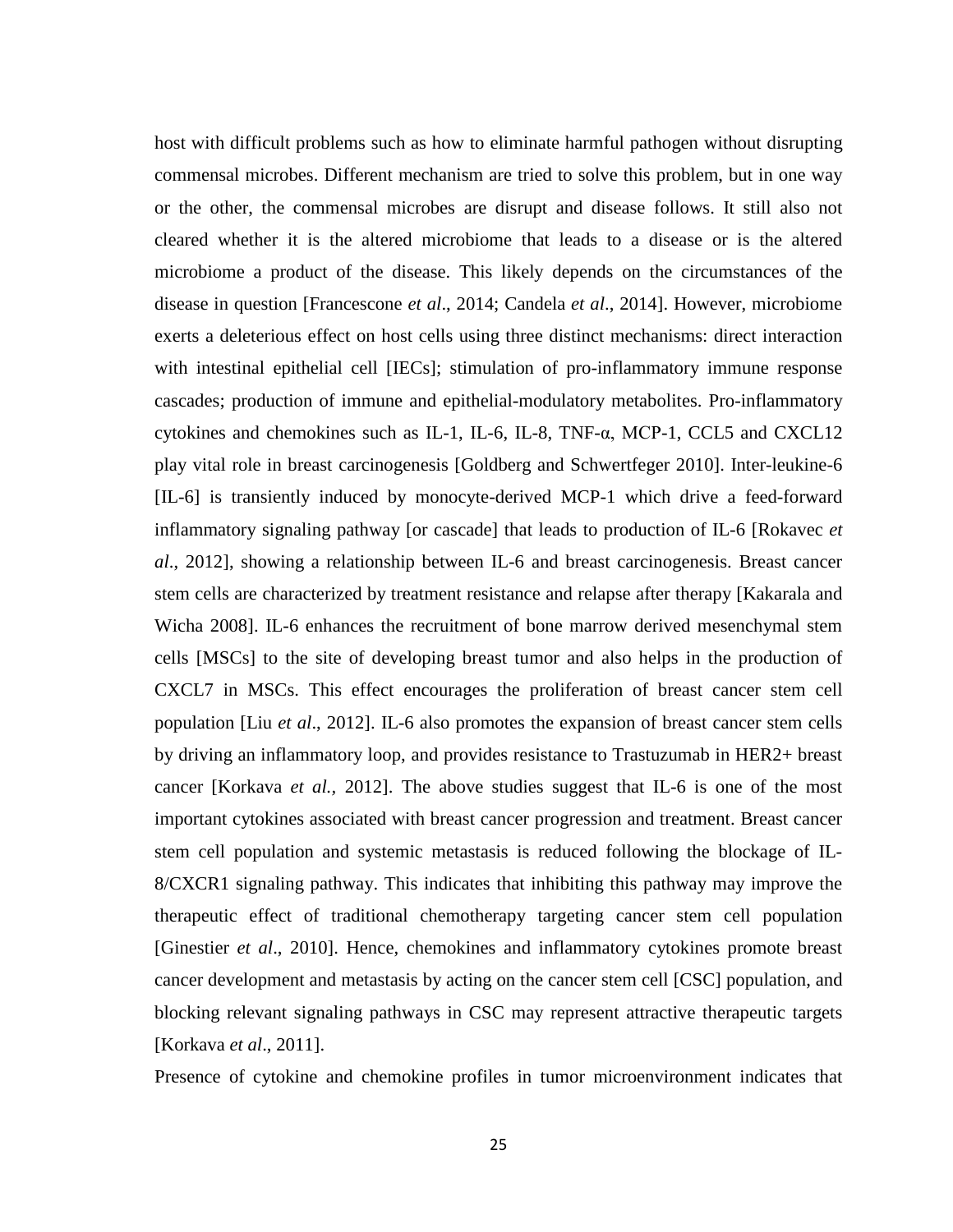host with difficult problems such as how to eliminate harmful pathogen without disrupting commensal microbes. Different mechanism are tried to solve this problem, but in one way or the other, the commensal microbes are disrupt and disease follows. It still also not cleared whether it is the altered microbiome that leads to a disease or is the altered microbiome a product of the disease. This likely depends on the circumstances of the disease in question [Francescone *et al*., 2014; Candela *et al*., 2014]. However, microbiome exerts a deleterious effect on host cells using three distinct mechanisms: direct interaction with intestinal epithelial cell [IECs]; stimulation of pro-inflammatory immune response cascades; production of immune and epithelial-modulatory metabolites. Pro-inflammatory cytokines and chemokines such as IL-1, IL-6, IL-8, TNF-α, MCP-1, CCL5 and CXCL12 play vital role in breast carcinogenesis [Goldberg and Schwertfeger 2010]. Inter-leukine-6 [IL-6] is transiently induced by monocyte-derived MCP-1 which drive a feed-forward inflammatory signaling pathway [or cascade] that leads to production of IL-6 [Rokavec *et al*., 2012], showing a relationship between IL-6 and breast carcinogenesis. Breast cancer stem cells are characterized by treatment resistance and relapse after therapy [Kakarala and Wicha 2008]. IL-6 enhances the recruitment of bone marrow derived mesenchymal stem cells [MSCs] to the site of developing breast tumor and also helps in the production of CXCL7 in MSCs. This effect encourages the proliferation of breast cancer stem cell population [Liu *et al*., 2012]. IL-6 also promotes the expansion of breast cancer stem cells by driving an inflammatory loop, and provides resistance to Trastuzumab in HER2+ breast cancer [Korkava *et al.,* 2012]. The above studies suggest that IL-6 is one of the most important cytokines associated with breast cancer progression and treatment. Breast cancer stem cell population and systemic metastasis is reduced following the blockage of IL-8/CXCR1 signaling pathway. This indicates that inhibiting this pathway may improve the therapeutic effect of traditional chemotherapy targeting cancer stem cell population [Ginestier *et al*., 2010]. Hence, chemokines and inflammatory cytokines promote breast cancer development and metastasis by acting on the cancer stem cell [CSC] population, and blocking relevant signaling pathways in CSC may represent attractive therapeutic targets [Korkava *et al*., 2011].

Presence of cytokine and chemokine profiles in tumor microenvironment indicates that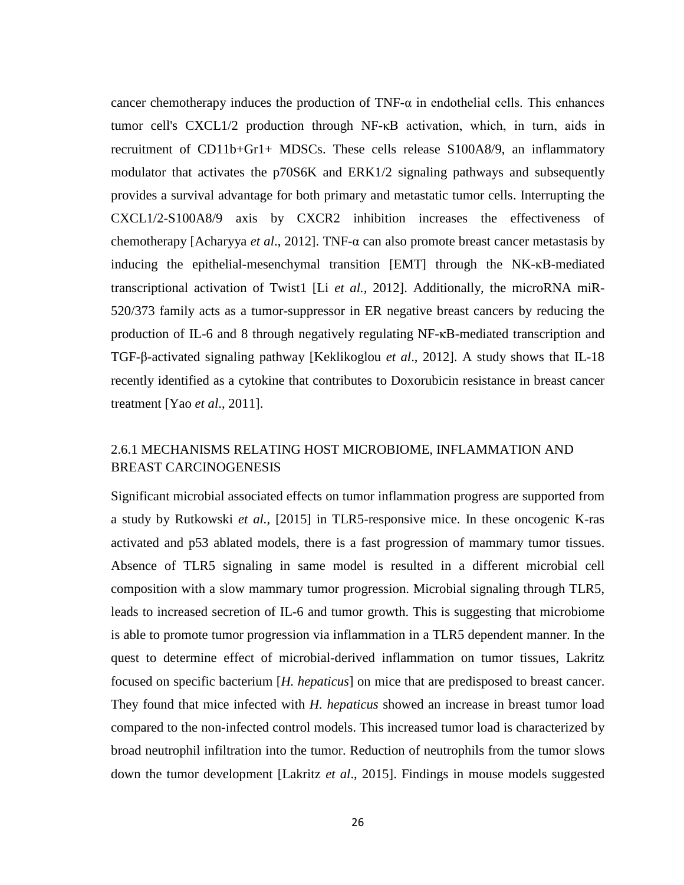cancer chemotherapy induces the production of TNF-α in endothelial cells. This enhances tumor cell's CXCL1/2 production through NF-κB activation, which, in turn, aids in recruitment of CD11b+Gr1+ MDSCs. These cells release S100A8/9, an inflammatory modulator that activates the p70S6K and ERK1/2 signaling pathways and subsequently provides a survival advantage for both primary and metastatic tumor cells. Interrupting the CXCL1/2-S100A8/9 axis by CXCR2 inhibition increases the effectiveness of chemotherapy [Acharyya *et al*., 2012]. TNF-α can also promote breast cancer metastasis by inducing the epithelial-mesenchymal transition [EMT] through the NK-κB-mediated transcriptional activation of Twist1 [Li *et al.*, 2012]. Additionally, the microRNA miR-520/373 family acts as a tumor-suppressor in ER negative breast cancers by reducing the production of IL-6 and 8 through negatively regulating NF-κB-mediated transcription and TGF-β-activated signaling pathway [Keklikoglou *et al*., 2012]. A study shows that IL-18 recently identified as a cytokine that contributes to Doxorubicin resistance in breast cancer treatment [Yao *et al*., 2011].

### 2.6.1 MECHANISMS RELATING HOST MICROBIOME, INFLAMMATION AND BREAST CARCINOGENESIS

Significant microbial associated effects on tumor inflammation progress are supported from a study by Rutkowski *et al.,* [2015] in TLR5-responsive mice. In these oncogenic K-ras activated and p53 ablated models, there is a fast progression of mammary tumor tissues. Absence of TLR5 signaling in same model is resulted in a different microbial cell composition with a slow mammary tumor progression. Microbial signaling through TLR5, leads to increased secretion of IL-6 and tumor growth. This is suggesting that microbiome is able to promote tumor progression via inflammation in a TLR5 dependent manner. In the quest to determine effect of microbial-derived inflammation on tumor tissues, Lakritz focused on specific bacterium [*H. hepaticus*] on mice that are predisposed to breast cancer. They found that mice infected with *H. hepaticus* showed an increase in breast tumor load compared to the non-infected control models. This increased tumor load is characterized by broad neutrophil infiltration into the tumor. Reduction of neutrophils from the tumor slows down the tumor development [Lakritz *et al*., 2015]. Findings in mouse models suggested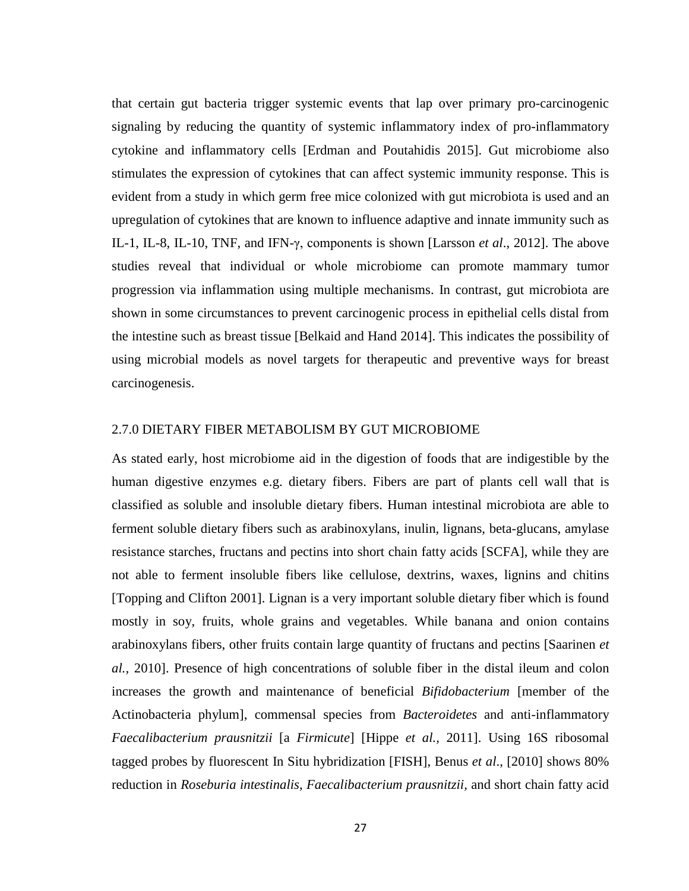that certain gut bacteria trigger systemic events that lap over primary pro-carcinogenic signaling by reducing the quantity of systemic inflammatory index of pro-inflammatory cytokine and inflammatory cells [Erdman and Poutahidis 2015]. Gut microbiome also stimulates the expression of cytokines that can affect systemic immunity response. This is evident from a study in which germ free mice colonized with gut microbiota is used and an upregulation of cytokines that are known to influence adaptive and innate immunity such as IL-1, IL-8, IL-10, TNF, and IFN-γ, components is shown [Larsson *et al*., 2012]. The above studies reveal that individual or whole microbiome can promote mammary tumor progression via inflammation using multiple mechanisms. In contrast, gut microbiota are shown in some circumstances to prevent carcinogenic process in epithelial cells distal from the intestine such as breast tissue [Belkaid and Hand 2014]. This indicates the possibility of using microbial models as novel targets for therapeutic and preventive ways for breast carcinogenesis.

## 2.7.0 DIETARY FIBER METABOLISM BY GUT MICROBIOME

As stated early, host microbiome aid in the digestion of foods that are indigestible by the human digestive enzymes e.g. dietary fibers. Fibers are part of plants cell wall that is classified as soluble and insoluble dietary fibers. Human intestinal microbiota are able to ferment soluble dietary fibers such as arabinoxylans, inulin, lignans, beta-glucans, amylase resistance starches, fructans and pectins into short chain fatty acids [SCFA], while they are not able to ferment insoluble fibers like cellulose, dextrins, waxes, lignins and chitins [Topping and Clifton 2001]. Lignan is a very important soluble dietary fiber which is found mostly in soy, fruits, whole grains and vegetables. While banana and onion contains arabinoxylans fibers, other fruits contain large quantity of fructans and pectins [Saarinen *et al.,* 2010]. Presence of high concentrations of soluble fiber in the distal ileum and colon increases the growth and maintenance of beneficial *Bifidobacterium* [member of the Actinobacteria phylum], commensal species from *Bacteroidetes* and anti-inflammatory *Faecalibacterium prausnitzii* [a *Firmicute*] [Hippe *et al.,* 2011]. Using 16S ribosomal tagged probes by fluorescent In Situ hybridization [FISH], Benus *et al*., [2010] shows 80% reduction in *Roseburia intestinalis*, *Faecalibacterium prausnitzii,* and short chain fatty acid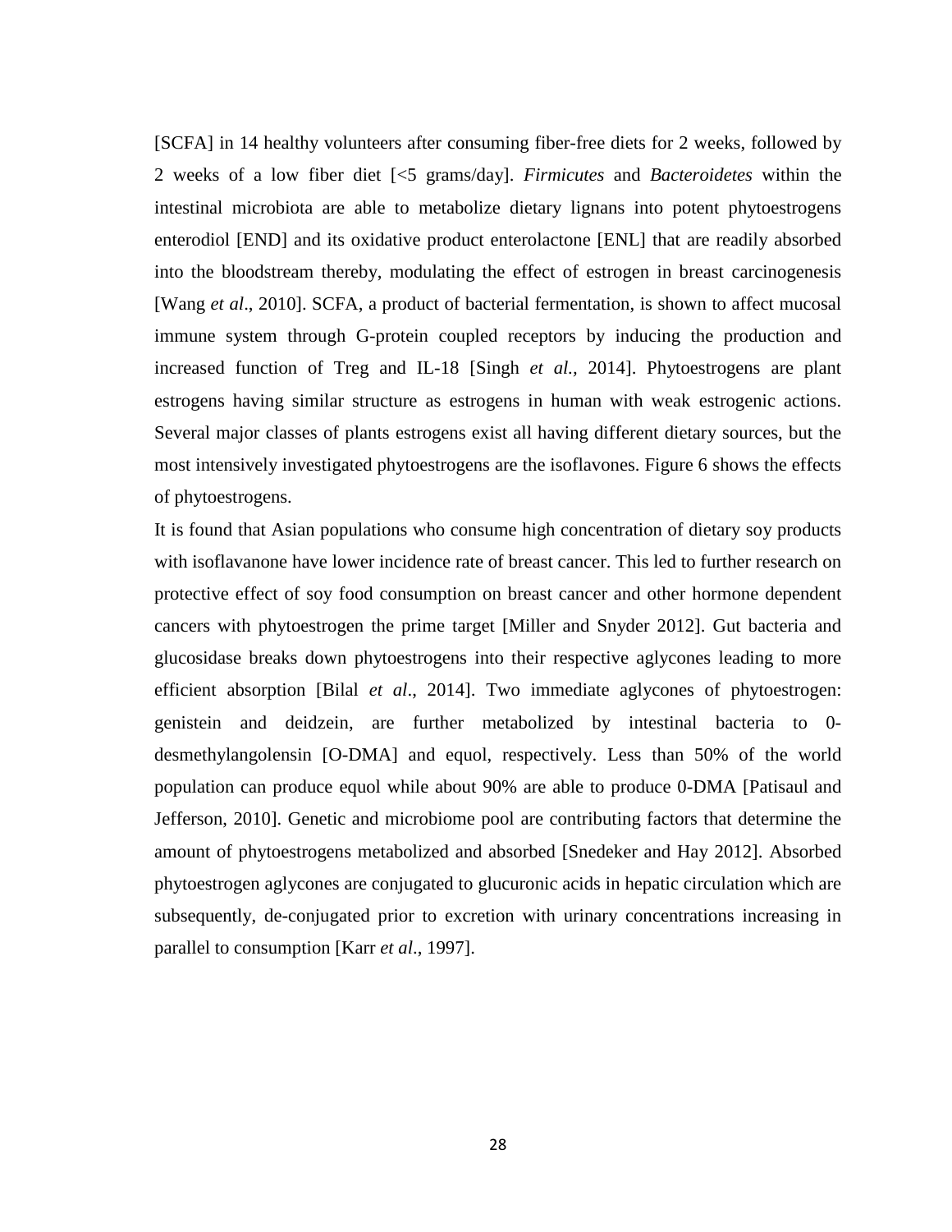[SCFA] in 14 healthy volunteers after consuming fiber-free diets for 2 weeks, followed by 2 weeks of a low fiber diet [<5 grams/day]. *Firmicutes* and *Bacteroidetes* within the intestinal microbiota are able to metabolize dietary lignans into potent phytoestrogens enterodiol [END] and its oxidative product enterolactone [ENL] that are readily absorbed into the bloodstream thereby, modulating the effect of estrogen in breast carcinogenesis [Wang *et al*., 2010]. SCFA, a product of bacterial fermentation, is shown to affect mucosal immune system through G-protein coupled receptors by inducing the production and increased function of Treg and IL-18 [Singh *et al.,* 2014]. Phytoestrogens are plant estrogens having similar structure as estrogens in human with weak estrogenic actions. Several major classes of plants estrogens exist all having different dietary sources, but the most intensively investigated phytoestrogens are the isoflavones. Figure 6 shows the effects of phytoestrogens.

It is found that Asian populations who consume high concentration of dietary soy products with isoflavanone have lower incidence rate of breast cancer. This led to further research on protective effect of soy food consumption on breast cancer and other hormone dependent cancers with phytoestrogen the prime target [Miller and Snyder 2012]. Gut bacteria and glucosidase breaks down phytoestrogens into their respective aglycones leading to more efficient absorption [Bilal *et al*., 2014]. Two immediate aglycones of phytoestrogen: genistein and deidzein, are further metabolized by intestinal bacteria to 0-desmethylangolensin [O-DMA] and equol, respectively. Less than 50% of the world population can produce equol while about 90% are able to produce 0-DMA [Patisaul and Jefferson, 2010]. Genetic and microbiome pool are contributing factors that determine the amount of phytoestrogens metabolized and absorbed [Snedeker and Hay 2012]. Absorbed phytoestrogen aglycones are conjugated to glucuronic acids in hepatic circulation which are subsequently, de-conjugated prior to excretion with urinary concentrations increasing in parallel to consumption [Karr *et al*., 1997].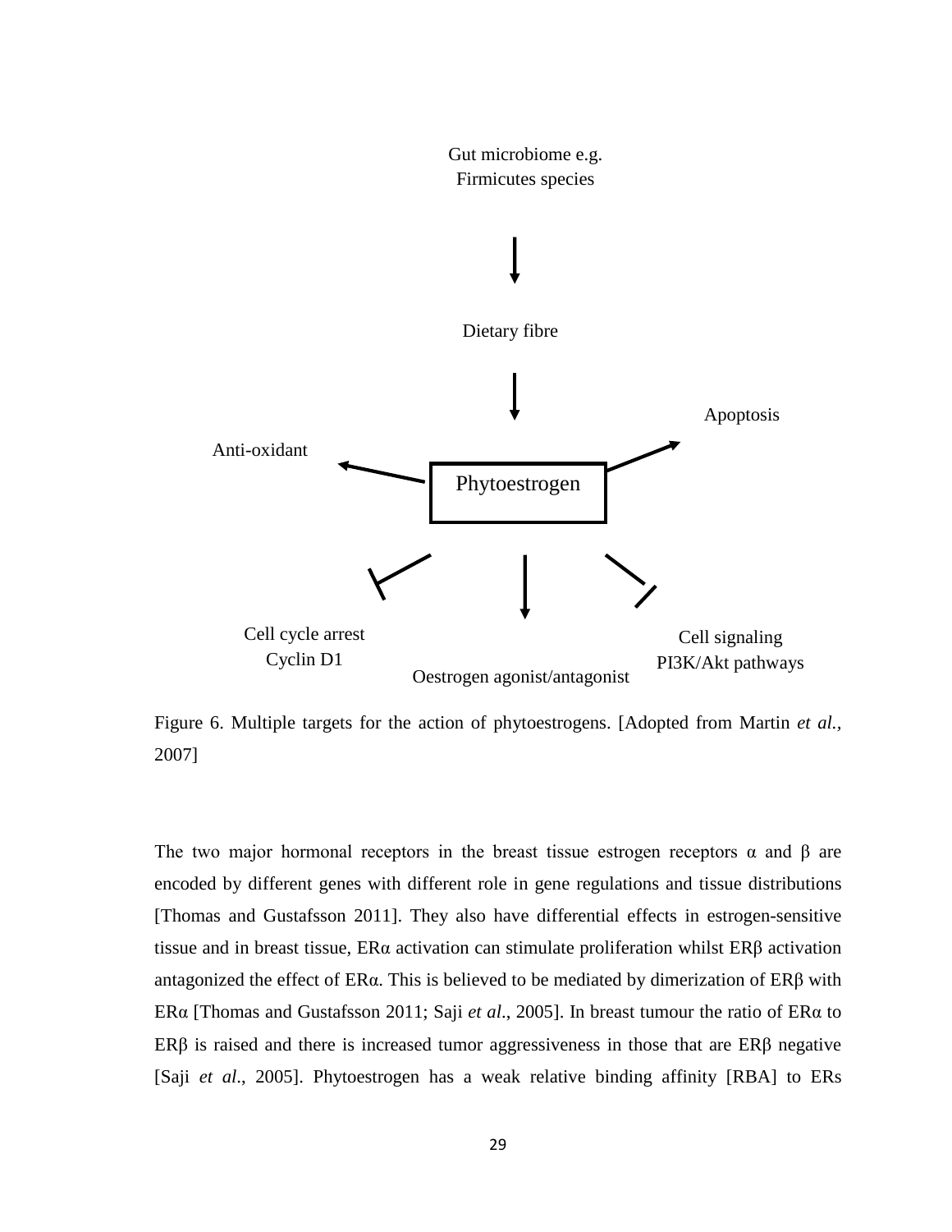Gut microbiome e.g. Firmicutes species

Dietary fibre

Phytoestrogen

Anti-oxidant

Apoptosis

Cell cycle arrest Cyclin D1

Oestrogen agonist/antagonist

Cell signaling PI3K/Akt pathways

Figure 6. Multiple targets for the action of phytoestrogens. [Adopted from Martin *et al.,* 2007]

The two major hormonal receptors in the breast tissue estrogen receptors α and β are encoded by different genes with different role in gene regulations and tissue distributions [Thomas and Gustafsson 2011]. They also have differential effects in estrogen-sensitive tissue and in breast tissue, ERα activation can stimulate proliferation whilst ERβ activation antagonized the effect of ERα. This is believed to be mediated by dimerization of ERβ with ERα [Thomas and Gustafsson 2011; Saji *et al*., 2005]. In breast tumour the ratio of ERα to ERβ is raised and there is increased tumor aggressiveness in those that are ERβ negative [Saji *et al*., 2005]. Phytoestrogen has a weak relative binding affinity [RBA] to ERs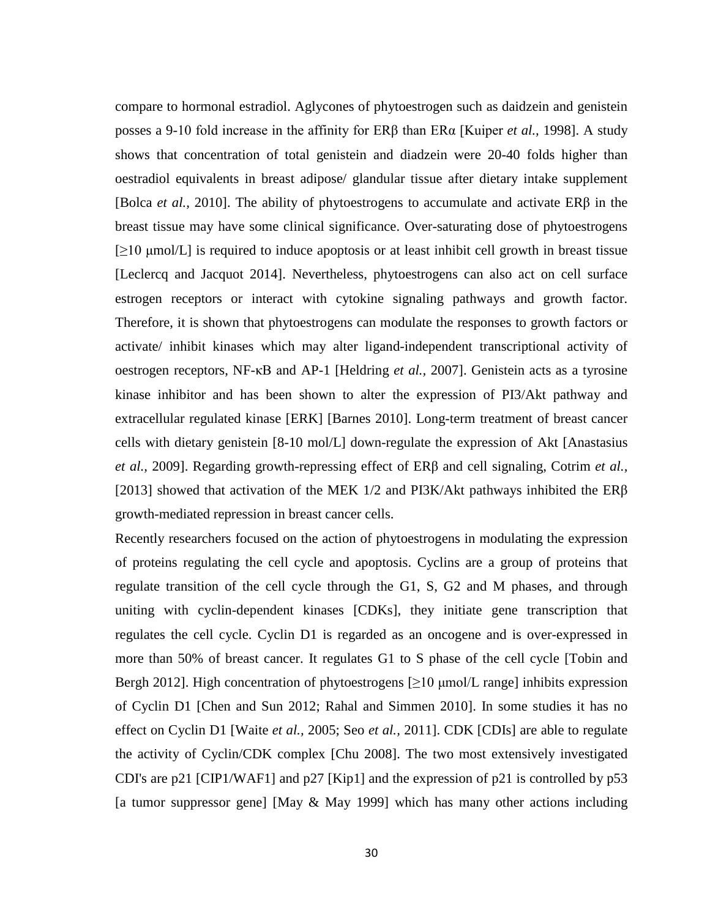compare to hormonal estradiol. Aglycones of phytoestrogen such as daidzein and genistein posses a 9-10 fold increase in the affinity for ERβ than ERα [Kuiper *et al.,* 1998]. A study shows that concentration of total genistein and diadzein were 20-40 folds higher than oestradiol equivalents in breast adipose/ glandular tissue after dietary intake supplement [Bolca *et al.,* 2010]. The ability of phytoestrogens to accumulate and activate ERβ in the breast tissue may have some clinical significance. Over-saturating dose of phytoestrogens [≥10 μmol/L] is required to induce apoptosis or at least inhibit cell growth in breast tissue [Leclercq and Jacquot 2014]. Nevertheless, phytoestrogens can also act on cell surface estrogen receptors or interact with cytokine signaling pathways and growth factor. Therefore, it is shown that phytoestrogens can modulate the responses to growth factors or activate/ inhibit kinases which may alter ligand-independent transcriptional activity of oestrogen receptors, NF-κB and AP-1 [Heldring *et al.,* 2007]. Genistein acts as a tyrosine kinase inhibitor and has been shown to alter the expression of PI3/Akt pathway and extracellular regulated kinase [ERK] [Barnes 2010]. Long-term treatment of breast cancer cells with dietary genistein [8-10 mol/L] down-regulate the expression of Akt [Anastasius *et al.,* 2009]. Regarding growth-repressing effect of ERβ and cell signaling, Cotrim *et al.,* [2013] showed that activation of the MEK 1/2 and PI3K/Akt pathways inhibited the ERβ growth-mediated repression in breast cancer cells.

Recently researchers focused on the action of phytoestrogens in modulating the expression of proteins regulating the cell cycle and apoptosis. Cyclins are a group of proteins that regulate transition of the cell cycle through the G1, S, G2 and M phases, and through uniting with cyclin-dependent kinases [CDKs], they initiate gene transcription that regulates the cell cycle. Cyclin D1 is regarded as an oncogene and is over-expressed in more than 50% of breast cancer. It regulates G1 to S phase of the cell cycle [Tobin and Bergh 2012]. High concentration of phytoestrogens [≥10 μmol/L range] inhibits expression of Cyclin D1 [Chen and Sun 2012; Rahal and Simmen 2010]. In some studies it has no effect on Cyclin D1 [Waite *et al.,* 2005; Seo *et al.,* 2011]. CDK [CDIs] are able to regulate the activity of Cyclin/CDK complex [Chu 2008]. The two most extensively investigated CDI's are p21 [CIP1/WAF1] and p27 [Kip1] and the expression of p21 is controlled by p53 [a tumor suppressor gene] [May & May 1999] which has many other actions including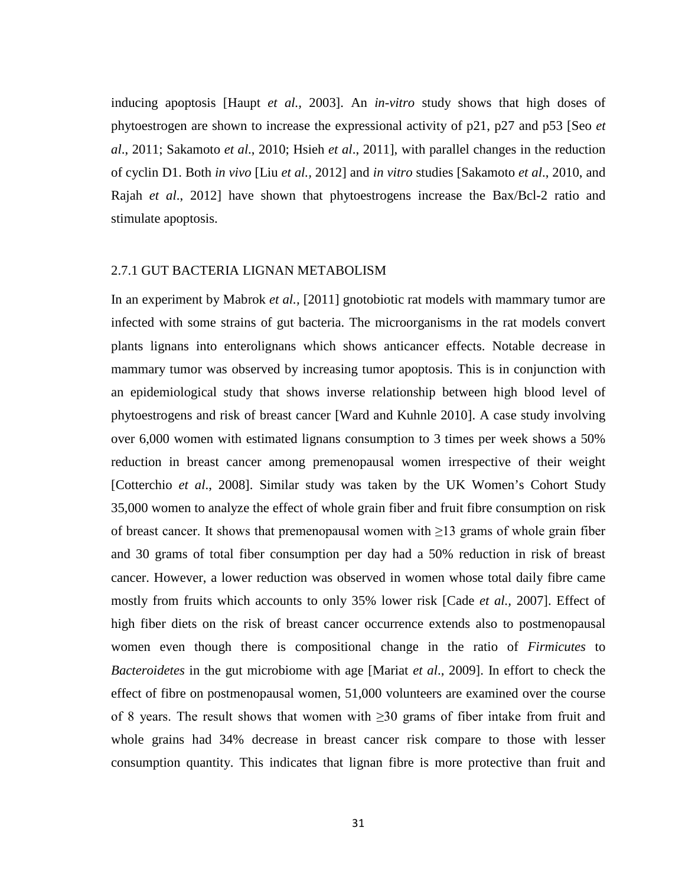inducing apoptosis [Haupt *et al.,* 2003]. An *in-vitro* study shows that high doses of phytoestrogen are shown to increase the expressional activity of p21, p27 and p53 [Seo *et al*., 2011; Sakamoto *et al*., 2010; Hsieh *et al*., 2011], with parallel changes in the reduction of cyclin D1. Both *in vivo* [Liu *et al.,* 2012] and *in vitro* studies [Sakamoto *et al*., 2010, and Rajah *et al*., 2012] have shown that phytoestrogens increase the Bax/Bcl-2 ratio and stimulate apoptosis.

### 2.7.1 GUT BACTERIA LIGNAN METABOLISM

In an experiment by Mabrok *et al.*, [2011] gnotobiotic rat models with mammary tumor are infected with some strains of gut bacteria. The microorganisms in the rat models convert plants lignans into enterolignans which shows anticancer effects. Notable decrease in mammary tumor was observed by increasing tumor apoptosis. This is in conjunction with an epidemiological study that shows inverse relationship between high blood level of phytoestrogens and risk of breast cancer [Ward and Kuhnle 2010]. A case study involving over 6,000 women with estimated lignans consumption to 3 times per week shows a 50% reduction in breast cancer among premenopausal women irrespective of their weight [Cotterchio *et al*., 2008]. Similar study was taken by the UK Women's Cohort Study 35,000 women to analyze the effect of whole grain fiber and fruit fibre consumption on risk of breast cancer. It shows that premenopausal women with ≥13 grams of whole grain fiber and 30 grams of total fiber consumption per day had a 50% reduction in risk of breast cancer. However, a lower reduction was observed in women whose total daily fibre came mostly from fruits which accounts to only 35% lower risk [Cade *et al.,* 2007]. Effect of high fiber diets on the risk of breast cancer occurrence extends also to postmenopausal women even though there is compositional change in the ratio of *Firmicutes* to *Bacteroidetes* in the gut microbiome with age [Mariat *et al*., 2009]. In effort to check the effect of fibre on postmenopausal women, 51,000 volunteers are examined over the course of 8 years. The result shows that women with ≥30 grams of fiber intake from fruit and whole grains had 34% decrease in breast cancer risk compare to those with lesser consumption quantity. This indicates that lignan fibre is more protective than fruit and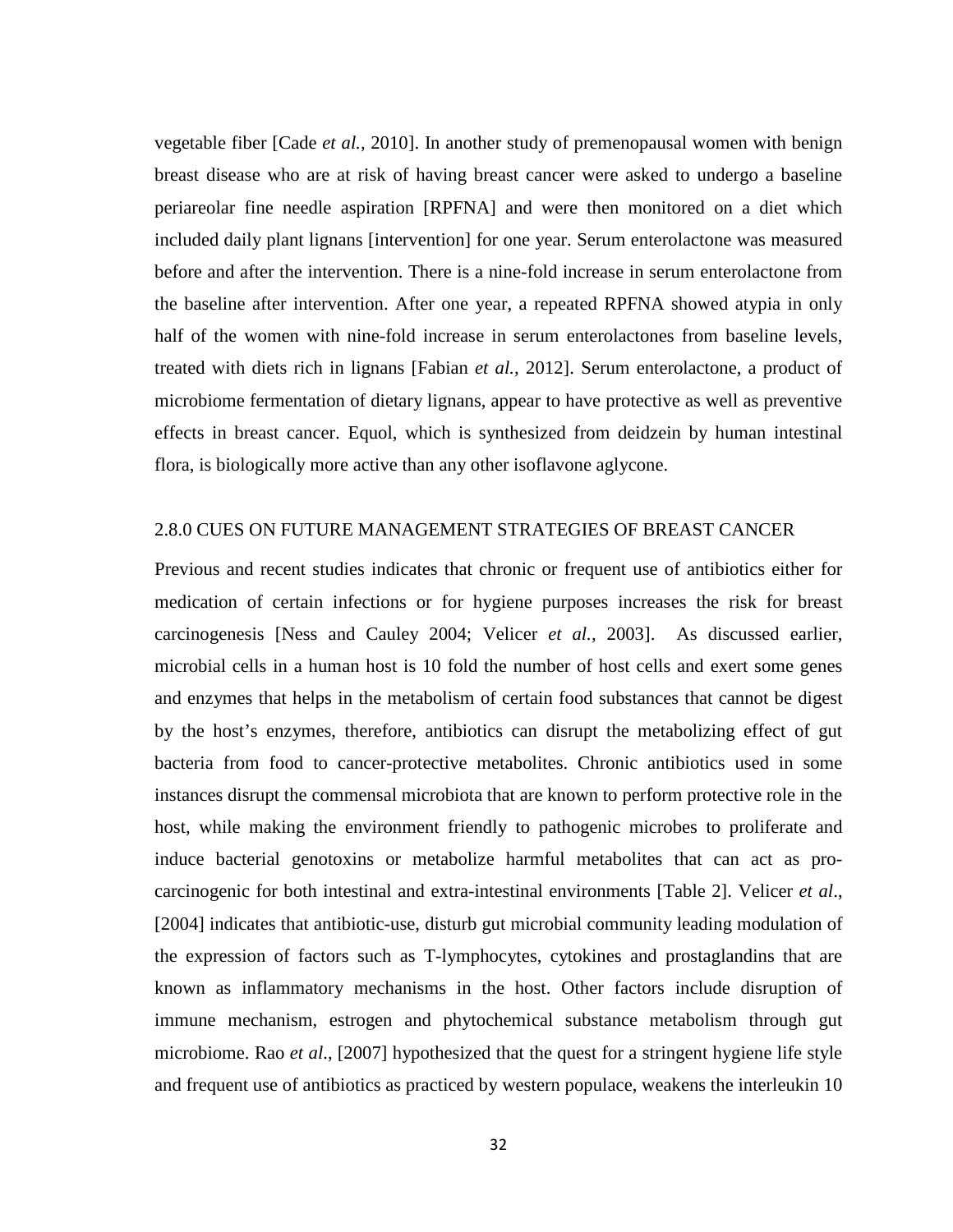vegetable fiber [Cade *et al.,* 2010]. In another study of premenopausal women with benign breast disease who are at risk of having breast cancer were asked to undergo a baseline periareolar fine needle aspiration [RPFNA] and were then monitored on a diet which included daily plant lignans [intervention] for one year. Serum enterolactone was measured before and after the intervention. There is a nine-fold increase in serum enterolactone from the baseline after intervention. After one year, a repeated RPFNA showed atypia in only half of the women with nine-fold increase in serum enterolactones from baseline levels, treated with diets rich in lignans [Fabian *et al.,* 2012]. Serum enterolactone, a product of microbiome fermentation of dietary lignans, appear to have protective as well as preventive effects in breast cancer. Equol, which is synthesized from deidzein by human intestinal flora, is biologically more active than any other isoflavone aglycone.

## 2.8.0 CUES ON FUTURE MANAGEMENT STRATEGIES OF BREAST CANCER

Previous and recent studies indicates that chronic or frequent use of antibiotics either for medication of certain infections or for hygiene purposes increases the risk for breast carcinogenesis [Ness and Cauley 2004; Velicer *et al.,* 2003]. As discussed earlier, microbial cells in a human host is 10 fold the number of host cells and exert some genes and enzymes that helps in the metabolism of certain food substances that cannot be digest by the host's enzymes, therefore, antibiotics can disrupt the metabolizing effect of gut bacteria from food to cancer-protective metabolites. Chronic antibiotics used in some instances disrupt the commensal microbiota that are known to perform protective role in the host, while making the environment friendly to pathogenic microbes to proliferate and induce bacterial genotoxins or metabolize harmful metabolites that can act as pro-carcinogenic for both intestinal and extra-intestinal environments [Table 2]. Velicer *et al*., [2004] indicates that antibiotic-use, disturb gut microbial community leading modulation of the expression of factors such as T-lymphocytes, cytokines and prostaglandins that are known as inflammatory mechanisms in the host. Other factors include disruption of immune mechanism, estrogen and phytochemical substance metabolism through gut microbiome. Rao *et al*., [2007] hypothesized that the quest for a stringent hygiene life style and frequent use of antibiotics as practiced by western populace, weakens the interleukin 10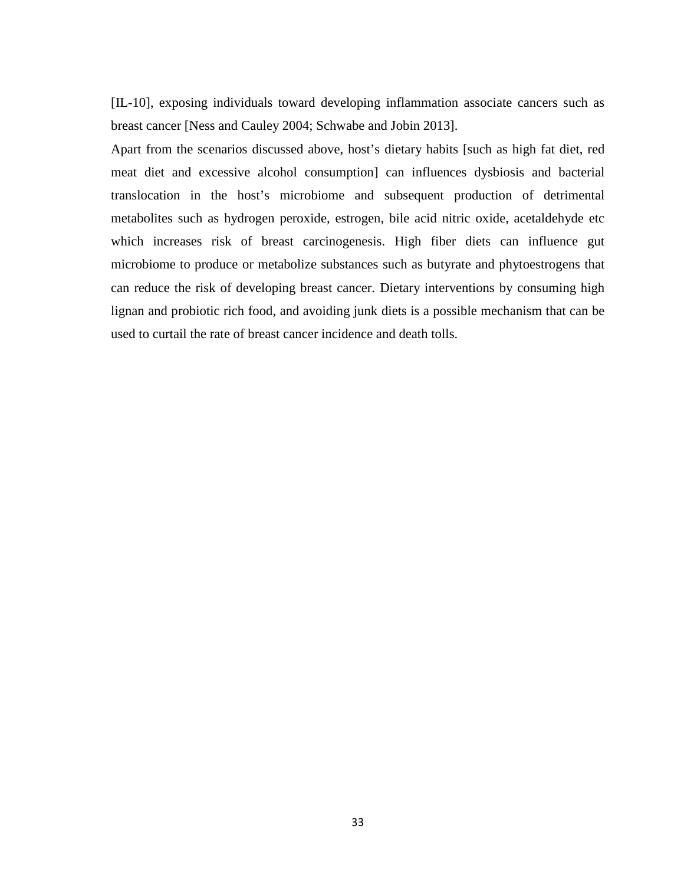[IL-10], exposing individuals toward developing inflammation associate cancers such as breast cancer [Ness and Cauley 2004; Schwabe and Jobin 2013].

Apart from the scenarios discussed above, host's dietary habits [such as high fat diet, red meat diet and excessive alcohol consumption] can influences dysbiosis and bacterial translocation in the host's microbiome and subsequent production of detrimental metabolites such as hydrogen peroxide, estrogen, bile acid nitric oxide, acetaldehyde etc which increases risk of breast carcinogenesis. High fiber diets can influence gut microbiome to produce or metabolize substances such as butyrate and phytoestrogens that can reduce the risk of developing breast cancer. Dietary interventions by consuming high lignan and probiotic rich food, and avoiding junk diets is a possible mechanism that can be used to curtail the rate of breast cancer incidence and death tolls.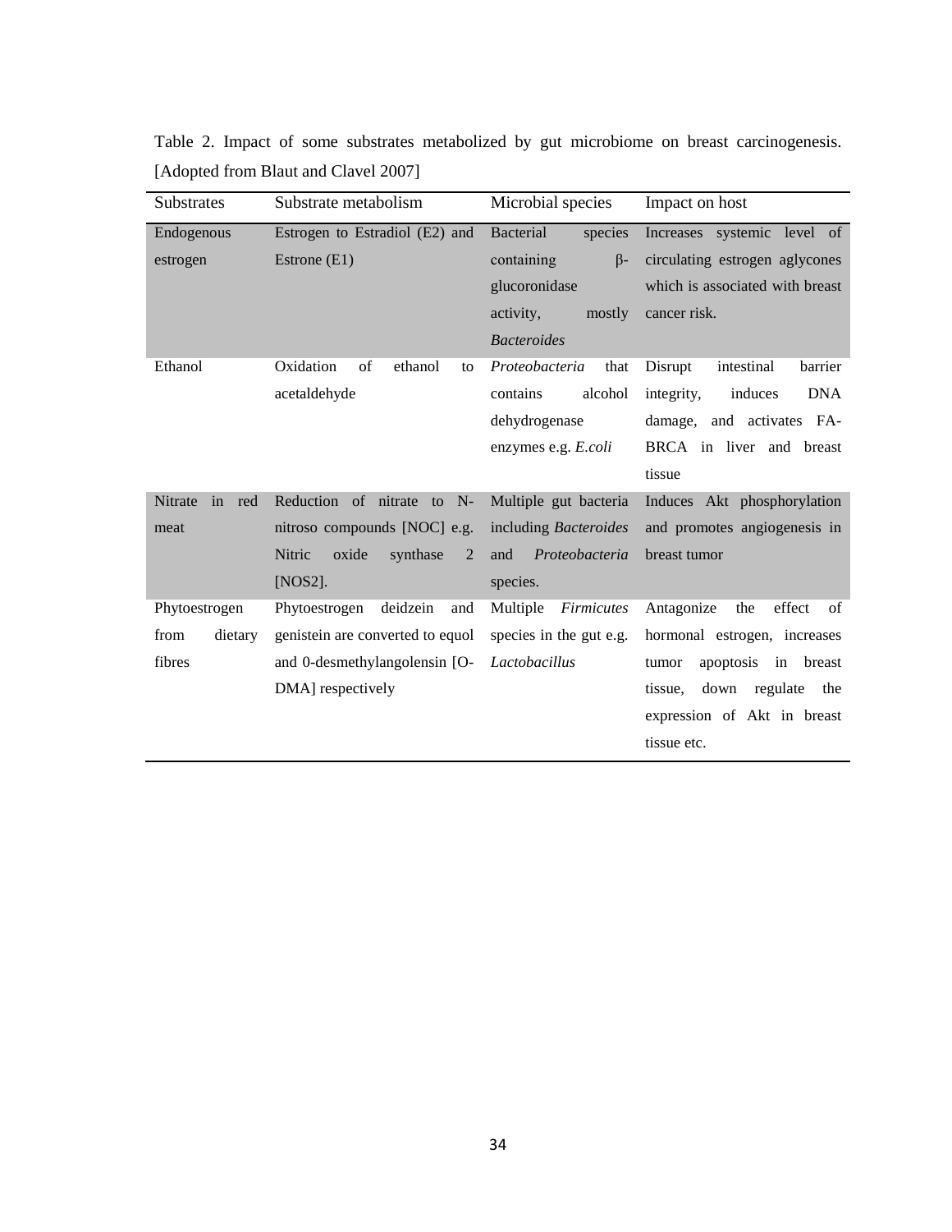Table 2. Impact of some substrates metabolized by gut microbiome on breast carcinogenesis. [Adopted from Blaut and Clavel 2007]

| Substrates | Substrate metabolism | Microbial species | Impact on host |
|---|---|---|---|
| Endogenous estrogen | Estrogen to Estradiol (E2) and Estrone (E1) | Bacterial species containing β-glucoronidase activity, mostly *Bacteroides* | Increases systemic level of circulating estrogen aglycones which is associated with breast cancer risk. |
| Ethanol | Oxidation of ethanol to acetaldehyde | *Proteobacteria* that contains alcohol dehydrogenase enzymes e.g. *E.coli* | Disrupt intestinal barrier integrity, induces DNA damage, and activates FA-BRCA in liver and breast tissue |
| Nitrate in red meat | Reduction of nitrate to N-nitroso compounds [NOC] e.g. Nitric oxide synthase 2 [NOS2]. | Multiple gut bacteria including *Bacteroides* and *Proteobacteria* species. | Induces Akt phosphorylation and promotes angiogenesis in breast tumor |
| Phytoestrogen from dietary fibres | Phytoestrogen deidzein and genistein are converted to equol and 0-desmethylangolensin [O-DMA] respectively | Multiple *Firmicutes* species in the gut e.g. *Lactobacillus* | Antagonize the effect of hormonal estrogen, increases tumor apoptosis in breast tissue, down regulate the expression of Akt in breast tissue etc. |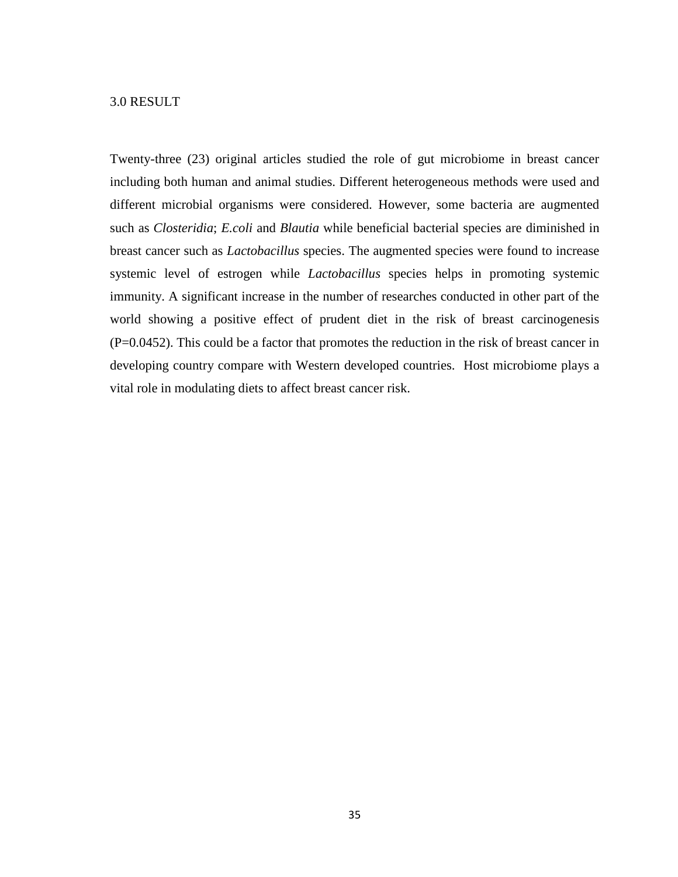## 3.0 RESULT

Twenty-three (23) original articles studied the role of gut microbiome in breast cancer including both human and animal studies. Different heterogeneous methods were used and different microbial organisms were considered. However, some bacteria are augmented such as *Closteridia*; *E.coli* and *Blautia* while beneficial bacterial species are diminished in breast cancer such as *Lactobacillus* species. The augmented species were found to increase systemic level of estrogen while *Lactobacillus* species helps in promoting systemic immunity. A significant increase in the number of researches conducted in other part of the world showing a positive effect of prudent diet in the risk of breast carcinogenesis ($P=0.0452$). This could be a factor that promotes the reduction in the risk of breast cancer in developing country compare with Western developed countries. Host microbiome plays a vital role in modulating diets to affect breast cancer risk.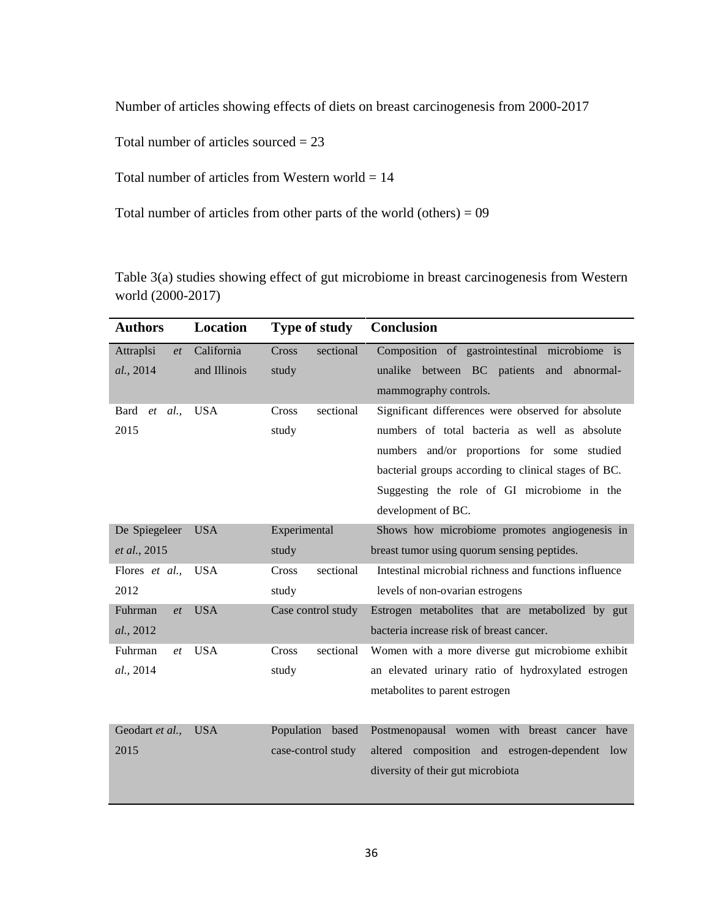Number of articles showing effects of diets on breast carcinogenesis from 2000-2017

Total number of articles sourced = 23

Total number of articles from Western world = 14

Total number of articles from other parts of the world (others) = 09

Table 3(a) studies showing effect of gut microbiome in breast carcinogenesis from Western world (2000-2017)

| **Authors** | **Location** | **Type of study** | **Conclusion** |
|---|---|---|---|
| Attraplsi *et al.,* 2014 | California and Illinois | Cross sectional study | Composition of gastrointestinal microbiome is unalike between BC patients and abnormal-mammography controls. |
| Bard *et al.,* 2015 | USA | Cross sectional study | Significant differences were observed for absolute numbers of total bacteria as well as absolute numbers and/or proportions for some studied bacterial groups according to clinical stages of BC. Suggesting the role of GI microbiome in the development of BC. |
| De Spiegeleer *et al.,* 2015 | USA | Experimental study | Shows how microbiome promotes angiogenesis in breast tumor using quorum sensing peptides. |
| Flores *et al.,* 2012 | USA | Cross sectional study | Intestinal microbial richness and functions influence levels of non-ovarian estrogens |
| Fuhrman *et al.,* 2012 | USA | Case control study | Estrogen metabolites that are metabolized by gut bacteria increase risk of breast cancer. |
| Fuhrman *et al.,* 2014 | USA | Cross sectional study | Women with a more diverse gut microbiome exhibit an elevated urinary ratio of hydroxylated estrogen metabolites to parent estrogen |
| Geodart *et al.,* 2015 | USA | Population based case-control study | Postmenopausal women with breast cancer have altered composition and estrogen-dependent low diversity of their gut microbiota |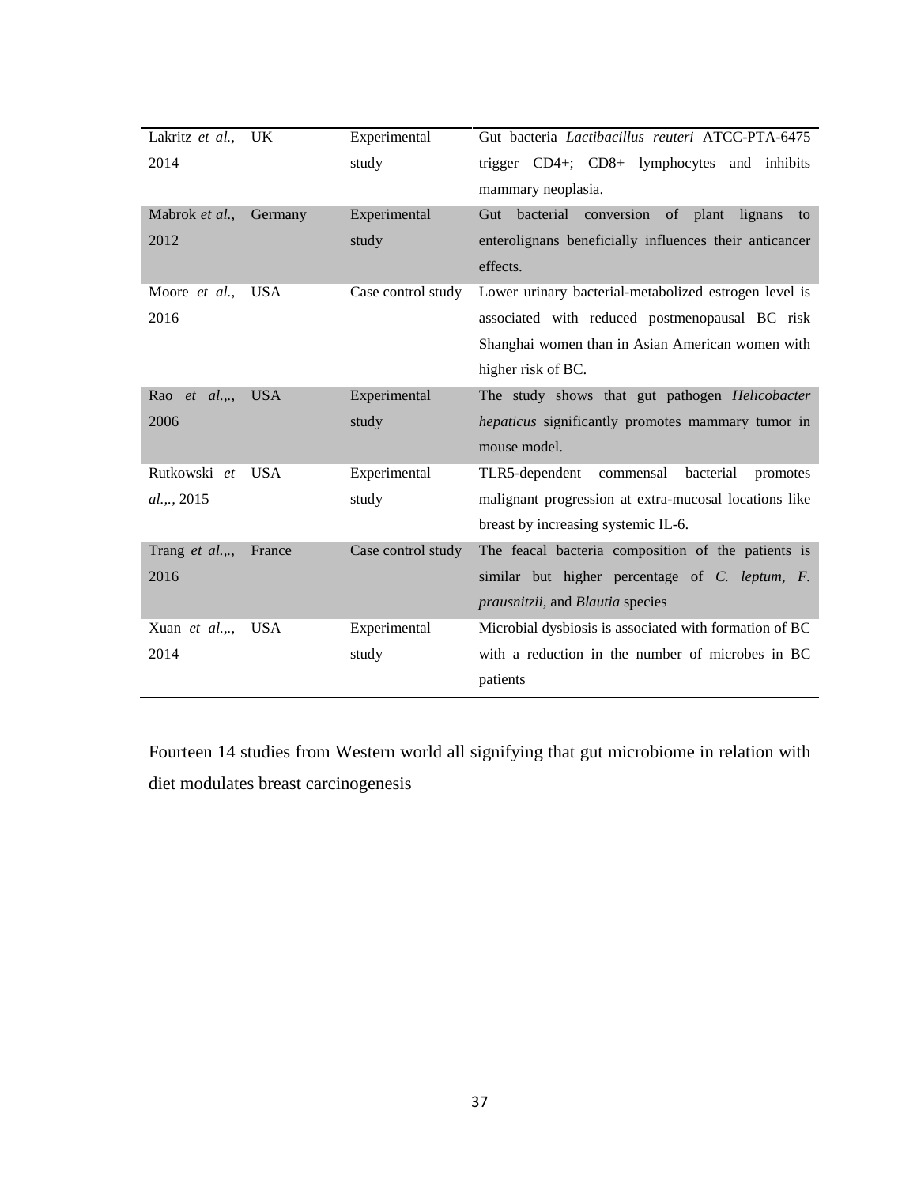| | | | |
|---|---|---|---|
| Lakritz *et al.,* 2014 | UK | Experimental study | Gut bacteria *Lactibacillus reuteri* ATCC-PTA-6475 trigger CD4+; CD8+ lymphocytes and inhibits mammary neoplasia. |
| Mabrok *et al.,* 2012 | Germany | Experimental study | Gut bacterial conversion of plant lignans to enterolignans beneficially influences their anticancer effects. |
| Moore *et al.,* 2016 | USA | Case control study | Lower urinary bacterial-metabolized estrogen level is associated with reduced postmenopausal BC risk Shanghai women than in Asian American women with higher risk of BC. |
| Rao *et al.,*., 2006 | USA | Experimental study | The study shows that gut pathogen *Helicobacter hepaticus* significantly promotes mammary tumor in mouse model. |
| Rutkowski *et al.,*., 2015 | USA | Experimental study | TLR5-dependent commensal bacterial promotes malignant progression at extra-mucosal locations like breast by increasing systemic IL-6. |
| Trang *et al.,*., 2016 | France | Case control study | The feacal bacteria composition of the patients is similar but higher percentage of *C. leptum, F. prausnitzii,* and *Blautia* species |
| Xuan *et al.,*., 2014 | USA | Experimental study | Microbial dysbiosis is associated with formation of BC with a reduction in the number of microbes in BC patients |

Fourteen 14 studies from Western world all signifying that gut microbiome in relation with diet modulates breast carcinogenesis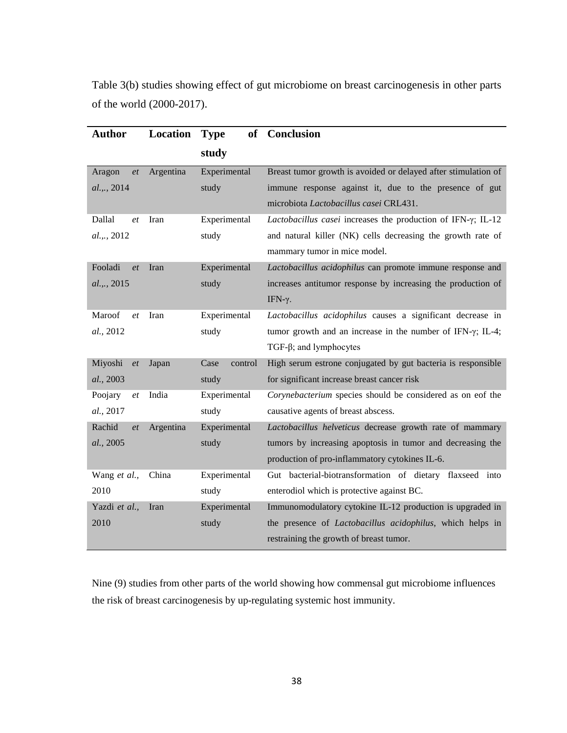Table 3(b) studies showing effect of gut microbiome on breast carcinogenesis in other parts of the world (2000-2017).

| Author | Location | Type of study | Conclusion |
|---|---|---|---|
| Aragon *et al.,.*, 2014 | Argentina | Experimental study | Breast tumor growth is avoided or delayed after stimulation of immune response against it, due to the presence of gut microbiota *Lactobacillus casei* CRL431. |
| Dallal *et al.,.*, 2012 | Iran | Experimental study | *Lactobacillus casei* increases the production of IFN-γ; IL-12 and natural killer (NK) cells decreasing the growth rate of mammary tumor in mice model. |
| Fooladi *et al.,.*, 2015 | Iran | Experimental study | *Lactobacillus acidophilus* can promote immune response and increases antitumor response by increasing the production of IFN-γ. |
| Maroof *et al.*, 2012 | Iran | Experimental study | *Lactobacillus acidophilus* causes a significant decrease in tumor growth and an increase in the number of IFN-γ; IL-4; TGF-β; and lymphocytes |
| Miyoshi *et al.*, 2003 | Japan | Case control study | High serum estrone conjugated by gut bacteria is responsible for significant increase breast cancer risk |
| Poojary *et al.*, 2017 | India | Experimental study | *Corynebacterium* species should be considered as on eof the causative agents of breast abscess. |
| Rachid *et al.*, 2005 | Argentina | Experimental study | *Lactobacillus helveticus* decrease growth rate of mammary tumors by increasing apoptosis in tumor and decreasing the production of pro-inflammatory cytokines IL-6. |
| Wang *et al.*, 2010 | China | Experimental study | Gut bacterial-biotransformation of dietary flaxseed into enterodiol which is protective against BC. |
| Yazdi *et al.*, 2010 | Iran | Experimental study | Immunomodulatory cytokine IL-12 production is upgraded in the presence of *Lactobacillus acidophilus*, which helps in restraining the growth of breast tumor. |

Nine (9) studies from other parts of the world showing how commensal gut microbiome influences the risk of breast carcinogenesis by up-regulating systemic host immunity.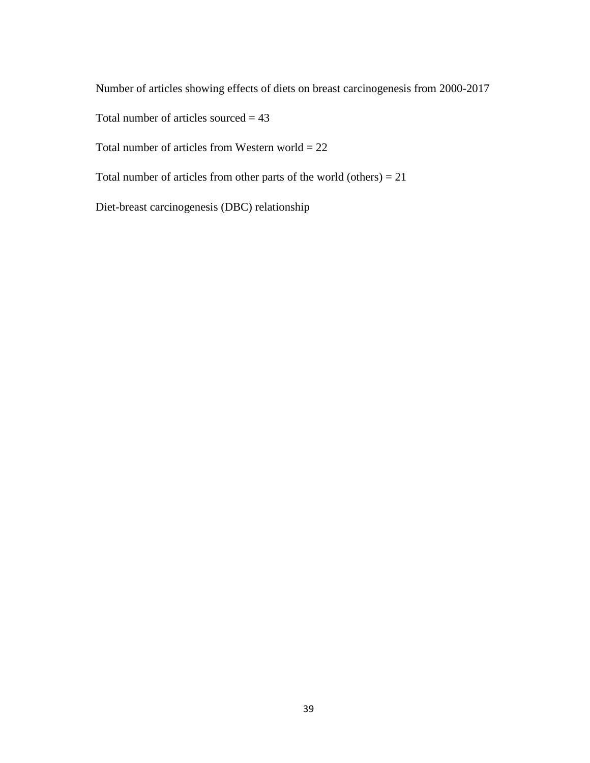Number of articles showing effects of diets on breast carcinogenesis from 2000-2017

Total number of articles sourced = 43

Total number of articles from Western world = 22

Total number of articles from other parts of the world (others) = 21

Diet-breast carcinogenesis (DBC) relationship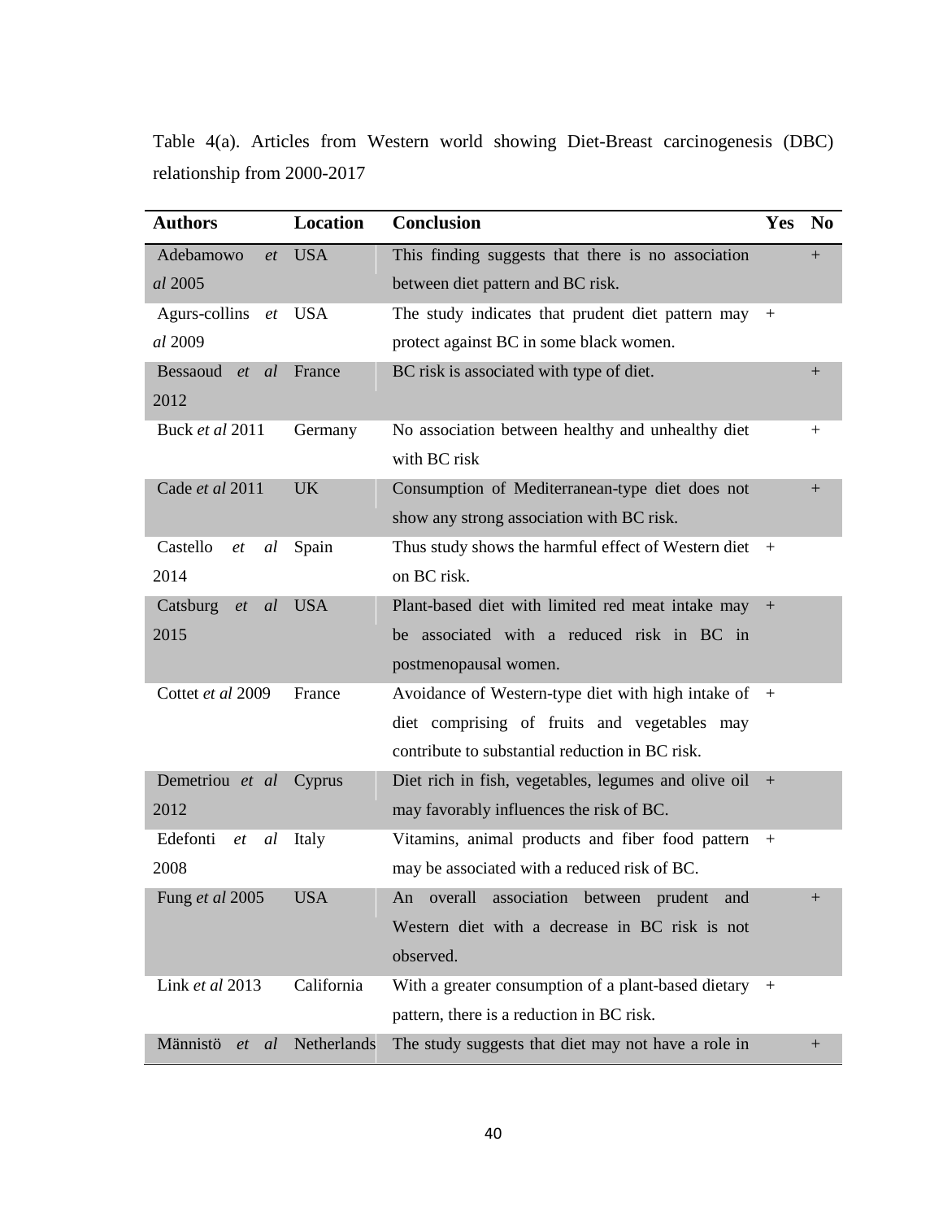Table 4(a). Articles from Western world showing Diet-Breast carcinogenesis (DBC) relationship from 2000-2017

| Authors | Location | Conclusion | Yes | No |
|---|---|---|---|---|
| Adebamowo *et al* 2005 | USA | This finding suggests that there is no association between diet pattern and BC risk. | | + |
| Agurs-collins *et al* 2009 | USA | The study indicates that prudent diet pattern may protect against BC in some black women. | + | |
| Bessaoud *et al* 2012 | France | BC risk is associated with type of diet. | | + |
| Buck *et al* 2011 | Germany | No association between healthy and unhealthy diet with BC risk | | + |
| Cade *et al* 2011 | UK | Consumption of Mediterranean-type diet does not show any strong association with BC risk. | | + |
| Castello *et al* 2014 | Spain | Thus study shows the harmful effect of Western diet on BC risk. | + | |
| Catsburg *et al* 2015 | USA | Plant-based diet with limited red meat intake may be associated with a reduced risk in BC in postmenopausal women. | + | |
| Cottet *et al* 2009 | France | Avoidance of Western-type diet with high intake of diet comprising of fruits and vegetables may contribute to substantial reduction in BC risk. | + | |
| Demetriou *et al* 2012 | Cyprus | Diet rich in fish, vegetables, legumes and olive oil may favorably influences the risk of BC. | + | |
| Edefonti *et al* 2008 | Italy | Vitamins, animal products and fiber food pattern may be associated with a reduced risk of BC. | + | |
| Fung *et al* 2005 | USA | An overall association between prudent and Western diet with a decrease in BC risk is not observed. | | + |
| Link *et al* 2013 | California | With a greater consumption of a plant-based dietary pattern, there is a reduction in BC risk. | + | |
| Männistö *et al* | Netherlands | The study suggests that diet may not have a role in | | + |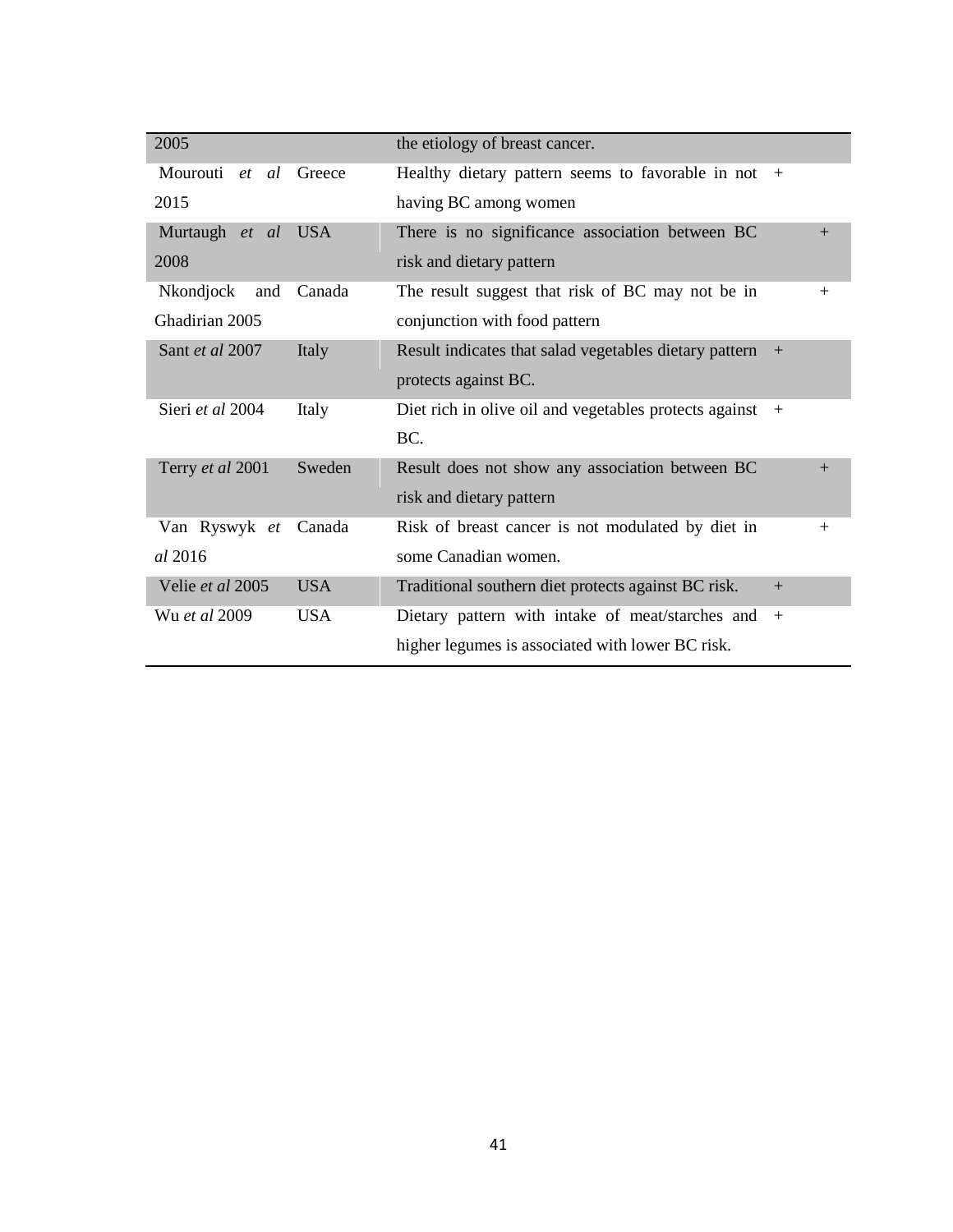| | | | | |
|---|---|---|---|---|
| 2005 | | the etiology of breast cancer. | | |
| Mourouti *et al* 2015 | Greece | Healthy dietary pattern seems to favorable in not having BC among women | + | |
| Murtaugh *et al* 2008 | USA | There is no significance association between BC risk and dietary pattern | | + |
| Nkondjock and Ghadirian 2005 | Canada | The result suggest that risk of BC may not be in conjunction with food pattern | | + |
| Sant *et al* 2007 | Italy | Result indicates that salad vegetables dietary pattern protects against BC. | + | |
| Sieri *et al* 2004 | Italy | Diet rich in olive oil and vegetables protects against BC. | + | |
| Terry *et al* 2001 | Sweden | Result does not show any association between BC risk and dietary pattern | | + |
| Van Ryswyk *et al* 2016 | Canada | Risk of breast cancer is not modulated by diet in some Canadian women. | | + |
| Velie *et al* 2005 | USA | Traditional southern diet protects against BC risk. | + | |
| Wu *et al* 2009 | USA | Dietary pattern with intake of meat/starches and higher legumes is associated with lower BC risk. | + | |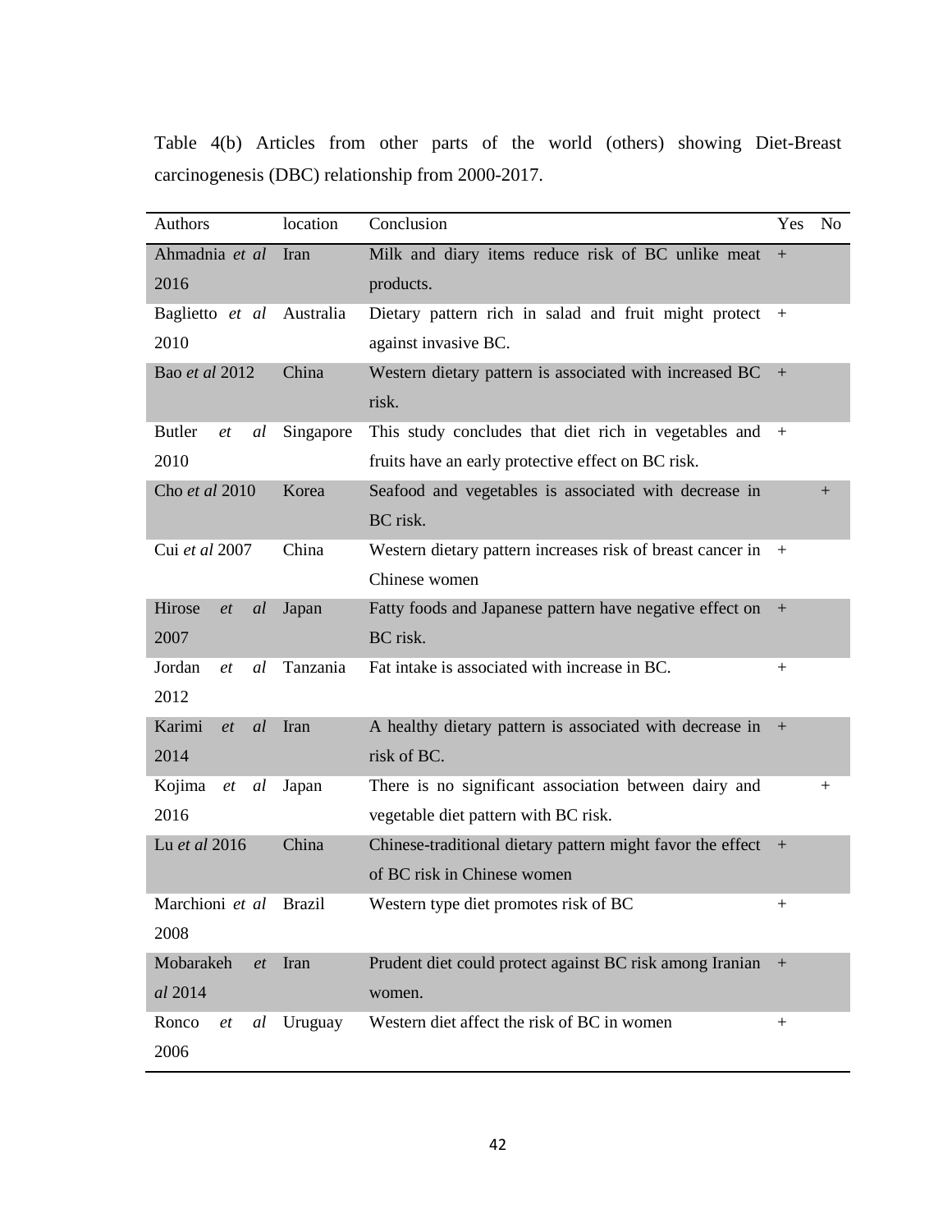Table 4(b) Articles from other parts of the world (others) showing Diet-Breast carcinogenesis (DBC) relationship from 2000-2017.

| Authors | location | Conclusion | Yes | No |
|---|---|---|---|---|
| Ahmadnia *et al* 2016 | Iran | Milk and diary items reduce risk of BC unlike meat products. | + | |
| Baglietto *et al* 2010 | Australia | Dietary pattern rich in salad and fruit might protect against invasive BC. | + | |
| Bao *et al* 2012 | China | Western dietary pattern is associated with increased BC risk. | + | |
| Butler *et al* 2010 | Singapore | This study concludes that diet rich in vegetables and fruits have an early protective effect on BC risk. | + | |
| Cho *et al* 2010 | Korea | Seafood and vegetables is associated with decrease in BC risk. | | + |
| Cui *et al* 2007 | China | Western dietary pattern increases risk of breast cancer in Chinese women | + | |
| Hirose *et al* 2007 | Japan | Fatty foods and Japanese pattern have negative effect on BC risk. | + | |
| Jordan *et al* 2012 | Tanzania | Fat intake is associated with increase in BC. | + | |
| Karimi *et al* 2014 | Iran | A healthy dietary pattern is associated with decrease in risk of BC. | + | |
| Kojima *et al* 2016 | Japan | There is no significant association between dairy and vegetable diet pattern with BC risk. | | + |
| Lu *et al* 2016 | China | Chinese-traditional dietary pattern might favor the effect of BC risk in Chinese women | + | |
| Marchioni *et al* 2008 | Brazil | Western type diet promotes risk of BC | + | |
| Mobarakeh *et al* 2014 | Iran | Prudent diet could protect against BC risk among Iranian women. | + | |
| Ronco *et al* 2006 | Uruguay | Western diet affect the risk of BC in women | + | |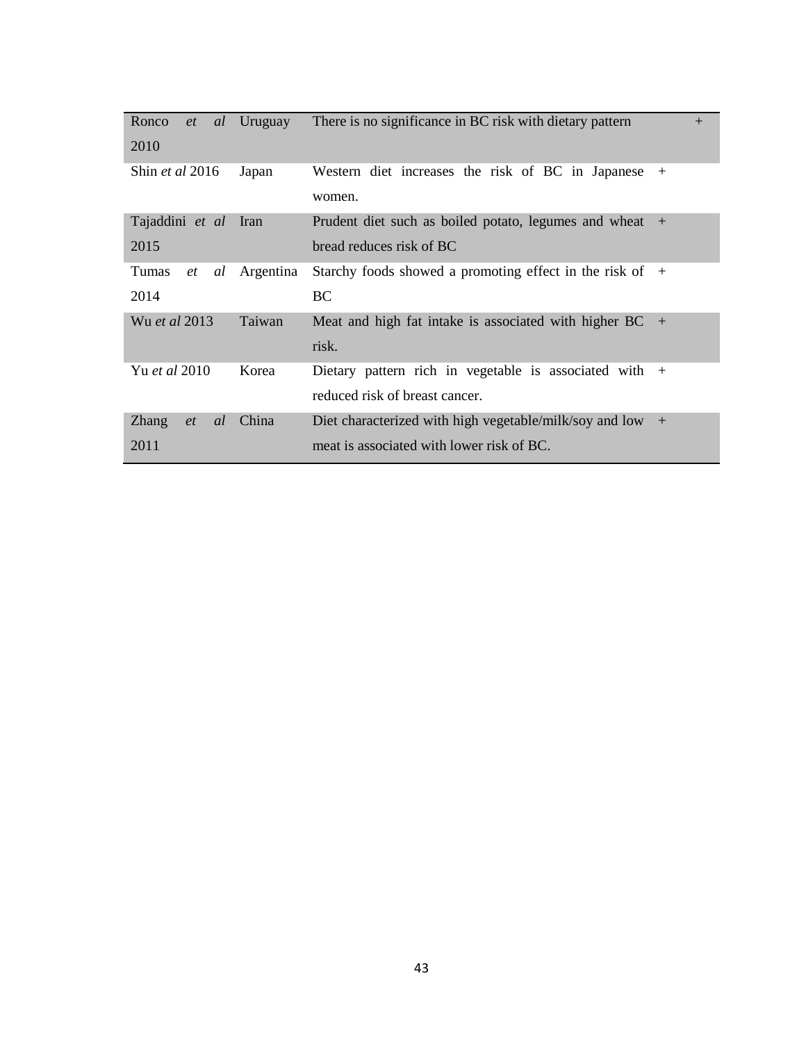| | | | | |
|---|---|---|---|---|
| Ronco *et al* 2010 | Uruguay | There is no significance in BC risk with dietary pattern | | + |
| Shin *et al* 2016 | Japan | Western diet increases the risk of BC in Japanese women. | + | |
| Tajaddini *et al* 2015 | Iran | Prudent diet such as boiled potato, legumes and wheat bread reduces risk of BC | + | |
| Tumas *et al* 2014 | Argentina | Starchy foods showed a promoting effect in the risk of BC | + | |
| Wu *et al* 2013 | Taiwan | Meat and high fat intake is associated with higher BC risk. | + | |
| Yu *et al* 2010 | Korea | Dietary pattern rich in vegetable is associated with reduced risk of breast cancer. | + | |
| Zhang *et al* 2011 | China | Diet characterized with high vegetable/milk/soy and low meat is associated with lower risk of BC. | + | |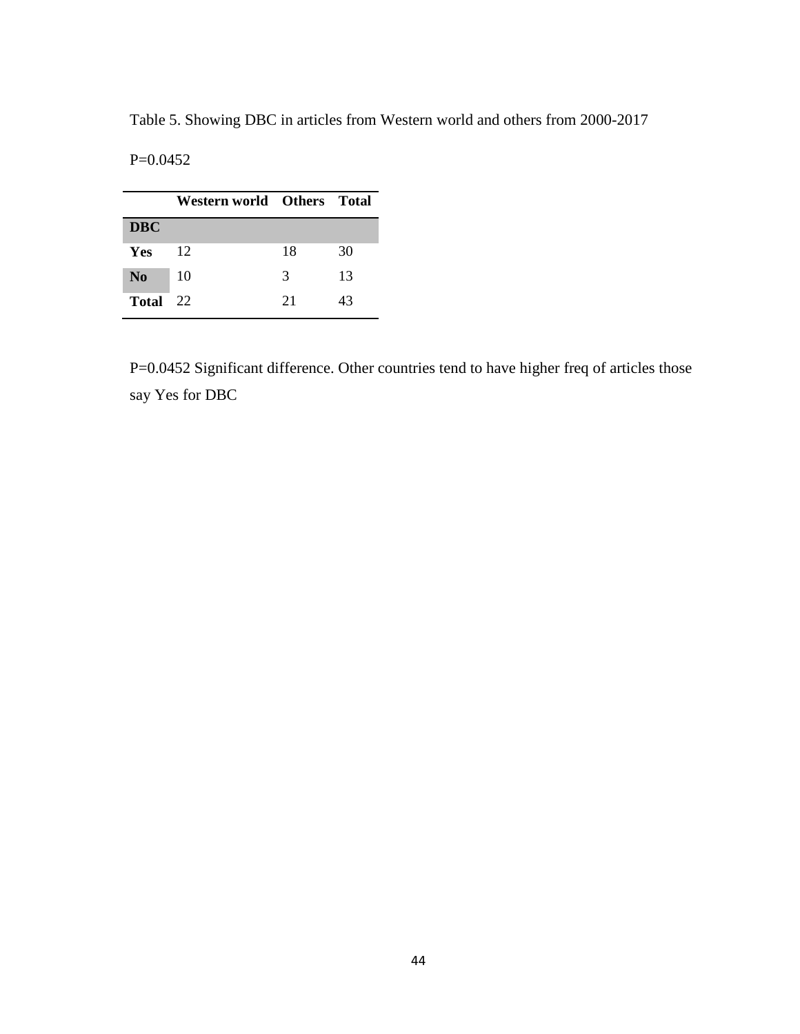Table 5. Showing DBC in articles from Western world and others from 2000-2017

P=0.0452

| | Western world | Others | Total |
|---|---|---|---|
| **DBC** | | | |
| **Yes** | 12 | 18 | 30 |
| **No** | 10 | 3 | 13 |
| **Total** | 22 | 21 | 43 |

P=0.0452 Significant difference. Other countries tend to have higher freq of articles those say Yes for DBC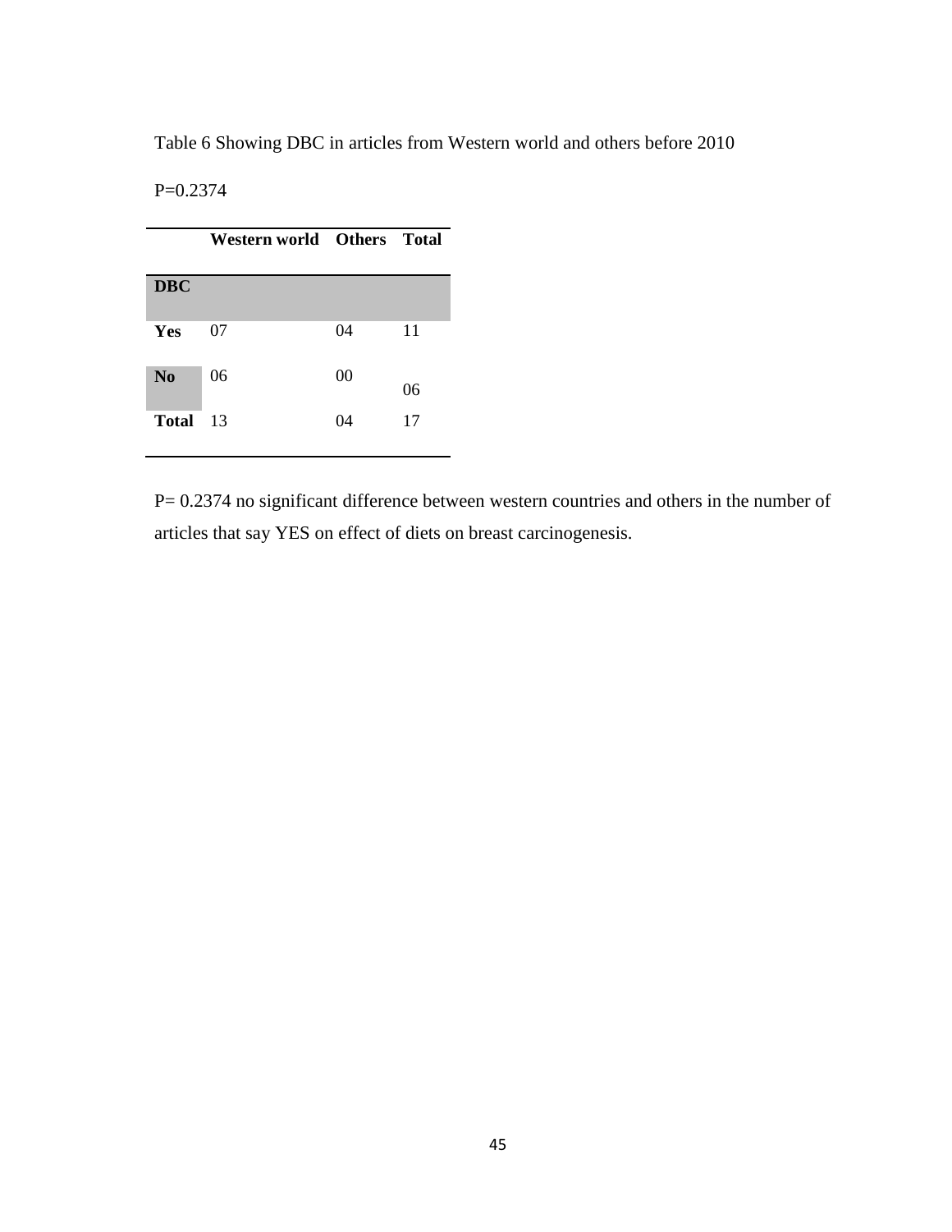Table 6 Showing DBC in articles from Western world and others before 2010

P=0.2374

| | Western world | Others | Total |
|---|---|---|---|
| **DBC** | | | |
| **Yes** | 07 | 04 | 11 |
| **No** | 06 | 00 | 06 |
| **Total** | 13 | 04 | 17 |

P= 0.2374 no significant difference between western countries and others in the number of articles that say YES on effect of diets on breast carcinogenesis.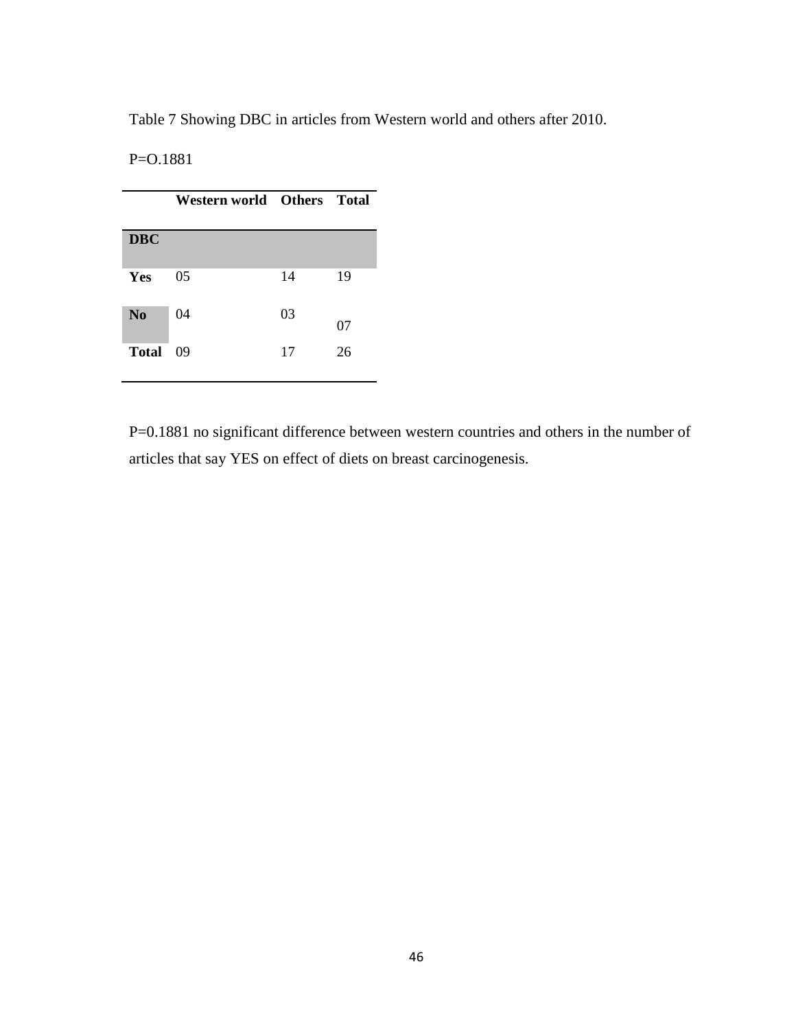Table 7 Showing DBC in articles from Western world and others after 2010.

P=O.1881

| | **Western world** | **Others** | **Total** |
|---|---|---|---|
| **DBC** | | | |
| **Yes** | 05 | 14 | 19 |
| **No** | 04 | 03 | 07 |
| **Total** | 09 | 17 | 26 |

P=0.1881 no significant difference between western countries and others in the number of articles that say YES on effect of diets on breast carcinogenesis.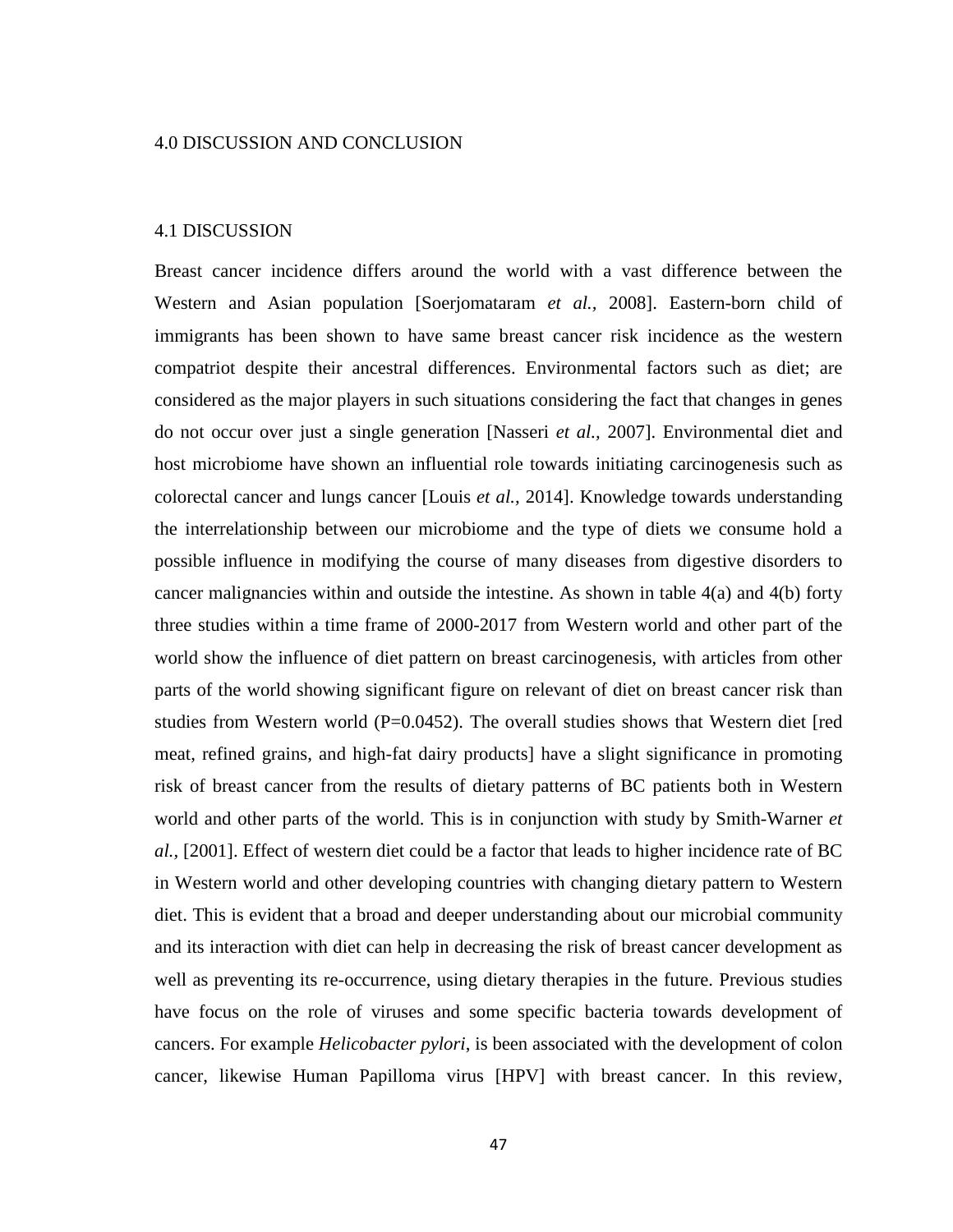# 4.0 DISCUSSION AND CONCLUSION

## 4.1 DISCUSSION

Breast cancer incidence differs around the world with a vast difference between the Western and Asian population [Soerjomataram *et al.,* 2008]. Eastern-born child of immigrants has been shown to have same breast cancer risk incidence as the western compatriot despite their ancestral differences. Environmental factors such as diet; are considered as the major players in such situations considering the fact that changes in genes do not occur over just a single generation [Nasseri *et al.,* 2007]. Environmental diet and host microbiome have shown an influential role towards initiating carcinogenesis such as colorectal cancer and lungs cancer [Louis *et al.,* 2014]. Knowledge towards understanding the interrelationship between our microbiome and the type of diets we consume hold a possible influence in modifying the course of many diseases from digestive disorders to cancer malignancies within and outside the intestine. As shown in table 4(a) and 4(b) forty three studies within a time frame of 2000-2017 from Western world and other part of the world show the influence of diet pattern on breast carcinogenesis, with articles from other parts of the world showing significant figure on relevant of diet on breast cancer risk than studies from Western world (P=0.0452). The overall studies shows that Western diet [red meat, refined grains, and high-fat dairy products] have a slight significance in promoting risk of breast cancer from the results of dietary patterns of BC patients both in Western world and other parts of the world. This is in conjunction with study by Smith-Warner *et al.,* [2001]. Effect of western diet could be a factor that leads to higher incidence rate of BC in Western world and other developing countries with changing dietary pattern to Western diet. This is evident that a broad and deeper understanding about our microbial community and its interaction with diet can help in decreasing the risk of breast cancer development as well as preventing its re-occurrence, using dietary therapies in the future. Previous studies have focus on the role of viruses and some specific bacteria towards development of cancers. For example *Helicobacter pylori*, is been associated with the development of colon cancer, likewise Human Papilloma virus [HPV] with breast cancer. In this review,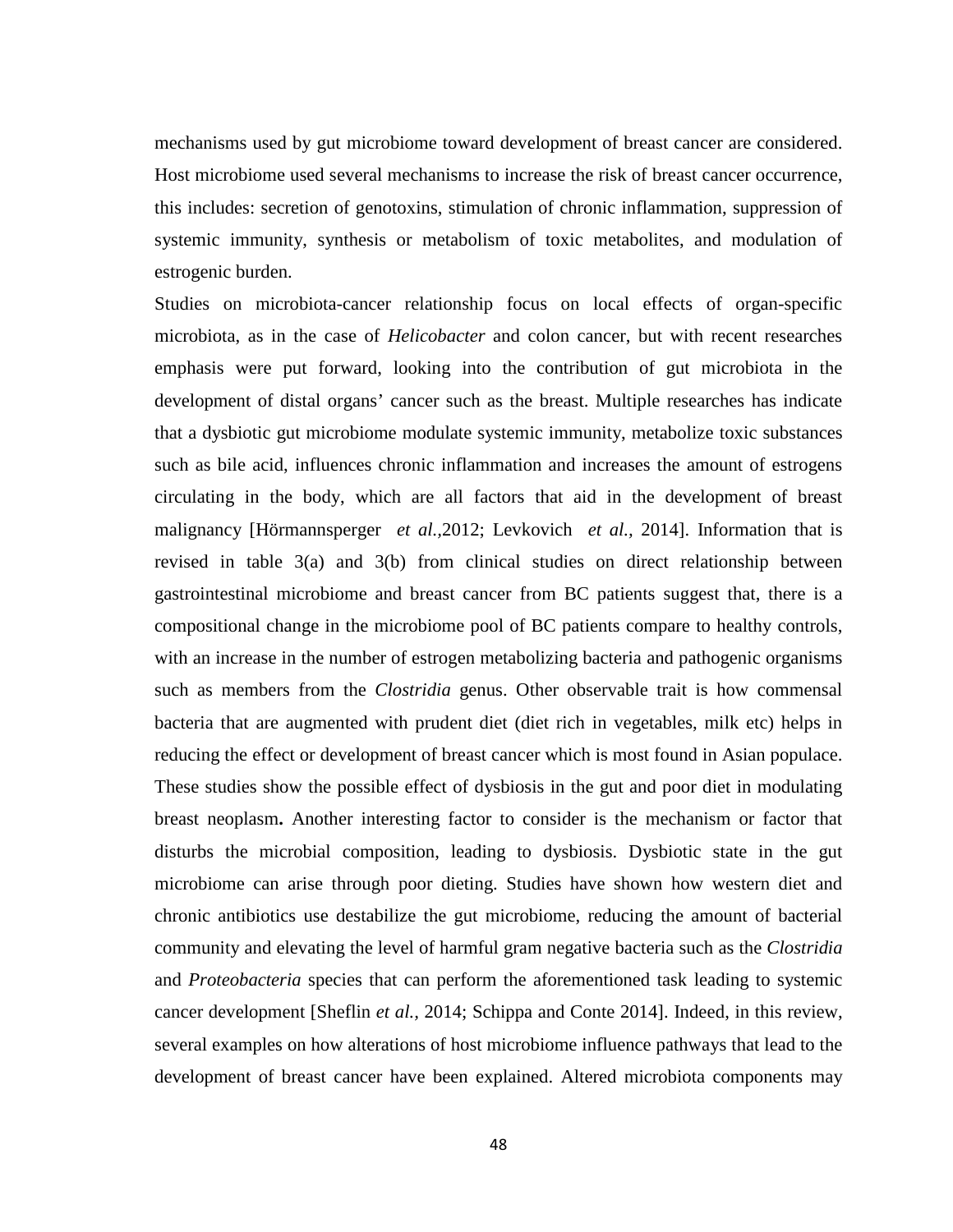mechanisms used by gut microbiome toward development of breast cancer are considered. Host microbiome used several mechanisms to increase the risk of breast cancer occurrence, this includes: secretion of genotoxins, stimulation of chronic inflammation, suppression of systemic immunity, synthesis or metabolism of toxic metabolites, and modulation of estrogenic burden.

Studies on microbiota-cancer relationship focus on local effects of organ-specific microbiota, as in the case of *Helicobacter* and colon cancer, but with recent researches emphasis were put forward, looking into the contribution of gut microbiota in the development of distal organs' cancer such as the breast. Multiple researches has indicate that a dysbiotic gut microbiome modulate systemic immunity, metabolize toxic substances such as bile acid, influences chronic inflammation and increases the amount of estrogens circulating in the body, which are all factors that aid in the development of breast malignancy [Hörmannsperger *et al.,*2012; Levkovich *et al.,* 2014]. Information that is revised in table 3(a) and 3(b) from clinical studies on direct relationship between gastrointestinal microbiome and breast cancer from BC patients suggest that, there is a compositional change in the microbiome pool of BC patients compare to healthy controls, with an increase in the number of estrogen metabolizing bacteria and pathogenic organisms such as members from the *Clostridia* genus. Other observable trait is how commensal bacteria that are augmented with prudent diet (diet rich in vegetables, milk etc) helps in reducing the effect or development of breast cancer which is most found in Asian populace. These studies show the possible effect of dysbiosis in the gut and poor diet in modulating breast neoplasm**.** Another interesting factor to consider is the mechanism or factor that disturbs the microbial composition, leading to dysbiosis. Dysbiotic state in the gut microbiome can arise through poor dieting. Studies have shown how western diet and chronic antibiotics use destabilize the gut microbiome, reducing the amount of bacterial community and elevating the level of harmful gram negative bacteria such as the *Clostridia* and *Proteobacteria* species that can perform the aforementioned task leading to systemic cancer development [Sheflin *et al.,* 2014; Schippa and Conte 2014]. Indeed, in this review, several examples on how alterations of host microbiome influence pathways that lead to the development of breast cancer have been explained. Altered microbiota components may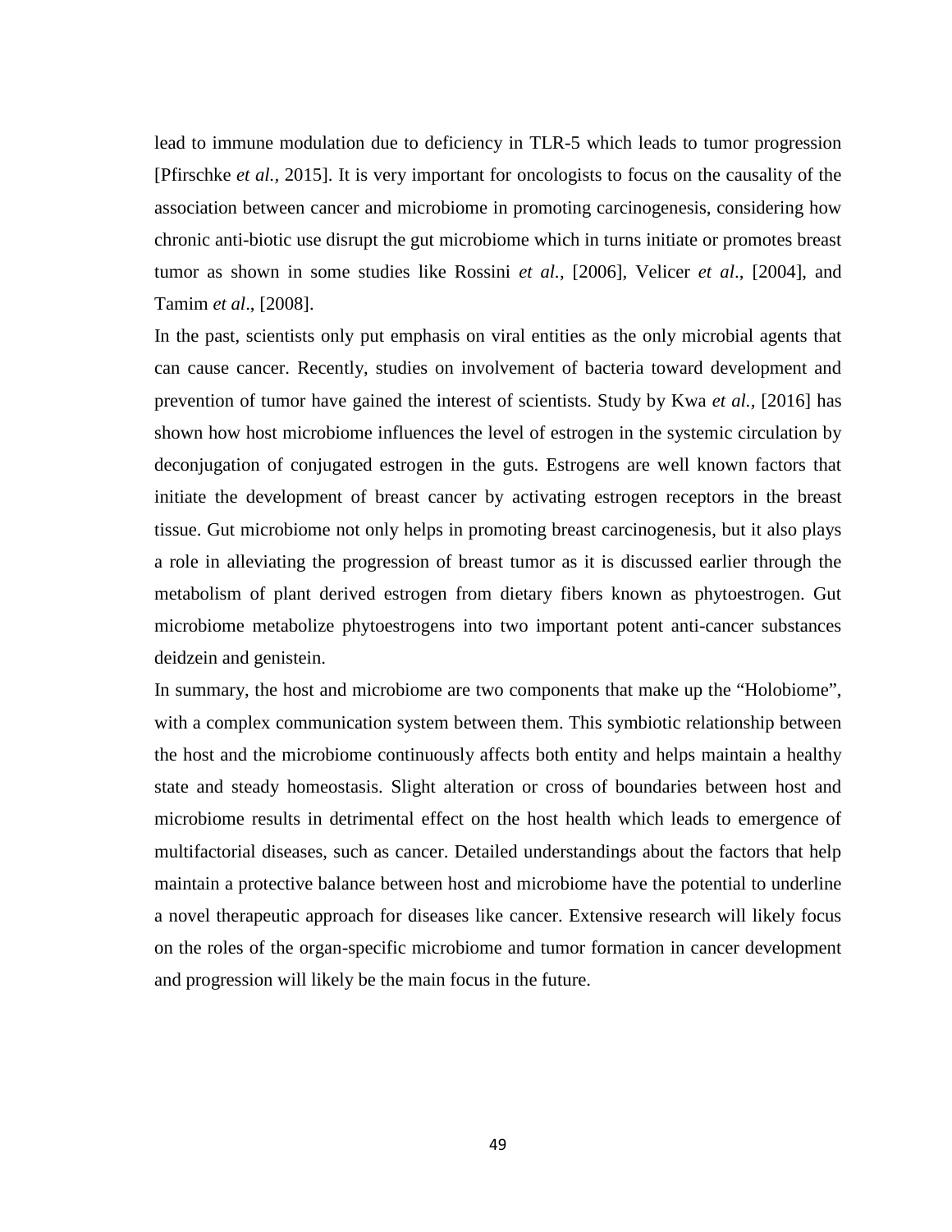lead to immune modulation due to deficiency in TLR-5 which leads to tumor progression [Pfirschke *et al.,* 2015]. It is very important for oncologists to focus on the causality of the association between cancer and microbiome in promoting carcinogenesis, considering how chronic anti-biotic use disrupt the gut microbiome which in turns initiate or promotes breast tumor as shown in some studies like Rossini *et al.,* [2006], Velicer *et al*., [2004], and Tamim *et al*., [2008].

In the past, scientists only put emphasis on viral entities as the only microbial agents that can cause cancer. Recently, studies on involvement of bacteria toward development and prevention of tumor have gained the interest of scientists. Study by Kwa *et al.,* [2016] has shown how host microbiome influences the level of estrogen in the systemic circulation by deconjugation of conjugated estrogen in the guts. Estrogens are well known factors that initiate the development of breast cancer by activating estrogen receptors in the breast tissue. Gut microbiome not only helps in promoting breast carcinogenesis, but it also plays a role in alleviating the progression of breast tumor as it is discussed earlier through the metabolism of plant derived estrogen from dietary fibers known as phytoestrogen. Gut microbiome metabolize phytoestrogens into two important potent anti-cancer substances deidzein and genistein.

In summary, the host and microbiome are two components that make up the "Holobiome", with a complex communication system between them. This symbiotic relationship between the host and the microbiome continuously affects both entity and helps maintain a healthy state and steady homeostasis. Slight alteration or cross of boundaries between host and microbiome results in detrimental effect on the host health which leads to emergence of multifactorial diseases, such as cancer. Detailed understandings about the factors that help maintain a protective balance between host and microbiome have the potential to underline a novel therapeutic approach for diseases like cancer. Extensive research will likely focus on the roles of the organ-specific microbiome and tumor formation in cancer development and progression will likely be the main focus in the future.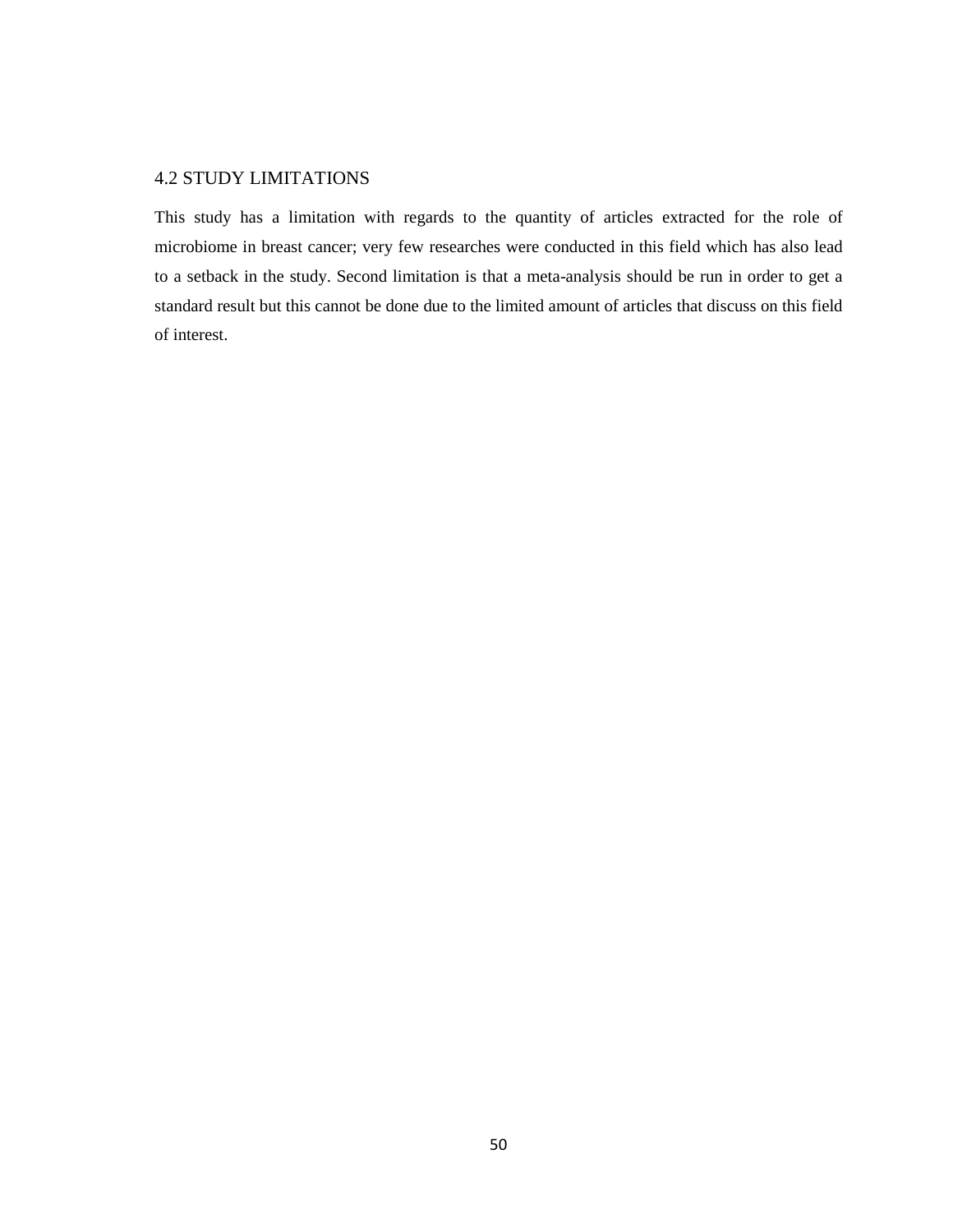## 4.2 STUDY LIMITATIONS

This study has a limitation with regards to the quantity of articles extracted for the role of microbiome in breast cancer; very few researches were conducted in this field which has also lead to a setback in the study. Second limitation is that a meta-analysis should be run in order to get a standard result but this cannot be done due to the limited amount of articles that discuss on this field of interest.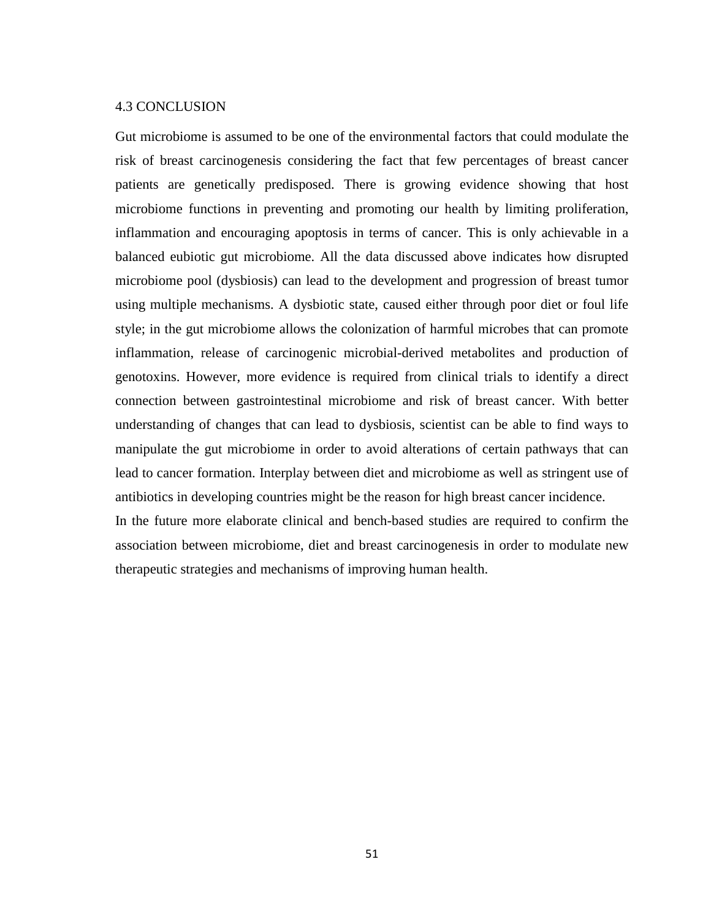### 4.3 CONCLUSION

Gut microbiome is assumed to be one of the environmental factors that could modulate the risk of breast carcinogenesis considering the fact that few percentages of breast cancer patients are genetically predisposed. There is growing evidence showing that host microbiome functions in preventing and promoting our health by limiting proliferation, inflammation and encouraging apoptosis in terms of cancer. This is only achievable in a balanced eubiotic gut microbiome. All the data discussed above indicates how disrupted microbiome pool (dysbiosis) can lead to the development and progression of breast tumor using multiple mechanisms. A dysbiotic state, caused either through poor diet or foul life style; in the gut microbiome allows the colonization of harmful microbes that can promote inflammation, release of carcinogenic microbial-derived metabolites and production of genotoxins. However, more evidence is required from clinical trials to identify a direct connection between gastrointestinal microbiome and risk of breast cancer. With better understanding of changes that can lead to dysbiosis, scientist can be able to find ways to manipulate the gut microbiome in order to avoid alterations of certain pathways that can lead to cancer formation. Interplay between diet and microbiome as well as stringent use of antibiotics in developing countries might be the reason for high breast cancer incidence.

In the future more elaborate clinical and bench-based studies are required to confirm the association between microbiome, diet and breast carcinogenesis in order to modulate new therapeutic strategies and mechanisms of improving human health.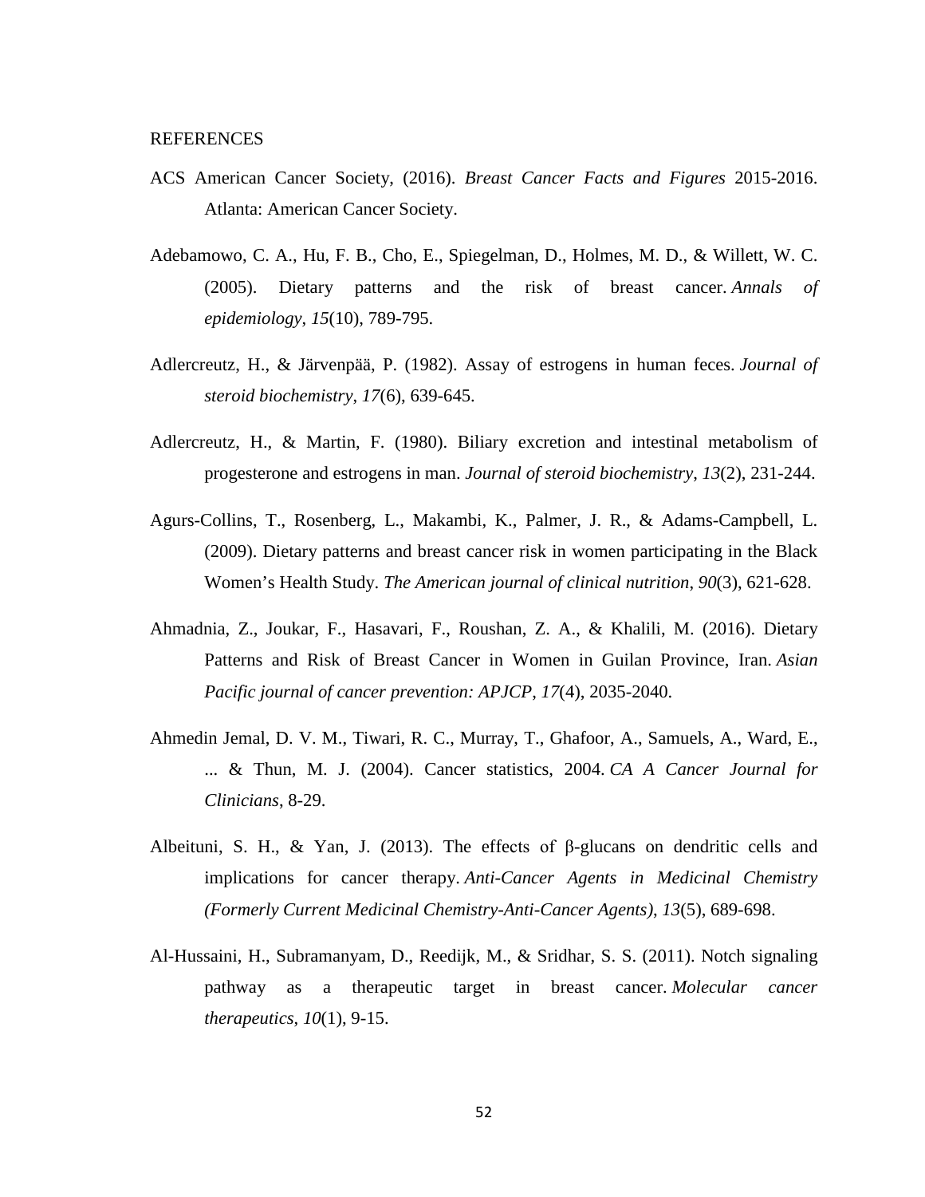# REFERENCES

ACS American Cancer Society, (2016). *Breast Cancer Facts and Figures* 2015-2016. Atlanta: American Cancer Society.

Adebamowo, C. A., Hu, F. B., Cho, E., Spiegelman, D., Holmes, M. D., & Willett, W. C. (2005). Dietary patterns and the risk of breast cancer. *Annals of epidemiology*, *15*(10), 789-795.

Adlercreutz, H., & Järvenpää, P. (1982). Assay of estrogens in human feces. *Journal of steroid biochemistry*, *17*(6), 639-645.

Adlercreutz, H., & Martin, F. (1980). Biliary excretion and intestinal metabolism of progesterone and estrogens in man. *Journal of steroid biochemistry*, *13*(2), 231-244.

Agurs-Collins, T., Rosenberg, L., Makambi, K., Palmer, J. R., & Adams-Campbell, L. (2009). Dietary patterns and breast cancer risk in women participating in the Black Women's Health Study. *The American journal of clinical nutrition*, *90*(3), 621-628.

Ahmadnia, Z., Joukar, F., Hasavari, F., Roushan, Z. A., & Khalili, M. (2016). Dietary Patterns and Risk of Breast Cancer in Women in Guilan Province, Iran. *Asian Pacific journal of cancer prevention: APJCP*, *17*(4), 2035-2040.

Ahmedin Jemal, D. V. M., Tiwari, R. C., Murray, T., Ghafoor, A., Samuels, A., Ward, E., ... & Thun, M. J. (2004). Cancer statistics, 2004. *CA A Cancer Journal for Clinicians*, 8-29.

Albeituni, S. H., & Yan, J. (2013). The effects of β-glucans on dendritic cells and implications for cancer therapy. *Anti-Cancer Agents in Medicinal Chemistry (Formerly Current Medicinal Chemistry-Anti-Cancer Agents)*, *13*(5), 689-698.

Al-Hussaini, H., Subramanyam, D., Reedijk, M., & Sridhar, S. S. (2011). Notch signaling pathway as a therapeutic target in breast cancer. *Molecular cancer therapeutics*, *10*(1), 9-15.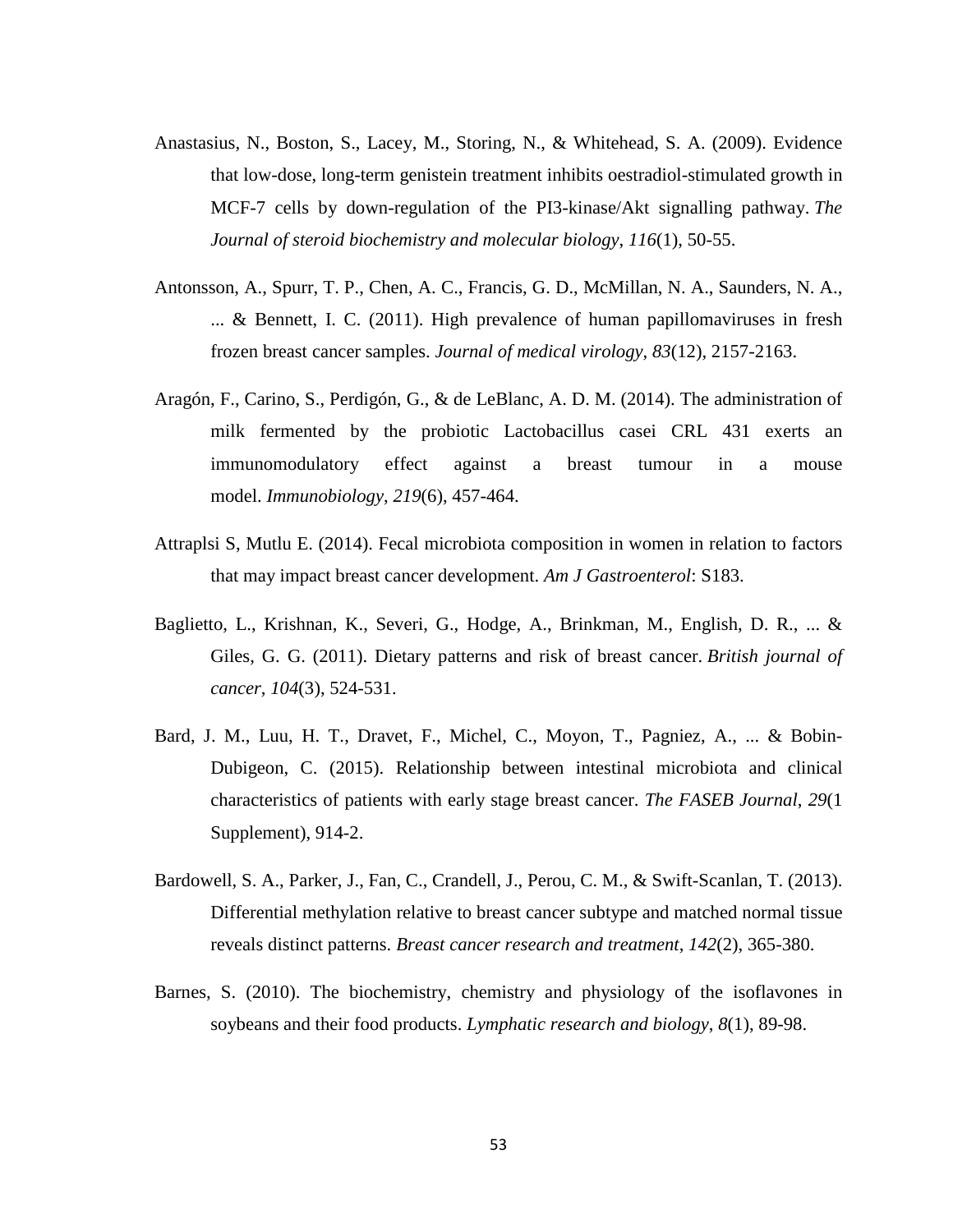Anastasius, N., Boston, S., Lacey, M., Storing, N., & Whitehead, S. A. (2009). Evidence that low-dose, long-term genistein treatment inhibits oestradiol-stimulated growth in MCF-7 cells by down-regulation of the PI3-kinase/Akt signalling pathway. *The Journal of steroid biochemistry and molecular biology*, *116*(1), 50-55.

Antonsson, A., Spurr, T. P., Chen, A. C., Francis, G. D., McMillan, N. A., Saunders, N. A., ... & Bennett, I. C. (2011). High prevalence of human papillomaviruses in fresh frozen breast cancer samples. *Journal of medical virology*, *83*(12), 2157-2163.

Aragón, F., Carino, S., Perdigón, G., & de LeBlanc, A. D. M. (2014). The administration of milk fermented by the probiotic Lactobacillus casei CRL 431 exerts an immunomodulatory effect against a breast tumour in a mouse model. *Immunobiology*, *219*(6), 457-464.

Attraplsi S, Mutlu E. (2014). Fecal microbiota composition in women in relation to factors that may impact breast cancer development. *Am J Gastroenterol*: S183.

Baglietto, L., Krishnan, K., Severi, G., Hodge, A., Brinkman, M., English, D. R., ... & Giles, G. G. (2011). Dietary patterns and risk of breast cancer. *British journal of cancer*, *104*(3), 524-531.

Bard, J. M., Luu, H. T., Dravet, F., Michel, C., Moyon, T., Pagniez, A., ... & Bobin-Dubigeon, C. (2015). Relationship between intestinal microbiota and clinical characteristics of patients with early stage breast cancer. *The FASEB Journal*, *29*(1 Supplement), 914-2.

Bardowell, S. A., Parker, J., Fan, C., Crandell, J., Perou, C. M., & Swift-Scanlan, T. (2013). Differential methylation relative to breast cancer subtype and matched normal tissue reveals distinct patterns. *Breast cancer research and treatment*, *142*(2), 365-380.

Barnes, S. (2010). The biochemistry, chemistry and physiology of the isoflavones in soybeans and their food products. *Lymphatic research and biology*, *8*(1), 89-98.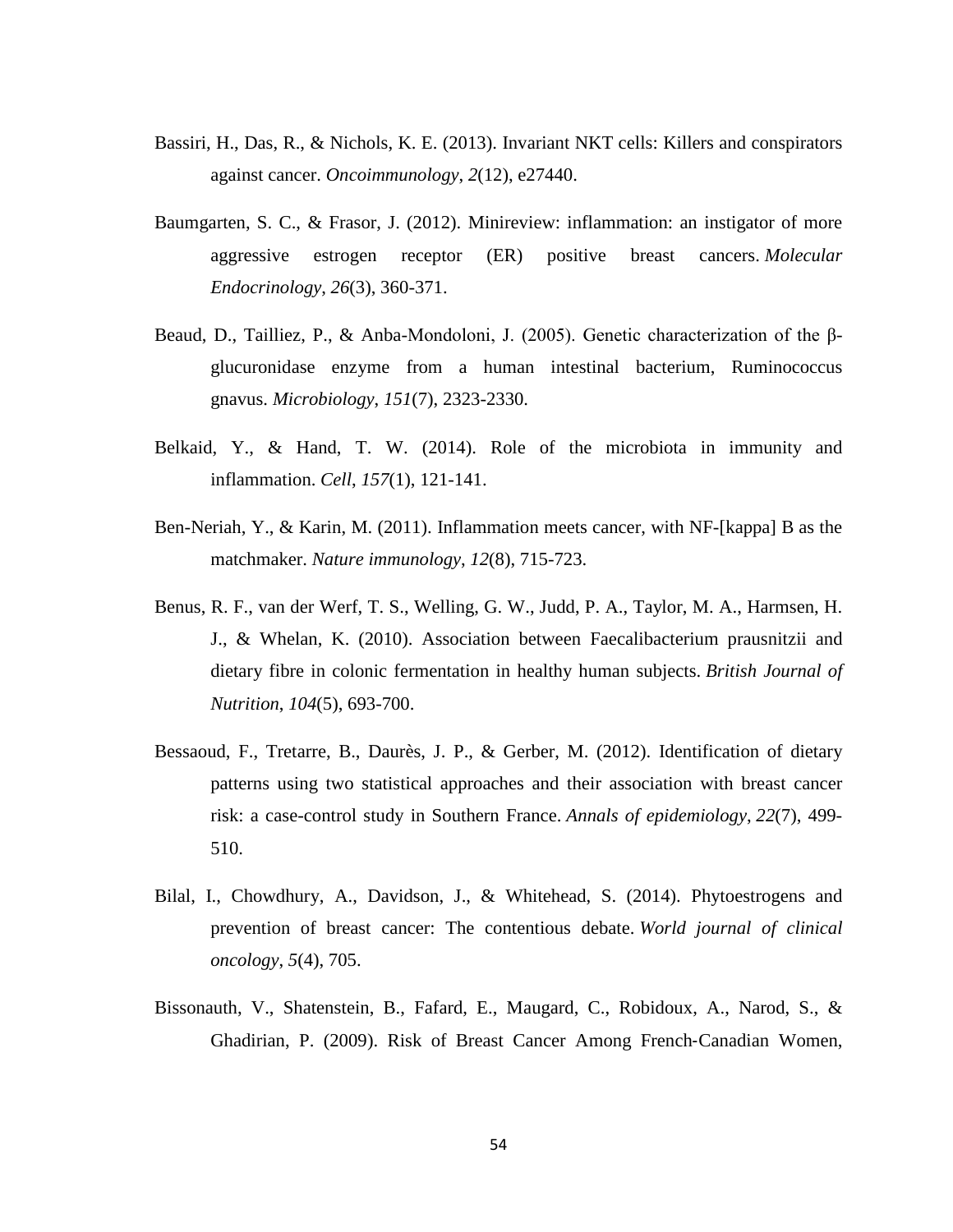Bassiri, H., Das, R., & Nichols, K. E. (2013). Invariant NKT cells: Killers and conspirators against cancer. *Oncoimmunology*, *2*(12), e27440.

Baumgarten, S. C., & Frasor, J. (2012). Minireview: inflammation: an instigator of more aggressive estrogen receptor (ER) positive breast cancers. *Molecular Endocrinology*, *26*(3), 360-371.

Beaud, D., Tailliez, P., & Anba-Mondoloni, J. (2005). Genetic characterization of the β-glucuronidase enzyme from a human intestinal bacterium, Ruminococcus gnavus. *Microbiology*, *151*(7), 2323-2330.

Belkaid, Y., & Hand, T. W. (2014). Role of the microbiota in immunity and inflammation. *Cell*, *157*(1), 121-141.

Ben-Neriah, Y., & Karin, M. (2011). Inflammation meets cancer, with NF-[kappa] B as the matchmaker. *Nature immunology*, *12*(8), 715-723.

Benus, R. F., van der Werf, T. S., Welling, G. W., Judd, P. A., Taylor, M. A., Harmsen, H. J., & Whelan, K. (2010). Association between Faecalibacterium prausnitzii and dietary fibre in colonic fermentation in healthy human subjects. *British Journal of Nutrition*, *104*(5), 693-700.

Bessaoud, F., Tretarre, B., Daurès, J. P., & Gerber, M. (2012). Identification of dietary patterns using two statistical approaches and their association with breast cancer risk: a case-control study in Southern France. *Annals of epidemiology*, *22*(7), 499-510.

Bilal, I., Chowdhury, A., Davidson, J., & Whitehead, S. (2014). Phytoestrogens and prevention of breast cancer: The contentious debate. *World journal of clinical oncology*, *5*(4), 705.

Bissonauth, V., Shatenstein, B., Fafard, E., Maugard, C., Robidoux, A., Narod, S., & Ghadirian, P. (2009). Risk of Breast Cancer Among French‐Canadian Women,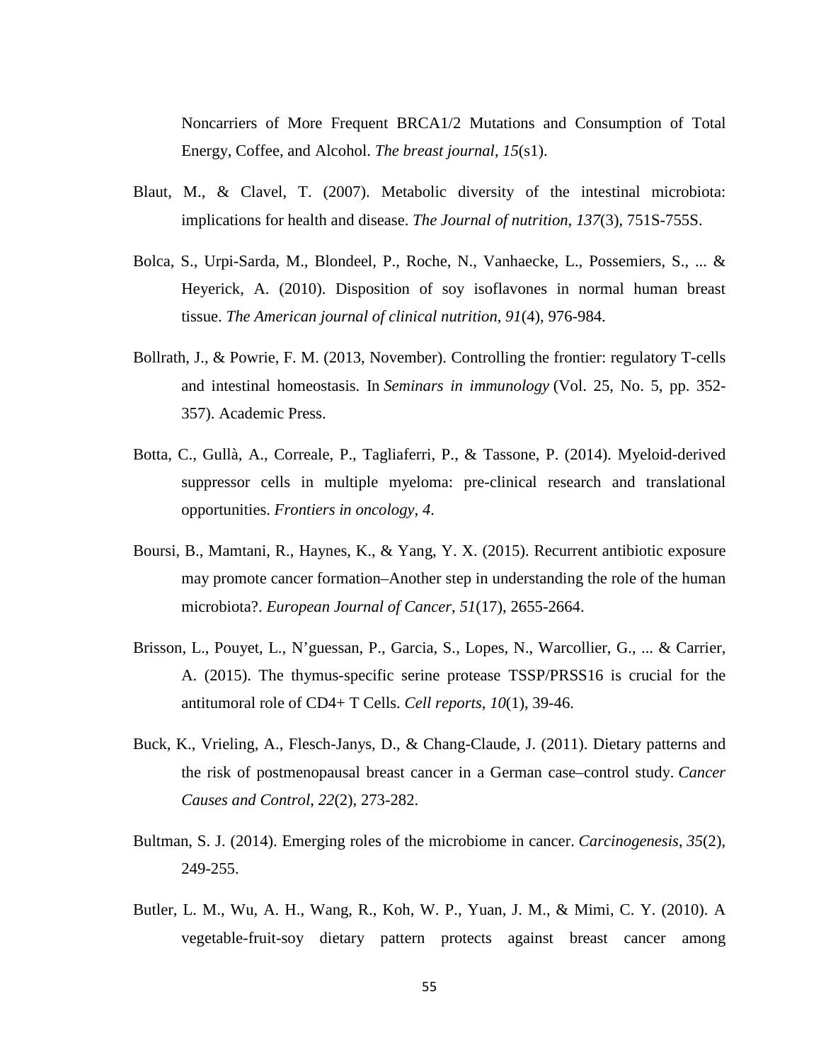Noncarriers of More Frequent BRCA1/2 Mutations and Consumption of Total Energy, Coffee, and Alcohol. *The breast journal*, *15*(s1).

Blaut, M., & Clavel, T. (2007). Metabolic diversity of the intestinal microbiota: implications for health and disease. *The Journal of nutrition*, *137*(3), 751S-755S.

Bolca, S., Urpi-Sarda, M., Blondeel, P., Roche, N., Vanhaecke, L., Possemiers, S., ... & Heyerick, A. (2010). Disposition of soy isoflavones in normal human breast tissue. *The American journal of clinical nutrition*, *91*(4), 976-984.

Bollrath, J., & Powrie, F. M. (2013, November). Controlling the frontier: regulatory T-cells and intestinal homeostasis. In *Seminars in immunology* (Vol. 25, No. 5, pp. 352-357). Academic Press.

Botta, C., Gullà, A., Correale, P., Tagliaferri, P., & Tassone, P. (2014). Myeloid-derived suppressor cells in multiple myeloma: pre-clinical research and translational opportunities. *Frontiers in oncology*, *4*.

Boursi, B., Mamtani, R., Haynes, K., & Yang, Y. X. (2015). Recurrent antibiotic exposure may promote cancer formation–Another step in understanding the role of the human microbiota?. *European Journal of Cancer*, *51*(17), 2655-2664.

Brisson, L., Pouyet, L., N'guessan, P., Garcia, S., Lopes, N., Warcollier, G., ... & Carrier, A. (2015). The thymus-specific serine protease TSSP/PRSS16 is crucial for the antitumoral role of CD4+ T Cells. *Cell reports*, *10*(1), 39-46.

Buck, K., Vrieling, A., Flesch-Janys, D., & Chang-Claude, J. (2011). Dietary patterns and the risk of postmenopausal breast cancer in a German case–control study. *Cancer Causes and Control*, *22*(2), 273-282.

Bultman, S. J. (2014). Emerging roles of the microbiome in cancer. *Carcinogenesis*, *35*(2), 249-255.

Butler, L. M., Wu, A. H., Wang, R., Koh, W. P., Yuan, J. M., & Mimi, C. Y. (2010). A vegetable-fruit-soy dietary pattern protects against breast cancer among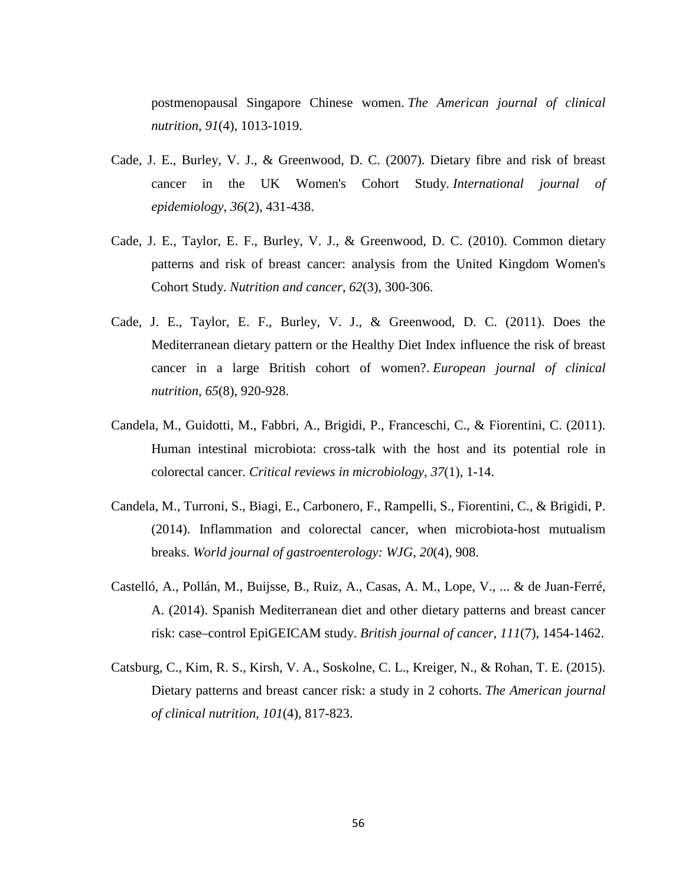postmenopausal Singapore Chinese women. *The American journal of clinical nutrition*, *91*(4), 1013-1019.

Cade, J. E., Burley, V. J., & Greenwood, D. C. (2007). Dietary fibre and risk of breast cancer in the UK Women's Cohort Study. *International journal of epidemiology*, *36*(2), 431-438.

Cade, J. E., Taylor, E. F., Burley, V. J., & Greenwood, D. C. (2010). Common dietary patterns and risk of breast cancer: analysis from the United Kingdom Women's Cohort Study. *Nutrition and cancer*, *62*(3), 300-306.

Cade, J. E., Taylor, E. F., Burley, V. J., & Greenwood, D. C. (2011). Does the Mediterranean dietary pattern or the Healthy Diet Index influence the risk of breast cancer in a large British cohort of women?. *European journal of clinical nutrition*, *65*(8), 920-928.

Candela, M., Guidotti, M., Fabbri, A., Brigidi, P., Franceschi, C., & Fiorentini, C. (2011). Human intestinal microbiota: cross-talk with the host and its potential role in colorectal cancer. *Critical reviews in microbiology*, *37*(1), 1-14.

Candela, M., Turroni, S., Biagi, E., Carbonero, F., Rampelli, S., Fiorentini, C., & Brigidi, P. (2014). Inflammation and colorectal cancer, when microbiota-host mutualism breaks. *World journal of gastroenterology: WJG*, *20*(4), 908.

Castelló, A., Pollán, M., Buijsse, B., Ruiz, A., Casas, A. M., Lope, V., ... & de Juan-Ferré, A. (2014). Spanish Mediterranean diet and other dietary patterns and breast cancer risk: case–control EpiGEICAM study. *British journal of cancer*, *111*(7), 1454-1462.

Catsburg, C., Kim, R. S., Kirsh, V. A., Soskolne, C. L., Kreiger, N., & Rohan, T. E. (2015). Dietary patterns and breast cancer risk: a study in 2 cohorts. *The American journal of clinical nutrition*, *101*(4), 817-823.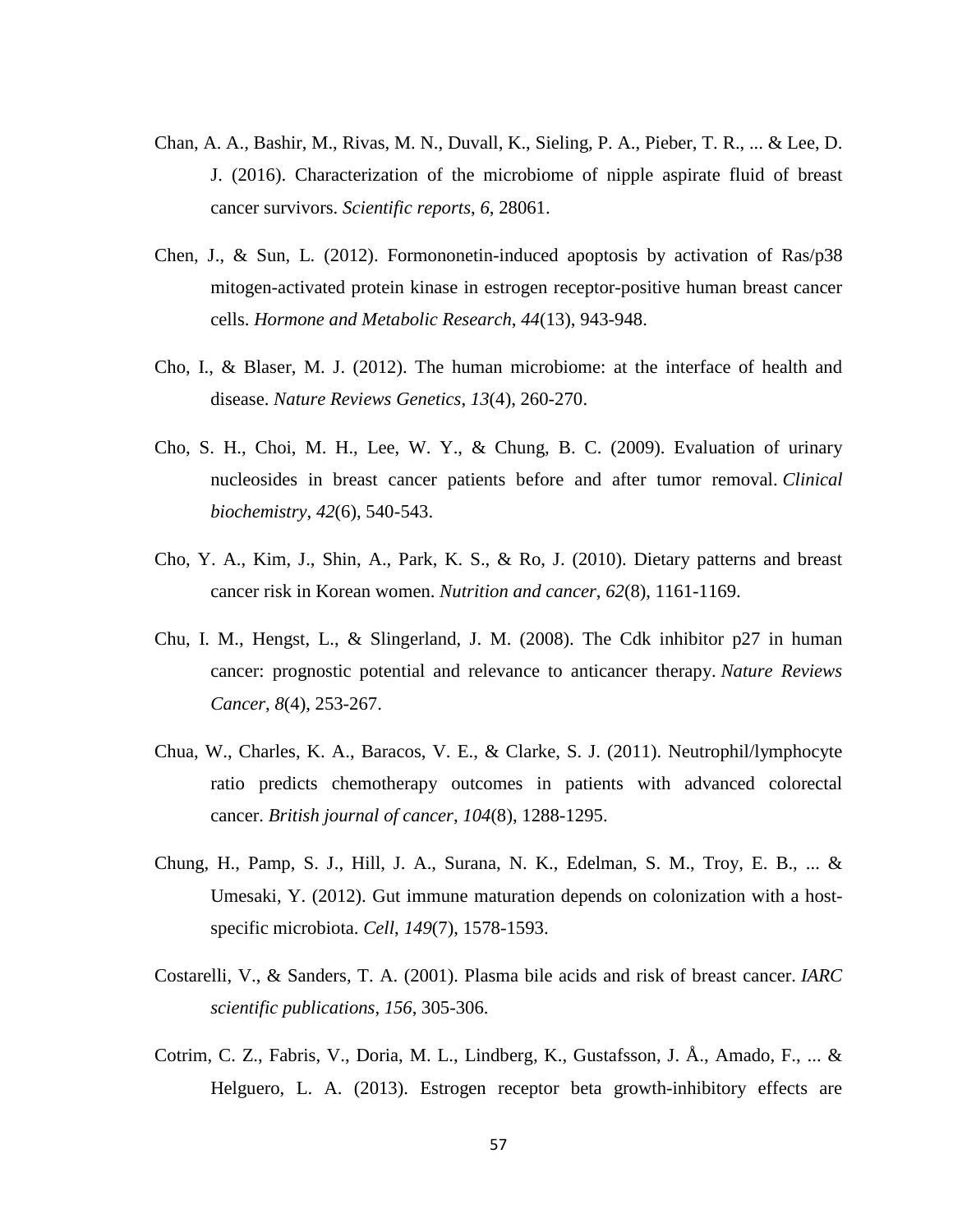Chan, A. A., Bashir, M., Rivas, M. N., Duvall, K., Sieling, P. A., Pieber, T. R., ... & Lee, D. J. (2016). Characterization of the microbiome of nipple aspirate fluid of breast cancer survivors. *Scientific reports*, *6*, 28061.

Chen, J., & Sun, L. (2012). Formononetin-induced apoptosis by activation of Ras/p38 mitogen-activated protein kinase in estrogen receptor-positive human breast cancer cells. *Hormone and Metabolic Research*, *44*(13), 943-948.

Cho, I., & Blaser, M. J. (2012). The human microbiome: at the interface of health and disease. *Nature Reviews Genetics*, *13*(4), 260-270.

Cho, S. H., Choi, M. H., Lee, W. Y., & Chung, B. C. (2009). Evaluation of urinary nucleosides in breast cancer patients before and after tumor removal. *Clinical biochemistry*, *42*(6), 540-543.

Cho, Y. A., Kim, J., Shin, A., Park, K. S., & Ro, J. (2010). Dietary patterns and breast cancer risk in Korean women. *Nutrition and cancer*, *62*(8), 1161-1169.

Chu, I. M., Hengst, L., & Slingerland, J. M. (2008). The Cdk inhibitor p27 in human cancer: prognostic potential and relevance to anticancer therapy. *Nature Reviews Cancer*, *8*(4), 253-267.

Chua, W., Charles, K. A., Baracos, V. E., & Clarke, S. J. (2011). Neutrophil/lymphocyte ratio predicts chemotherapy outcomes in patients with advanced colorectal cancer. *British journal of cancer*, *104*(8), 1288-1295.

Chung, H., Pamp, S. J., Hill, J. A., Surana, N. K., Edelman, S. M., Troy, E. B., ... & Umesaki, Y. (2012). Gut immune maturation depends on colonization with a host-specific microbiota. *Cell*, *149*(7), 1578-1593.

Costarelli, V., & Sanders, T. A. (2001). Plasma bile acids and risk of breast cancer. *IARC scientific publications*, *156*, 305-306.

Cotrim, C. Z., Fabris, V., Doria, M. L., Lindberg, K., Gustafsson, J. Å., Amado, F., ... & Helguero, L. A. (2013). Estrogen receptor beta growth-inhibitory effects are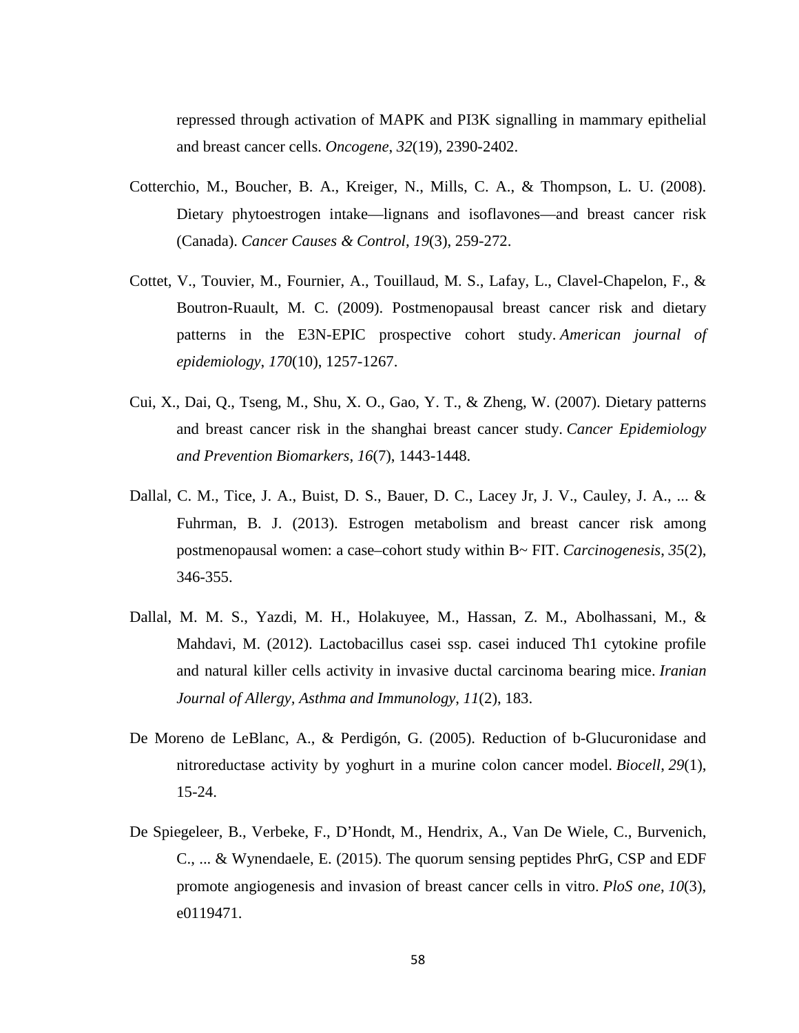repressed through activation of MAPK and PI3K signalling in mammary epithelial and breast cancer cells. *Oncogene*, *32*(19), 2390-2402.

Cotterchio, M., Boucher, B. A., Kreiger, N., Mills, C. A., & Thompson, L. U. (2008). Dietary phytoestrogen intake—lignans and isoflavones—and breast cancer risk (Canada). *Cancer Causes & Control*, *19*(3), 259-272.

Cottet, V., Touvier, M., Fournier, A., Touillaud, M. S., Lafay, L., Clavel-Chapelon, F., & Boutron-Ruault, M. C. (2009). Postmenopausal breast cancer risk and dietary patterns in the E3N-EPIC prospective cohort study. *American journal of epidemiology*, *170*(10), 1257-1267.

Cui, X., Dai, Q., Tseng, M., Shu, X. O., Gao, Y. T., & Zheng, W. (2007). Dietary patterns and breast cancer risk in the shanghai breast cancer study. *Cancer Epidemiology and Prevention Biomarkers*, *16*(7), 1443-1448.

Dallal, C. M., Tice, J. A., Buist, D. S., Bauer, D. C., Lacey Jr, J. V., Cauley, J. A., ... & Fuhrman, B. J. (2013). Estrogen metabolism and breast cancer risk among postmenopausal women: a case–cohort study within B~ FIT. *Carcinogenesis*, *35*(2), 346-355.

Dallal, M. M. S., Yazdi, M. H., Holakuyee, M., Hassan, Z. M., Abolhassani, M., & Mahdavi, M. (2012). Lactobacillus casei ssp. casei induced Th1 cytokine profile and natural killer cells activity in invasive ductal carcinoma bearing mice. *Iranian Journal of Allergy, Asthma and Immunology*, *11*(2), 183.

De Moreno de LeBlanc, A., & Perdigón, G. (2005). Reduction of b-Glucuronidase and nitroreductase activity by yoghurt in a murine colon cancer model. *Biocell*, *29*(1), 15-24.

De Spiegeleer, B., Verbeke, F., D'Hondt, M., Hendrix, A., Van De Wiele, C., Burvenich, C., ... & Wynendaele, E. (2015). The quorum sensing peptides PhrG, CSP and EDF promote angiogenesis and invasion of breast cancer cells in vitro. *PloS one*, *10*(3), e0119471.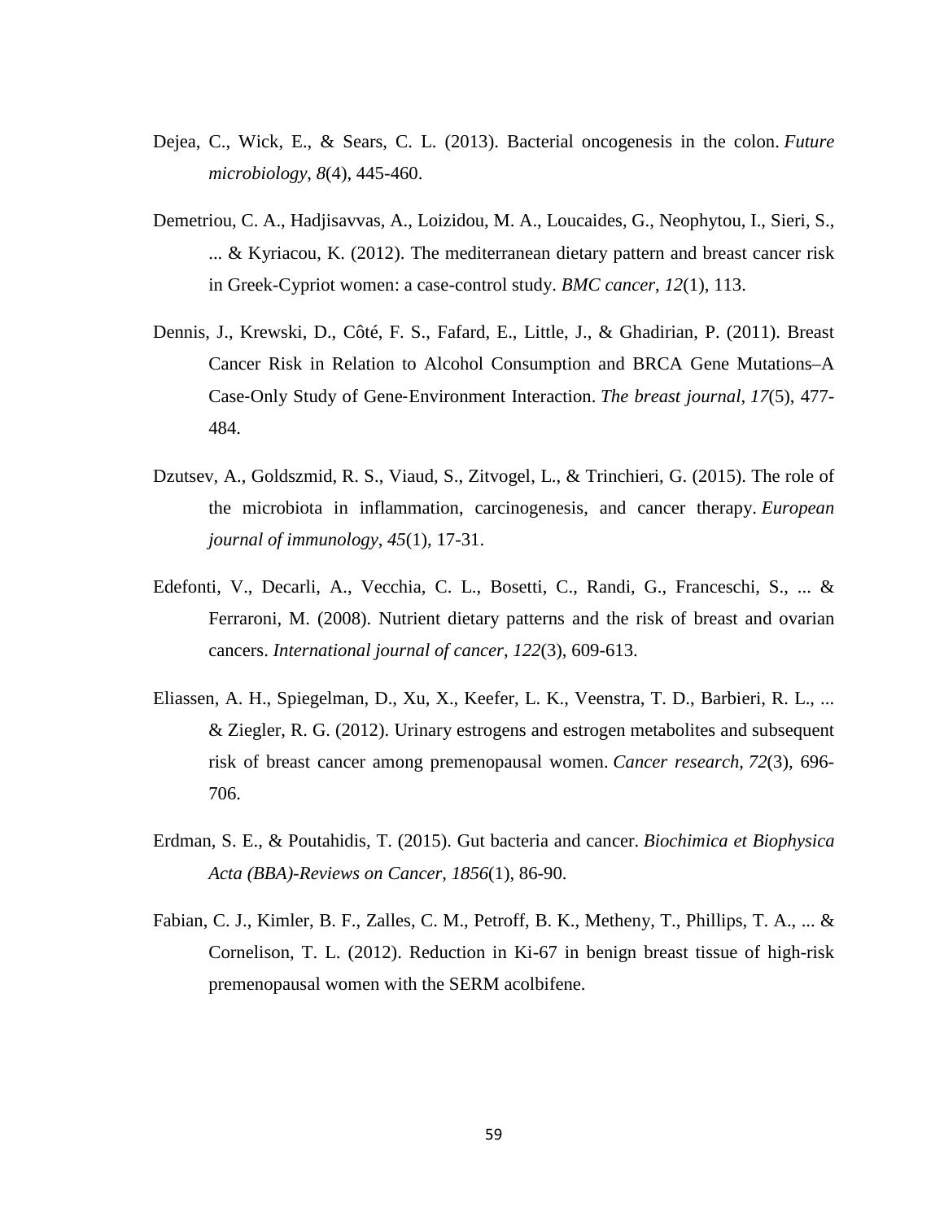Dejea, C., Wick, E., & Sears, C. L. (2013). Bacterial oncogenesis in the colon. *Future microbiology*, *8*(4), 445-460.

Demetriou, C. A., Hadjisavvas, A., Loizidou, M. A., Loucaides, G., Neophytou, I., Sieri, S., ... & Kyriacou, K. (2012). The mediterranean dietary pattern and breast cancer risk in Greek-Cypriot women: a case-control study. *BMC cancer*, *12*(1), 113.

Dennis, J., Krewski, D., Côté, F. S., Fafard, E., Little, J., & Ghadirian, P. (2011). Breast Cancer Risk in Relation to Alcohol Consumption and BRCA Gene Mutations–A Case‐Only Study of Gene‐Environment Interaction. *The breast journal*, *17*(5), 477-484.

Dzutsev, A., Goldszmid, R. S., Viaud, S., Zitvogel, L., & Trinchieri, G. (2015). The role of the microbiota in inflammation, carcinogenesis, and cancer therapy. *European journal of immunology*, *45*(1), 17-31.

Edefonti, V., Decarli, A., Vecchia, C. L., Bosetti, C., Randi, G., Franceschi, S., ... & Ferraroni, M. (2008). Nutrient dietary patterns and the risk of breast and ovarian cancers. *International journal of cancer*, *122*(3), 609-613.

Eliassen, A. H., Spiegelman, D., Xu, X., Keefer, L. K., Veenstra, T. D., Barbieri, R. L., ... & Ziegler, R. G. (2012). Urinary estrogens and estrogen metabolites and subsequent risk of breast cancer among premenopausal women. *Cancer research*, *72*(3), 696-706.

Erdman, S. E., & Poutahidis, T. (2015). Gut bacteria and cancer. *Biochimica et Biophysica Acta (BBA)-Reviews on Cancer*, *1856*(1), 86-90.

Fabian, C. J., Kimler, B. F., Zalles, C. M., Petroff, B. K., Metheny, T., Phillips, T. A., ... & Cornelison, T. L. (2012). Reduction in Ki-67 in benign breast tissue of high-risk premenopausal women with the SERM acolbifene.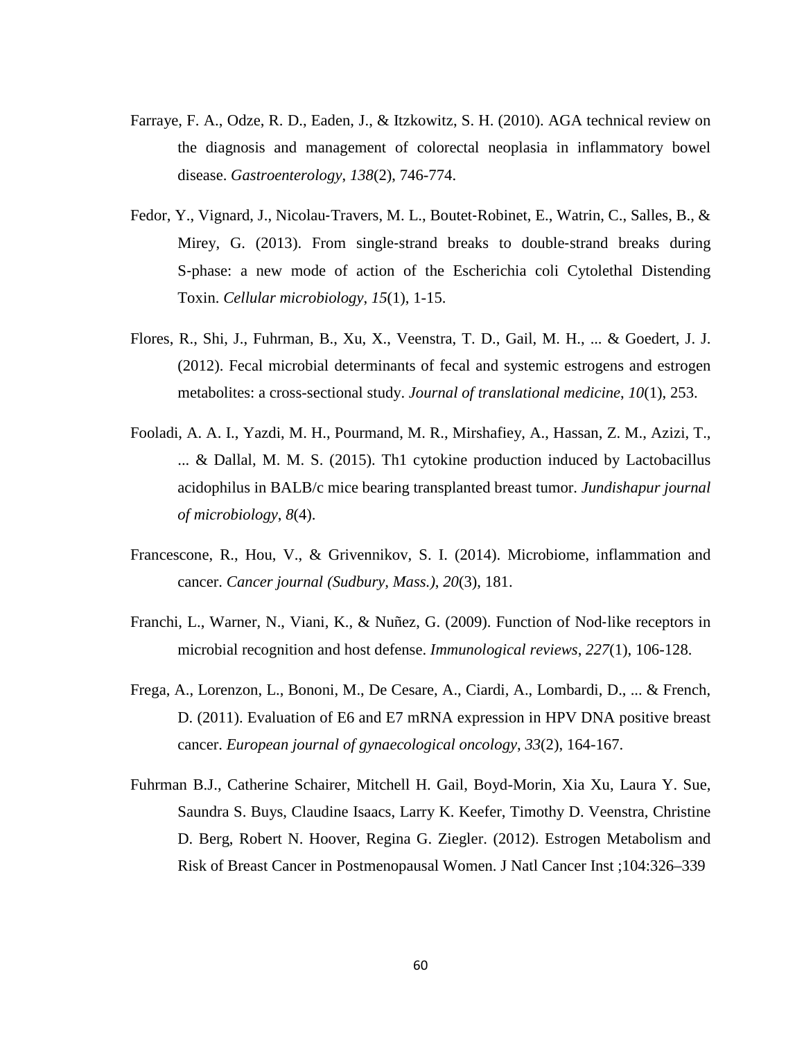Farraye, F. A., Odze, R. D., Eaden, J., & Itzkowitz, S. H. (2010). AGA technical review on the diagnosis and management of colorectal neoplasia in inflammatory bowel disease. *Gastroenterology*, *138*(2), 746-774.

Fedor, Y., Vignard, J., Nicolau‐Travers, M. L., Boutet‐Robinet, E., Watrin, C., Salles, B., & Mirey, G. (2013). From single‐strand breaks to double‐strand breaks during S‐phase: a new mode of action of the Escherichia coli Cytolethal Distending Toxin. *Cellular microbiology*, *15*(1), 1-15.

Flores, R., Shi, J., Fuhrman, B., Xu, X., Veenstra, T. D., Gail, M. H., ... & Goedert, J. J. (2012). Fecal microbial determinants of fecal and systemic estrogens and estrogen metabolites: a cross-sectional study. *Journal of translational medicine*, *10*(1), 253.

Fooladi, A. A. I., Yazdi, M. H., Pourmand, M. R., Mirshafiey, A., Hassan, Z. M., Azizi, T., ... & Dallal, M. M. S. (2015). Th1 cytokine production induced by Lactobacillus acidophilus in BALB/c mice bearing transplanted breast tumor. *Jundishapur journal of microbiology*, *8*(4).

Francescone, R., Hou, V., & Grivennikov, S. I. (2014). Microbiome, inflammation and cancer. *Cancer journal (Sudbury, Mass.)*, *20*(3), 181.

Franchi, L., Warner, N., Viani, K., & Nuñez, G. (2009). Function of Nod‐like receptors in microbial recognition and host defense. *Immunological reviews*, *227*(1), 106-128.

Frega, A., Lorenzon, L., Bononi, M., De Cesare, A., Ciardi, A., Lombardi, D., ... & French, D. (2011). Evaluation of E6 and E7 mRNA expression in HPV DNA positive breast cancer. *European journal of gynaecological oncology*, *33*(2), 164-167.

Fuhrman B.J., Catherine Schairer, Mitchell H. Gail, Boyd-Morin, Xia Xu, Laura Y. Sue, Saundra S. Buys, Claudine Isaacs, Larry K. Keefer, Timothy D. Veenstra, Christine D. Berg, Robert N. Hoover, Regina G. Ziegler. (2012). Estrogen Metabolism and Risk of Breast Cancer in Postmenopausal Women. J Natl Cancer Inst ;104:326–339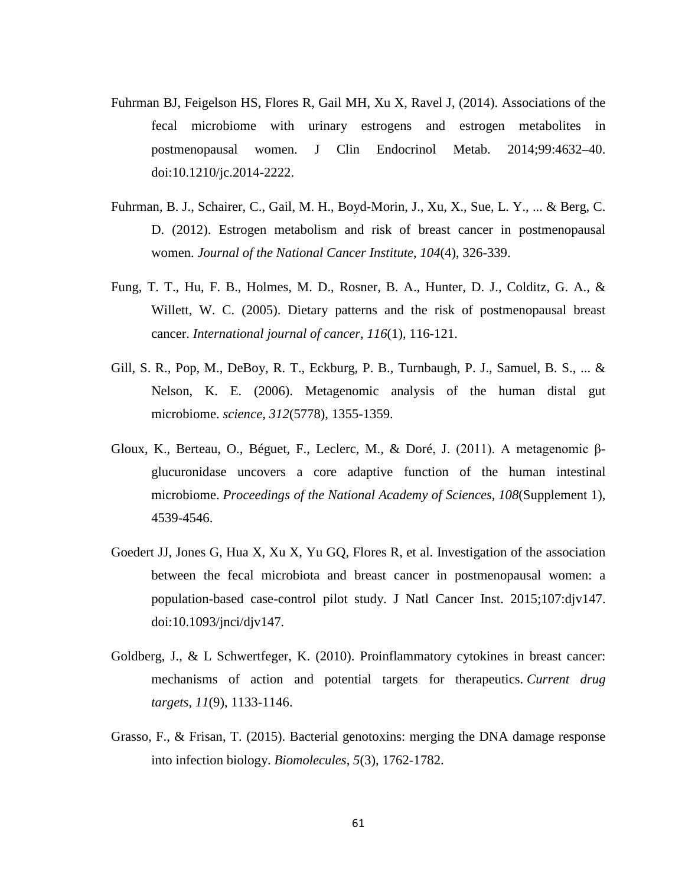Fuhrman BJ, Feigelson HS, Flores R, Gail MH, Xu X, Ravel J, (2014). Associations of the fecal microbiome with urinary estrogens and estrogen metabolites in postmenopausal women. J Clin Endocrinol Metab. 2014;99:4632–40. doi:10.1210/jc.2014-2222.

Fuhrman, B. J., Schairer, C., Gail, M. H., Boyd-Morin, J., Xu, X., Sue, L. Y., ... & Berg, C. D. (2012). Estrogen metabolism and risk of breast cancer in postmenopausal women. *Journal of the National Cancer Institute*, *104*(4), 326-339.

Fung, T. T., Hu, F. B., Holmes, M. D., Rosner, B. A., Hunter, D. J., Colditz, G. A., & Willett, W. C. (2005). Dietary patterns and the risk of postmenopausal breast cancer. *International journal of cancer*, *116*(1), 116-121.

Gill, S. R., Pop, M., DeBoy, R. T., Eckburg, P. B., Turnbaugh, P. J., Samuel, B. S., ... & Nelson, K. E. (2006). Metagenomic analysis of the human distal gut microbiome. *science*, *312*(5778), 1355-1359.

Gloux, K., Berteau, O., Béguet, F., Leclerc, M., & Doré, J. (2011). A metagenomic β-glucuronidase uncovers a core adaptive function of the human intestinal microbiome. *Proceedings of the National Academy of Sciences*, *108*(Supplement 1), 4539-4546.

Goedert JJ, Jones G, Hua X, Xu X, Yu GQ, Flores R, et al. Investigation of the association between the fecal microbiota and breast cancer in postmenopausal women: a population-based case-control pilot study. J Natl Cancer Inst. 2015;107:djv147. doi:10.1093/jnci/djv147.

Goldberg, J., & L Schwertfeger, K. (2010). Proinflammatory cytokines in breast cancer: mechanisms of action and potential targets for therapeutics. *Current drug targets*, *11*(9), 1133-1146.

Grasso, F., & Frisan, T. (2015). Bacterial genotoxins: merging the DNA damage response into infection biology. *Biomolecules*, *5*(3), 1762-1782.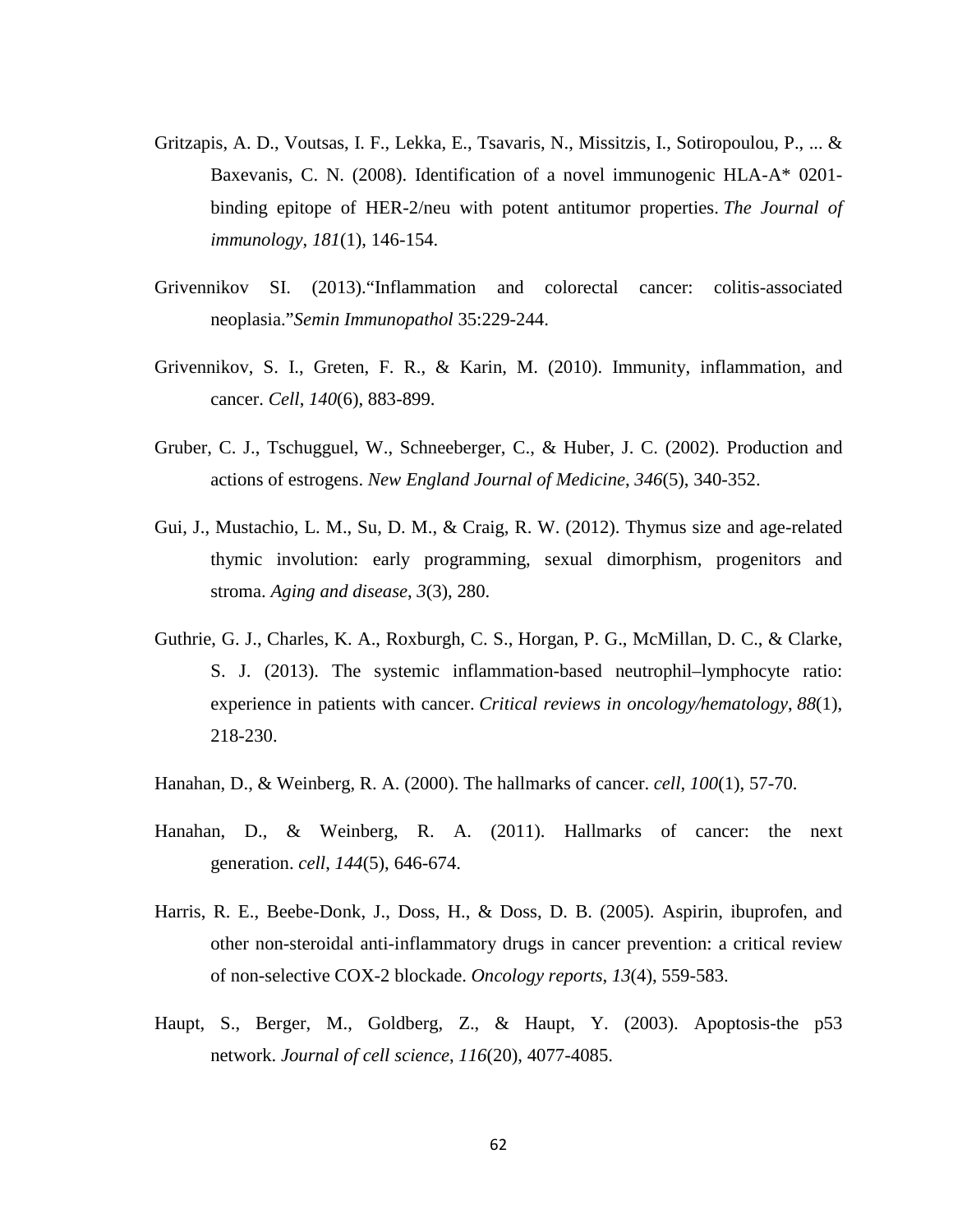Gritzapis, A. D., Voutsas, I. F., Lekka, E., Tsavaris, N., Missitzis, I., Sotiropoulou, P., ... & Baxevanis, C. N. (2008). Identification of a novel immunogenic HLA-A* 0201-binding epitope of HER-2/neu with potent antitumor properties. *The Journal of immunology*, *181*(1), 146-154.

Grivennikov SI. (2013).“Inflammation and colorectal cancer: colitis-associated neoplasia.”*Semin Immunopathol* 35:229-244.

Grivennikov, S. I., Greten, F. R., & Karin, M. (2010). Immunity, inflammation, and cancer. *Cell*, *140*(6), 883-899.

Gruber, C. J., Tschugguel, W., Schneeberger, C., & Huber, J. C. (2002). Production and actions of estrogens. *New England Journal of Medicine*, *346*(5), 340-352.

Gui, J., Mustachio, L. M., Su, D. M., & Craig, R. W. (2012). Thymus size and age-related thymic involution: early programming, sexual dimorphism, progenitors and stroma. *Aging and disease*, *3*(3), 280.

Guthrie, G. J., Charles, K. A., Roxburgh, C. S., Horgan, P. G., McMillan, D. C., & Clarke, S. J. (2013). The systemic inflammation-based neutrophil–lymphocyte ratio: experience in patients with cancer. *Critical reviews in oncology/hematology*, *88*(1), 218-230.

Hanahan, D., & Weinberg, R. A. (2000). The hallmarks of cancer. *cell*, *100*(1), 57-70.

Hanahan, D., & Weinberg, R. A. (2011). Hallmarks of cancer: the next generation. *cell*, *144*(5), 646-674.

Harris, R. E., Beebe-Donk, J., Doss, H., & Doss, D. B. (2005). Aspirin, ibuprofen, and other non-steroidal anti-inflammatory drugs in cancer prevention: a critical review of non-selective COX-2 blockade. *Oncology reports*, *13*(4), 559-583.

Haupt, S., Berger, M., Goldberg, Z., & Haupt, Y. (2003). Apoptosis-the p53 network. *Journal of cell science*, *116*(20), 4077-4085.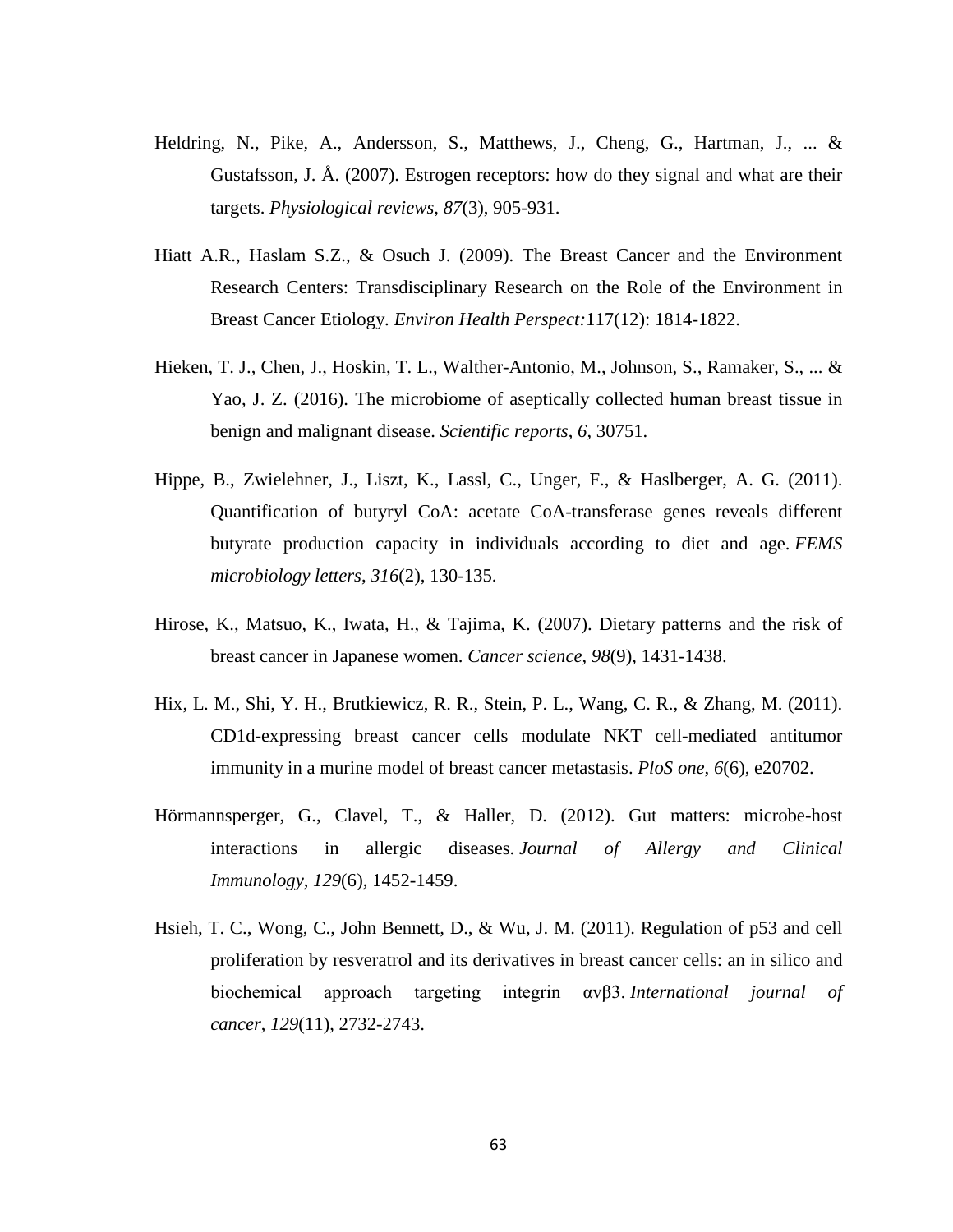Heldring, N., Pike, A., Andersson, S., Matthews, J., Cheng, G., Hartman, J., ... & Gustafsson, J. Å. (2007). Estrogen receptors: how do they signal and what are their targets. *Physiological reviews*, *87*(3), 905-931.

Hiatt A.R., Haslam S.Z., & Osuch J. (2009). The Breast Cancer and the Environment Research Centers: Transdisciplinary Research on the Role of the Environment in Breast Cancer Etiology. *Environ Health Perspect:*117(12): 1814-1822.

Hieken, T. J., Chen, J., Hoskin, T. L., Walther-Antonio, M., Johnson, S., Ramaker, S., ... & Yao, J. Z. (2016). The microbiome of aseptically collected human breast tissue in benign and malignant disease. *Scientific reports*, *6*, 30751.

Hippe, B., Zwielehner, J., Liszt, K., Lassl, C., Unger, F., & Haslberger, A. G. (2011). Quantification of butyryl CoA: acetate CoA-transferase genes reveals different butyrate production capacity in individuals according to diet and age. *FEMS microbiology letters*, *316*(2), 130-135.

Hirose, K., Matsuo, K., Iwata, H., & Tajima, K. (2007). Dietary patterns and the risk of breast cancer in Japanese women. *Cancer science*, *98*(9), 1431-1438.

Hix, L. M., Shi, Y. H., Brutkiewicz, R. R., Stein, P. L., Wang, C. R., & Zhang, M. (2011). CD1d-expressing breast cancer cells modulate NKT cell-mediated antitumor immunity in a murine model of breast cancer metastasis. *PloS one*, *6*(6), e20702.

Hörmannsperger, G., Clavel, T., & Haller, D. (2012). Gut matters: microbe-host interactions in allergic diseases. *Journal of Allergy and Clinical Immunology*, *129*(6), 1452-1459.

Hsieh, T. C., Wong, C., John Bennett, D., & Wu, J. M. (2011). Regulation of p53 and cell proliferation by resveratrol and its derivatives in breast cancer cells: an in silico and biochemical approach targeting integrin αvβ3. *International journal of cancer*, *129*(11), 2732-2743.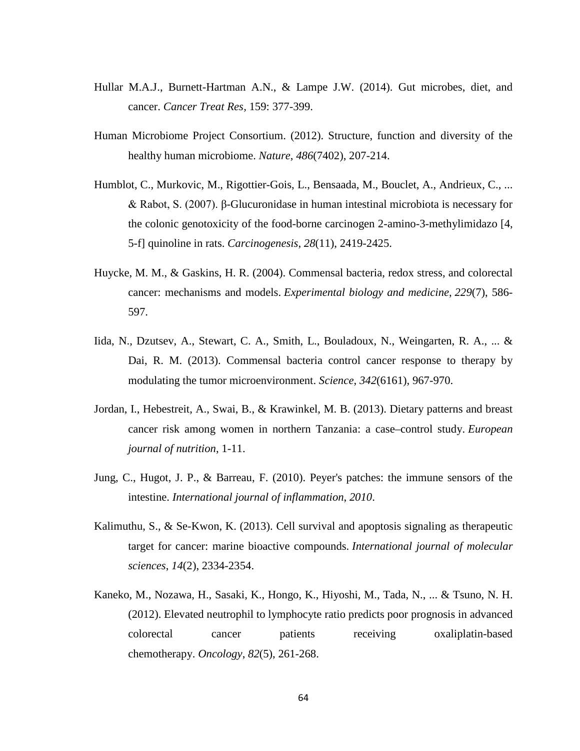Hullar M.A.J., Burnett-Hartman A.N., & Lampe J.W. (2014). Gut microbes, diet, and cancer. *Cancer Treat Res*, 159: 377-399.

Human Microbiome Project Consortium. (2012). Structure, function and diversity of the healthy human microbiome. *Nature*, *486*(7402), 207-214.

Humblot, C., Murkovic, M., Rigottier-Gois, L., Bensaada, M., Bouclet, A., Andrieux, C., ... & Rabot, S. (2007). β-Glucuronidase in human intestinal microbiota is necessary for the colonic genotoxicity of the food-borne carcinogen 2-amino-3-methylimidazo [4, 5-f] quinoline in rats. *Carcinogenesis*, *28*(11), 2419-2425.

Huycke, M. M., & Gaskins, H. R. (2004). Commensal bacteria, redox stress, and colorectal cancer: mechanisms and models. *Experimental biology and medicine*, *229*(7), 586-597.

Iida, N., Dzutsev, A., Stewart, C. A., Smith, L., Bouladoux, N., Weingarten, R. A., ... & Dai, R. M. (2013). Commensal bacteria control cancer response to therapy by modulating the tumor microenvironment. *Science*, *342*(6161), 967-970.

Jordan, I., Hebestreit, A., Swai, B., & Krawinkel, M. B. (2013). Dietary patterns and breast cancer risk among women in northern Tanzania: a case–control study. *European journal of nutrition*, 1-11.

Jung, C., Hugot, J. P., & Barreau, F. (2010). Peyer's patches: the immune sensors of the intestine. *International journal of inflammation*, *2010*.

Kalimuthu, S., & Se-Kwon, K. (2013). Cell survival and apoptosis signaling as therapeutic target for cancer: marine bioactive compounds. *International journal of molecular sciences*, *14*(2), 2334-2354.

Kaneko, M., Nozawa, H., Sasaki, K., Hongo, K., Hiyoshi, M., Tada, N., ... & Tsuno, N. H. (2012). Elevated neutrophil to lymphocyte ratio predicts poor prognosis in advanced colorectal cancer patients receiving oxaliplatin-based chemotherapy. *Oncology*, *82*(5), 261-268.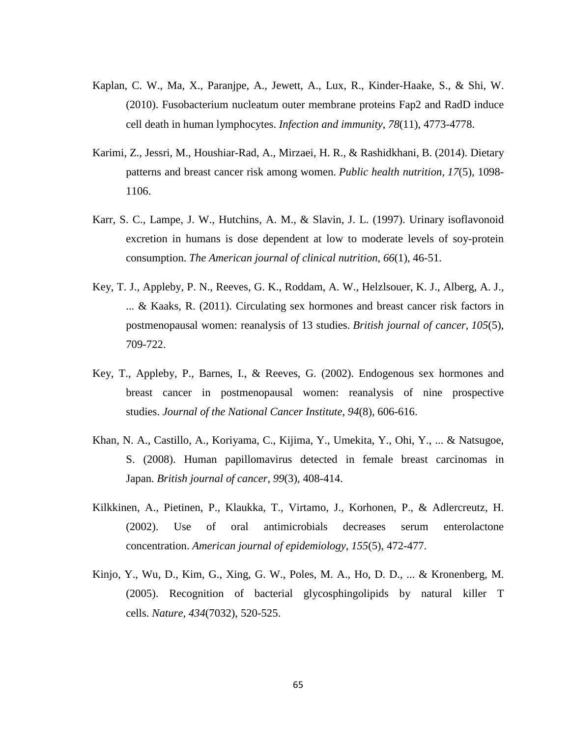Kaplan, C. W., Ma, X., Paranjpe, A., Jewett, A., Lux, R., Kinder-Haake, S., & Shi, W. (2010). Fusobacterium nucleatum outer membrane proteins Fap2 and RadD induce cell death in human lymphocytes. *Infection and immunity*, *78*(11), 4773-4778.

Karimi, Z., Jessri, M., Houshiar-Rad, A., Mirzaei, H. R., & Rashidkhani, B. (2014). Dietary patterns and breast cancer risk among women. *Public health nutrition*, *17*(5), 1098-1106.

Karr, S. C., Lampe, J. W., Hutchins, A. M., & Slavin, J. L. (1997). Urinary isoflavonoid excretion in humans is dose dependent at low to moderate levels of soy-protein consumption. *The American journal of clinical nutrition*, *66*(1), 46-51.

Key, T. J., Appleby, P. N., Reeves, G. K., Roddam, A. W., Helzlsouer, K. J., Alberg, A. J., ... & Kaaks, R. (2011). Circulating sex hormones and breast cancer risk factors in postmenopausal women: reanalysis of 13 studies. *British journal of cancer*, *105*(5), 709-722.

Key, T., Appleby, P., Barnes, I., & Reeves, G. (2002). Endogenous sex hormones and breast cancer in postmenopausal women: reanalysis of nine prospective studies. *Journal of the National Cancer Institute*, *94*(8), 606-616.

Khan, N. A., Castillo, A., Koriyama, C., Kijima, Y., Umekita, Y., Ohi, Y., ... & Natsugoe, S. (2008). Human papillomavirus detected in female breast carcinomas in Japan. *British journal of cancer*, *99*(3), 408-414.

Kilkkinen, A., Pietinen, P., Klaukka, T., Virtamo, J., Korhonen, P., & Adlercreutz, H. (2002). Use of oral antimicrobials decreases serum enterolactone concentration. *American journal of epidemiology*, *155*(5), 472-477.

Kinjo, Y., Wu, D., Kim, G., Xing, G. W., Poles, M. A., Ho, D. D., ... & Kronenberg, M. (2005). Recognition of bacterial glycosphingolipids by natural killer T cells. *Nature*, *434*(7032), 520-525.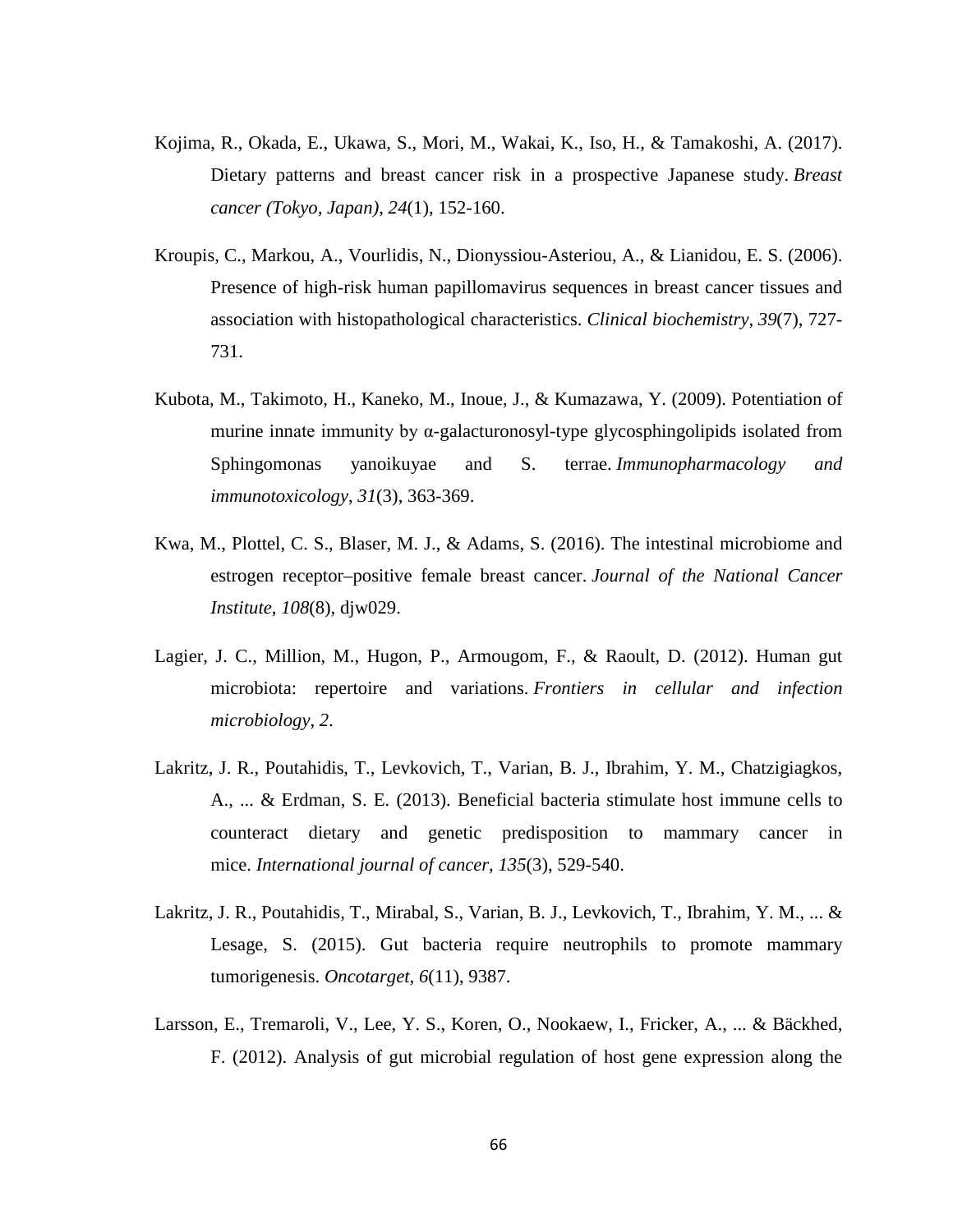Kojima, R., Okada, E., Ukawa, S., Mori, M., Wakai, K., Iso, H., & Tamakoshi, A. (2017). Dietary patterns and breast cancer risk in a prospective Japanese study. *Breast cancer (Tokyo, Japan)*, *24*(1), 152-160.

Kroupis, C., Markou, A., Vourlidis, N., Dionyssiou-Asteriou, A., & Lianidou, E. S. (2006). Presence of high-risk human papillomavirus sequences in breast cancer tissues and association with histopathological characteristics. *Clinical biochemistry*, *39*(7), 727-731.

Kubota, M., Takimoto, H., Kaneko, M., Inoue, J., & Kumazawa, Y. (2009). Potentiation of murine innate immunity by α-galacturonosyl-type glycosphingolipids isolated from Sphingomonas yanoikuyae and S. terrae. *Immunopharmacology and immunotoxicology*, *31*(3), 363-369.

Kwa, M., Plottel, C. S., Blaser, M. J., & Adams, S. (2016). The intestinal microbiome and estrogen receptor–positive female breast cancer. *Journal of the National Cancer Institute*, *108*(8), djw029.

Lagier, J. C., Million, M., Hugon, P., Armougom, F., & Raoult, D. (2012). Human gut microbiota: repertoire and variations. *Frontiers in cellular and infection microbiology*, *2*.

Lakritz, J. R., Poutahidis, T., Levkovich, T., Varian, B. J., Ibrahim, Y. M., Chatzigiagkos, A., ... & Erdman, S. E. (2013). Beneficial bacteria stimulate host immune cells to counteract dietary and genetic predisposition to mammary cancer in mice. *International journal of cancer*, *135*(3), 529-540.

Lakritz, J. R., Poutahidis, T., Mirabal, S., Varian, B. J., Levkovich, T., Ibrahim, Y. M., ... & Lesage, S. (2015). Gut bacteria require neutrophils to promote mammary tumorigenesis. *Oncotarget*, *6*(11), 9387.

Larsson, E., Tremaroli, V., Lee, Y. S., Koren, O., Nookaew, I., Fricker, A., ... & Bäckhed, F. (2012). Analysis of gut microbial regulation of host gene expression along the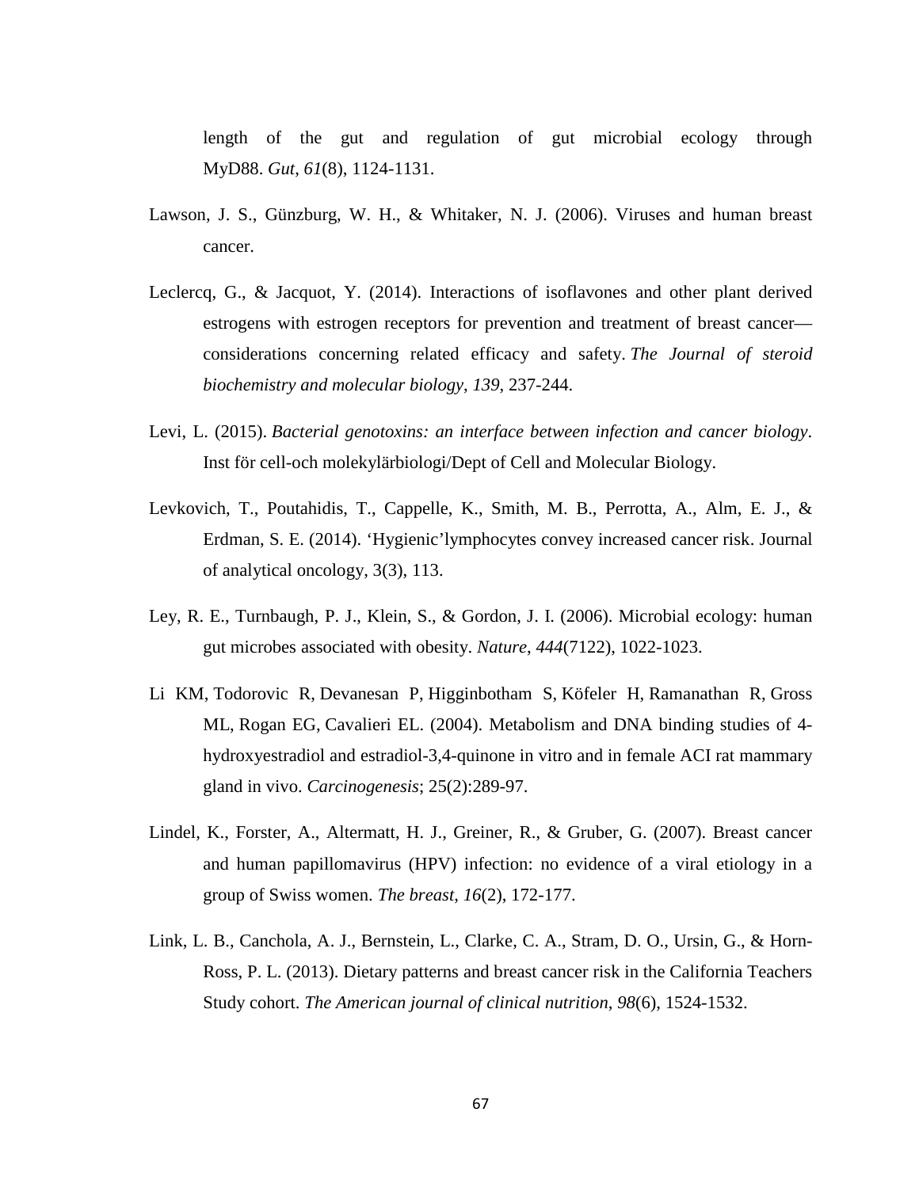length of the gut and regulation of gut microbial ecology through MyD88. *Gut*, *61*(8), 1124-1131.

Lawson, J. S., Günzburg, W. H., & Whitaker, N. J. (2006). Viruses and human breast cancer.

Leclercq, G., & Jacquot, Y. (2014). Interactions of isoflavones and other plant derived estrogens with estrogen receptors for prevention and treatment of breast cancer—considerations concerning related efficacy and safety. *The Journal of steroid biochemistry and molecular biology*, *139*, 237-244.

Levi, L. (2015). *Bacterial genotoxins: an interface between infection and cancer biology*. Inst för cell-och molekylärbiologi/Dept of Cell and Molecular Biology.

Levkovich, T., Poutahidis, T., Cappelle, K., Smith, M. B., Perrotta, A., Alm, E. J., & Erdman, S. E. (2014). 'Hygienic'lymphocytes convey increased cancer risk. Journal of analytical oncology, 3(3), 113.

Ley, R. E., Turnbaugh, P. J., Klein, S., & Gordon, J. I. (2006). Microbial ecology: human gut microbes associated with obesity. *Nature*, *444*(7122), 1022-1023.

Li KM, Todorovic R, Devanesan P, Higginbotham S, Köfeler H, Ramanathan R, Gross ML, Rogan EG, Cavalieri EL. (2004). Metabolism and DNA binding studies of 4-hydroxyestradiol and estradiol-3,4-quinone in vitro and in female ACI rat mammary gland in vivo. *Carcinogenesis*; 25(2):289-97.

Lindel, K., Forster, A., Altermatt, H. J., Greiner, R., & Gruber, G. (2007). Breast cancer and human papillomavirus (HPV) infection: no evidence of a viral etiology in a group of Swiss women. *The breast*, *16*(2), 172-177.

Link, L. B., Canchola, A. J., Bernstein, L., Clarke, C. A., Stram, D. O., Ursin, G., & Horn-Ross, P. L. (2013). Dietary patterns and breast cancer risk in the California Teachers Study cohort. *The American journal of clinical nutrition*, *98*(6), 1524-1532.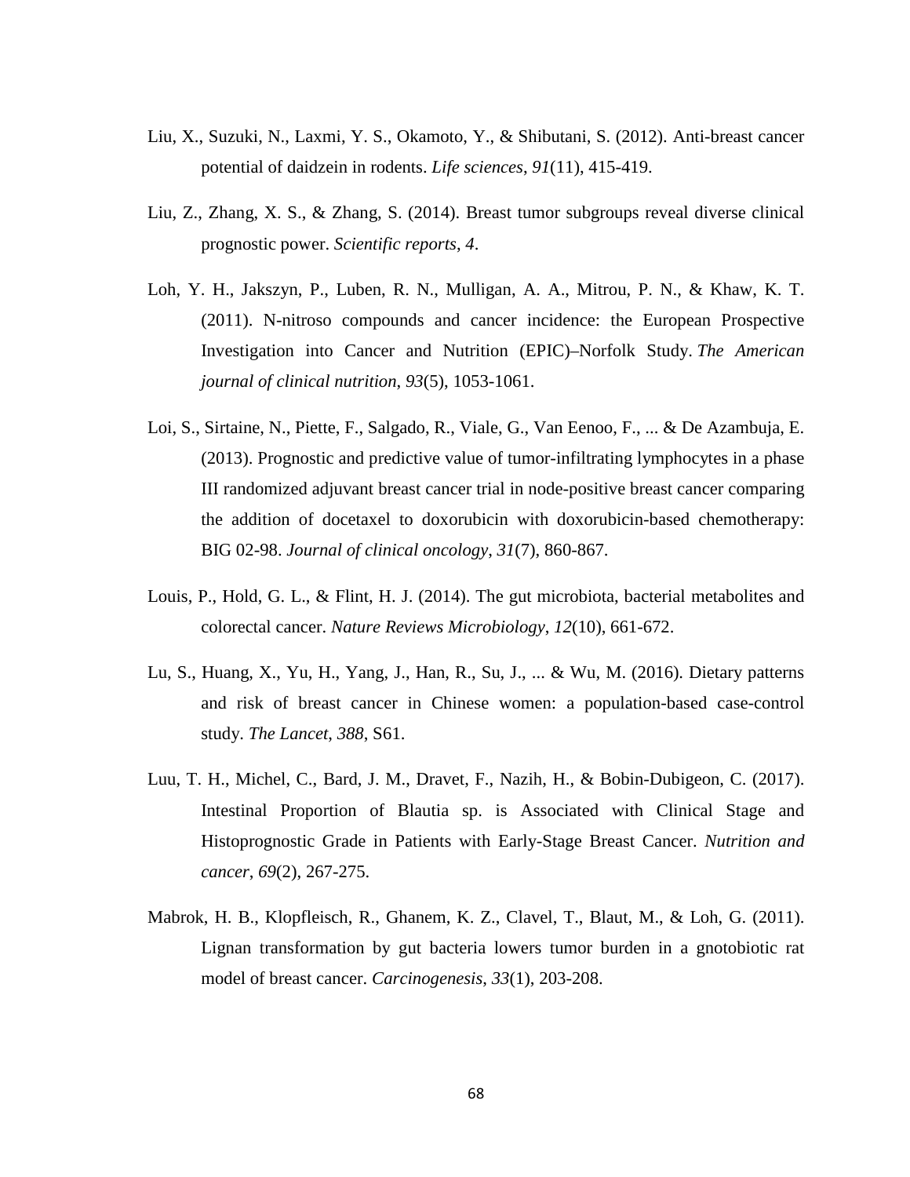Liu, X., Suzuki, N., Laxmi, Y. S., Okamoto, Y., & Shibutani, S. (2012). Anti-breast cancer potential of daidzein in rodents. *Life sciences*, *91*(11), 415-419.

Liu, Z., Zhang, X. S., & Zhang, S. (2014). Breast tumor subgroups reveal diverse clinical prognostic power. *Scientific reports*, *4*.

Loh, Y. H., Jakszyn, P., Luben, R. N., Mulligan, A. A., Mitrou, P. N., & Khaw, K. T. (2011). N-nitroso compounds and cancer incidence: the European Prospective Investigation into Cancer and Nutrition (EPIC)–Norfolk Study. *The American journal of clinical nutrition*, *93*(5), 1053-1061.

Loi, S., Sirtaine, N., Piette, F., Salgado, R., Viale, G., Van Eenoo, F., ... & De Azambuja, E. (2013). Prognostic and predictive value of tumor-infiltrating lymphocytes in a phase III randomized adjuvant breast cancer trial in node-positive breast cancer comparing the addition of docetaxel to doxorubicin with doxorubicin-based chemotherapy: BIG 02-98. *Journal of clinical oncology*, *31*(7), 860-867.

Louis, P., Hold, G. L., & Flint, H. J. (2014). The gut microbiota, bacterial metabolites and colorectal cancer. *Nature Reviews Microbiology*, *12*(10), 661-672.

Lu, S., Huang, X., Yu, H., Yang, J., Han, R., Su, J., ... & Wu, M. (2016). Dietary patterns and risk of breast cancer in Chinese women: a population-based case-control study. *The Lancet*, *388*, S61.

Luu, T. H., Michel, C., Bard, J. M., Dravet, F., Nazih, H., & Bobin-Dubigeon, C. (2017). Intestinal Proportion of Blautia sp. is Associated with Clinical Stage and Histoprognostic Grade in Patients with Early-Stage Breast Cancer. *Nutrition and cancer*, *69*(2), 267-275.

Mabrok, H. B., Klopfleisch, R., Ghanem, K. Z., Clavel, T., Blaut, M., & Loh, G. (2011). Lignan transformation by gut bacteria lowers tumor burden in a gnotobiotic rat model of breast cancer. *Carcinogenesis*, *33*(1), 203-208.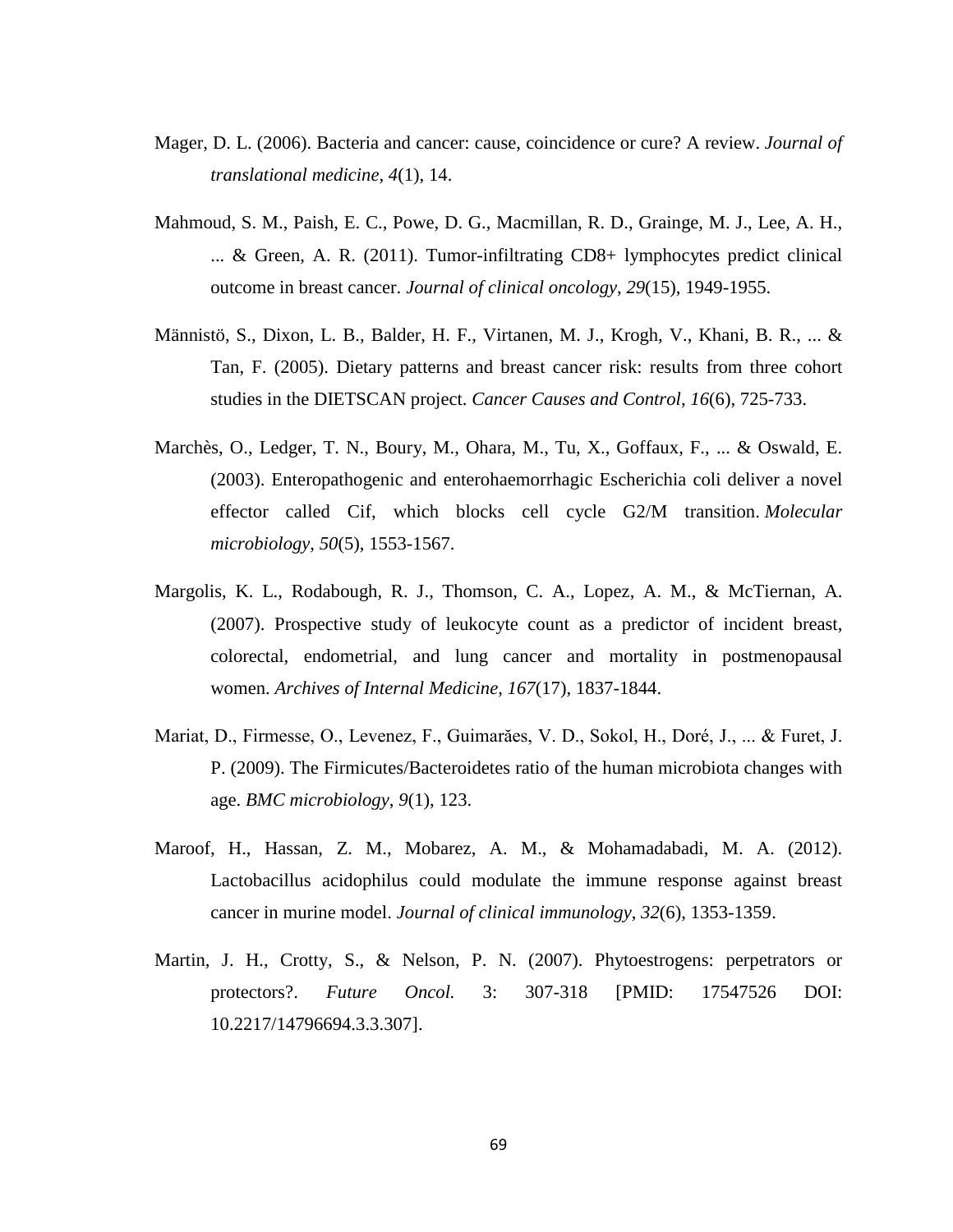Mager, D. L. (2006). Bacteria and cancer: cause, coincidence or cure? A review. *Journal of translational medicine*, *4*(1), 14.

Mahmoud, S. M., Paish, E. C., Powe, D. G., Macmillan, R. D., Grainge, M. J., Lee, A. H., ... & Green, A. R. (2011). Tumor-infiltrating CD8+ lymphocytes predict clinical outcome in breast cancer. *Journal of clinical oncology*, *29*(15), 1949-1955.

Männistö, S., Dixon, L. B., Balder, H. F., Virtanen, M. J., Krogh, V., Khani, B. R., ... & Tan, F. (2005). Dietary patterns and breast cancer risk: results from three cohort studies in the DIETSCAN project. *Cancer Causes and Control*, *16*(6), 725-733.

Marchès, O., Ledger, T. N., Boury, M., Ohara, M., Tu, X., Goffaux, F., ... & Oswald, E. (2003). Enteropathogenic and enterohaemorrhagic Escherichia coli deliver a novel effector called Cif, which blocks cell cycle G2/M transition. *Molecular microbiology*, *50*(5), 1553-1567.

Margolis, K. L., Rodabough, R. J., Thomson, C. A., Lopez, A. M., & McTiernan, A. (2007). Prospective study of leukocyte count as a predictor of incident breast, colorectal, endometrial, and lung cancer and mortality in postmenopausal women. *Archives of Internal Medicine*, *167*(17), 1837-1844.

Mariat, D., Firmesse, O., Levenez, F., Guimarăes, V. D., Sokol, H., Doré, J., ... & Furet, J. P. (2009). The Firmicutes/Bacteroidetes ratio of the human microbiota changes with age. *BMC microbiology*, *9*(1), 123.

Maroof, H., Hassan, Z. M., Mobarez, A. M., & Mohamadabadi, M. A. (2012). Lactobacillus acidophilus could modulate the immune response against breast cancer in murine model. *Journal of clinical immunology*, *32*(6), 1353-1359.

Martin, J. H., Crotty, S., & Nelson, P. N. (2007). Phytoestrogens: perpetrators or protectors?. *Future Oncol.* 3: 307-318 [PMID: 17547526 DOI: 10.2217/14796694.3.3.307].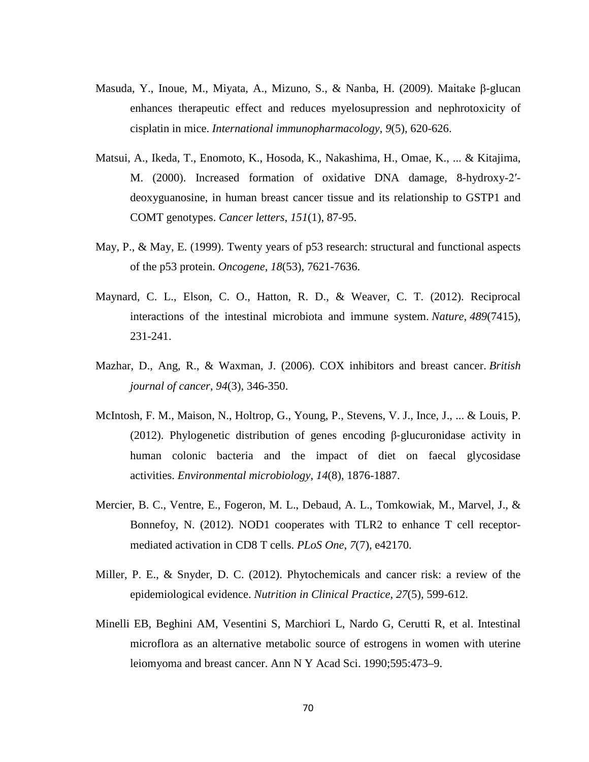Masuda, Y., Inoue, M., Miyata, A., Mizuno, S., & Nanba, H. (2009). Maitake β-glucan enhances therapeutic effect and reduces myelosupression and nephrotoxicity of cisplatin in mice. *International immunopharmacology*, *9*(5), 620-626.

Matsui, A., Ikeda, T., Enomoto, K., Hosoda, K., Nakashima, H., Omae, K., ... & Kitajima, M. (2000). Increased formation of oxidative DNA damage, 8-hydroxy-2′-deoxyguanosine, in human breast cancer tissue and its relationship to GSTP1 and COMT genotypes. *Cancer letters*, *151*(1), 87-95.

May, P., & May, E. (1999). Twenty years of p53 research: structural and functional aspects of the p53 protein. *Oncogene*, *18*(53), 7621-7636.

Maynard, C. L., Elson, C. O., Hatton, R. D., & Weaver, C. T. (2012). Reciprocal interactions of the intestinal microbiota and immune system. *Nature*, *489*(7415), 231-241.

Mazhar, D., Ang, R., & Waxman, J. (2006). COX inhibitors and breast cancer. *British journal of cancer*, *94*(3), 346-350.

McIntosh, F. M., Maison, N., Holtrop, G., Young, P., Stevens, V. J., Ince, J., ... & Louis, P. (2012). Phylogenetic distribution of genes encoding β-glucuronidase activity in human colonic bacteria and the impact of diet on faecal glycosidase activities. *Environmental microbiology*, *14*(8), 1876-1887.

Mercier, B. C., Ventre, E., Fogeron, M. L., Debaud, A. L., Tomkowiak, M., Marvel, J., & Bonnefoy, N. (2012). NOD1 cooperates with TLR2 to enhance T cell receptor-mediated activation in CD8 T cells. *PLoS One*, *7*(7), e42170.

Miller, P. E., & Snyder, D. C. (2012). Phytochemicals and cancer risk: a review of the epidemiological evidence. *Nutrition in Clinical Practice*, *27*(5), 599-612.

Minelli EB, Beghini AM, Vesentini S, Marchiori L, Nardo G, Cerutti R, et al. Intestinal microflora as an alternative metabolic source of estrogens in women with uterine leiomyoma and breast cancer. Ann N Y Acad Sci. 1990;595:473–9.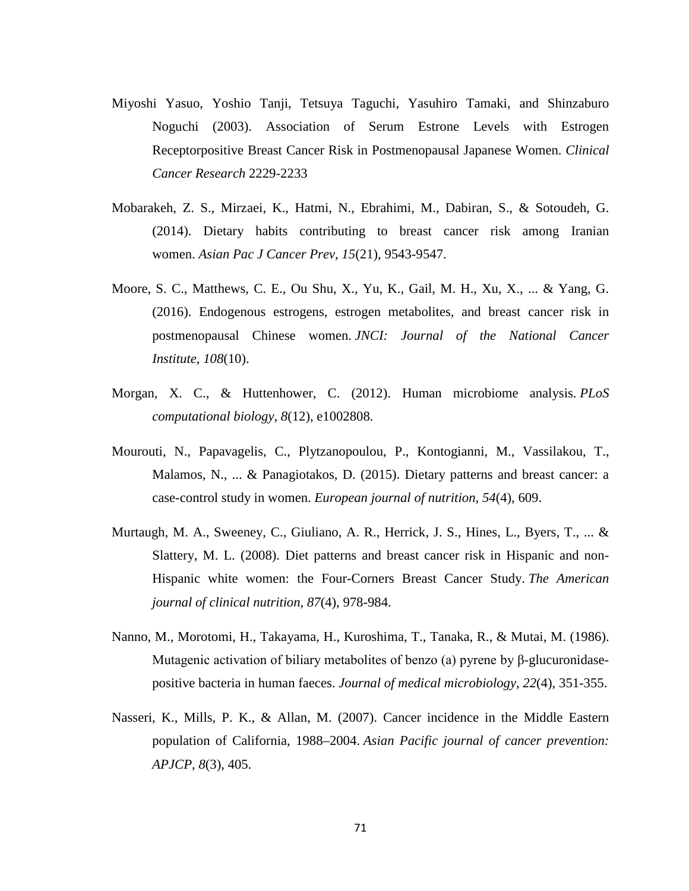Miyoshi Yasuo, Yoshio Tanji, Tetsuya Taguchi, Yasuhiro Tamaki, and Shinzaburo Noguchi (2003). Association of Serum Estrone Levels with Estrogen Receptorpositive Breast Cancer Risk in Postmenopausal Japanese Women. *Clinical Cancer Research* 2229-2233

Mobarakeh, Z. S., Mirzaei, K., Hatmi, N., Ebrahimi, M., Dabiran, S., & Sotoudeh, G. (2014). Dietary habits contributing to breast cancer risk among Iranian women. *Asian Pac J Cancer Prev*, *15*(21), 9543-9547.

Moore, S. C., Matthews, C. E., Ou Shu, X., Yu, K., Gail, M. H., Xu, X., ... & Yang, G. (2016). Endogenous estrogens, estrogen metabolites, and breast cancer risk in postmenopausal Chinese women. *JNCI: Journal of the National Cancer Institute*, *108*(10).

Morgan, X. C., & Huttenhower, C. (2012). Human microbiome analysis. *PLoS computational biology*, *8*(12), e1002808.

Mourouti, N., Papavagelis, C., Plytzanopoulou, P., Kontogianni, M., Vassilakou, T., Malamos, N., ... & Panagiotakos, D. (2015). Dietary patterns and breast cancer: a case-control study in women. *European journal of nutrition*, *54*(4), 609.

Murtaugh, M. A., Sweeney, C., Giuliano, A. R., Herrick, J. S., Hines, L., Byers, T., ... & Slattery, M. L. (2008). Diet patterns and breast cancer risk in Hispanic and non-Hispanic white women: the Four-Corners Breast Cancer Study. *The American journal of clinical nutrition*, *87*(4), 978-984.

Nanno, M., Morotomi, H., Takayama, H., Kuroshima, T., Tanaka, R., & Mutai, M. (1986). Mutagenic activation of biliary metabolites of benzo (a) pyrene by β-glucuronidase-positive bacteria in human faeces. *Journal of medical microbiology*, *22*(4), 351-355.

Nasseri, K., Mills, P. K., & Allan, M. (2007). Cancer incidence in the Middle Eastern population of California, 1988–2004. *Asian Pacific journal of cancer prevention: APJCP*, *8*(3), 405.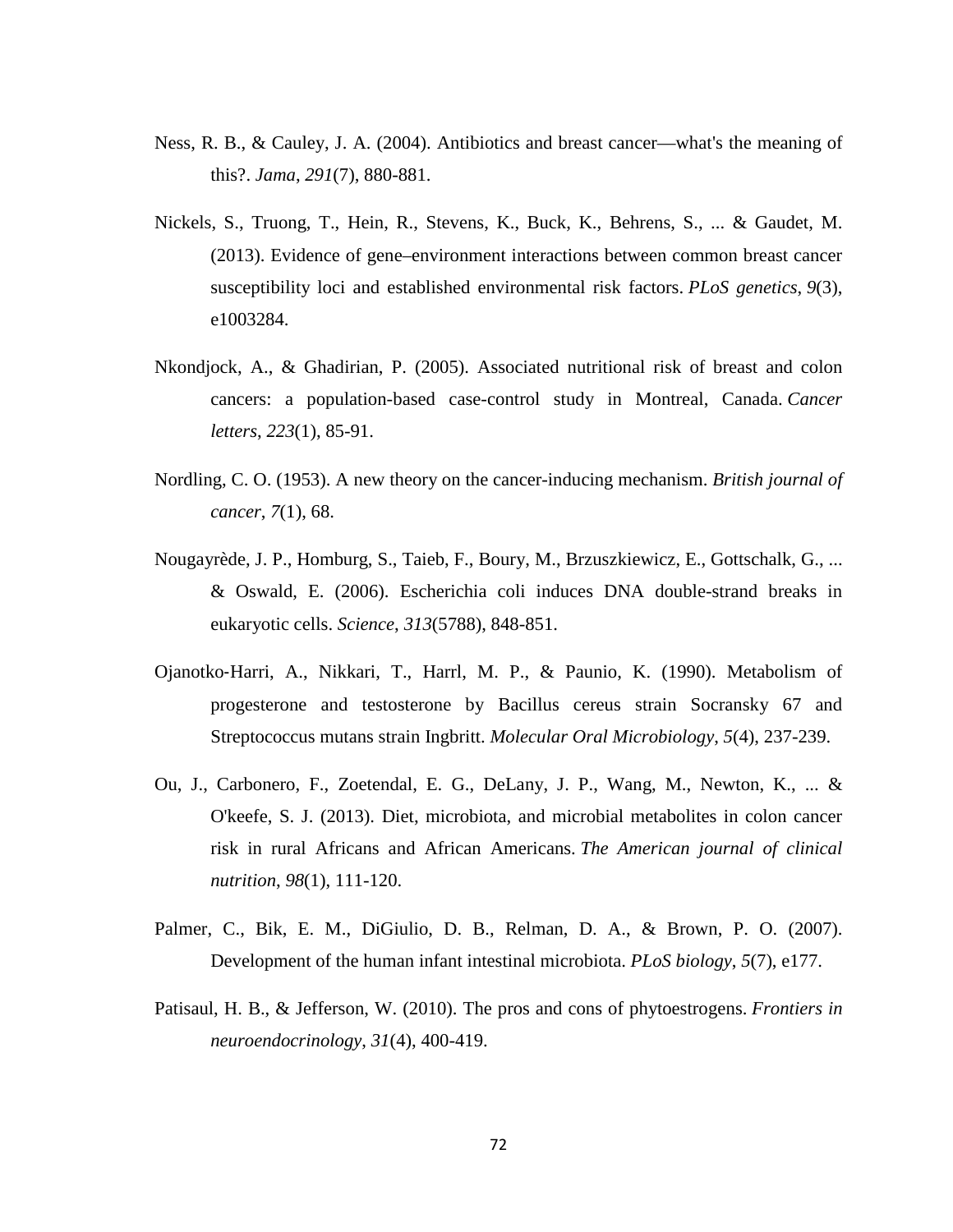Ness, R. B., & Cauley, J. A. (2004). Antibiotics and breast cancer—what's the meaning of this?. *Jama*, *291*(7), 880-881.

Nickels, S., Truong, T., Hein, R., Stevens, K., Buck, K., Behrens, S., ... & Gaudet, M. (2013). Evidence of gene–environment interactions between common breast cancer susceptibility loci and established environmental risk factors. *PLoS genetics*, *9*(3), e1003284.

Nkondjock, A., & Ghadirian, P. (2005). Associated nutritional risk of breast and colon cancers: a population-based case-control study in Montreal, Canada. *Cancer letters*, *223*(1), 85-91.

Nordling, C. O. (1953). A new theory on the cancer-inducing mechanism. *British journal of cancer*, *7*(1), 68.

Nougayrède, J. P., Homburg, S., Taieb, F., Boury, M., Brzuszkiewicz, E., Gottschalk, G., ... & Oswald, E. (2006). Escherichia coli induces DNA double-strand breaks in eukaryotic cells. *Science*, *313*(5788), 848-851.

Ojanotko‐Harri, A., Nikkari, T., Harrl, M. P., & Paunio, K. (1990). Metabolism of progesterone and testosterone by Bacillus cereus strain Socransky 67 and Streptococcus mutans strain Ingbritt. *Molecular Oral Microbiology*, *5*(4), 237-239.

Ou, J., Carbonero, F., Zoetendal, E. G., DeLany, J. P., Wang, M., Newton, K., ... & O'keefe, S. J. (2013). Diet, microbiota, and microbial metabolites in colon cancer risk in rural Africans and African Americans. *The American journal of clinical nutrition*, *98*(1), 111-120.

Palmer, C., Bik, E. M., DiGiulio, D. B., Relman, D. A., & Brown, P. O. (2007). Development of the human infant intestinal microbiota. *PLoS biology*, *5*(7), e177.

Patisaul, H. B., & Jefferson, W. (2010). The pros and cons of phytoestrogens. *Frontiers in neuroendocrinology*, *31*(4), 400-419.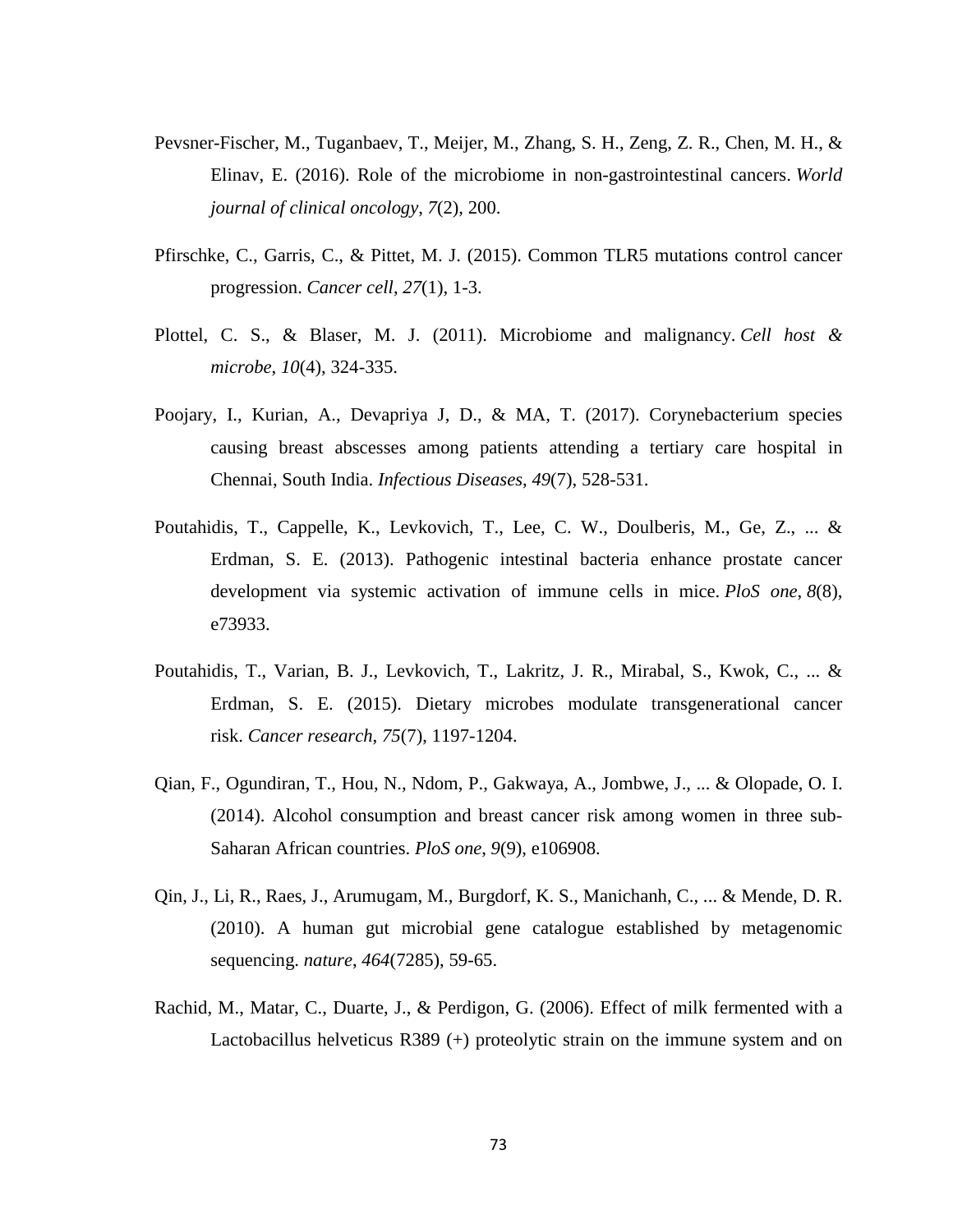Pevsner-Fischer, M., Tuganbaev, T., Meijer, M., Zhang, S. H., Zeng, Z. R., Chen, M. H., & Elinav, E. (2016). Role of the microbiome in non-gastrointestinal cancers. *World journal of clinical oncology*, *7*(2), 200.

Pfirschke, C., Garris, C., & Pittet, M. J. (2015). Common TLR5 mutations control cancer progression. *Cancer cell*, *27*(1), 1-3.

Plottel, C. S., & Blaser, M. J. (2011). Microbiome and malignancy. *Cell host & microbe*, *10*(4), 324-335.

Poojary, I., Kurian, A., Devapriya J, D., & MA, T. (2017). Corynebacterium species causing breast abscesses among patients attending a tertiary care hospital in Chennai, South India. *Infectious Diseases*, *49*(7), 528-531.

Poutahidis, T., Cappelle, K., Levkovich, T., Lee, C. W., Doulberis, M., Ge, Z., ... & Erdman, S. E. (2013). Pathogenic intestinal bacteria enhance prostate cancer development via systemic activation of immune cells in mice. *PloS one*, *8*(8), e73933.

Poutahidis, T., Varian, B. J., Levkovich, T., Lakritz, J. R., Mirabal, S., Kwok, C., ... & Erdman, S. E. (2015). Dietary microbes modulate transgenerational cancer risk. *Cancer research*, *75*(7), 1197-1204.

Qian, F., Ogundiran, T., Hou, N., Ndom, P., Gakwaya, A., Jombwe, J., ... & Olopade, O. I. (2014). Alcohol consumption and breast cancer risk among women in three sub-Saharan African countries. *PloS one*, *9*(9), e106908.

Qin, J., Li, R., Raes, J., Arumugam, M., Burgdorf, K. S., Manichanh, C., ... & Mende, D. R. (2010). A human gut microbial gene catalogue established by metagenomic sequencing. *nature*, *464*(7285), 59-65.

Rachid, M., Matar, C., Duarte, J., & Perdigon, G. (2006). Effect of milk fermented with a Lactobacillus helveticus R389 (+) proteolytic strain on the immune system and on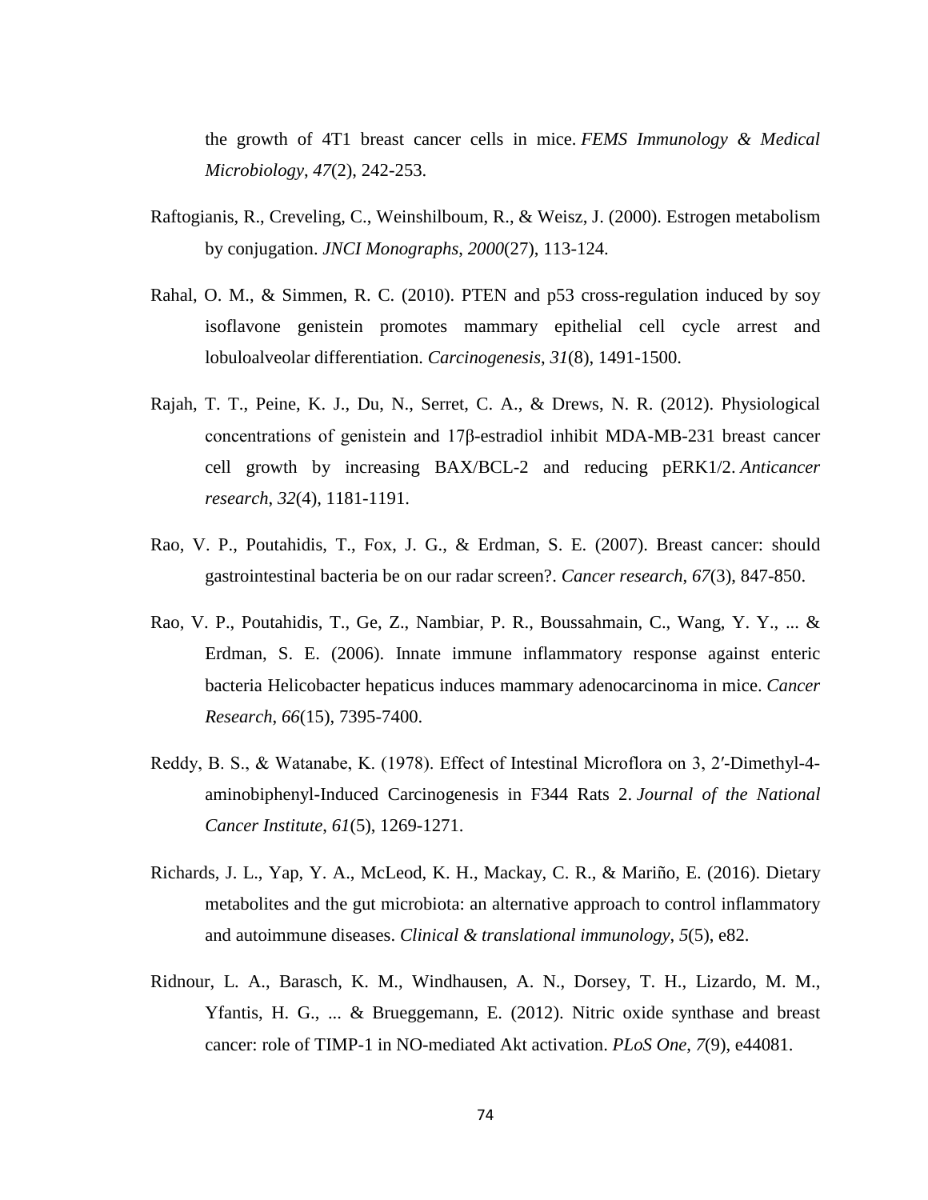the growth of 4T1 breast cancer cells in mice. *FEMS Immunology & Medical Microbiology*, *47*(2), 242-253.

Raftogianis, R., Creveling, C., Weinshilboum, R., & Weisz, J. (2000). Estrogen metabolism by conjugation. *JNCI Monographs*, *2000*(27), 113-124.

Rahal, O. M., & Simmen, R. C. (2010). PTEN and p53 cross-regulation induced by soy isoflavone genistein promotes mammary epithelial cell cycle arrest and lobuloalveolar differentiation. *Carcinogenesis*, *31*(8), 1491-1500.

Rajah, T. T., Peine, K. J., Du, N., Serret, C. A., & Drews, N. R. (2012). Physiological concentrations of genistein and 17β-estradiol inhibit MDA-MB-231 breast cancer cell growth by increasing BAX/BCL-2 and reducing pERK1/2. *Anticancer research*, *32*(4), 1181-1191.

Rao, V. P., Poutahidis, T., Fox, J. G., & Erdman, S. E. (2007). Breast cancer: should gastrointestinal bacteria be on our radar screen?. *Cancer research*, *67*(3), 847-850.

Rao, V. P., Poutahidis, T., Ge, Z., Nambiar, P. R., Boussahmain, C., Wang, Y. Y., ... & Erdman, S. E. (2006). Innate immune inflammatory response against enteric bacteria Helicobacter hepaticus induces mammary adenocarcinoma in mice. *Cancer Research*, *66*(15), 7395-7400.

Reddy, B. S., & Watanabe, K. (1978). Effect of Intestinal Microflora on 3, 2′-Dimethyl-4-aminobiphenyl-Induced Carcinogenesis in F344 Rats 2. *Journal of the National Cancer Institute*, *61*(5), 1269-1271.

Richards, J. L., Yap, Y. A., McLeod, K. H., Mackay, C. R., & Mariño, E. (2016). Dietary metabolites and the gut microbiota: an alternative approach to control inflammatory and autoimmune diseases. *Clinical & translational immunology*, *5*(5), e82.

Ridnour, L. A., Barasch, K. M., Windhausen, A. N., Dorsey, T. H., Lizardo, M. M., Yfantis, H. G., ... & Brueggemann, E. (2012). Nitric oxide synthase and breast cancer: role of TIMP-1 in NO-mediated Akt activation. *PLoS One*, *7*(9), e44081.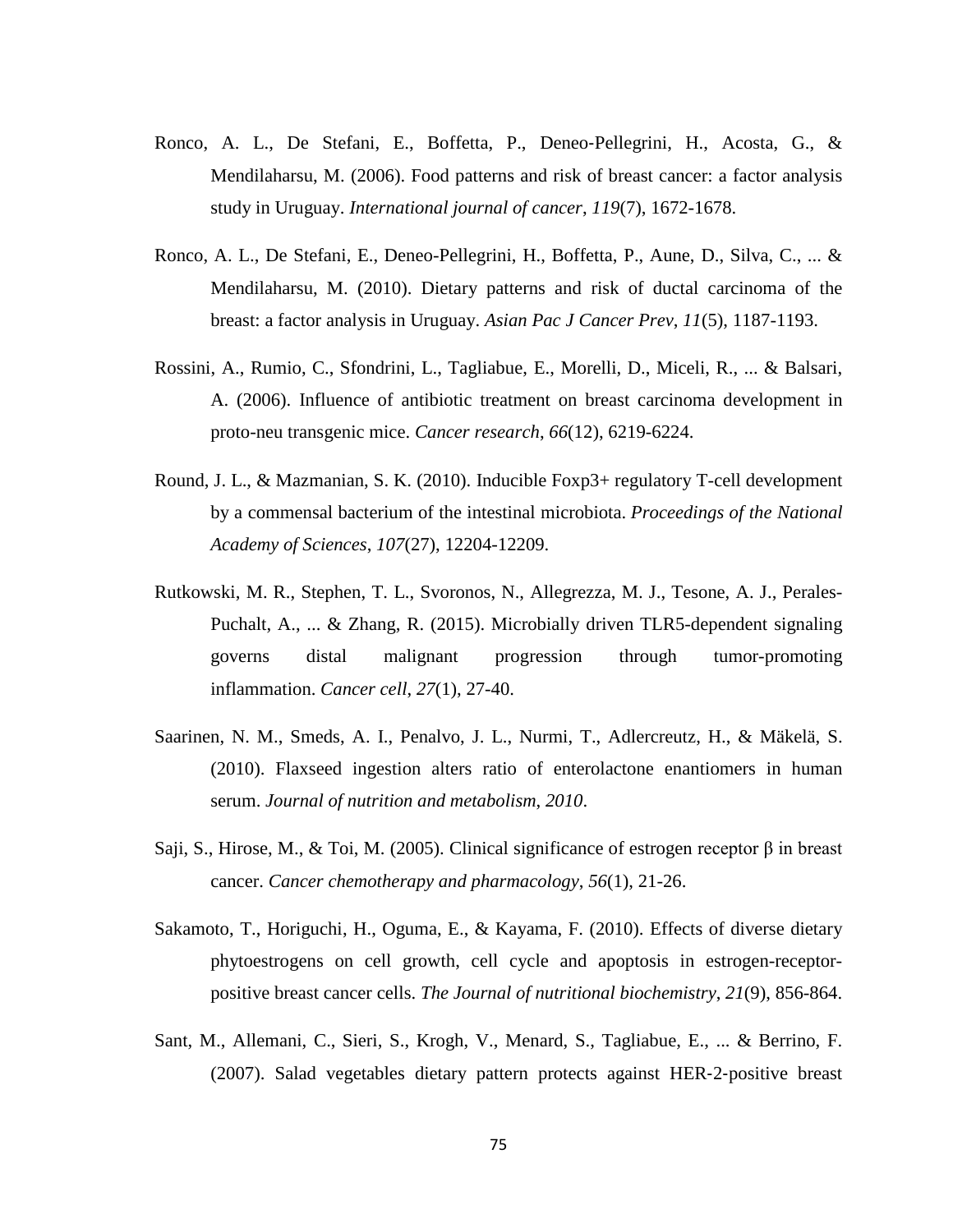Ronco, A. L., De Stefani, E., Boffetta, P., Deneo-Pellegrini, H., Acosta, G., & Mendilaharsu, M. (2006). Food patterns and risk of breast cancer: a factor analysis study in Uruguay. *International journal of cancer*, *119*(7), 1672-1678.

Ronco, A. L., De Stefani, E., Deneo-Pellegrini, H., Boffetta, P., Aune, D., Silva, C., ... & Mendilaharsu, M. (2010). Dietary patterns and risk of ductal carcinoma of the breast: a factor analysis in Uruguay. *Asian Pac J Cancer Prev*, *11*(5), 1187-1193.

Rossini, A., Rumio, C., Sfondrini, L., Tagliabue, E., Morelli, D., Miceli, R., ... & Balsari, A. (2006). Influence of antibiotic treatment on breast carcinoma development in proto-neu transgenic mice. *Cancer research*, *66*(12), 6219-6224.

Round, J. L., & Mazmanian, S. K. (2010). Inducible Foxp3+ regulatory T-cell development by a commensal bacterium of the intestinal microbiota. *Proceedings of the National Academy of Sciences*, *107*(27), 12204-12209.

Rutkowski, M. R., Stephen, T. L., Svoronos, N., Allegrezza, M. J., Tesone, A. J., Perales-Puchalt, A., ... & Zhang, R. (2015). Microbially driven TLR5-dependent signaling governs distal malignant progression through tumor-promoting inflammation. *Cancer cell*, *27*(1), 27-40.

Saarinen, N. M., Smeds, A. I., Penalvo, J. L., Nurmi, T., Adlercreutz, H., & Mäkelä, S. (2010). Flaxseed ingestion alters ratio of enterolactone enantiomers in human serum. *Journal of nutrition and metabolism*, *2010*.

Saji, S., Hirose, M., & Toi, M. (2005). Clinical significance of estrogen receptor β in breast cancer. *Cancer chemotherapy and pharmacology*, *56*(1), 21-26.

Sakamoto, T., Horiguchi, H., Oguma, E., & Kayama, F. (2010). Effects of diverse dietary phytoestrogens on cell growth, cell cycle and apoptosis in estrogen-receptor-positive breast cancer cells. *The Journal of nutritional biochemistry*, *21*(9), 856-864.

Sant, M., Allemani, C., Sieri, S., Krogh, V., Menard, S., Tagliabue, E., ... & Berrino, F. (2007). Salad vegetables dietary pattern protects against HER-2-positive breast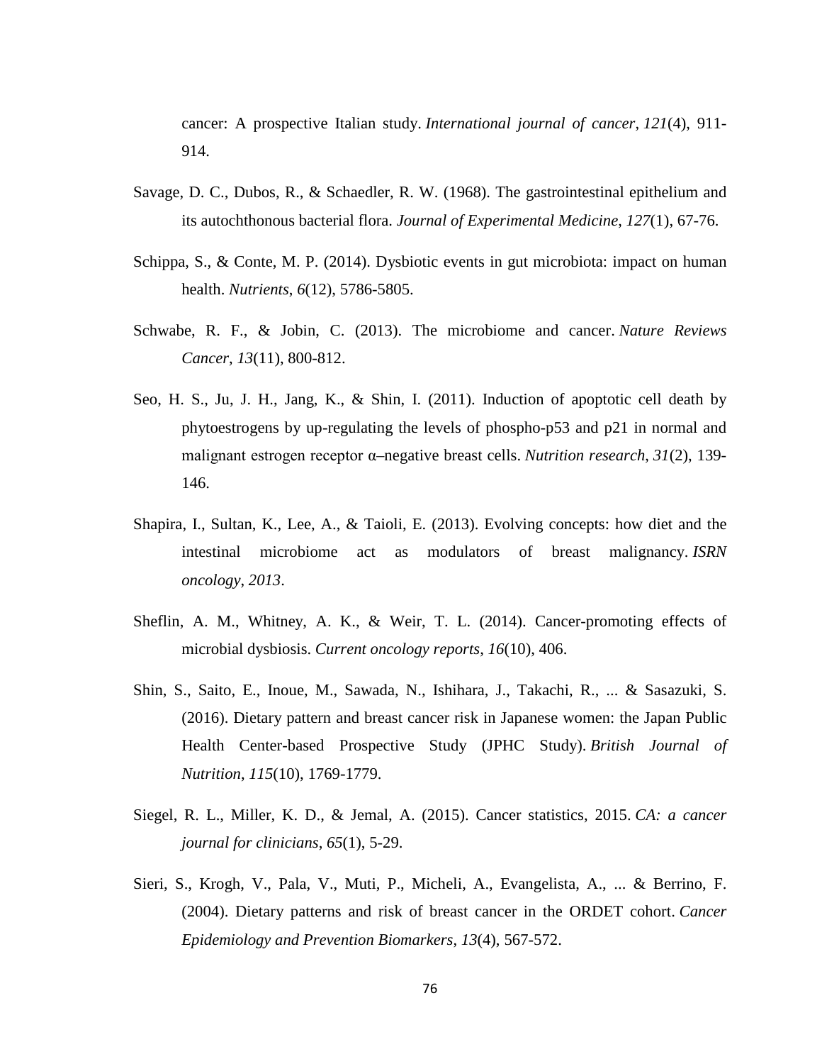cancer: A prospective Italian study. *International journal of cancer*, *121*(4), 911-914.

Savage, D. C., Dubos, R., & Schaedler, R. W. (1968). The gastrointestinal epithelium and its autochthonous bacterial flora. *Journal of Experimental Medicine*, *127*(1), 67-76.

Schippa, S., & Conte, M. P. (2014). Dysbiotic events in gut microbiota: impact on human health. *Nutrients*, *6*(12), 5786-5805.

Schwabe, R. F., & Jobin, C. (2013). The microbiome and cancer. *Nature Reviews Cancer*, *13*(11), 800-812.

Seo, H. S., Ju, J. H., Jang, K., & Shin, I. (2011). Induction of apoptotic cell death by phytoestrogens by up-regulating the levels of phospho-p53 and p21 in normal and malignant estrogen receptor α–negative breast cells. *Nutrition research*, *31*(2), 139-146.

Shapira, I., Sultan, K., Lee, A., & Taioli, E. (2013). Evolving concepts: how diet and the intestinal microbiome act as modulators of breast malignancy. *ISRN oncology*, *2013*.

Sheflin, A. M., Whitney, A. K., & Weir, T. L. (2014). Cancer-promoting effects of microbial dysbiosis. *Current oncology reports*, *16*(10), 406.

Shin, S., Saito, E., Inoue, M., Sawada, N., Ishihara, J., Takachi, R., ... & Sasazuki, S. (2016). Dietary pattern and breast cancer risk in Japanese women: the Japan Public Health Center-based Prospective Study (JPHC Study). *British Journal of Nutrition*, *115*(10), 1769-1779.

Siegel, R. L., Miller, K. D., & Jemal, A. (2015). Cancer statistics, 2015. *CA: a cancer journal for clinicians*, *65*(1), 5-29.

Sieri, S., Krogh, V., Pala, V., Muti, P., Micheli, A., Evangelista, A., ... & Berrino, F. (2004). Dietary patterns and risk of breast cancer in the ORDET cohort. *Cancer Epidemiology and Prevention Biomarkers*, *13*(4), 567-572.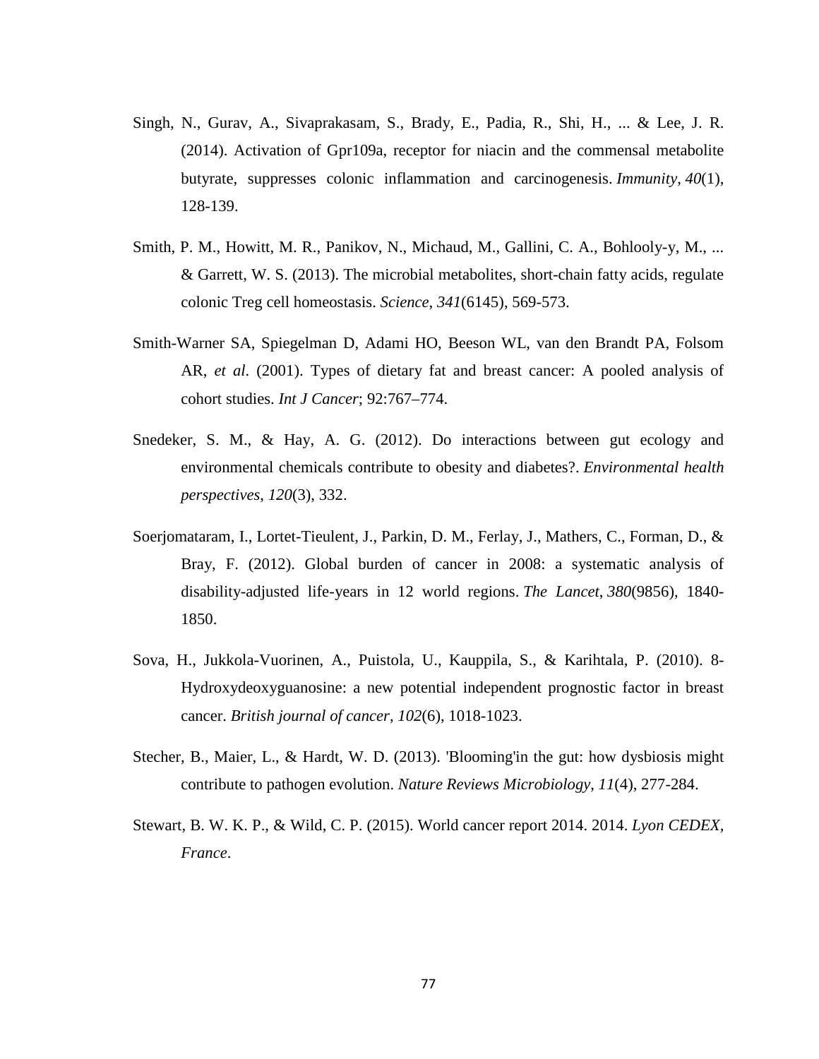Singh, N., Gurav, A., Sivaprakasam, S., Brady, E., Padia, R., Shi, H., ... & Lee, J. R. (2014). Activation of Gpr109a, receptor for niacin and the commensal metabolite butyrate, suppresses colonic inflammation and carcinogenesis. *Immunity*, *40*(1), 128-139.

Smith, P. M., Howitt, M. R., Panikov, N., Michaud, M., Gallini, C. A., Bohlooly-y, M., ... & Garrett, W. S. (2013). The microbial metabolites, short-chain fatty acids, regulate colonic Treg cell homeostasis. *Science*, *341*(6145), 569-573.

Smith-Warner SA, Spiegelman D, Adami HO, Beeson WL, van den Brandt PA, Folsom AR, *et al*. (2001). Types of dietary fat and breast cancer: A pooled analysis of cohort studies. *Int J Cancer*; 92:767–774.

Snedeker, S. M., & Hay, A. G. (2012). Do interactions between gut ecology and environmental chemicals contribute to obesity and diabetes?. *Environmental health perspectives*, *120*(3), 332.

Soerjomataram, I., Lortet-Tieulent, J., Parkin, D. M., Ferlay, J., Mathers, C., Forman, D., & Bray, F. (2012). Global burden of cancer in 2008: a systematic analysis of disability-adjusted life-years in 12 world regions. *The Lancet*, *380*(9856), 1840-1850.

Sova, H., Jukkola-Vuorinen, A., Puistola, U., Kauppila, S., & Karihtala, P. (2010). 8-Hydroxydeoxyguanosine: a new potential independent prognostic factor in breast cancer. *British journal of cancer*, *102*(6), 1018-1023.

Stecher, B., Maier, L., & Hardt, W. D. (2013). 'Blooming'in the gut: how dysbiosis might contribute to pathogen evolution. *Nature Reviews Microbiology*, *11*(4), 277-284.

Stewart, B. W. K. P., & Wild, C. P. (2015). World cancer report 2014. 2014. *Lyon CEDEX, France*.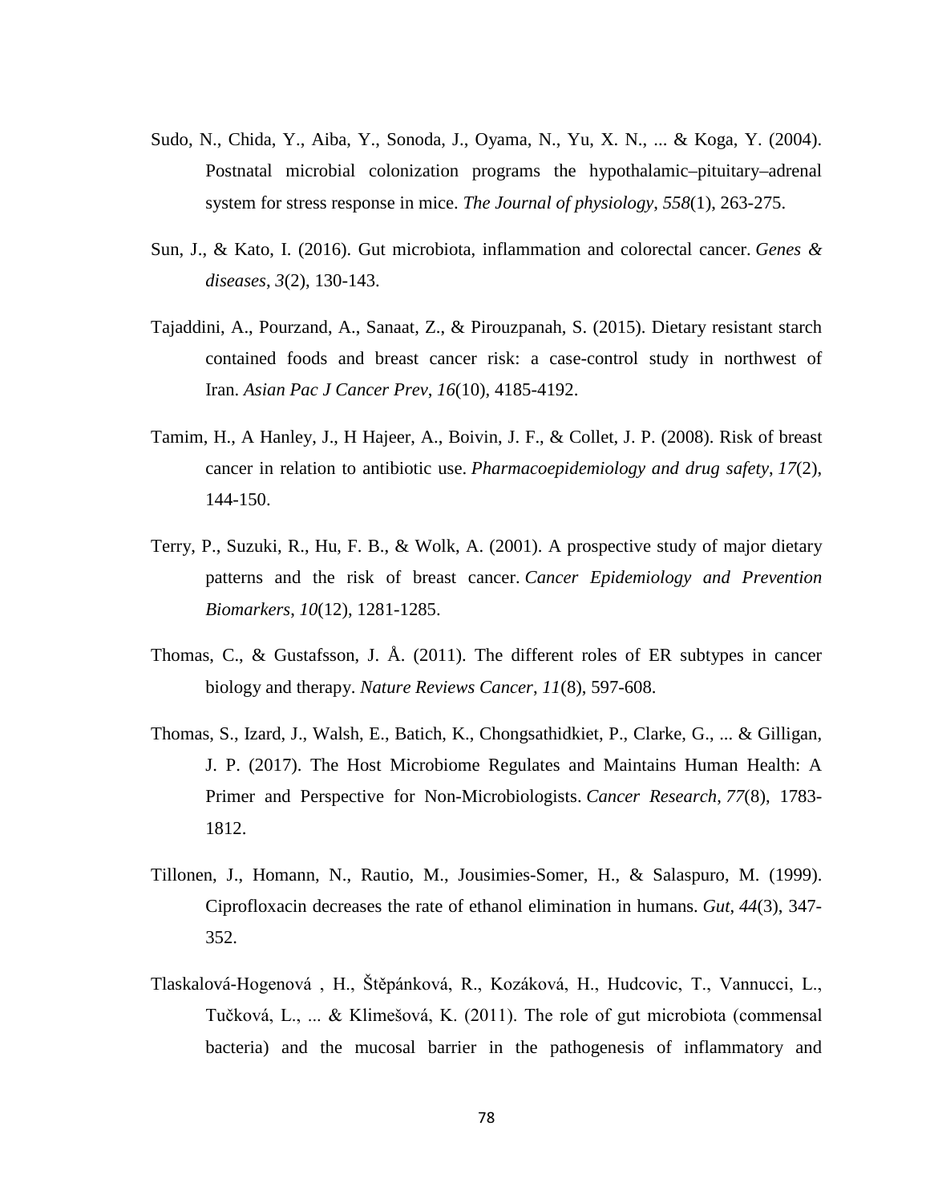Sudo, N., Chida, Y., Aiba, Y., Sonoda, J., Oyama, N., Yu, X. N., ... & Koga, Y. (2004). Postnatal microbial colonization programs the hypothalamic–pituitary–adrenal system for stress response in mice. *The Journal of physiology*, *558*(1), 263-275.

Sun, J., & Kato, I. (2016). Gut microbiota, inflammation and colorectal cancer. *Genes & diseases*, *3*(2), 130-143.

Tajaddini, A., Pourzand, A., Sanaat, Z., & Pirouzpanah, S. (2015). Dietary resistant starch contained foods and breast cancer risk: a case-control study in northwest of Iran. *Asian Pac J Cancer Prev*, *16*(10), 4185-4192.

Tamim, H., A Hanley, J., H Hajeer, A., Boivin, J. F., & Collet, J. P. (2008). Risk of breast cancer in relation to antibiotic use. *Pharmacoepidemiology and drug safety*, *17*(2), 144-150.

Terry, P., Suzuki, R., Hu, F. B., & Wolk, A. (2001). A prospective study of major dietary patterns and the risk of breast cancer. *Cancer Epidemiology and Prevention Biomarkers*, *10*(12), 1281-1285.

Thomas, C., & Gustafsson, J. Å. (2011). The different roles of ER subtypes in cancer biology and therapy. *Nature Reviews Cancer*, *11*(8), 597-608.

Thomas, S., Izard, J., Walsh, E., Batich, K., Chongsathidkiet, P., Clarke, G., ... & Gilligan, J. P. (2017). The Host Microbiome Regulates and Maintains Human Health: A Primer and Perspective for Non-Microbiologists. *Cancer Research*, *77*(8), 1783-1812.

Tillonen, J., Homann, N., Rautio, M., Jousimies-Somer, H., & Salaspuro, M. (1999). Ciprofloxacin decreases the rate of ethanol elimination in humans. *Gut*, *44*(3), 347-352.

Tlaskalová-Hogenová , H., Štěpánková, R., Kozáková, H., Hudcovic, T., Vannucci, L., Tučková, L., ... & Klimešová, K. (2011). The role of gut microbiota (commensal bacteria) and the mucosal barrier in the pathogenesis of inflammatory and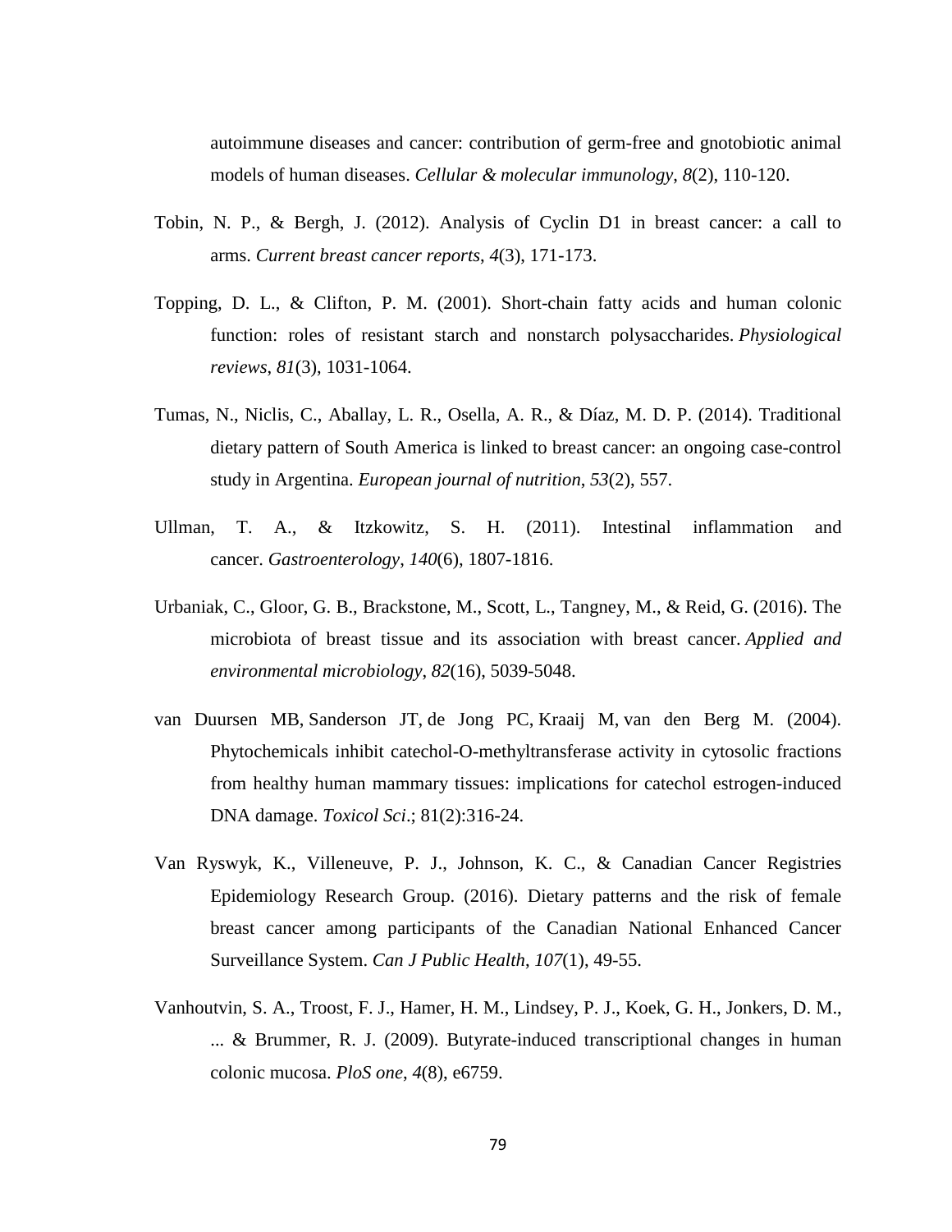autoimmune diseases and cancer: contribution of germ-free and gnotobiotic animal models of human diseases. *Cellular & molecular immunology*, *8*(2), 110-120.

Tobin, N. P., & Bergh, J. (2012). Analysis of Cyclin D1 in breast cancer: a call to arms. *Current breast cancer reports*, *4*(3), 171-173.

Topping, D. L., & Clifton, P. M. (2001). Short-chain fatty acids and human colonic function: roles of resistant starch and nonstarch polysaccharides. *Physiological reviews*, *81*(3), 1031-1064.

Tumas, N., Niclis, C., Aballay, L. R., Osella, A. R., & Díaz, M. D. P. (2014). Traditional dietary pattern of South America is linked to breast cancer: an ongoing case-control study in Argentina. *European journal of nutrition*, *53*(2), 557.

Ullman, T. A., & Itzkowitz, S. H. (2011). Intestinal inflammation and cancer. *Gastroenterology*, *140*(6), 1807-1816.

Urbaniak, C., Gloor, G. B., Brackstone, M., Scott, L., Tangney, M., & Reid, G. (2016). The microbiota of breast tissue and its association with breast cancer. *Applied and environmental microbiology*, *82*(16), 5039-5048.

van Duursen MB, Sanderson JT, de Jong PC, Kraaij M, van den Berg M. (2004). Phytochemicals inhibit catechol-O-methyltransferase activity in cytosolic fractions from healthy human mammary tissues: implications for catechol estrogen-induced DNA damage. *Toxicol Sci*.; 81(2):316-24.

Van Ryswyk, K., Villeneuve, P. J., Johnson, K. C., & Canadian Cancer Registries Epidemiology Research Group. (2016). Dietary patterns and the risk of female breast cancer among participants of the Canadian National Enhanced Cancer Surveillance System. *Can J Public Health*, *107*(1), 49-55.

Vanhoutvin, S. A., Troost, F. J., Hamer, H. M., Lindsey, P. J., Koek, G. H., Jonkers, D. M., ... & Brummer, R. J. (2009). Butyrate-induced transcriptional changes in human colonic mucosa. *PloS one*, *4*(8), e6759.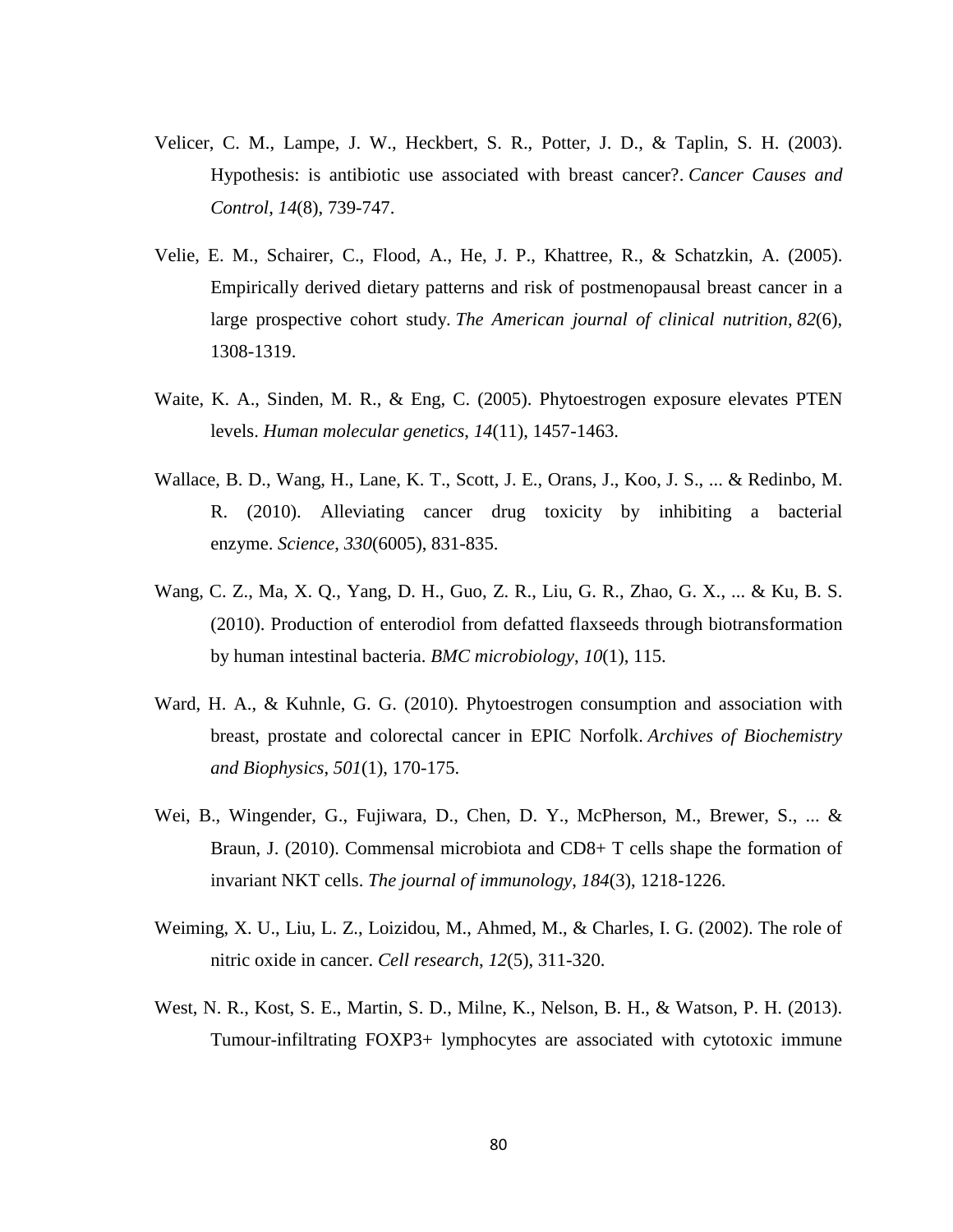Velicer, C. M., Lampe, J. W., Heckbert, S. R., Potter, J. D., & Taplin, S. H. (2003). Hypothesis: is antibiotic use associated with breast cancer?. *Cancer Causes and Control*, *14*(8), 739-747.

Velie, E. M., Schairer, C., Flood, A., He, J. P., Khattree, R., & Schatzkin, A. (2005). Empirically derived dietary patterns and risk of postmenopausal breast cancer in a large prospective cohort study. *The American journal of clinical nutrition*, *82*(6), 1308-1319.

Waite, K. A., Sinden, M. R., & Eng, C. (2005). Phytoestrogen exposure elevates PTEN levels. *Human molecular genetics*, *14*(11), 1457-1463.

Wallace, B. D., Wang, H., Lane, K. T., Scott, J. E., Orans, J., Koo, J. S., ... & Redinbo, M. R. (2010). Alleviating cancer drug toxicity by inhibiting a bacterial enzyme. *Science*, *330*(6005), 831-835.

Wang, C. Z., Ma, X. Q., Yang, D. H., Guo, Z. R., Liu, G. R., Zhao, G. X., ... & Ku, B. S. (2010). Production of enterodiol from defatted flaxseeds through biotransformation by human intestinal bacteria. *BMC microbiology*, *10*(1), 115.

Ward, H. A., & Kuhnle, G. G. (2010). Phytoestrogen consumption and association with breast, prostate and colorectal cancer in EPIC Norfolk. *Archives of Biochemistry and Biophysics*, *501*(1), 170-175.

Wei, B., Wingender, G., Fujiwara, D., Chen, D. Y., McPherson, M., Brewer, S., ... & Braun, J. (2010). Commensal microbiota and CD8+ T cells shape the formation of invariant NKT cells. *The journal of immunology*, *184*(3), 1218-1226.

Weiming, X. U., Liu, L. Z., Loizidou, M., Ahmed, M., & Charles, I. G. (2002). The role of nitric oxide in cancer. *Cell research*, *12*(5), 311-320.

West, N. R., Kost, S. E., Martin, S. D., Milne, K., Nelson, B. H., & Watson, P. H. (2013). Tumour-infiltrating FOXP3+ lymphocytes are associated with cytotoxic immune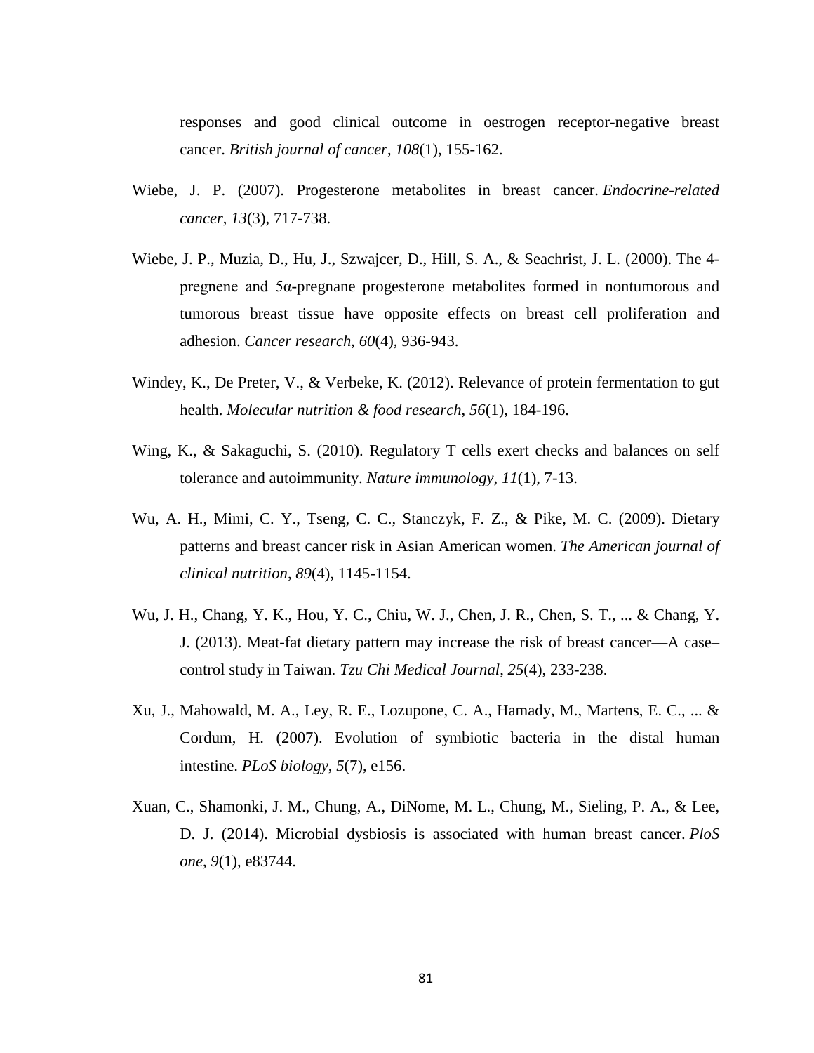responses and good clinical outcome in oestrogen receptor-negative breast cancer. *British journal of cancer*, *108*(1), 155-162.

Wiebe, J. P. (2007). Progesterone metabolites in breast cancer. *Endocrine-related cancer*, *13*(3), 717-738.

Wiebe, J. P., Muzia, D., Hu, J., Szwajcer, D., Hill, S. A., & Seachrist, J. L. (2000). The 4-pregnene and 5α-pregnane progesterone metabolites formed in nontumorous and tumorous breast tissue have opposite effects on breast cell proliferation and adhesion. *Cancer research*, *60*(4), 936-943.

Windey, K., De Preter, V., & Verbeke, K. (2012). Relevance of protein fermentation to gut health. *Molecular nutrition & food research*, *56*(1), 184-196.

Wing, K., & Sakaguchi, S. (2010). Regulatory T cells exert checks and balances on self tolerance and autoimmunity. *Nature immunology*, *11*(1), 7-13.

Wu, A. H., Mimi, C. Y., Tseng, C. C., Stanczyk, F. Z., & Pike, M. C. (2009). Dietary patterns and breast cancer risk in Asian American women. *The American journal of clinical nutrition*, *89*(4), 1145-1154.

Wu, J. H., Chang, Y. K., Hou, Y. C., Chiu, W. J., Chen, J. R., Chen, S. T., ... & Chang, Y. J. (2013). Meat-fat dietary pattern may increase the risk of breast cancer—A case–control study in Taiwan. *Tzu Chi Medical Journal*, *25*(4), 233-238.

Xu, J., Mahowald, M. A., Ley, R. E., Lozupone, C. A., Hamady, M., Martens, E. C., ... & Cordum, H. (2007). Evolution of symbiotic bacteria in the distal human intestine. *PLoS biology*, *5*(7), e156.

Xuan, C., Shamonki, J. M., Chung, A., DiNome, M. L., Chung, M., Sieling, P. A., & Lee, D. J. (2014). Microbial dysbiosis is associated with human breast cancer. *PloS one*, *9*(1), e83744.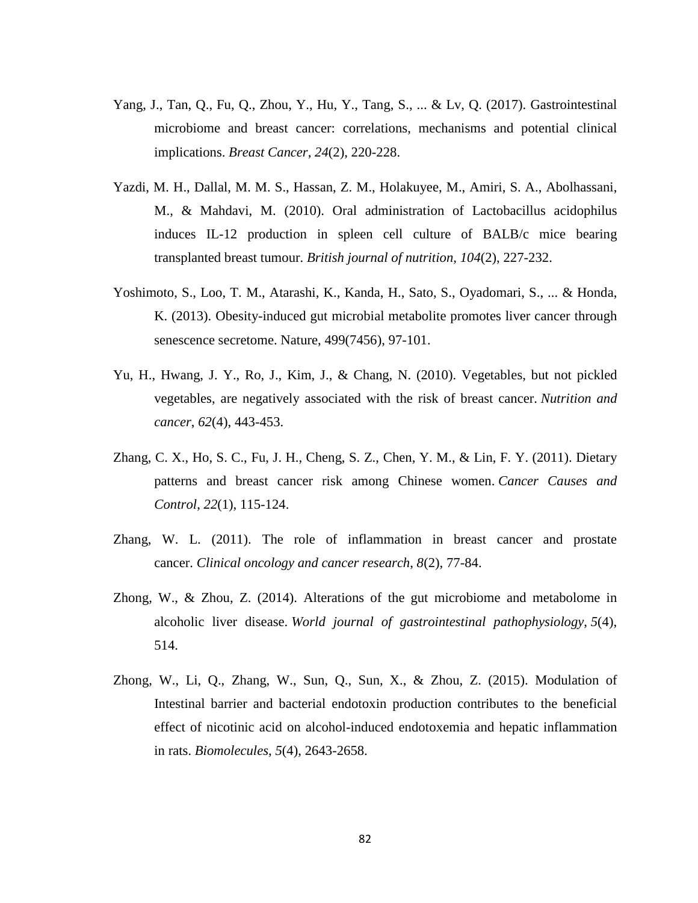Yang, J., Tan, Q., Fu, Q., Zhou, Y., Hu, Y., Tang, S., ... & Lv, Q. (2017). Gastrointestinal microbiome and breast cancer: correlations, mechanisms and potential clinical implications. *Breast Cancer*, *24*(2), 220-228.

Yazdi, M. H., Dallal, M. M. S., Hassan, Z. M., Holakuyee, M., Amiri, S. A., Abolhassani, M., & Mahdavi, M. (2010). Oral administration of Lactobacillus acidophilus induces IL-12 production in spleen cell culture of BALB/c mice bearing transplanted breast tumour. *British journal of nutrition*, *104*(2), 227-232.

Yoshimoto, S., Loo, T. M., Atarashi, K., Kanda, H., Sato, S., Oyadomari, S., ... & Honda, K. (2013). Obesity-induced gut microbial metabolite promotes liver cancer through senescence secretome. Nature, 499(7456), 97-101.

Yu, H., Hwang, J. Y., Ro, J., Kim, J., & Chang, N. (2010). Vegetables, but not pickled vegetables, are negatively associated with the risk of breast cancer. *Nutrition and cancer*, *62*(4), 443-453.

Zhang, C. X., Ho, S. C., Fu, J. H., Cheng, S. Z., Chen, Y. M., & Lin, F. Y. (2011). Dietary patterns and breast cancer risk among Chinese women. *Cancer Causes and Control*, *22*(1), 115-124.

Zhang, W. L. (2011). The role of inflammation in breast cancer and prostate cancer. *Clinical oncology and cancer research*, *8*(2), 77-84.

Zhong, W., & Zhou, Z. (2014). Alterations of the gut microbiome and metabolome in alcoholic liver disease. *World journal of gastrointestinal pathophysiology*, *5*(4), 514.

Zhong, W., Li, Q., Zhang, W., Sun, Q., Sun, X., & Zhou, Z. (2015). Modulation of Intestinal barrier and bacterial endotoxin production contributes to the beneficial effect of nicotinic acid on alcohol-induced endotoxemia and hepatic inflammation in rats. *Biomolecules*, *5*(4), 2643-2658.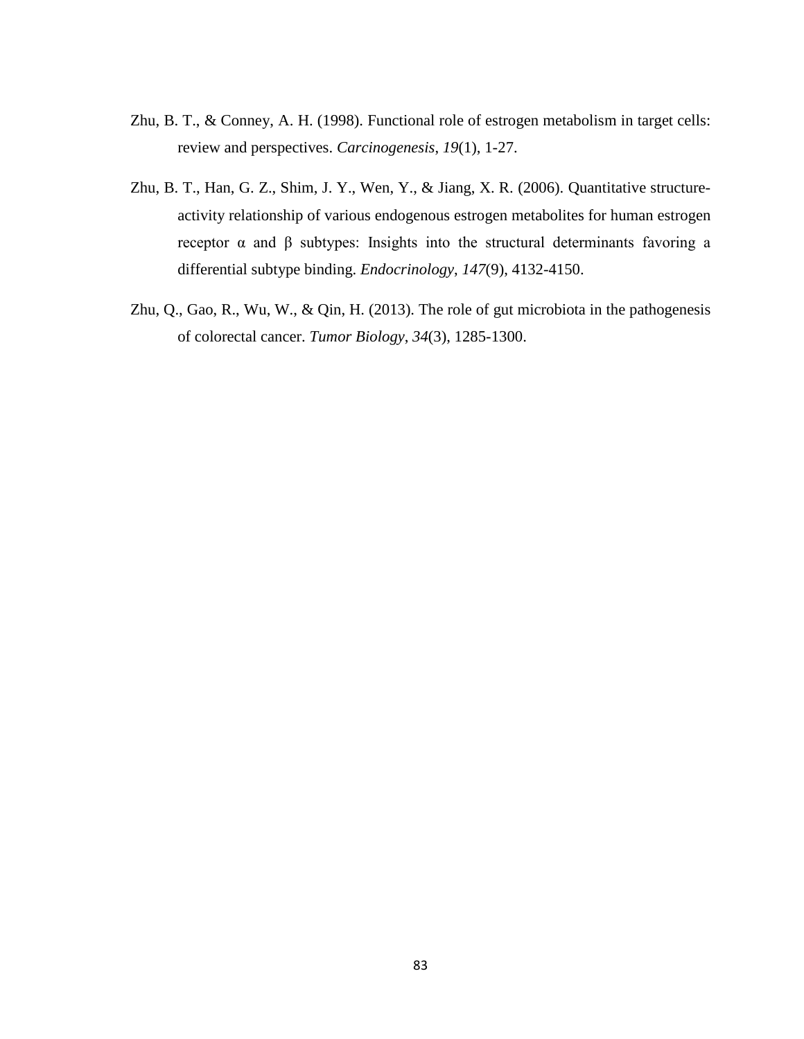Zhu, B. T., & Conney, A. H. (1998). Functional role of estrogen metabolism in target cells: review and perspectives. *Carcinogenesis*, *19*(1), 1-27.

Zhu, B. T., Han, G. Z., Shim, J. Y., Wen, Y., & Jiang, X. R. (2006). Quantitative structure-activity relationship of various endogenous estrogen metabolites for human estrogen receptor α and β subtypes: Insights into the structural determinants favoring a differential subtype binding. *Endocrinology*, *147*(9), 4132-4150.

Zhu, Q., Gao, R., Wu, W., & Qin, H. (2013). The role of gut microbiota in the pathogenesis of colorectal cancer. *Tumor Biology*, *34*(3), 1285-1300.